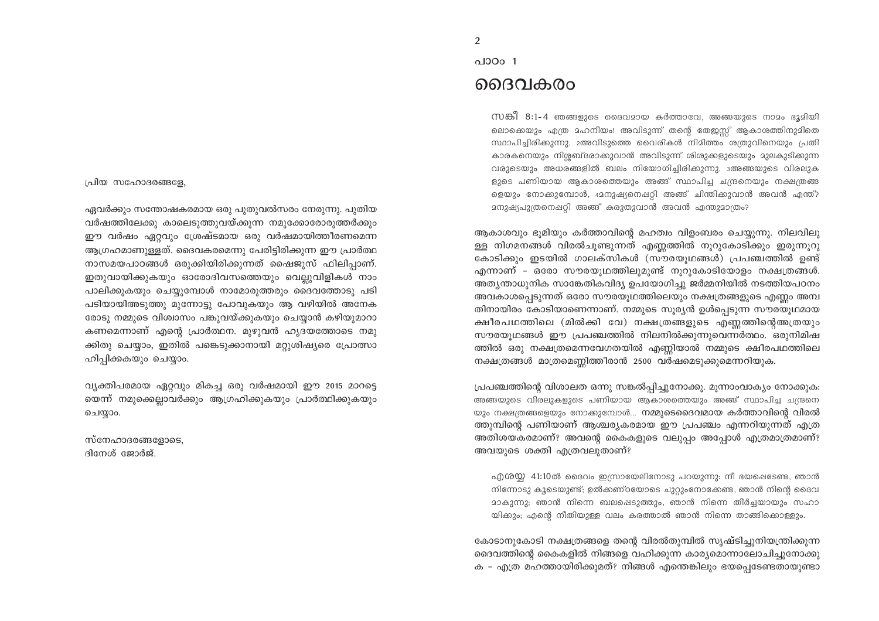പ്രിയ സഹോദരങ്ങളേ,

ഏവർക്കും സന്തോഷകരമായ ഒരു പുതുവൽസരം നേരുന്നു. പുതിയ വർഷത്തിലേക്കു കാലെടുത്തുവയ്ക്കുന്ന നമുക്കോരോരുത്തർക്കും ഈ വർഷം ഏറ്റവും ശ്രേഷ്ടമായ ഒരു വർഷമായിത്തീരണമെന്ന ആഗ്രഹമാണുള്ളത്. ദൈവകരമെന്നു പേരിട്ടിരിക്കുന്ന ഈ പ്രാർത്ഥനാസമയപാഠങ്ങൾ ഒരുക്കിയിരിക്കുന്നത് ഷൈജുസ് ഫിലിപ്പാണ്. ഇതുവായിക്കുകയും ഓരോദിവസത്തെയും വെല്ലുവിളികൾ നാം പാലിക്കുകയും ചെയ്യുമ്പോൾ നാമോരുത്തരും ദൈവത്തോടു പടിപടിയായിഅടുത്തു മുന്നോട്ടു പോവുകയും ആ വഴിയിൽ അനേകരോടു നമ്മുടെ വിശ്വാസം പങ്കുവയ്ക്കുകയും ചെയ്യാൻ കഴിയുമാറാകണമെന്നാണ് എന്റെ പ്രാർത്ഥന. മുഴുവൻ ഹൃദയത്തോടെ നമുക്കിതു ചെയ്യാം, ഇതിൽ പങ്കെടുക്കാനായി മറ്റുശിഷ്യരെ പ്രോത്സാഹിപ്പിക്കുകയും ചെയ്യാം.

വ്യക്തിപരമായ ഏറ്റവും മികച്ച ഒരു വർഷമായി ഈ 2015 മാററ്റെയെന്ന് നമുക്കെല്ലാവർക്കും ആഗ്രഹിക്കുകയും പ്രാർത്ഥിക്കുകയും ചെയ്യാം.

സ്നേഹാദരങ്ങളോടെ,
ദിനേശ് ജോർജ്.

പാഠം 1

# ദൈവകരം

സങ്കീ 8:1-4 ഞങ്ങളുടെ ദൈവമായ കർത്താവേ, അങ്ങയുടെ നാമം ഭൂമിയിലൊക്കെയും എത്ര മഹനീയം! അവിടുന്ന് തന്റെ തേജസ്സ് ആകാശത്തിനുമീതെ സ്ഥാപിച്ചിരിക്കുന്നു. 2അവിടുത്തെ വൈരികൾ നിമിത്തം ശത്രുവിനെയും പ്രതികാരകനെയും നിശ്ശബ്ദരാക്കുവാൻ അവിടുന്ന് ശിശുക്കളുടെയും മുലകുടിക്കുന്നവരുടെയും അധരങ്ങളിൽ ബലം നിയോഗിച്ചിരിക്കുന്നു. 3അങ്ങയുടെ വിരലുകളുടെ പണിയായ ആകാശത്തെയും അങ്ങ് സ്ഥാപിച്ച ചന്ദ്രനെയും നക്ഷത്രങ്ങളെയും നോക്കുമ്പോൾ, 4മനുഷ്യനെപ്പറ്റി അങ്ങ് ചിന്തിക്കുവാൻ അവൻ എന്ത്? മനുഷ്യപുത്രനെപ്പറ്റി അങ്ങ് കരുതുവാൻ അവൻ എന്തുമാത്രം?

ആകാശവും ഭൂമിയും കർത്താവിന്റെ മഹത്വം വിളംബരം ചെയ്യുന്നു. നിലവിലുള്ള നിഗമനങ്ങൾ വിരൽചൂണ്ടുന്നത് എണ്ണത്തിൽ നൂറുകോടിക്കും ഇരുന്നൂറു കോടിക്കും ഇടയിൽ ഗാലക്സികൾ (സൗരയൂഥങ്ങൾ) പ്രപഞ്ചത്തിൽ ഉണ്ട് എന്നാണ് - ഒരോ സൗരയൂഥത്തിലുമുണ്ട് നൂറുകോടിയോളം നക്ഷത്രങ്ങൾ. അത്യന്താധുനിക സാങ്കേതികവിദ്യ ഉപയോഗിച്ചു ജർമ്മനിയിൽ നടത്തിയപഠനം അവകാശപ്പെടുന്നത് ഒരോ സൗരയൂഥത്തിലെയും നക്ഷത്രങ്ങളുടെ എണ്ണം അമ്പതിനായിരം കോടിയാണെന്നാണ്. നമ്മുടെ സൂര്യൻ ഉൾപ്പെടുന്ന സൗരയൂഥമായ ക്ഷീരപഥത്തിലെ (മിൽക്കി വേ) നക്ഷത്രങ്ങളുടെ എണ്ണത്തിന്റെഅത്രയും സൗരയൂഥങ്ങൾ ഈ പ്രപഞ്ചത്തിൽ നിലനിൽക്കുന്നുവെന്നർത്ഥം. ഒരുനിമിഷത്തിൽ ഒരു നക്ഷത്രമെന്നവേഗതയിൽ എണ്ണിയാൽ നമ്മുടെ ക്ഷീരപഥത്തിലെ നക്ഷത്രങ്ങൾ മാത്രമെണ്ണിത്തീരാൻ 2500 വർഷമെടുക്കുമെന്നറിയുക.

പ്രപഞ്ചത്തിന്റെ വിശാലത ഒന്നു സങ്കൽപ്പിച്ചുനോക്കൂ. മൂന്നാംവാക്യം നോക്കുക: അങ്ങയുടെ വിരലുകളുടെ പണിയായ ആകാശത്തെയും അങ്ങ് സ്ഥാപിച്ച ചന്ദ്രനെയും നക്ഷത്രങ്ങളെയും നോക്കുമ്പോൾ... നമ്മുടെദൈവമായ കർത്താവിന്റെ വിരൽത്തുമ്പിന്റെ പണിയാണ് ആശ്ചര്യകരമായ ഈ പ്രപഞ്ചം എന്നറിയുന്നത് എത്ര അതിശയകരമാണ്? അവന്റെ കൈകളുടെ വലുപ്പം അപ്പോൾ എത്രമാത്രമാണ്? അവയുടെ ശക്തി എത്രവലുതാണ്?

എശയ്യ 41:10ൽ ദൈവം ഇസ്രായേലിനോടു പറയുന്നു: നീ ഭയപ്പെടേണ്ട, ഞാൻ നിന്നോടു കൂടെയുണ്ട്; ഉൽക്കണ്ഠയോടെ ചുറ്റുംനോക്കേണ്ട, ഞാൻ നിന്റെ ദൈവമാകുന്നു; ഞാൻ നിന്നെ ബലപ്പെടുത്തും, ഞാൻ നിന്നെ തീർച്ചയായും സഹായിക്കും; എന്റെ നീതിയുള്ള വലം കരത്താൽ ഞാൻ നിന്നെ താങ്ങിക്കൊള്ളും.

കോടാനുകോടി നക്ഷത്രങ്ങളെ തന്റെ വിരൽതുമ്പിൽ സൃഷ്ടിച്ചുനിയന്ത്രിക്കുന്ന ദൈവത്തിന്റെ കൈകളിൽ നിങ്ങളെ വഹിക്കുന്ന കാര്യമൊന്നാലോചിച്ചുനോക്കുക - എത്ര മഹത്തായിരിക്കുമത്? നിങ്ങൾ എന്തെങ്കിലും ഭയപ്പെടേണ്ടതായുണ്ടാ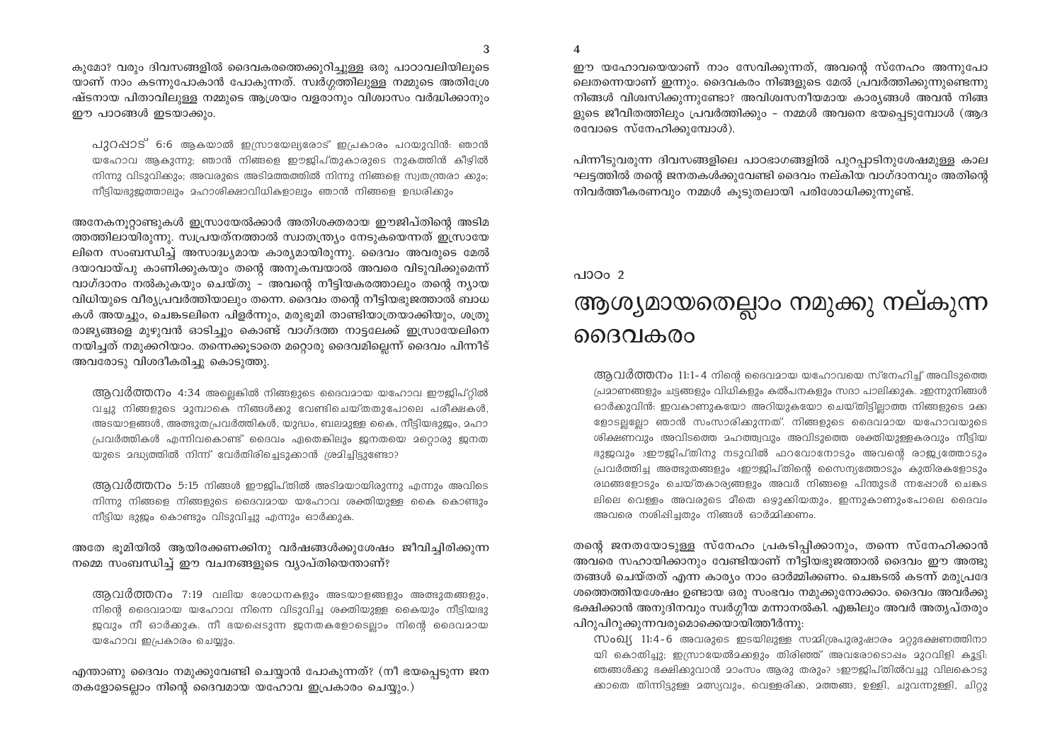കുമോ? വരും ദിവസങ്ങളിൽ ദൈവകരത്തെക്കുറിച്ചുള്ള ഒരു പാഠാവലിയിലൂടെയാണ് നാം കടന്നുപോകാൻ പോകുന്നത്. സ്വർഗ്ഗത്തിലുള്ള നമ്മുടെ അതിശ്രേഷ്ടനായ പിതാവിലുള്ള നമ്മുടെ ആശ്രയം വളരാനും വിശ്വാസം വർദ്ധിക്കാനും ഈ പാഠങ്ങൾ ഇടയാക്കും.

> പുറപ്പാട് 6:6 ആകയാൽ ഇസ്രായേല്യരോട് ഇപ്രകാരം പറയുവിൻ: ഞാൻ യഹോവ ആകുന്നു; ഞാൻ നിങ്ങളെ ഈജിപ്തുകാരുടെ നുകത്തിൻ കീഴിൽ നിന്നു വിടുവിക്കും; അവരുടെ അടിമത്തത്തിൽ നിന്നു നിങ്ങളെ സ്വതന്ത്രരാക്കും; നീട്ടിയഭുജത്താലും മഹാശിക്ഷാവിധികളാലും ഞാൻ നിങ്ങളെ ഉദ്ധരിക്കും

അനേകനൂറ്റാണ്ടുകൾ ഇസ്രായേൽക്കാർ അതിശക്തരായ ഈജിപ്തിന്റെ അടിമത്തത്തിലായിരുന്നു. സ്വപ്രയത്നത്താൽ സ്വാതന്ത്ര്യം നേടുകയെന്നത് ഇസ്രായേലിനെ സംബന്ധിച്ച് അസാദ്ധ്യമായ കാര്യമായിരുന്നു. ദൈവം അവരുടെ മേൽ ദയാവായ്പു കാണിക്കുകയും തന്റെ അനുകമ്പയാൽ അവരെ വിടുവിക്കുമെന്ന് വാഗ്ദാനം നൽകുകയും ചെയ്തു – അവന്റെ നീട്ടിയകരത്താലും തന്റെ ന്യായവിധിയുടെ വീര്യപ്രവർത്തിയാലും തന്നെ. ദൈവം തന്റെ നീട്ടിയഭുജത്താൽ ബാധകൾ അയച്ചും, ചെങ്കടലിനെ പിളർന്നും, മരുഭൂമി താണ്ടിയാത്രയാക്കിയും, ശത്രുരാജ്യങ്ങളെ മുഴുവൻ ഓടിച്ചും കൊണ്ട് വാഗ്ദത്ത നാട്ടലേക്ക് ഇസ്രായേലിനെ നയിച്ചത് നമുക്കറിയാം. തന്നെക്കൂടാതെ മറ്റൊരു ദൈവമില്ലെന്ന് ദൈവം പിന്നീട് അവരോടു വിശദീകരിച്ചു കൊടുത്തു.

> ആവർത്തനം 4:34 അല്ലെങ്കിൽ നിങ്ങളുടെ ദൈവമായ യഹോവ ഈജിപ്റ്റിൽ വച്ചു നിങ്ങളുടെ മുമ്പാകെ നിങ്ങൾക്കു വേണ്ടിചെയ്തതുപോലെ പരീക്ഷകൾ, അടയാളങ്ങൾ, അത്ഭുതപ്രവർത്തികൾ, യുദ്ധം, ബലമുള്ള കൈ, നീട്ടിയഭുജം, മഹാപ്രവർത്തികൾ എന്നിവകൊണ്ട് ദൈവം ഏതെങ്കിലും ജനതയെ മറ്റൊരു ജനതയുടെ മദ്ധ്യത്തിൽ നിന്ന് വേർതിരിച്ചെടുക്കാൻ ശ്രമിച്ചിട്ടുണ്ടോ?

> ആവർത്തനം 5:15 നിങ്ങൾ ഈജിപ്തിൽ അടിമയായിരുന്നു എന്നും അവിടെ നിന്നു നിങ്ങളെ നിങ്ങളുടെ ദൈവമായ യഹോവ ശക്തിയുള്ള കൈ കൊണ്ടും നീട്ടിയ ഭുജം കൊണ്ടും വിടുവിച്ചു എന്നും ഓർക്കുക.

അതേ ഭൂമിയിൽ ആയിരക്കണക്കിനു വർഷങ്ങൾക്കുശേഷം ജീവിച്ചിരിക്കുന്ന നമ്മെ സംബന്ധിച്ച് ഈ വചനങ്ങളുടെ വ്യാപ്തിയെന്താണ്?

> ആവർത്തനം 7:19 വലിയ ശോധനകളും അടയാളങ്ങളും അത്ഭുതങ്ങളും, നിന്റെ ദൈവമായ യഹോവ നിന്നെ വിടുവിച്ച ശക്തിയുള്ള കൈയും നീട്ടിയഭുജവും നീ ഓർക്കുക. നീ ഭയപ്പെടുന്ന ജനതകളോടെല്ലാം നിന്റെ ദൈവമായ യഹോവ ഇപ്രകാരം ചെയ്യും.

എന്താണു ദൈവം നമുക്കുവേണ്ടി ചെയ്യാൻ പോകുന്നത്? (നീ ഭയപ്പെടുന്ന ജനതകളോടെല്ലാം നിന്റെ ദൈവമായ യഹോവ ഇപ്രകാരം ചെയ്യും.)

ഈ യഹോവയെയാണ് നാം സേവിക്കുന്നത്, അവന്റെ സ്നേഹം അന്നുപോലെതന്നെയാണ് ഇന്നും. ദൈവകരം നിങ്ങളുടെ മേൽ പ്രവർത്തിക്കുന്നുണ്ടെന്നു നിങ്ങൾ വിശ്വസിക്കുന്നുണ്ടോ? അവിശ്വസനീയമായ കാര്യങ്ങൾ അവൻ നിങ്ങളുടെ ജീവിതത്തിലും പ്രവർത്തിക്കും – നമ്മൾ അവനെ ഭയപ്പെടുമ്പോൾ (ആദരവോടെ സ്നേഹിക്കുമ്പോൾ).

പിന്നീടുവരുന്ന ദിവസങ്ങളിലെ പാഠഭാഗങ്ങളിൽ പുറപ്പാടിനുശേഷമുള്ള കാലഘട്ടത്തിൽ തന്റെ ജനതകൾക്കുവേണ്ടി ദൈവം നല്കിയ വാഗ്ദാനവും അതിന്റെ നിവർത്തീകരണവും നമ്മൾ കൂടുതലായി പരിശോധിക്കുന്നുണ്ട്.

പാഠം 2

# ആശ്യമായതെല്ലാം നമുക്കു നല്കുന്ന ദൈവകരം

> ആവർത്തനം 11:1-4 നിന്റെ ദൈവമായ യഹോവയെ സ്നേഹിച്ച് അവിടുത്തെ പ്രമാണങ്ങളും ചട്ടങ്ങളും വിധികളും കൽപനകളും സദാ പാലിക്കുക. [2]ഇന്നുനിങ്ങൾ ഓർക്കുവിൻ: ഇവകാണുകയോ അറിയുകയോ ചെയ്തിട്ടില്ലാത്ത നിങ്ങളുടെ മക്കളോടല്ലല്ലോ ഞാൻ സംസാരിക്കുന്നത്. നിങ്ങളുടെ ദൈവമായ യഹോവയുടെ ശിക്ഷണവും അവിടത്തെ മഹത്ത്വവും അവിടുത്തെ ശക്തിയുള്ളകരവും നീട്ടിയ ഭുജവും [3]ഈജിപ്തിനു നടുവിൽ ഫറവോനോടും അവന്റെ രാജ്യത്തോടും പ്രവർത്തിച്ച അത്ഭുതങ്ങളും [4]ഈജിപ്തിന്റെ സൈന്യത്തോടും കുതിരകളോടും രഥങ്ങളോടും ചെയ്തകാര്യങ്ങളും അവർ നിങ്ങളെ പിന്തുടർ ന്നപ്പോൾ ചെങ്കടലിലെ വെള്ളം അവരുടെ മീതെ ഒഴുക്കിയതും, ഇന്നുകാണുംപോലെ ദൈവം അവരെ നശിപ്പിച്ചതും നിങ്ങൾ ഓർമ്മിക്കണം.

തന്റെ ജനതയോടുള്ള സ്നേഹം പ്രകടിപ്പിക്കാനും, തന്നെ സ്നേഹിക്കാൻ അവരെ സഹായിക്കാനും വേണ്ടിയാണ് നീട്ടിയഭുജത്താൽ ദൈവം ഈ അത്ഭുതങ്ങൾ ചെയ്തത് എന്ന കാര്യം നാം ഓർമ്മിക്കണം. ചെങ്കടൽ കടന്ന് മരുപ്രദേശത്തെത്തിയശേഷം ഉണ്ടായ ഒരു സംഭവം നമുക്കുനോക്കാം. ദൈവം അവർക്കു ഭക്ഷിക്കാൻ അനുദിനവും സ്വർഗ്ഗീയ മന്നാനൽകി. എങ്കിലും അവർ അതൃപ്തരും പിറുപിറുക്കുന്നവരുമൊക്കെയായിത്തീർന്നു:

> സംഖ്യ 11:4-6 അവരുടെ ഇടയിലുള്ള സമ്മിശ്രപുരുഷാരം മറ്റുഭക്ഷണത്തിനായി കൊതിച്ചു; ഇസ്രായേൽമക്കളും തിരിഞ്ഞ് അവരോടൊപ്പം മുറവിളി കൂട്ടി: ഞങ്ങൾക്കു ഭക്ഷിക്കുവാൻ മാംസം ആരു തരും? [5]ഈജിപ്തിൽവച്ചു വിലകൊടുക്കാതെ തിന്നിട്ടുള്ള മത്സ്യവും, വെള്ളരിക്ക, മത്തങ്ങ, ഉള്ളി, ചുവന്നുള്ളി, ചിറ്റു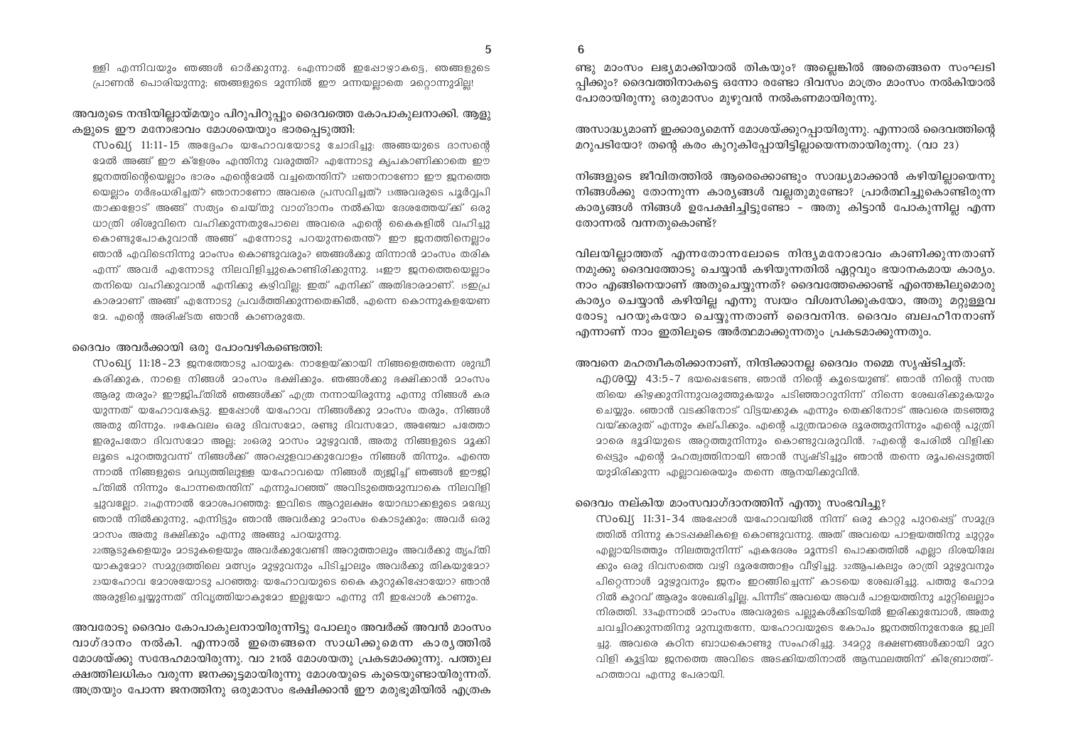ളി എന്നിവയും ഞങ്ങൾ ഓർക്കുന്നു. 6എന്നാൽ ഇപ്പോഴാകട്ടെ, ഞങ്ങളുടെ പ്രാണൻ പൊരിയുന്നു; ഞങ്ങളുടെ മുന്നിൽ ഈ മന്നയല്ലാതെ മറ്റൊന്നുമില്ല!

അവരുടെ നന്ദിയില്ലായ്മയും പിറുപിറുപ്പും ദൈവത്തെ കോപാകുലനാക്കി. ആളുകളുടെ ഈ മനോഭാവം മോശയെയും ഭാരപ്പെടുത്തി:

> സംഖ്യ 11:11-15 അദ്ദേഹം യഹോവയോടു ചോദിച്ചു: അങ്ങയുടെ ദാസന്റെ മേൽ അങ്ങ് ഈ ക്ലേശം എന്തിനു വരുത്തി? എന്നോടു കൃപകാണിക്കാതെ ഈ ജനത്തിന്റെയെല്ലാം ഭാരം എന്റെമേൽ വച്ചതെന്തിന്? 12ഞാനാണോ ഈ ജനത്തെയെല്ലാം ഗർഭംധരിച്ചത്? ഞാനാണോ അവരെ പ്രസവിച്ചത്? 13അവരുടെ പൂർവ്വപിതാക്കളോട് അങ്ങ് സത്യം ചെയ്തു വാഗ്ദാനം നൽകിയ ദേശത്തേയ്ക്ക് ഒരു ധാത്രി ശിശുവിനെ വഹിക്കുന്നതുപോലെ അവരെ എന്റെ കൈകളിൽ വഹിച്ചു കൊണ്ടുപോകുവാൻ അങ്ങ് എന്നോടു പറയുന്നതെന്ത്? ഈ ജനത്തിനെല്ലാം ഞാൻ എവിടെനിന്നു മാംസം കൊണ്ടുവരും? ഞങ്ങൾക്കു തിന്നാൻ മാംസം തരിക എന്ന് അവർ എന്നോടു നിലവിളിച്ചുകൊണ്ടിരിക്കുന്നു. 14ഈ ജനത്തെയെല്ലാം തനിയെ വഹിക്കുവാൻ എനിക്കു കഴിവില്ല; ഇത് എനിക്ക് അതിഭാരമാണ്. 15ഇപ്രകാരമാണ് അങ്ങ് എന്നോടു പ്രവർത്തിക്കുന്നതെങ്കിൽ, എന്നെ കൊന്നുകളയേണമേ. എന്റെ അരിഷ്ടത ഞാൻ കാണരുതേ.

ദൈവം അവർക്കായി ഒരു പോംവഴികണ്ടെത്തി:

> സംഖ്യ 11:18-23 ജനത്തോടു പറയുക: നാളേയ്ക്കായി നിങ്ങളെത്തന്നെ ശുദ്ധീകരിക്കുക, നാളെ നിങ്ങൾ മാംസം ഭക്ഷിക്കും. ഞങ്ങൾക്കു ഭക്ഷിക്കാൻ മാംസം ആരു തരും? ഈജിപ്തിൽ ഞങ്ങൾക്ക് എത്ര നന്നായിരുന്നു എന്നു നിങ്ങൾ കരയുന്നത് യഹോവകേട്ടു. ഇപ്പോൾ യഹോവ നിങ്ങൾക്കു മാംസം തരും, നിങ്ങൾ അതു തിന്നും. 19കേവലം ഒരു ദിവസമോ, രണ്ടു ദിവസമോ, അഞ്ചോ പത്തോ ഇരുപതോ ദിവസമോ അല്ല; 20ഒരു മാസം മുഴുവൻ, അതു നിങ്ങളുടെ മൂക്കിലൂടെ പുറത്തുവന്ന് നിങ്ങൾക്ക് അറപ്പുളവാക്കുവോളം നിങ്ങൾ തിന്നും. എന്തെന്നാൽ നിങ്ങളുടെ മദ്ധ്യത്തിലുള്ള യഹോവയെ നിങ്ങൾ ത്യജിച്ച് ഞങ്ങൾ ഈജിപ്തിൽ നിന്നും പോന്നതെന്തിന് എന്നുപറഞ്ഞ് അവിടുത്തെമുമ്പാകെ നിലവിളിച്ചുവല്ലോ. 21എന്നാൽ മോശപറഞ്ഞു: ഇവിടെ ആറുലക്ഷം യോദ്ധാക്കളുടെ മദ്ധ്യേ ഞാൻ നിൽക്കുന്നു, എന്നിട്ടും ഞാൻ അവർക്കു മാംസം കൊടുക്കും; അവർ ഒരു മാസം അതു ഭക്ഷിക്കും എന്നു അങ്ങു പറയുന്നു.
>
> 22ആടുകളെയും മാടുകളെയും അവർക്കുവേണ്ടി അറുത്താലും അവർക്കു തൃപ്തിയാകുമോ? സമുദ്രത്തിലെ മത്സ്യം മുഴുവനും പിടിച്ചാലും അവർക്കു തികയുമോ? 23യഹോവ മോശയോടു പറഞ്ഞു: യഹോവയുടെ കൈ കുറുകിപ്പോയോ? ഞാൻ അരുളിച്ചെയ്യുന്നത് നിവൃത്തിയാകുമോ ഇല്ലയോ എന്നു നീ ഇപ്പോൾ കാണും.

അവരോടു ദൈവം കോപാകുലനായിരുന്നിട്ടു പോലും അവർക്ക് അവൻ മാംസം വാഗ്ദാനം നൽകി. എന്നാൽ ഇതെങ്ങനെ സാധിക്കുമെന്ന കാര്യത്തിൽ മോശയ്ക്കു സന്ദേഹമായിരുന്നു. വാ 21ൽ മോശയതു പ്രകടമാക്കുന്നു. പത്തുലക്ഷത്തിലധികം വരുന്ന ജനക്കൂട്ടമായിരുന്നു മോശയുടെ കൂടെയുണ്ടായിരുന്നത്. അത്രയും പോന്ന ജനത്തിനു ഒരുമാസം ഭക്ഷിക്കാൻ ഈ മരുഭൂമിയിൽ എത്രകണ്ടു മാംസം ലഭ്യമാക്കിയാൽ തികയും? അല്ലെങ്കിൽ അതെങ്ങനെ സംഘടിപ്പിക്കും? ദൈവത്തിനാകട്ടെ ഒന്നോ രണ്ടോ ദിവസം മാത്രം മാംസം നൽകിയാൽ പോരായിരുന്നു ഒരുമാസം മുഴുവൻ നൽകണമായിരുന്നു.

അസാദ്ധ്യമാണ് ഇക്കാര്യമെന്ന് മോശയ്ക്കുറപ്പായിരുന്നു. എന്നാൽ ദൈവത്തിന്റെ മറുപടിയോ? തന്റെ കരം കുറുകിപ്പോയിട്ടില്ലായെന്നതായിരുന്നു. (വാ 23)

നിങ്ങളുടെ ജീവിതത്തിൽ ആരെക്കൊണ്ടും സാദ്ധ്യമാക്കാൻ കഴിയില്ലായെന്നു നിങ്ങൾക്കു തോന്നുന്ന കാര്യങ്ങൾ വല്ലതുമുണ്ടോ? പ്രാർത്ഥിച്ചുകൊണ്ടിരുന്ന കാര്യങ്ങൾ നിങ്ങൾ ഉപേക്ഷിച്ചിട്ടുണ്ടോ – അതു കിട്ടാൻ പോകുന്നില്ല എന്ന തോന്നൽ വന്നതുകൊണ്ട്?

വിലയില്ലാത്തത് എന്നതോന്നലോടെ നിന്ദ്യമനോഭാവം കാണിക്കുന്നതാണ് നമുക്കു ദൈവത്തോടു ചെയ്യാൻ കഴിയുന്നതിൽ ഏറ്റവും ഭയാനകമായ കാര്യം. നാം എങ്ങിനെയാണ് അതുചെയ്യുന്നത്? ദൈവത്തേക്കൊണ്ട് എന്തെങ്കിലുമൊരു കാര്യം ചെയ്യാൻ കഴിയില്ല എന്നു സ്വയം വിശ്വസിക്കുകയോ, അതു മറ്റുള്ളവരോടു പറയുകയോ ചെയ്യുന്നതാണ് ദൈവനിന്ദ. ദൈവം ബലഹീനനാണ് എന്നാണ് നാം ഇതിലൂടെ അർത്ഥമാക്കുന്നതും പ്രകടമാക്കുന്നതും.

അവനെ മഹത്വീകരിക്കാനാണ്, നിന്ദിക്കാനല്ല ദൈവം നമ്മെ സൃഷ്ടിച്ചത്:

> എശയ്യ 43:5-7 ഭയപ്പെടേണ്ട, ഞാൻ നിന്റെ കൂടെയുണ്ട്. ഞാൻ നിന്റെ സന്തതിയെ കിഴക്കുനിന്നുവരുത്തുകയും പടിഞ്ഞാറുനിന്ന് നിന്നെ ശേഖരിക്കുകയും ചെയ്യും. 6ഞാൻ വടക്കിനോട് വിട്ടയക്കുക എന്നും തെക്കിനോട് അവരെ തടഞ്ഞു വയ്ക്കരുത് എന്നും കല്പിക്കും. എന്റെ പുത്രന്മാരെ ദൂരത്തുനിന്നും എന്റെ പുത്രിമാരെ ഭൂമിയുടെ അറ്റത്തുനിന്നും കൊണ്ടുവരുവിൻ. 7എന്റെ പേരിൽ വിളിക്കപ്പെട്ടും എന്റെ മഹത്വത്തിനായി ഞാൻ സൃഷ്ടിച്ചും ഞാൻ തന്നെ രൂപപ്പെടുത്തിയുമിരിക്കുന്ന എല്ലാവരെയും തന്നെ ആനയിക്കുവിൻ.

ദൈവം നല്കിയ മാംസവാഗ്ദാനത്തിന് എന്തു സംഭവിച്ചു?

> സംഖ്യ 11:31-34 അപ്പോൾ യഹോവയിൽ നിന്ന് ഒരു കാറ്റു പുറപ്പെട്ട് സമുദ്രത്തിൽ നിന്നു കാടപ്പക്ഷികളെ കൊണ്ടുവന്നു. അത് അവയെ പാളയത്തിനു ചുറ്റും എല്ലായിടത്തും നിലത്തുനിന്ന് ഏകദേശം മൂന്നടി പൊക്കത്തിൽ എല്ലാ ദിശയിലേക്കും ഒരു ദിവസത്തെ വഴി ദൂരത്തോളം വീഴിച്ചു. 32ആപകലും രാത്രി മുഴുവനും പിറ്റെന്നാൾ മുഴുവനും ജനം ഇറങ്ങിച്ചെന്ന് കാടയെ ശേഖരിച്ചു. പത്തു ഹോമറിൽ കുറവ് ആരും ശേഖരിച്ചില്ല. പിന്നീട് അവയെ അവർ പാളയത്തിനു ചുറ്റിലെല്ലാം നിരത്തി. 33എന്നാൽ മാംസം അവരുടെ പല്ലുകൾക്കിടയിൽ ഇരിക്കുമ്പോൾ, അതു ചവച്ചിറക്കുന്നതിനു മുമ്പുതന്നേ, യഹോവയുടെ കോപം ജനത്തിനുനേരേ ജ്വലിച്ചു. അവരെ കഠിന ബാധകൊണ്ടു സംഹരിച്ചു. 34മറ്റു ഭക്ഷണങ്ങൾക്കായി മുറവിളി കൂട്ടിയ ജനത്തെ അവിടെ അടക്കിയതിനാൽ ആസ്ഥലത്തിന് കിബ്രോത്ത്-ഹത്താവ എന്നു പേരായി.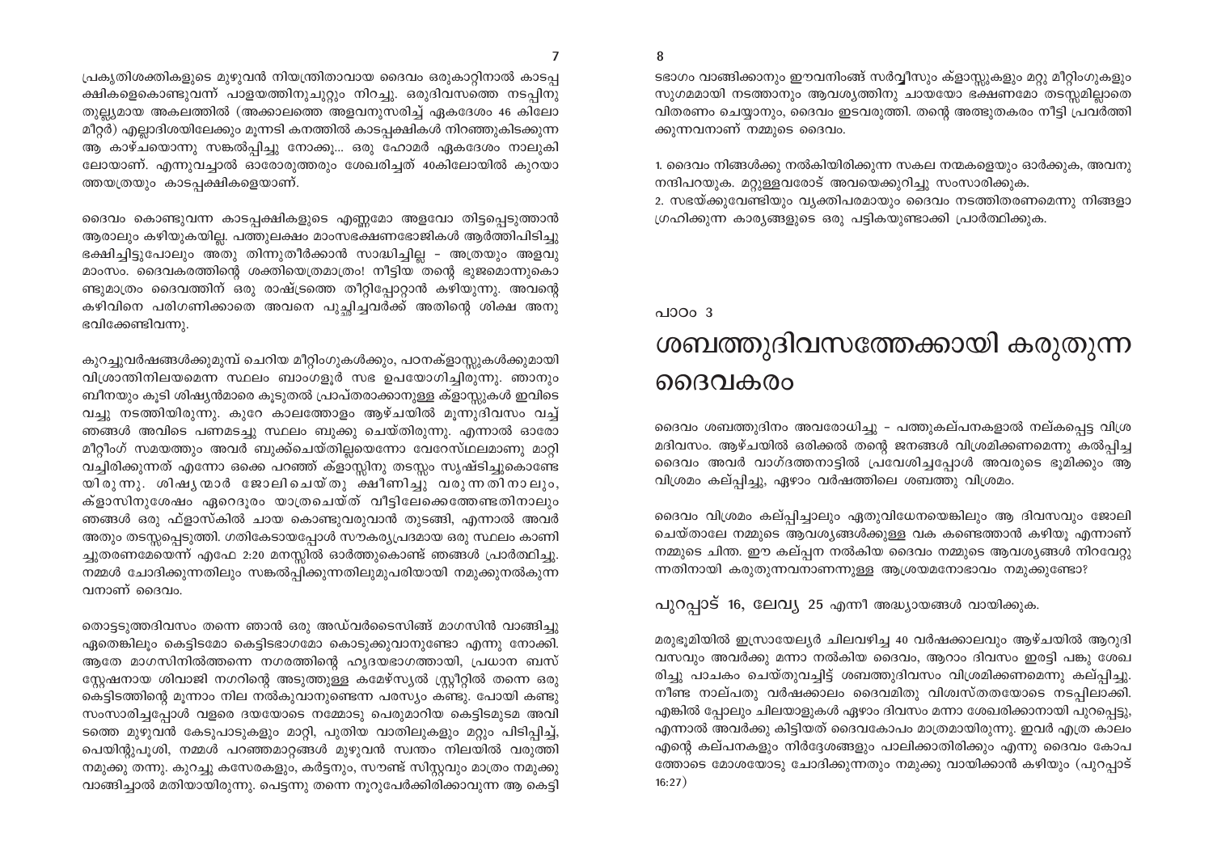പ്രകൃതിശക്തികളുടെ മുഴുവൻ നിയന്ത്രിതാവായ ദൈവം ഒരുകാറ്റിനാൽ കാടപ്പക്ഷികളെകൊണ്ടുവന്ന് പാളയത്തിനുചുറ്റും നിറച്ചു. ഒരുദിവസത്തെ നടപ്പിനു തുല്യമായ അകലത്തിൽ (അക്കാലത്തെ അളവനുസരിച്ച് ഏകദേശം 46 കിലോമീറ്റർ) എല്ലാദിശയിലേക്കും മൂന്നടി കനത്തിൽ കാടപ്പക്ഷികൾ നിറഞ്ഞുകിടക്കുന്ന ആ കാഴ്ചയൊന്നു സങ്കൽപ്പിച്ചു നോക്കൂ... ഒരു ഹോമർ ഏകദേശം നാലുകിലോയാണ്. എന്നുവച്ചാൽ ഓരോരുത്തരും ശേഖരിച്ചത് 40കിലോയിൽ കുറയാത്തയത്രയും കാടപ്പക്ഷികളെയാണ്.

ദൈവം കൊണ്ടുവന്ന കാടപ്പക്ഷികളുടെ എണ്ണമോ അളവോ തിട്ടപ്പെടുത്താൻ ആരാലും കഴിയുകയില്ല. പത്തുലക്ഷം മാംസഭക്ഷണഭോജികൾ ആർത്തിപിടിച്ചു ഭക്ഷിച്ചിട്ടുപോലും അതു തിന്നുതീർക്കാൻ സാദ്ധിച്ചില്ല - അത്രയും അളവു മാംസം. ദൈവകരത്തിന്റെ ശക്തിയെത്രമാത്രം! നീട്ടിയ തന്റെ ഭുജമൊന്നുകൊണ്ടുമാത്രം ദൈവത്തിന് ഒരു രാഷ്ട്രത്തെ തീറ്റിപ്പോറ്റാൻ കഴിയുന്നു. അവന്റെ കഴിവിനെ പരിഗണിക്കാതെ അവനെ പുച്ഛിച്ചവർക്ക് അതിന്റെ ശിക്ഷ അനുഭവിക്കേണ്ടിവന്നു.

കുറച്ചുവർഷങ്ങൾക്കുമുമ്പ് ചെറിയ മീറ്റിംഗുകൾക്കും, പഠനക്ലാസ്സുകൾക്കുമായി വിശ്രാന്തിനിലയമെന്ന സ്ഥലം ബാംഗളൂർ സഭ ഉപയോഗിച്ചിരുന്നു. ഞാനും ബീനയും കൂടി ശിഷ്യൻമാരെ കൂടുതൽ പ്രാപ്തരാക്കാനുള്ള ക്ളാസ്സുകൾ ഇവിടെ വച്ചു നടത്തിയിരുന്നു. കുറേ കാലത്തോളം ആഴ്ചയിൽ മൂന്നുദിവസം വച്ച് ഞങ്ങൾ അവിടെ പണമടച്ചു സ്ഥലം ബുക്കു ചെയ്തിരുന്നു. എന്നാൽ ഓരോ മീറ്റിംഗ് സമയത്തും അവർ ബുക്ക്ചെയ്തില്ലയെന്നോ വേറേസ്ഥലമാണു മാറ്റി വച്ചിരിക്കുന്നത് എന്നോ ഒക്കെ പറഞ്ഞ് ക്ളാസ്സിനു തടസ്സം സൃഷ്ടിച്ചുകൊണ്ടേയിരുന്നു. ശിഷ്യന്മാർ ജോലിചെയ്തു ക്ഷീണിച്ചു വരുന്നതിനാലും, ക്ളാസിനുശേഷം ഏറെദൂരം യാത്രചെയ്ത് വീട്ടിലേക്കെത്തേണ്ടതിനാലും ഞങ്ങൾ ഒരു ഫ്ളാസ്കിൽ ചായ കൊണ്ടുവരുവാൻ തുടങ്ങി, എന്നാൽ അവർ അതും തടസ്സപ്പെടുത്തി. ഗതികേടായപ്പോൾ സൗകര്യപ്രദമായ ഒരു സ്ഥലം കാണിച്ചുതരണമേയെന്ന് എഫേ 2:20 മനസ്സിൽ ഓർത്തുകൊണ്ട് ഞങ്ങൾ പ്രാർത്ഥിച്ചു. നമ്മൾ ചോദിക്കുന്നതിലും സങ്കൽപ്പിക്കുന്നതിലുമുപരിയായി നമുക്കുനൽകുന്നവനാണ് ദൈവം.

തൊട്ടടുത്തദിവസം തന്നെ ഞാൻ ഒരു അഡ്വർടൈസിങ്ങ് മാഗസിൻ വാങ്ങിച്ചു ഏതെങ്കിലും കെട്ടിടമോ കെട്ടിടഭാഗമോ കൊടുക്കുവാനുണ്ടോ എന്നു നോക്കി. ആതേ മാഗസിനിൽത്തന്നെ നഗരത്തിന്റെ ഹൃദയഭാഗത്തായി, പ്രധാന ബസ് സ്റ്റേഷനായ ശിവാജി നഗറിന്റെ അടുത്തുള്ള കമേഴ്സ്യൽ സ്ട്രീറ്റിൽ തന്നെ ഒരു കെട്ടിടത്തിന്റെ മൂന്നാം നില നൽകുവാനുണ്ടെന്ന പരസ്യം കണ്ടു. പോയി കണ്ടു സംസാരിച്ചപ്പോൾ വളരെ ദയയോടെ നമ്മോടു പെരുമാറിയ കെട്ടിടമുടമ അവിടത്തെ മുഴുവൻ കേടുപാടുകളും മാറ്റി, പുതിയ വാതിലുകളും മറ്റും പിടിപ്പിച്ച്, പെയിന്റുപൂശി, നമ്മൾ പറഞ്ഞമാറ്റങ്ങൾ മുഴുവൻ സ്വന്തം നിലയിൽ വരുത്തി നമുക്കു തന്നു. കുറച്ചു കസേരകളും, കർട്ടനും, സൗണ്ട് സിസ്റ്റവും മാത്രം നമുക്കു വാങ്ങിച്ചാൽ മതിയായിരുന്നു. പെട്ടന്നു തന്നെ നൂറുപേർക്കിരിക്കാവുന്ന ആ കെട്ടിടഭാഗം വാങ്ങിക്കാനും ഈവനിംങ്ങ് സർവ്വീസും ക്ളാസ്സുകളും മറ്റു മീറ്റിംഗുകളും സുഗമമായി നടത്താനും ആവശ്യത്തിനു ചായയോ ഭക്ഷണമോ തടസ്സമില്ലാതെ വിതരണം ചെയ്യാനും, ദൈവം ഇടവരുത്തി. തന്റെ അത്ഭുതകരം നീട്ടി പ്രവർത്തിക്കുന്നവനാണ് നമ്മുടെ ദൈവം.

1. ദൈവം നിങ്ങൾക്കു നൽകിയിരിക്കുന്ന സകല നന്മകളെയും ഓർക്കുക, അവനു നന്ദിപറയുക. മറ്റുള്ളവരോട് അവയെക്കുറിച്ചു സംസാരിക്കുക.
2. സഭയ്ക്കുവേണ്ടിയും വ്യക്തിപരമായും ദൈവം നടത്തിതരണമെന്നു നിങ്ങളാഗ്രഹിക്കുന്ന കാര്യങ്ങളുടെ ഒരു പട്ടികയുണ്ടാക്കി പ്രാർത്ഥിക്കുക.

പാഠം 3

# ശബത്തുദിവസത്തേക്കായി കരുതുന്ന ദൈവകരം

ദൈവം ശബത്തുദിനം അവരോധിച്ചു - പത്തുകല്പനകളാൽ നല്കപ്പെട്ട വിശ്രമദിവസം. ആഴ്ചയിൽ ഒരിക്കൽ തന്റെ ജനങ്ങൾ വിശ്രമിക്കണമെന്നു കൽപ്പിച്ച ദൈവം അവർ വാഗ്ദത്തനാട്ടിൽ പ്രവേശിച്ചപ്പോൾ അവരുടെ ഭൂമിക്കും ആ വിശ്രമം കല്പ്പിച്ചു, ഏഴാം വർഷത്തിലെ ശബത്തു വിശ്രമം.

ദൈവം വിശ്രമം കല്പ്പിച്ചാലും ഏതുവിധേനയെങ്കിലും ആ ദിവസവും ജോലി ചെയ്താലേ നമ്മുടെ ആവശ്യങ്ങൾക്കുള്ള വക കണ്ടെത്താൻ കഴിയൂ എന്നാണ് നമ്മുടെ ചിന്ത. ഈ കല്പ്പന നൽകിയ ദൈവം നമ്മുടെ ആവശ്യങ്ങൾ നിറവേറ്റുന്നതിനായി കരുതുന്നവനാണെന്നുള്ള ആശ്രയമനോഭാവം നമുക്കുണ്ടോ?

## പുറപ്പാട് 16, ലേവ്യ 25 എന്നീ അദ്ധ്യായങ്ങൾ വായിക്കുക.

മരുഭൂമിയിൽ ഇസ്രായേല്യർ ചിലവഴിച്ച 40 വർഷക്കാലവും ആഴ്ചയിൽ ആറുദിവസവും അവർക്കു മന്നാ നൽകിയ ദൈവം, ആറാം ദിവസം ഇരട്ടി പങ്കു ശേഖരിച്ചു പാചകം ചെയ്തുവച്ചിട്ട് ശബത്തുദിവസം വിശ്രമിക്കണമെന്നു കല്പ്പിച്ചു. നീണ്ട നാല്പതു വർഷക്കാലം ദൈവമിതു വിശ്വസ്തതയോടെ നടപ്പിലാക്കി. എങ്കിൽ പ്പോലും ചിലയാളുകൾ ഏഴാം ദിവസം മന്നാ ശേഖരിക്കാനായി പുറപ്പെട്ടു, എന്നാൽ അവർക്കു കിട്ടിയത് ദൈവകോപം മാത്രമായിരുന്നു. ഇവർ എത്ര കാലം എന്റെ കല്പനകളും നിർദ്ദേശങ്ങളും പാലിക്കാതിരിക്കും എന്നു ദൈവം കോപത്തോടെ മോശയോടു ചോദിക്കുന്നതും നമുക്കു വായിക്കാൻ കഴിയും (പുറപ്പാട് 16:27)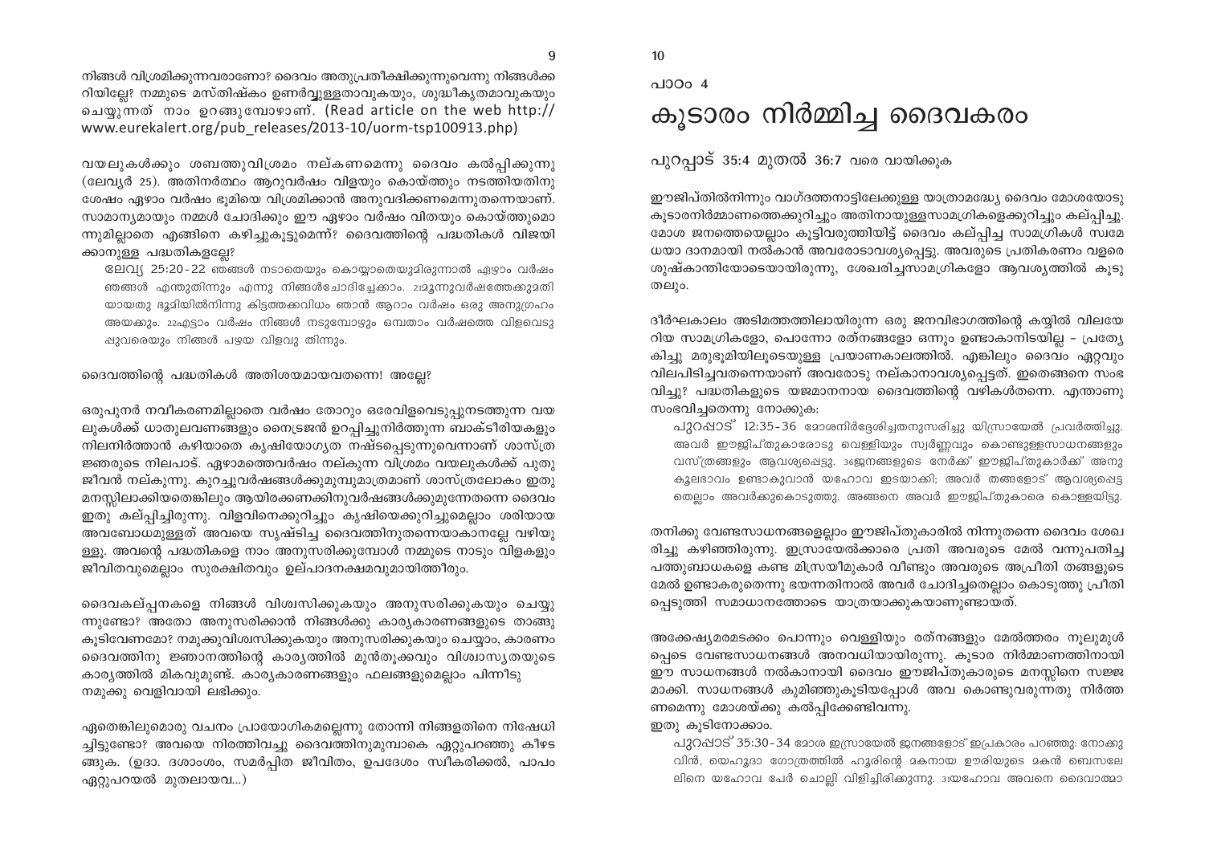നിങ്ങൾ വിശ്രമിക്കുന്നവരാണോ? ദൈവം അതുപ്രതീക്ഷിക്കുന്നുവെന്നു നിങ്ങൾക്ക റിയില്ലേ? നമ്മുടെ മസ്തിഷ്കം ഉണർവ്വുള്ളതാവുകയും, ശുദ്ധീകൃതമാവുകയും ചെയ്യുന്നത് നാം ഉറങ്ങുമ്പോഴാണ്. (Read article on the web http://www.eurekalert.org/pub_releases/2013-10/uorm-tsp100913.php)

വയലുകൾക്കും ശബത്തുവിശ്രമം നല്കണമെന്നു ദൈവം കൽപ്പിക്കുന്നു (ലേവ്യർ 25). അതിനർത്ഥം ആറുവർഷം വിളയും കൊയ്ത്തും നടത്തിയതിനു ശേഷം ഏഴാം വർഷം ഭൂമിയെ വിശ്രമിക്കാൻ അനുവദിക്കണമെന്നുതന്നെയാണ്. സാമാന്യമായും നമ്മൾ ചോദിക്കും ഈ ഏഴാം വർഷം വിതയും കൊയ്ത്തുമൊന്നുമില്ലാതെ എങ്ങിനെ കഴിച്ചുകൂട്ടുമെന്ന്? ദൈവത്തിന്റെ പദ്ധതികൾ വിജയിക്കാനുള്ള പദ്ധതികളല്ലേ?

> ലേവ്യ 25:20-22 ഞങ്ങൾ നടാതെയും കൊയ്യാതെയുമിരുന്നാൽ ഏഴാം വർഷം ഞങ്ങൾ എന്തുതിന്നും എന്നു നിങ്ങൾചോദിച്ചേക്കാം. 21മൂന്നുവർഷത്തേക്കുമതിയായതു ഭൂമിയിൽനിന്നു കിട്ടത്തക്കവിധം ഞാൻ ആറാം വർഷം ഒരു അനുഗ്രഹം അയക്കും. 22എട്ടാം വർഷം നിങ്ങൾ നടുമ്പോഴും ഒമ്പതാം വർഷത്തെ വിളവെടുപ്പുവരെയും നിങ്ങൾ പഴയ വിളവു തിന്നും.

ദൈവത്തിന്റെ പദ്ധതികൾ അതിശയമായവതന്നെ! അല്ലേ?

ഒരുപുനർ നവീകരണമില്ലാതെ വർഷം തോറും ഒരേവിളവെടുപ്പുനടത്തുന്ന വയലുകൾക്ക് ധാതുലവണങ്ങളും നൈട്രജൻ ഉറപ്പിച്ചുനിർത്തുന്ന ബാക്ടീരിയകളും നിലനിർത്താൻ കഴിയാതെ കൃഷിയോഗ്യത നഷ്ടപ്പെടുന്നുവെന്നാണ് ശാസ്ത്രജ്ഞരുടെ നിലപാട്. ഏഴാമത്തെവർഷം നല്കുന്ന വിശ്രമം വയലുകൾക്ക് പുതുജീവൻ നല്കുന്നു. കുറച്ചുവർഷങ്ങൾക്കുമുമ്പുമാത്രമാണ് ശാസ്ത്രലോകം ഇതു മനസ്സിലാക്കിയതെങ്കിലും ആയിരക്കണക്കിനുവർഷങ്ങൾക്കുമുന്നേതന്നെ ദൈവം ഇതു കല്പിച്ചിരുന്നു. വിളവിനെക്കുറിച്ചും കൃഷിയെക്കുറിച്ചുമെല്ലാം ശരിയായ അവബോധമുള്ളത് അവയെ സൃഷ്ടിച്ച ദൈവത്തിനുതന്നെയാകാനല്ലേ വഴിയുള്ളു. അവന്റെ പദ്ധതികളെ നാം അനുസരിക്കുമ്പോൾ നമ്മുടെ നാടും വിളകളും ജീവിതവുമെല്ലാം സുരക്ഷിതവും ഉല്പാദനക്ഷമവുമായിത്തീരും.

ദൈവകല്പനകളെ നിങ്ങൾ വിശ്വസിക്കുകയും അനുസരിക്കുകയും ചെയ്യുന്നുണ്ടോ? അതോ അനുസരിക്കാൻ നിങ്ങൾക്കു കാര്യകാരണങ്ങളുടെ താങ്ങു കൂടിവേണമോ? നമുക്കുവിശ്വസിക്കുകയും അനുസരിക്കുകയും ചെയ്യാം, കാരണം ദൈവത്തിനു ജ്ഞാനത്തിന്റെ കാര്യത്തിൽ മുൻതൂക്കവും വിശ്വാസ്യതയുടെ കാര്യത്തിൽ മികവുമുണ്ട്. കാര്യകാരണങ്ങളും ഫലങ്ങളുമെല്ലാം പിന്നീടു നമുക്കു വെളിവായി ലഭിക്കും.

ഏതെങ്കിലുമൊരു വചനം പ്രായോഗികമല്ലെന്നു തോന്നി നിങ്ങളതിനെ നിഷേധിച്ചിട്ടുണ്ടോ? അവയെ നിരത്തിവച്ചു ദൈവത്തിനുമുമ്പാകെ ഏറ്റുപറഞ്ഞു കീഴടങ്ങുക. (ഉദാ. ദശാംശം, സമർപ്പിത ജീവിതം, ഉപദേശം സ്വീകരിക്കൽ, പാപം ഏറ്റുപറയൽ മുതലായവ...)

പാഠം 4

# കൂടാരം നിർമ്മിച്ച ദൈവകരം

## പുറപ്പാട് 35:4 മുതൽ 36:7 വരെ വായിക്കുക

ഈജിപ്തിൽനിന്നും വാഗ്ദത്തനാട്ടിലേക്കുള്ള യാത്രാമദ്ധ്യേ ദൈവം മോശയോടു കൂടാരനിർമ്മാണത്തെക്കുറിച്ചും അതിനായുള്ളസാമഗ്രികളെക്കുറിച്ചും കല്പിച്ചു. മോശ ജനത്തെയെല്ലാം കൂട്ടിവരുത്തിയിട്ട് ദൈവം കല്പിച്ച സാമഗ്രികൾ സ്വമേധയാ ദാനമായി നൽകാൻ അവരോടാവശ്യപ്പെട്ടു. അവരുടെ പ്രതികരണം വളരെ ശുഷ്കാന്തിയോടെയായിരുന്നു, ശേഖരിച്ചസാമഗ്രികളോ ആവശ്യത്തിൽ കൂടുതലും.

ദീർഘകാലം അടിമത്തത്തിലായിരുന്ന ഒരു ജനവിഭാഗത്തിന്റെ കയ്യിൽ വിലയേറിയ സാമഗ്രികളോ, പൊന്നോ രത്നങ്ങളോ ഒന്നും ഉണ്ടാകാനിടയില്ല - പ്രത്യേകിച്ചു മരുഭൂമിയിലൂടെയുള്ള പ്രയാണകാലത്തിൽ. എങ്കിലും ദൈവം ഏറ്റവും വിലപിടിച്ചവതന്നെയാണ് അവരോടു നല്കാനാവശ്യപ്പെട്ടത്. ഇതെങ്ങനെ സംഭവിച്ചു? പദ്ധതികളുടെ യജമാനനായ ദൈവത്തിന്റെ വഴികൾതന്നെ. എന്താണു സംഭവിച്ചതെന്നു നോക്കുക:

> പുറപ്പാട് 12:35-36 മോശനിർദ്ദേശിച്ചതനുസരിച്ചു യിസ്രായേൽ പ്രവർത്തിച്ചു. അവർ ഈജിപ്തുകാരോടു വെള്ളിയും സ്വർണ്ണവും കൊണ്ടുള്ളസാധനങ്ങളും വസ്ത്രങ്ങളും ആവശ്യപ്പെട്ടു. 36ജനങ്ങളുടെ നേർക്ക് ഈജിപ്തുകാർക്ക് അനുകൂലഭാവം ഉണ്ടാകുവാൻ യഹോവ ഇടയാക്കി; അവർ തങ്ങളോട് ആവശ്യപ്പെട്ടതെല്ലാം അവർക്കുകൊടുത്തു. അങ്ങനെ അവർ ഈജിപ്തുകാരെ കൊള്ളയിട്ടു.

തനിക്കു വേണ്ടസാധനങ്ങളെല്ലാം ഈജിപ്തുകാരിൽ നിന്നുതന്നെ ദൈവം ശേഖരിച്ചു കഴിഞ്ഞിരുന്നു. ഇസ്രായേൽക്കാരെ പ്രതി അവരുടെ മേൽ വന്നുപതിച്ച പത്തുബാധകളെ കണ്ട മിസ്രയീമുകാർ വീണ്ടും അവരുടെ അപ്രീതി തങ്ങളുടെ മേൽ ഉണ്ടാകരുതെന്നു ഭയന്നതിനാൽ അവർ ചോദിച്ചതെല്ലാം കൊടുത്തു പ്രീതിപ്പെടുത്തി സമാധാനത്തോടെ യാത്രയാക്കുകയാണുണ്ടായത്.

അക്കേഷ്യമരമടക്കം പൊന്നും വെള്ളിയും രത്നങ്ങളും മേൽത്തരം നൂലുമുൾപ്പെടെ വേണ്ടസാധനങ്ങൾ അനവധിയായിരുന്നു. കൂടാര നിർമ്മാണത്തിനായി ഈ സാധനങ്ങൾ നൽകാനായി ദൈവം ഈജിപ്തുകാരുടെ മനസ്സിനെ സജ്ജമാക്കി. സാധനങ്ങൾ കുമിഞ്ഞുകൂടിയപ്പോൾ അവ കൊണ്ടുവരുന്നതു നിർത്തണമെന്നു മോശയ്ക്കു കൽപ്പിക്കേണ്ടിവന്നു.
ഇതു കൂടിനോക്കാം.

> പുറപ്പാട് 35:30-34 മോശ ഇസ്രായേൽ ജനങ്ങളോട് ഇപ്രകാരം പറഞ്ഞു: നോക്കുവിൻ, യെഹൂദാ ഗോത്രത്തിൽ ഹൂരിന്റെ മകനായ ഊരിയുടെ മകൻ ബെസലേലിനെ യഹോവ പേർ ചൊല്ലി വിളിച്ചിരിക്കുന്നു. 31യഹോവ അവനെ ദൈവാത്മാ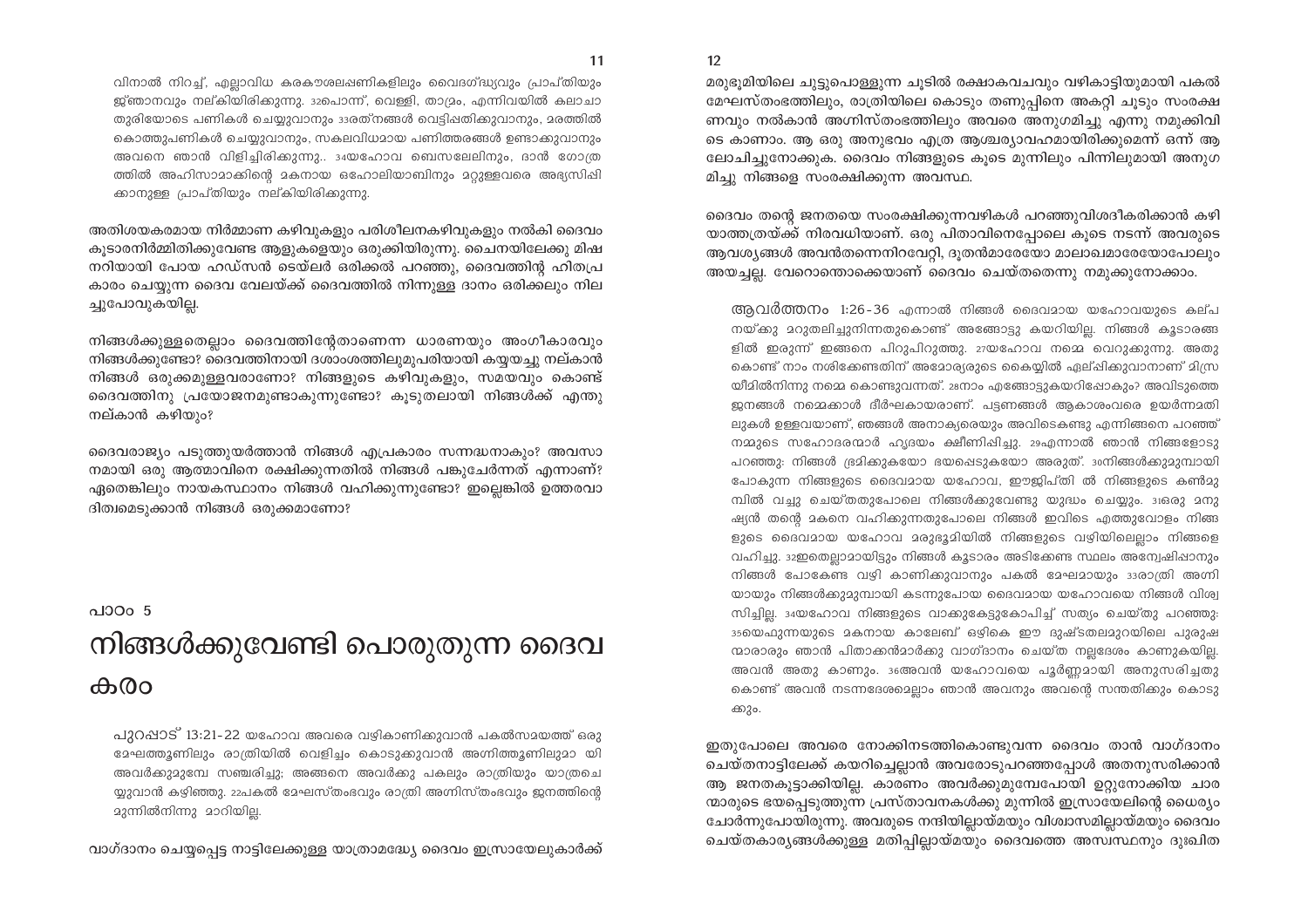വിനാൽ നിറച്ച്, എല്ലാവിധ കരകൗശലപ്പണികളിലും വൈദഗ്ദ്ധ്യവും പ്രാപ്തിയും ജ്ഞാനവും നല്കിയിരിക്കുന്നു. 32പൊന്ന്, വെള്ളി, താമ്രം, എന്നിവയിൽ കലാചാതുരിയോടെ പണികൾ ചെയ്യുവാനും 33രത്നങ്ങൾ വെട്ടിപ്പതിക്കുവാനും, മരത്തിൽ കൊത്തുപണികൾ ചെയ്യുവാനും, സകലവിധമായ പണിത്തരങ്ങൾ ഉണ്ടാക്കുവാനും അവനെ ഞാൻ വിളിച്ചിരിക്കുന്നു.. 34യഹോവ ബെസലേലിനും, ദാൻ ഗോത്രത്തിൽ അഹീസാമാക്കിന്റെ മകനായ ഒഹോലിയാബിനും മറ്റുള്ളവരെ അഭ്യസിപ്പിക്കാനുള്ള പ്രാപ്തിയും നല്കിയിരിക്കുന്നു.

അതിശയകരമായ നിർമ്മാണ കഴിവുകളും പരിശീലനകഴിവുകളും നൽകി ദൈവം കൂടാരനിർമ്മിതിക്കുവേണ്ട ആളുകളെയും ഒരുക്കിയിരുന്നു. ചൈനയിലേക്കു മിഷനറിയായി പോയ ഹഡ്സൻ ടെയ്‌ലർ ഒരിക്കൽ പറഞ്ഞു, ദൈവത്തിന്റ ഹിതപ്രകാരം ചെയ്യുന്ന ദൈവ വേലയ്ക്ക് ദൈവത്തിൽ നിന്നുള്ള ദാനം ഒരിക്കലും നിലച്ചുപോവുകയില്ല.

നിങ്ങൾക്കുള്ളതെല്ലാം ദൈവത്തിന്റേതാണെന്ന ധാരണയും അംഗീകാരവും നിങ്ങൾക്കുണ്ടോ? ദൈവത്തിനായി ദശാംശത്തിലുമുപരിയായി കയ്യയച്ചു നല്കാൻ നിങ്ങൾ ഒരുക്കമുള്ളവരാണോ? നിങ്ങളുടെ കഴിവുകളും, സമയവും കൊണ്ട് ദൈവത്തിനു പ്രയോജനമുണ്ടാകുന്നുണ്ടോ? കൂടുതലായി നിങ്ങൾക്ക് എന്തു നല്കാൻ കഴിയും?

ദൈവരാജ്യം പടുത്തുയർത്താൻ നിങ്ങൾ എപ്രകാരം സന്നദ്ധനാകും? അവസാനമായി ഒരു ആത്മാവിനെ രക്ഷിക്കുന്നതിൽ നിങ്ങൾ പങ്കുചേർന്നത് എന്നാണ്? ഏതെങ്കിലും നായകസ്ഥാനം നിങ്ങൾ വഹിക്കുന്നുണ്ടോ? ഇല്ലെങ്കിൽ ഉത്തരവാദിത്വമെടുക്കാൻ നിങ്ങൾ ഒരുക്കമാണോ?

പാഠം 5

# നിങ്ങൾക്കുവേണ്ടി പൊരുതുന്ന ദൈവകരം

പുറപ്പാട് 13:21-22 യഹോവ അവരെ വഴികാണിക്കുവാൻ പകൽസമയത്ത് ഒരു മേഘത്തൂണിലും രാത്രിയിൽ വെളിച്ചം കൊടുക്കുവാൻ അഗ്നിത്തൂണിലുമാ യി അവർക്കുമുമ്പേ സഞ്ചരിച്ചു; അങ്ങനെ അവർക്കു പകലും രാത്രിയും യാത്രചെയ്യുവാൻ കഴിഞ്ഞു. 22പകൽ മേഘസ്തംഭവും രാത്രി അഗ്നിസ്തംഭവും ജനത്തിന്റെ മുന്നിൽനിന്നു മാറിയില്ല.

വാഗ്ദാനം ചെയ്യപ്പെട്ട നാട്ടിലേക്കുള്ള യാത്രാമദ്ധ്യേ ദൈവം ഇസ്രായേലുകാർക്ക് മരുഭൂമിയിലെ ചുട്ടുപൊള്ളുന്ന ചൂടിൽ രക്ഷാകവചവും വഴികാട്ടിയുമായി പകൽ മേഘസ്തംഭത്തിലും, രാത്രിയിലെ കൊടും തണുപ്പിനെ അകറ്റി ചൂടും സംരക്ഷണവും നൽകാൻ അഗ്നിസ്തംഭത്തിലും അവരെ അനുഗമിച്ചു എന്നു നമുക്കിവിടെ കാണാം. ആ ഒരു അനുഭവം എത്ര ആശ്ചര്യാവഹമായിരിക്കുമെന്ന് ഒന്ന് ആലോചിച്ചുനോക്കുക. ദൈവം നിങ്ങളുടെ കൂടെ മുന്നിലും പിന്നിലുമായി അനുഗമിച്ചു നിങ്ങളെ സംരക്ഷിക്കുന്ന അവസ്ഥ.

ദൈവം തന്റെ ജനതയെ സംരക്ഷിക്കുന്നവഴികൾ പറഞ്ഞുവിശദീകരിക്കാൻ കഴിയാത്തത്രയ്ക്ക് നിരവധിയാണ്. ഒരു പിതാവിനെപ്പോലെ കൂടെ നടന്ന് അവരുടെ ആവശ്യങ്ങൾ അവൻതന്നെനിറവേറ്റി, ദൂതൻമാരേയോ മാലാഖമാരേയോപോലും അയച്ചല്ല. വേറൊന്തൊക്കെയാണ് ദൈവം ചെയ്തതെന്നു നമുക്കുനോക്കാം.

ആവർത്തനം 1:26-36 എന്നാൽ നിങ്ങൾ ദൈവമായ യഹോവയുടെ കല്പനയ്ക്കു മറുതലിച്ചുനിന്നതുകൊണ്ട് അങ്ങോട്ടു കയറിയില്ല. നിങ്ങൾ കൂടാരങ്ങളിൽ ഇരുന്ന് ഇങ്ങനെ പിറുപിറുത്തു. 27യഹോവ നമ്മെ വെറുക്കുന്നു. അതുകൊണ്ട് നാം നശിക്കേണ്ടതിന് അമോര്യരുടെ കൈയ്യിൽ ഏല്പ്പിക്കുവാനാണ് മിസ്രയീമിൽനിന്നു നമ്മെ കൊണ്ടുവന്നത്. 28നാം എങ്ങോട്ടുകയറിപ്പോകും? അവിടുത്തെ ജനങ്ങൾ നമ്മെക്കാൾ ദീർഘകായരാണ്. പട്ടണങ്ങൾ ആകാശംവരെ ഉയർന്നമതിലുകൾ ഉള്ളവയാണ്, ഞങ്ങൾ അനാക്യരെയും അവിടെകണ്ടു എന്നിങ്ങനെ പറഞ്ഞ് നമ്മുടെ സഹോദരന്മാർ ഹൃദയം ക്ഷീണിപ്പിച്ചു. 29എന്നാൽ ഞാൻ നിങ്ങളോടു പറഞ്ഞു: നിങ്ങൾ ഭ്രമിക്കുകയോ ഭയപ്പെടുകയോ അരുത്. 30നിങ്ങൾക്കുമുമ്പായി പോകുന്ന നിങ്ങളുടെ ദൈവമായ യഹോവ, ഈജിപ്തി ൽ നിങ്ങളുടെ കൺമുമ്പിൽ വച്ചു ചെയ്തതുപോലെ നിങ്ങൾക്കുവേണ്ടു യുദ്ധം ചെയ്യും. 31ഒരു മനുഷ്യൻ തന്റെ മകനെ വഹിക്കുന്നതുപോലെ നിങ്ങൾ ഇവിടെ എത്തുവോളം നിങ്ങളുടെ ദൈവമായ യഹോവ മരുഭൂമിയിൽ നിങ്ങളുടെ വഴിയിലെല്ലാം നിങ്ങളെ വഹിച്ചു. 32ഇതെല്ലാമായിട്ടും നിങ്ങൾ കൂടാരം അടിക്കേണ്ട സ്ഥലം അന്വേഷിപ്പാനും നിങ്ങൾ പോകേണ്ട വഴി കാണിക്കുവാനും പകൽ മേഘമായും 33രാത്രി അഗ്നിയായും നിങ്ങൾക്കുമുമ്പായി കടന്നുപോയ ദൈവമായ യഹോവയെ നിങ്ങൾ വിശ്വസിച്ചില്ല. 34യഹോവ നിങ്ങളുടെ വാക്കുകേട്ടുകോപിച്ച് സത്യം ചെയ്തു പറഞ്ഞു: 35യെഫുന്നയുടെ മകനായ കാലേബ് ഒഴികെ ഈ ദുഷ്ടതലമുറയിലെ പുരുഷന്മാരാരും ഞാൻ പിതാക്കൻമാർക്കു വാഗ്ദാനം ചെയ്ത നല്ലദേശം കാണുകയില്ല. അവൻ അതു കാണും. 36അവൻ യഹോവയെ പൂർണ്ണമായി അനുസരിച്ചതുകൊണ്ട് അവൻ നടന്നദേശമെല്ലാം ഞാൻ അവനും അവന്റെ സന്തതിക്കും കൊടുക്കും.

ഇതുപോലെ അവരെ നോക്കിനടത്തികൊണ്ടുവന്ന ദൈവം താൻ വാഗ്ദാനം ചെയ്തനാട്ടിലേക്ക് കയറിച്ചെല്ലാൻ അവരോടുപറഞ്ഞപ്പോൾ അതനുസരിക്കാൻ ആ ജനതകൂട്ടാക്കിയില്ല. കാരണം അവർക്കുമുമ്പേപോയി ഒറ്റുനോക്കിയ ചാരന്മാരുടെ ഭയപ്പെടുത്തുന്ന പ്രസ്താവനകൾക്കു മുന്നിൽ ഇസ്രായേലിന്റെ ധൈര്യം ചോർന്നുപോയിരുന്നു. അവരുടെ നന്ദിയില്ലായ്മയും വിശ്വാസമില്ലായ്മയും ദൈവം ചെയ്തകാര്യങ്ങൾക്കുള്ള മതിപ്പില്ലായ്മയും ദൈവത്തെ അസ്വസ്ഥനും ദുഃഖിത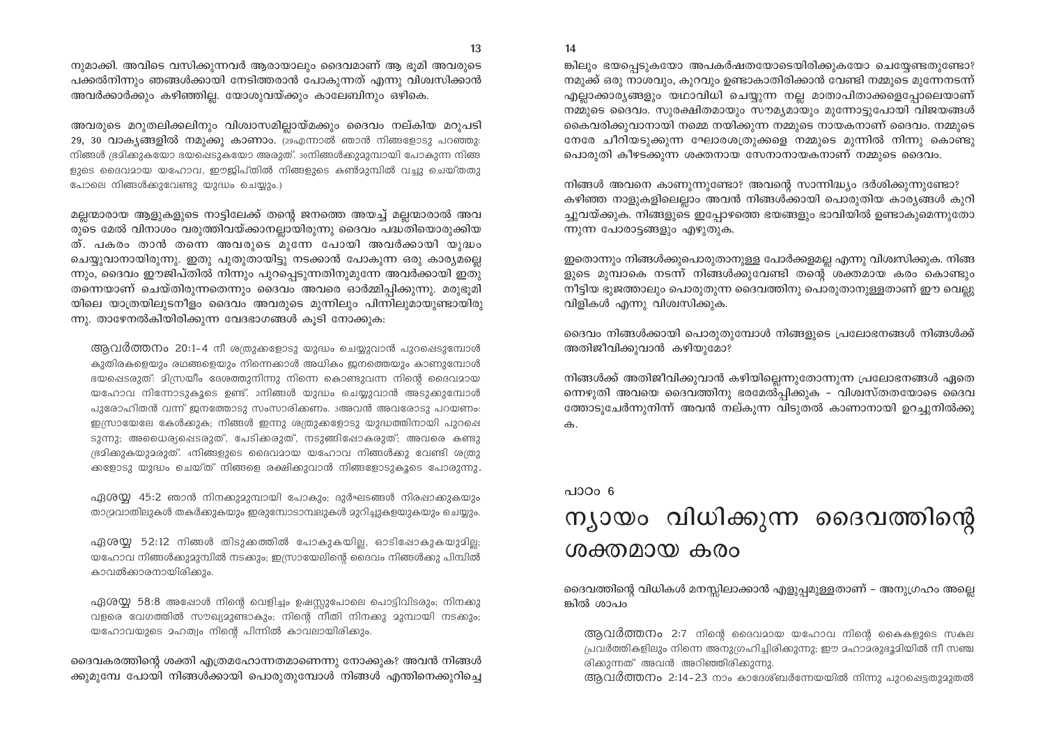നുമാക്കി. അവിടെ വസിക്കുന്നവർ ആരായാലും ദൈവമാണ് ആ ഭൂമി അവരുടെ പക്കൽനിന്നും ഞങ്ങൾക്കായി നേടിത്തരാൻ പോകുന്നത് എന്നു വിശ്വസിക്കാൻ അവർക്കാർക്കും കഴിഞ്ഞില്ല. യോശുവയ്ക്കും കാലേബിനും ഒഴികെ.

അവരുടെ മറുതലിക്കലിനും വിശ്വാസമില്ലായ്മക്കും ദൈവം നല്കിയ മറുപടി 29, 30 വാക്യങ്ങളിൽ നമുക്കു കാണാം. (29എന്നാൽ ഞാൻ നിങ്ങളോടു പറഞ്ഞു: നിങ്ങൾ ഭ്രമിക്കുകയോ ഭയപ്പെടുകയോ അരുത്. 30നിങ്ങൾക്കുമുമ്പായി പോകുന്ന നിങ്ങളുടെ ദൈവമായ യഹോവ, ഈജിപ്തിൽ നിങ്ങളുടെ കൺമുമ്പിൽ വച്ചു ചെയ്തതു പോലെ നിങ്ങൾക്കുവേണ്ടു യുദ്ധം ചെയ്യും.)

മല്ലന്മാരായ ആളുകളുടെ നാട്ടിലേക്ക് തന്റെ ജനത്തെ അയച്ച് മല്ലന്മാരാൽ അവരുടെ മേൽ വിനാശം വരുത്തിവയ്ക്കാനല്ലായിരുന്നു ദൈവം പദ്ധതിയൊരുക്കിയത്. പകരം താൻ തന്നെ അവരുടെ മുന്നേ പോയി അവർക്കായി യുദ്ധം ചെയ്യുവാനായിരുന്നു. ഇതു പുതുതായിട്ടു നടക്കാൻ പോകുന്ന ഒരു കാര്യമല്ലെന്നും, ദൈവം ഈജിപ്തിൽ നിന്നും പുറപ്പെടുന്നതിനുമുന്നേ അവർക്കായി ഇതു തന്നെയാണ് ചെയ്തിരുന്നതെന്നും ദൈവം അവരെ ഓർമ്മിപ്പിക്കുന്നു. മരുഭൂമിയിലെ യാത്രയിലുടനീളം ദൈവം അവരുടെ മുന്നിലും പിന്നിലുമായുണ്ടായിരുന്നു. താഴേനൽകിയിരിക്കുന്ന വേദഭാഗങ്ങൾ കൂടി നോക്കുക:

> ആവർത്തനം 20:1-4 നീ ശത്രുക്കളോടു യുദ്ധം ചെയ്യുവാൻ പുറപ്പെടുമ്പോൾ കുതിരകളെയും രഥങ്ങളെയും നിന്നെക്കാൾ അധികം ജനത്തെയും കാണുമ്പോൾ ഭയപ്പെടരുത്: മിസ്രയീം ദേശത്തുനിന്നു നിന്നെ കൊണ്ടുവന്ന നിന്റെ ദൈവമായ യഹോവ നിന്നോടുകൂടെ ഉണ്ട്. 2നിങ്ങൾ യുദ്ധം ചെയ്യുവാൻ അടുക്കുമ്പോൾ പുരോഹിതൻ വന്ന് ജനത്തോടു സംസാരിക്കണം. 3അവൻ അവരോടു പറയണം: ഇസ്രായേലേ കേൾക്കുക; നിങ്ങൾ ഇന്നു ശത്രുക്കളോടു യുദ്ധത്തിനായി പുറപ്പെടുന്നു; അധൈര്യപ്പെടരുത്, പേടിക്കരുത്, നടുങ്ങിപ്പോകരുത്; അവരെ കണ്ടു ഭ്രമിക്കുകയുമരുത്. 4നിങ്ങളുടെ ദൈവമായ യഹോവ നിങ്ങൾക്കു വേണ്ടി ശത്രുക്കളോടു യുദ്ധം ചെയ്ത് നിങ്ങളെ രക്ഷിക്കുവാൻ നിങ്ങളോടുകൂടെ പോരുന്നു.

> ഏശയ്യ 45:2 ഞാൻ നിനക്കുമുമ്പായി പോകും; ദുർഘടങ്ങൾ നിരപ്പാക്കുകയും താമ്രവാതിലുകൾ തകർക്കുകയും ഇരുമ്പോടാമ്പലുകൾ മുറിച്ചുകളയുകയും ചെയ്യും.

> ഏശയ്യ 52:12 നിങ്ങൾ തിടുക്കത്തിൽ പോകുകയില്ല, ഓടിപ്പോകുകയുമില്ല; യഹോവ നിങ്ങൾക്കുമുമ്പിൽ നടക്കും; ഇസ്രായേലിന്റെ ദൈവം നിങ്ങൾക്കു പിമ്പിൽ കാവൽക്കാരനായിരിക്കും.

> ഏശയ്യ 58:8 അപ്പോൾ നിന്റെ വെളിച്ചം ഉഷസ്സുപോലെ പൊട്ടിവിടരും; നിനക്കു വളരെ വേഗത്തിൽ സൗഖ്യമുണ്ടാകും; നിന്റെ നീതി നിനക്കു മുമ്പായി നടക്കും; യഹോവയുടെ മഹത്വം നിന്റെ പിന്നിൽ കാവലായിരിക്കും.

ദൈവകരത്തിന്റെ ശക്തി എത്രമഹോന്നതമാണെന്നു നോക്കുക? അവൻ നിങ്ങൾക്കുമുമ്പേ പോയി നിങ്ങൾക്കായി പൊരുതുമ്പോൾ നിങ്ങൾ എന്തിനെക്കുറിച്ചെങ്കിലും ഭയപ്പെടുകയോ അപകർഷതയോടെയിരിക്കുകയോ ചെയ്യേണ്ടതുണ്ടോ? നമുക്ക് ഒരു നാശവും, കുറവും ഉണ്ടാകാതിരിക്കാൻ വേണ്ടി നമ്മുടെ മുന്നേനടന്ന് എല്ലാക്കാര്യങ്ങളും യഥാവിധി ചെയ്യുന്ന നല്ല മാതാപിതാക്കളെപ്പോലെയാണ് നമ്മുടെ ദൈവം. സുരക്ഷിതമായും സൗമ്യമായും മുന്നോട്ടുപോയി വിജയങ്ങൾ കൈവരിക്കുവാനായി നമ്മെ നയിക്കുന്ന നമ്മുടെ നായകനാണ് ദൈവം. നമ്മുടെ നേരേ ചീറിയടുക്കുന്ന ഘോരശത്രുക്കളെ നമ്മുടെ മുന്നിൽ നിന്നു കൊണ്ടു പൊരുതി കീഴടക്കുന്ന ശക്തനായ സേനാനായകനാണ് നമ്മുടെ ദൈവം.

നിങ്ങൾ അവനെ കാണുന്നുണ്ടോ? അവന്റെ സാന്നിദ്ധ്യം ദർശിക്കുന്നുണ്ടോ? കഴിഞ്ഞ നാളുകളിലെല്ലാം അവൻ നിങ്ങൾക്കായി പൊരുതിയ കാര്യങ്ങൾ കുറിച്ചുവയ്ക്കുക. നിങ്ങളുടെ ഇപ്പോഴത്തെ ഭയങ്ങളും ഭാവിയിൽ ഉണ്ടാകുമെന്നുതോന്നുന്ന പോരാട്ടങ്ങളും എഴുതുക.

ഇതൊന്നും നിങ്ങൾക്കുപൊരുതാനുള്ള പോർക്കളമല്ല എന്നു വിശ്വസിക്കുക. നിങ്ങളുടെ മുമ്പാകെ നടന്ന് നിങ്ങൾക്കുവേണ്ടി തന്റെ ശക്തമായ കരം കൊണ്ടും നീട്ടിയ ഭുജത്താലും പൊരുതുന്ന ദൈവത്തിനു പൊരുതാനുള്ളതാണ് ഈ വെല്ലുവിളികൾ എന്നു വിശ്വസിക്കുക.

ദൈവം നിങ്ങൾക്കായി പൊരുതുമ്പോൾ നിങ്ങളുടെ പ്രലോഭനങ്ങൾ നിങ്ങൾക്ക് അതിജീവിക്കുവാൻ കഴിയുമോ?

നിങ്ങൾക്ക് അതിജീവിക്കുവാൻ കഴിയില്ലെന്നുതോന്നുന്ന പ്രലോഭനങ്ങൾ ഏതെന്നെഴുതി അവയെ ദൈവത്തിനു ഭരമേൽപ്പിക്കുക – വിശ്വസ്തതയോടെ ദൈവത്തോടുചേർന്നുനിന്ന് അവൻ നല്കുന്ന വിടുതൽ കാണാനായി ഉറച്ചുനിൽക്കുക.

പാഠം 6

# ന്യായം വിധിക്കുന്ന ദൈവത്തിന്റെ ശക്തമായ കരം

ദൈവത്തിന്റെ വിധികൾ മനസ്സിലാക്കാൻ എളുപ്പമുള്ളതാണ് – അനുഗ്രഹം അല്ലെങ്കിൽ ശാപം

> ആവർത്തനം 2:7 നിന്റെ ദൈവമായ യഹോവ നിന്റെ കൈകളുടെ സകല പ്രവർത്തികളിലും നിന്നെ അനുഗ്രഹിച്ചിരിക്കുന്നു; ഈ മഹാമരുഭൂമിയിൽ നീ സഞ്ചരിക്കുന്നത് അവൻ അറിഞ്ഞിരിക്കുന്നു.
> ആവർത്തനം 2:14-23 നാം കാദേശ്ബർന്നേയയിൽ നിന്നു പുറപ്പെട്ടതുമുതൽ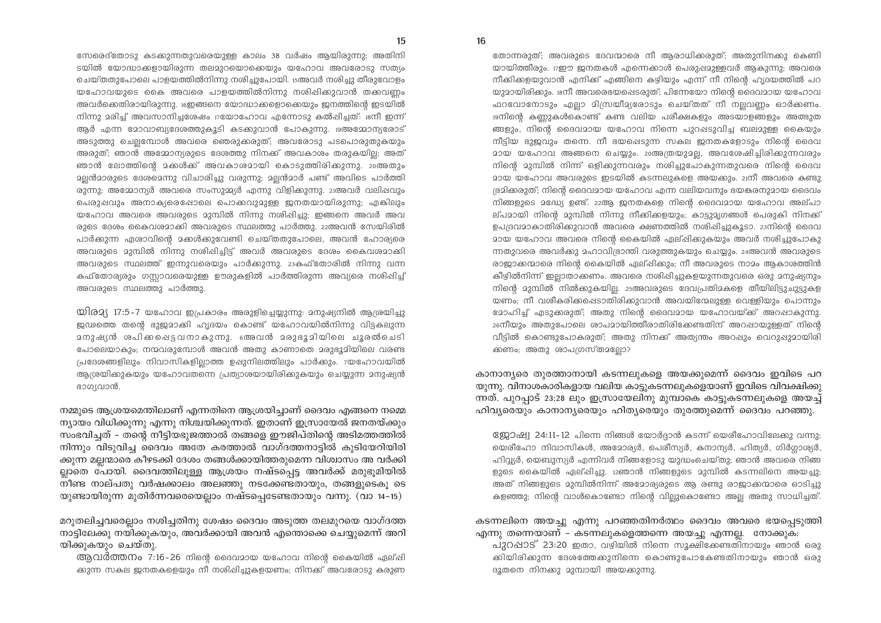സേരെദ്തോടു കടക്കുന്നതുവരെയുള്ള കാലം 38 വർഷം ആയിരുന്നു; അതിനിടയിൽ യോദ്ധാക്കളായിരുന്ന തലമുറയൊക്കെയും യഹോവ അവരോടു സത്യം ചെയ്തതുപോലെ പാളയത്തിൽനിന്നു നശിച്ചുപോയി. 15അവർ നശിച്ചു തീരുവോളം യഹോവയുടെ കൈ അവരെ പാളയത്തിൽനിന്നു നശിപ്പിക്കുവാൻ തക്കവണ്ണം അവർക്കെതിരായിരുന്നു. 16ഇങ്ങനെ യോദ്ധാക്കളൊക്കെയും ജനത്തിന്റെ ഇടയിൽ നിന്നു മരിച്ച് അവസാനിച്ചശേഷം 17യോഹോവ എന്നോടു കല്പിച്ചത്: 18നീ ഇന്ന് ആർ എന്ന മോവാബ്യദേശത്തുകൂടി കടക്കുവാൻ പോകുന്നു. 19അമ്മോന്യരോട് അടുത്തു ചെല്ലുമ്പോൾ അവരെ ഞെരുക്കരുത്; അവരോടു പടപൊരുതുകയും അരുത്; ഞാൻ അമ്മോന്യരുടെ ദേശത്തു നിനക്ക് അവകാശം തരുകയില്ല; അത് ഞാൻ ലോത്തിന്റെ മക്കൾക്ക് അവകാശമായി കൊടുത്തിരിക്കുന്നു. 20അതും മല്ലൻമാരുടെ ദേശമെന്നു വിചാരിച്ചു വരുന്നു; മല്ലൻമാർ പണ്ട് അവിടെ പാർത്തിരുന്നു; അമ്മോന്യർ അവരെ സംസുമ്മ്യർ എന്നു വിളിക്കുന്നു. 21അവർ വലിപ്പവും പെരുപ്പവും അനാക്യരെപ്പോലെ പൊക്കവുമുള്ള ജനതയായിരുന്നു; എങ്കിലും യഹോവ അവരെ അവരുടെ മുമ്പിൽ നിന്നു നശിപ്പിച്ചു; ഇങ്ങനെ അവർ അവരുടെ ദേശം കൈവശമാക്കി അവരുടെ സ്ഥലത്തു പാർത്തു. 22അവൻ സേയിരിൽ പാർക്കുന്ന ഏശാവിന്റെ മക്കൾക്കുവേണ്ടി ചെയ്തതുപോലെ, അവൻ ഹോര്യരെ അവരുടെ മുമ്പിൽ നിന്നു നശിപ്പിച്ചിട്ട് അവർ അവരുടെ ദേശം കൈവശമാക്കി അവരുടെ സ്ഥലത്ത് ഇന്നുവരെയും പാർക്കുന്നു. 23കഫ്തോരിൽ നിന്നു വന്ന കഫ്തോര്യരും ഗസ്സാവരെയുള്ള ഊരുകളിൽ പാർത്തിരുന്ന അവ്യരെ നശിപ്പിച്ച് അവരുടെ സ്ഥലത്തു പാർത്തു.

യിരമ്യ 17:5-7 യഹോവ ഇപ്രകാരം അരുളിച്ചെയ്യുന്നു: മനുഷ്യനിൽ ആശ്രയിച്ചു ജഡത്തെ തന്റെ ഭുജമാക്കി ഹൃദയം കൊണ്ട് യഹോവയിൽനിന്നു വിട്ടകലുന്ന മനുഷ്യൻ ശപിക്കപ്പെട്ടവനാകുന്നു. 6അവൻ മരുഭൂമിയിലെ ചൂരൽച്ചെടി പോലെയാകും; നന്മവരുമ്പോൾ അവൻ അതു കാണാതെ മരുഭൂമിയിലെ വരണ്ട പ്രദേശങ്ങളിലും നിവാസികളില്ലാത്ത ഉപ്പുനിലത്തിലും പാർക്കും. 7യഹോവയിൽ ആശ്രയിക്കുകയും യഹോവതന്നെ പ്രത്യാശയായിരിക്കുകയും ചെയ്യുന്ന മനുഷ്യൻ ഭാഗ്യവാൻ.

നമ്മുടെ ആശ്രയമെന്തിലാണ് എന്നതിനെ ആശ്രയിച്ചാണ് ദൈവം എങ്ങനെ നമ്മെ ന്യായം വിധിക്കുന്നു എന്നു നിശ്ചയിക്കുന്നത്. ഇതാണ് ഇസ്രായേൽ ജനതയ്ക്കും സംഭവിച്ചത് - തന്റെ നീട്ടിയഭുജത്താൽ തങ്ങളെ ഈജിപ്തിന്റെ അടിമത്തത്തിൽ നിന്നും വിടുവിച്ച ദൈവം അതേ കരത്താൽ വാഗ്ദത്തനാട്ടിൽ കുടിയേറിയിരിക്കുന്ന മല്ലന്മാരെ കീഴടക്കി ദേശം തങ്ങൾക്കായിത്തരുമെന്ന വിശ്വാസം അ വർക്കില്ലാതെ പോയി. ദൈവത്തിലുള്ള ആശ്രയം നഷ്ടപ്പെട്ട അവർക്ക് മരുഭൂമിയിൽ നീണ്ട നാല്പതു വർഷക്കാലം അലഞ്ഞു നടക്കേണ്ടതായും, തങ്ങളുടെകൂ ടെയുണ്ടായിരുന്ന മുതിർന്നവരെയെല്ലാം നഷ്ടപ്പെടേണ്ടതായും വന്നു. (വാ 14-15)

മറുതലിച്ചവരെല്ലാം നശിച്ചതിനു ശേഷം ദൈവം അടുത്ത തലമുറയെ വാഗ്ദത്ത നാട്ടിലേക്കു നയിക്കുകയും, അവർക്കായി അവൻ എന്തൊക്കെ ചെയ്യുമെന്ന് അറിയിക്കുകയും ചെയ്തു.

ആവർത്തനം 7:16-26 നിന്റെ ദൈവമായ യഹോവ നിന്റെ കൈയിൽ ഏല്പിക്കുന്ന സകല ജനതകളെയും നീ നശിപ്പിച്ചുകളയണം; നിനക്ക് അവരോടു കരുണ തോന്നരുത്; അവരുടെ ദേവന്മാരെ നീ ആരാധിക്കരുത്; അതുനിനക്കു കെണിയായിത്തീരും. 17ഈ ജനതകൾ എന്നെക്കാൾ പെരുപ്പമുള്ളവർ ആകുന്നു; അവരെ നീക്കിക്കളയുവാൻ എനിക്ക് എങ്ങിനെ കഴിയും എന്ന് നീ നിന്റെ ഹൃദയത്തിൽ പറയുമായിരിക്കും. 18നീ അവരെഭയപ്പെടരുത്; പിന്നേയോ നിന്റെ ദൈവമായ യഹോവ ഫറവോനോടും എല്ലാ മിസ്രയീമ്യരോടും ചെയ്തത് നീ നല്ലവണ്ണം ഓർക്കണം. 19നിന്റെ കണ്ണുകൾകൊണ്ട് കണ്ട വലിയ പരീക്ഷകളും അടയാളങ്ങളും അത്ഭുതങ്ങളും, നിന്റെ ദൈവമായ യഹോവ നിന്നെ പുറപ്പെടുവിച്ച ബലമുള്ള കൈയും നീട്ടിയ ഭുജവും തന്നെ. നീ ഭയപ്പെടുന്ന സകല ജനതകളോടും നിന്റെ ദൈവമായ യഹോവ അങ്ങനെ ചെയ്യും. 20അത്രയുമല്ല, അവശേഷിച്ചിരിക്കുന്നവരും നിന്റെ മുമ്പിൽ നിന്ന് ഒളിക്കുന്നവരും നശിച്ചുപോകുന്നതുവരെ നിന്റെ ദൈവമായ യഹോവ അവരുടെ ഇടയിൽ കടന്നലുകളെ അയക്കും. 21നീ അവരെ കണ്ടു ഭ്രമിക്കരുത്; നിന്റെ ദൈവമായ യഹോവ എന്ന വലിയവനും ഭയങ്കരനുമായ ദൈവം നിങ്ങളുടെ മദ്ധ്യേ ഉണ്ട്. 22ആ ജനതകളെ നിന്റെ ദൈവമായ യഹോവ അല്പാല്പമായി നിന്റെ മുമ്പിൽ നിന്നു നീക്കിക്കളയും; കാട്ടുമൃഗങ്ങൾ പെരുകി നിനക്ക് ഉപദ്രവമാകാതിരിക്കുവാൻ അവരെ ക്ഷണത്തിൽ നശിപ്പിച്ചുകൂടാ. 23നിന്റെ ദൈവമായ യഹോവ അവരെ നിന്റെ കൈയിൽ ഏല്പിക്കുകയും അവർ നശിച്ചുപോകുന്നതുവരെ അവർക്കു മഹാവിഭ്രാന്തി വരുത്തുകയും ചെയ്യും. 24അവൻ അവരുടെ രാജാക്കന്മാരെ നിന്റെ കൈയിൽ ഏല്പിക്കും; നീ അവരുടെ നാമം ആകാശത്തിൻ കീഴിൽനിന്ന് ഇല്ലാതാക്കണം. അവരെ നശിപ്പിച്ചുകളയുന്നതുവരെ ഒരു മനുഷ്യനും നിന്റെ മുമ്പിൽ നിൽക്കുകയില്ല. 25അവരുടെ ദേവപ്രതിമകളെ തീയിലിട്ടുചുട്ടുകളയണം; നീ വശീകരിക്കപ്പെടാതിരിക്കുവാൻ അവയിന്മേലുള്ള വെള്ളിയും പൊന്നും മോഹിച്ച് എടുക്കരുത്; അതു നിന്റെ ദൈവമായ യഹോവയ്ക്ക് അറപ്പാകുന്നു. 26നീയും അതുപോലെ ശാപമായിത്തീരാതിരിക്കേണ്ടതിന് അറപ്പായുള്ളത് നിന്റെ വീട്ടിൽ കൊണ്ടുപോകരുത്; അതു നിനക്ക് അത്യന്തം അറപ്പും വെറുപ്പുമായിരിക്കണം; അതു ശാപഗ്രസ്തമല്ലോ?

കാനാന്യരെ തുരത്താനായി കടന്നലുകളെ അയക്കുമെന്ന് ദൈവം ഇവിടെ പറയുന്നു. വിനാശകാരികളായ വലിയ കാട്ടുകടന്നലുകളെയാണ് ഇവിടെ വിവക്ഷിക്കുന്നത്. പുറപ്പാട് 23:28 ലും ഇസ്രായേലിനു മുമ്പാകെ കാട്ടുകടന്നലുകളെ അയച്ച് ഹിവ്യരെയും കാനാന്യരെയും ഹിത്യരെയും തുരത്തുമെന്ന് ദൈവം പറഞ്ഞു.

ജോഷ്വ 24:11-12 പിന്നെ നിങ്ങൾ യോർദ്ദാൻ കടന്ന് യെരീഹോവിലേക്കു വന്നു; യെരീഹോ നിവാസികൾ, അമോര്യർ, പെരീസ്യർ, കനാന്യർ, ഹിത്യർ, ഗിർഗ്ഗാശ്യർ, ഹിവ്വ്യർ, യെബൂസ്യർ എന്നിവർ നിങ്ങളോടു യുദ്ധംചെയ്തു; ഞാൻ അവരെ നിങ്ങളുടെ കൈയിൽ ഏല്പിച്ചു. 12ഞാൻ നിങ്ങളുടെ മുമ്പിൽ കടന്നലിനെ അയച്ചു; അത് നിങ്ങളുടെ മുമ്പിൽനിന്ന് അമോര്യരുടെ ആ രണ്ടു രാജാക്കന്മാരെ ഓടിച്ചുകളഞ്ഞു; നിന്റെ വാൾകൊണ്ടോ നിന്റെ വില്ലുകൊണ്ടോ അല്ല അതു സാധിച്ചത്.

കടന്നലിനെ അയച്ചു എന്നു പറഞ്ഞതിനർത്ഥം ദൈവം അവരെ ഭയപ്പെടുത്തി എന്നു തന്നെയാണ് - കടന്നലുകളെത്തന്നെ അയച്ചു എന്നല്ല. നോക്കുക:

പുറപ്പാട് 23:20 ഇതാ, വഴിയിൽ നിന്നെ സൂക്ഷിക്കേണ്ടതിനായും ഞാൻ ഒരുക്കിയിരിക്കുന്ന ദേശത്തേക്കുനിന്നെ കൊണ്ടുപോകേണ്ടതിനായും ഞാൻ ഒരു ദൂതനെ നിനക്കു മുമ്പായി അയക്കുന്നു.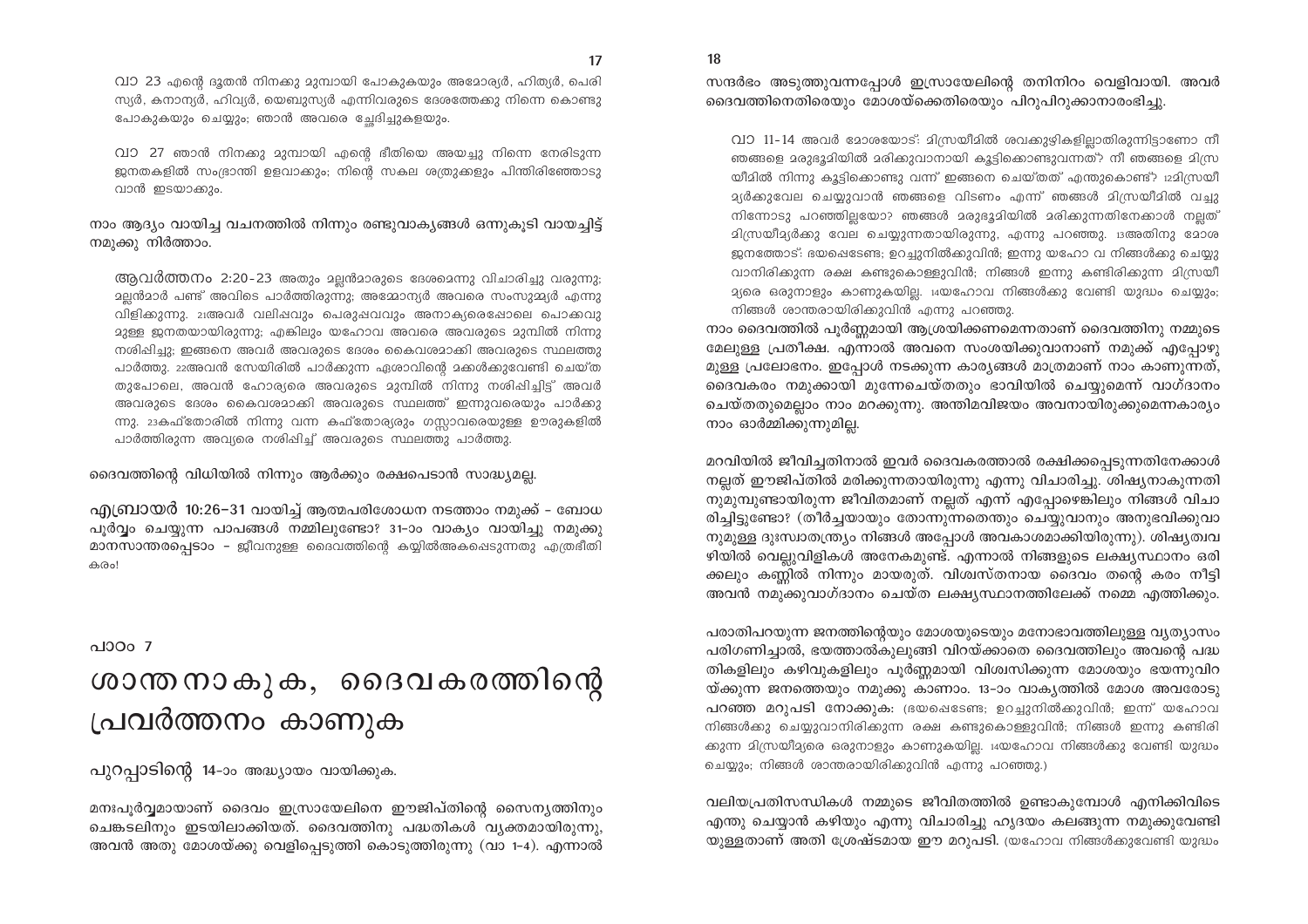വാ 23 എന്റെ ദൂതൻ നിനക്കു മുമ്പായി പോകുകയും അമോര്യർ, ഹിത്യർ, പെരിസ്യർ, കനാന്യർ, ഹിവ്യർ, യെബൂസ്യർ എന്നിവരുടെ ദേശത്തേക്കു നിന്നെ കൊണ്ടു പോകുകയും ചെയ്യും; ഞാൻ അവരെ ച്ഛേദിച്ചുകളയും.

വാ 27 ഞാൻ നിനക്കു മുമ്പായി എന്റെ ഭീതിയെ അയച്ചു നിന്നെ നേരിടുന്ന ജനതകളിൽ സംഭ്രാന്തി ഉളവാക്കും; നിന്റെ സകല ശത്രുക്കളും പിന്തിരിഞ്ഞോടു വാൻ ഇടയാക്കും.

നാം ആദ്യം വായിച്ച വചനത്തിൽ നിന്നും രണ്ടുവാക്യങ്ങൾ ഒന്നുകൂടി വായച്ചിട്ട് നമുക്കു നിർത്താം.

ആവർത്തനം 2:20-23 അതും മല്ലൻമാരുടെ ദേശമെന്നു വിചാരിച്ചു വരുന്നു; മല്ലൻമാർ പണ്ട് അവിടെ പാർത്തിരുന്നു; അമ്മോന്യർ അവരെ സംസുമ്മ്യർ എന്നു വിളിക്കുന്നു. 21അവർ വലിപ്പവും പെരുപ്പവവും അനാക്യരെപ്പോലെ പൊക്കവുമുള്ള ജനതയായിരുന്നു; എങ്കിലും യഹോവ അവരെ അവരുടെ മുമ്പിൽ നിന്നു നശിപ്പിച്ചു; ഇങ്ങനെ അവർ അവരുടെ ദേശം കൈവശമാക്കി അവരുടെ സ്ഥലത്തു പാർത്തു. 22അവൻ സേയിരിൽ പാർക്കുന്ന ഏശാവിന്റെ മക്കൾക്കുവേണ്ടി ചെയ്തതുപോലെ, അവൻ ഹോര്യരെ അവരുടെ മുമ്പിൽ നിന്നു നശിപ്പിച്ചിട്ട് അവർ അവരുടെ ദേശം കൈവശമാക്കി അവരുടെ സ്ഥലത്ത് ഇന്നുവരെയും പാർക്കുന്നു. 23കഫ്തോരിൽ നിന്നു വന്ന കഫ്തോര്യരും ഗസ്സാവരെയുള്ള ഊരുകളിൽ പാർത്തിരുന്ന അവ്വരെ നശിപ്പിച്ച് അവരുടെ സ്ഥലത്തു പാർത്തു.

ദൈവത്തിന്റെ വിധിയിൽ നിന്നും ആർക്കും രക്ഷപെടാൻ സാദ്ധ്യമല്ല.

എബ്രായർ 10:26-31 വായിച്ച് ആത്മപരിശോധന നടത്താം നമുക്ക് – ബോധപൂർവ്വം ചെയ്യുന്ന പാപങ്ങൾ നമ്മിലുണ്ടോ? 31-ാം വാക്യം വായിച്ചു നമുക്കു മാനസാന്തരപ്പെടാം – ജീവനുള്ള ദൈവത്തിന്റെ കയ്യിൽഅകപ്പെടുന്നതു എത്രഭീതികരം!

പാഠം 7

# ശാന്തനാകുക, ദൈവകരത്തിന്റെ പ്രവർത്തനം കാണുക

പുറപ്പാടിന്റെ 14-ാം അദ്ധ്യായം വായിക്കുക.

മനഃപൂർവ്വമായാണ് ദൈവം ഇസ്രായേലിനെ ഈജിപ്തിന്റെ സൈന്യത്തിനും ചെങ്കടലിനും ഇടയിലാക്കിയത്. ദൈവത്തിനു പദ്ധതികൾ വ്യക്തമായിരുന്നു, അവൻ അതു മോശയ്ക്കു വെളിപ്പെടുത്തി കൊടുത്തിരുന്നു (വാ 1-4). എന്നാൽ സന്ദർഭം അടുത്തുവന്നപ്പോൾ ഇസ്രായേലിന്റെ തനിനിറം വെളിവായി. അവർ ദൈവത്തിനെതിരെയും മോശയ്ക്കെതിരെയും പിറുപിറുക്കാനാരംഭിച്ചു.

വാ 11-14 അവർ മോശയോട്: മിസ്രയീമിൽ ശവക്കുഴികളില്ലാതിരുന്നിട്ടാണോ നീ ഞങ്ങളെ മരുഭൂമിയിൽ മരിക്കുവാനായി കൂട്ടിക്കൊണ്ടുവന്നത്? നീ ഞങ്ങളെ മിസ്രയീമിൽ നിന്നു കൂട്ടിക്കൊണ്ടു വന്ന് ഇങ്ങനെ ചെയ്തത് എന്തുകൊണ്ട്? 12മിസ്രയീമ്യർക്കുവേല ചെയ്യുവാൻ ഞങ്ങളെ വിടണം എന്ന് ഞങ്ങൾ മിസ്രയീമിൽ വച്ചു നിന്നോടു പറഞ്ഞില്ലയോ? ഞങ്ങൾ മരുഭൂമിയിൽ മരിക്കുന്നതിനേക്കാൾ നല്ലത് മിസ്രയീമ്യർക്കു വേല ചെയ്യുന്നതായിരുന്നു, എന്നു പറഞ്ഞു. 13അതിനു മോശ ജനത്തോട്: ഭയപ്പെടേണ്ട; ഉറച്ചുനിൽക്കുവിൻ; ഇന്നു യഹോ വ നിങ്ങൾക്കു ചെയ്യുവാനിരിക്കുന്ന രക്ഷ കണ്ടുകൊള്ളുവിൻ; നിങ്ങൾ ഇന്നു കണ്ടിരിക്കുന്ന മിസ്രയീമ്യരെ ഒരുനാളും കാണുകയില്ല. 14യഹോവ നിങ്ങൾക്കു വേണ്ടി യുദ്ധം ചെയ്യും; നിങ്ങൾ ശാന്തരായിരിക്കുവിൻ എന്നു പറഞ്ഞു.

നാം ദൈവത്തിൽ പൂർണ്ണമായി ആശ്രയിക്കണമെന്നതാണ് ദൈവത്തിനു നമ്മുടെ മേലുള്ള പ്രതീക്ഷ. എന്നാൽ അവനെ സംശയിക്കുവാനാണ് നമുക്ക് എപ്പോഴുമുള്ള പ്രലോഭനം. ഇപ്പോൾ നടക്കുന്ന കാര്യങ്ങൾ മാത്രമാണ് നാം കാണുന്നത്, ദൈവകരം നമുക്കായി മുന്നേചെയ്തതും ഭാവിയിൽ ചെയ്യുമെന്ന് വാഗ്ദാനം ചെയ്തതുമെല്ലാം നാം മറക്കുന്നു. അന്തിമവിജയം അവനായിരുക്കുമെന്നകാര്യം നാം ഓർമ്മിക്കുന്നുമില്ല.

മറവിയിൽ ജീവിച്ചതിനാൽ ഇവർ ദൈവകരത്താൽ രക്ഷിക്കപ്പെടുന്നതിനേക്കാൾ നല്ലത് ഈജിപ്തിൽ മരിക്കുന്നതായിരുന്നു എന്നു വിചാരിച്ചു. ശിഷ്യനാകുന്നതിനുമുമ്പുണ്ടായിരുന്ന ജീവിതമാണ് നല്ലത് എന്ന് എപ്പോഴെങ്കിലും നിങ്ങൾ വിചാരിച്ചിട്ടുണ്ടോ? (തീർച്ചയായും തോന്നുന്നതെന്തും ചെയ്യുവാനും അനുഭവിക്കുവാനുമുള്ള ദുഃസ്വാതന്ത്ര്യം നിങ്ങൾ അപ്പോൾ അവകാശമാക്കിയിരുന്നു). ശിഷ്യത്വവഴിയിൽ വെല്ലുവിളികൾ അനേകമുണ്ട്. എന്നാൽ നിങ്ങളുടെ ലക്ഷ്യസ്ഥാനം ഒരിക്കലും കണ്ണിൽ നിന്നും മായരുത്. വിശ്വസ്തനായ ദൈവം തന്റെ കരം നീട്ടി അവൻ നമുക്കുവാഗ്ദാനം ചെയ്ത ലക്ഷ്യസ്ഥാനത്തിലേക്ക് നമ്മെ എത്തിക്കും.

പരാതിപറയുന്ന ജനത്തിന്റെയും മോശയുടെയും മനോഭാവത്തിലുള്ള വ്യത്യാസം പരിഗണിച്ചാൽ, ഭയത്താൽകുലുങ്ങി വിറയ്ക്കാതെ ദൈവത്തിലും അവന്റെ പദ്ധതികളിലും കഴിവുകളിലും പൂർണ്ണമായി വിശ്വസിക്കുന്ന മോശയും ഭയന്നുവിറയ്ക്കുന്ന ജനത്തെയും നമുക്കു കാണാം. 13-ാം വാക്യത്തിൽ മോശ അവരോടു പറഞ്ഞ മറുപടി നോക്കുക: (ഭയപ്പെടേണ്ട; ഉറച്ചുനിൽക്കുവിൻ; ഇന്ന് യഹോവ നിങ്ങൾക്കു ചെയ്യുവാനിരിക്കുന്ന രക്ഷ കണ്ടുകൊള്ളുവിൻ; നിങ്ങൾ ഇന്നു കണ്ടിരിക്കുന്ന മിസ്രയീമ്യരെ ഒരുനാളും കാണുകയില്ല. 14യഹോവ നിങ്ങൾക്കു വേണ്ടി യുദ്ധം ചെയ്യും; നിങ്ങൾ ശാന്തരായിരിക്കുവിൻ എന്നു പറഞ്ഞു.)

വലിയപ്രതിസന്ധികൾ നമ്മുടെ ജീവിതത്തിൽ ഉണ്ടാകുമ്പോൾ എനിക്കിവിടെ എന്തു ചെയ്യാൻ കഴിയും എന്നു വിചാരിച്ചു ഹൃദയം കലങ്ങുന്ന നമുക്കുവേണ്ടിയുള്ളതാണ് അതി ശ്രേഷ്ടമായ ഈ മറുപടി. (യഹോവ നിങ്ങൾക്കുവേണ്ടി യുദ്ധം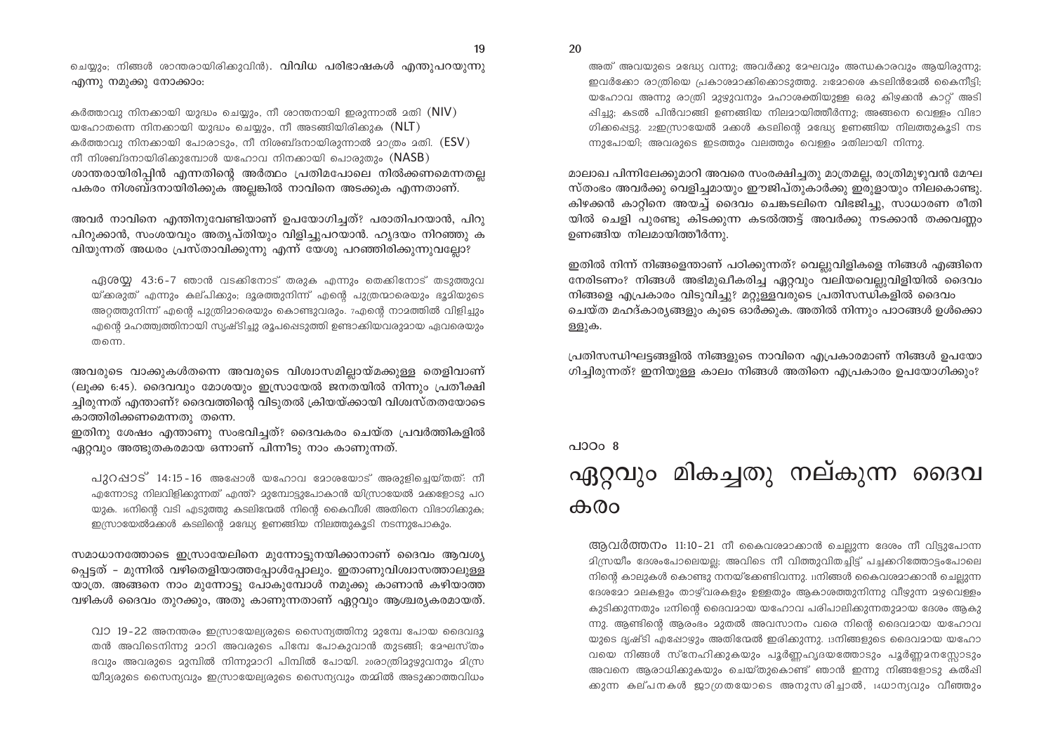ചെയ്യും; നിങ്ങൾ ശാന്തരായിരിക്കുവിൻ). **വിവിധ പരിഭാഷകൾ എന്തുപറയുന്നു എന്നു നമുക്കു നോക്കാം:**

കർത്താവു നിനക്കായി യുദ്ധം ചെയ്യും, നീ ശാന്തനായി ഇരുന്നാൽ മതി (NIV)
യഹോവതന്നെ നിനക്കായി യുദ്ധം ചെയ്യും, നീ അടങ്ങിയിരിക്കുക (NLT)
കർത്താവു നിനക്കായി പോരാടും, നീ നിശബ്ദനായിരുന്നാൽ മാത്രം മതി. (ESV)
നീ നിശബ്ദനായിരിക്കുമ്പോൾ യഹോവ നിനക്കായി പൊരുതും (NASB)
ശാന്തരായിരിപ്പിൻ എന്നതിന്റെ അർത്ഥം പ്രതിമപോലെ നിൽക്കണമെന്നതല്ല പകരം നിശബ്ദനായിരിക്കുക അല്ലങ്കിൽ നാവിനെ അടക്കുക എന്നതാണ്.

അവർ നാവിനെ എന്തിനുവേണ്ടിയാണ് ഉപയോഗിച്ചത്? പരാതിപറയാൻ, പിറു പിറുക്കാൻ, സംശയവും അതൃപ്തിയും വിളിച്ചുപറയാൻ. ഹൃദയം നിറഞ്ഞു കവിയുന്നത് അധരം പ്രസ്താവിക്കുന്നു എന്ന് യേശു പറഞ്ഞിരിക്കുന്നുവല്ലോ?

> ഏശയ്യ 43:6-7 ഞാൻ വടക്കിനോട് തരുക എന്നും തെക്കിനോട് തടുത്തുവയ്ക്കരുത് എന്നും കല്പിക്കും; ദൂരത്തുനിന്ന് എന്റെ പുത്രന്മാരെയും ഭൂമിയുടെ അറ്റത്തുനിന്ന് എന്റെ പുത്രിമാരെയും കൊണ്ടുവരും. 7എന്റെ നാമത്തിൽ വിളിച്ചും എന്റെ മഹത്ത്വത്തിനായി സൃഷ്ടിച്ചു രൂപപ്പെടുത്തി ഉണ്ടാക്കിയവരുമായ ഏവരെയും തന്നെ.

അവരുടെ വാക്കുകൾതന്നെ അവരുടെ വിശ്വാസമില്ലായ്മക്കുള്ള തെളിവാണ് (ലൂക്ക 6:45). ദൈവവും മോശയും ഇസ്രായേൽ ജനതയിൽ നിന്നും പ്രതീക്ഷിച്ചിരുന്നത് എന്താണ്? ദൈവത്തിന്റെ വിടുതൽ ക്രിയയ്ക്കായി വിശ്വസ്തതയോടെ കാത്തിരിക്കണമെന്നതു തന്നെ.
ഇതിനു ശേഷം എന്താണു സംഭവിച്ചത്? ദൈവകരം ചെയ്ത പ്രവർത്തികളിൽ ഏറ്റവും അത്ഭുതകരമായ ഒന്നാണ് പിന്നീടു നാം കാണുന്നത്.

> പുറപ്പാട് 14:15-16 അപ്പോൾ യഹോവ മോശയോട് അരുളിച്ചെയ്തത്: നീ എന്നോടു നിലവിളിക്കുന്നത് എന്ത്? മുമ്പോട്ടുപോകാൻ യിസ്രായേൽ മക്കളോടു പറയുക. 16നിന്റെ വടി എടുത്തു കടലിന്മേൽ നിന്റെ കൈവീശി അതിനെ വിഭാഗിക്കുക; ഇസ്രായേൽമക്കൾ കടലിന്റെ മദ്ധ്യേ ഉണങ്ങിയ നിലത്തുകൂടി നടന്നുപോകും.

സമാധാനത്തോടെ ഇസ്രായേലിനെ മുന്നോട്ടുനയിക്കാനാണ് ദൈവം ആവശ്യപ്പെട്ടത് – മുന്നിൽ വഴിതെളിയാത്തപ്പോൾപ്പോലും. ഇതാണുവിശ്വാസത്താലുള്ള യാത്ര. അങ്ങനെ നാം മുന്നോട്ടു പോകുമ്പോൾ നമുക്കു കാണാൻ കഴിയാത്ത വഴികൾ ദൈവം തുറക്കും, അതു കാണുന്നതാണ് ഏറ്റവും ആശ്ചര്യകരമായത്.

> വാ 19-22 അനന്തരം ഇസ്രായേല്യരുടെ സൈന്യത്തിനു മുമ്പേ പോയ ദൈവദൂതൻ അവിടെനിന്നു മാറി അവരുടെ പിമ്പേ പോകുവാൻ തുടങ്ങി; മേഘസ്തംഭവും അവരുടെ മുമ്പിൽ നിന്നുമാറി പിമ്പിൽ പോയി. 20രാത്രിമുഴുവനും മിസ്രയീമ്യരുടെ സൈന്യവും ഇസ്രായേല്യരുടെ സൈന്യവും തമ്മിൽ അടുക്കാത്തവിധം അത് അവയുടെ മദ്ധ്യേ വന്നു; അവർക്കു മേഘവും അന്ധകാരവും ആയിരുന്നു; ഇവർക്കോ രാത്രിയെ പ്രകാശമാക്കിക്കൊടുത്തു. 21മോശെ കടലിൻമേൽ കൈനീട്ടി; യഹോവ അന്നു രാത്രി മുഴുവനും മഹാശക്തിയുള്ള ഒരു കിഴക്കൻ കാറ്റ് അടിപ്പിച്ചു; കടൽ പിൻവാങ്ങി ഉണങ്ങിയ നിലമായിത്തീർന്നു; അങ്ങനെ വെള്ളം വിഭാഗിക്കപ്പെട്ടു. 22ഇസ്രായേൽ മക്കൾ കടലിന്റെ മദ്ധ്യേ ഉണങ്ങിയ നിലത്തുകൂടി നടന്നുപോയി; അവരുടെ ഇടത്തും വലത്തും വെള്ളം മതിലായി നിന്നു.

മാലാഖ പിന്നിലേക്കുമാറി അവരെ സംരക്ഷിച്ചതു മാത്രമല്ല, രാത്രിമുഴുവൻ മേഘസ്തംഭം അവർക്കു വെളിച്ചമായും ഈജിപ്തുകാർക്കു ഇരുളായും നിലകൊണ്ടു. കിഴക്കൻ കാറ്റിനെ അയച്ച് ദൈവം ചെങ്കടലിനെ വിഭജിച്ചു, സാധാരണ രീതിയിൽ ചെളി പുരണ്ടു കിടക്കുന്ന കടൽത്തട്ട് അവർക്കു നടക്കാൻ തക്കവണ്ണം ഉണങ്ങിയ നിലമായിത്തീർന്നു.

ഇതിൽ നിന്ന് നിങ്ങളെന്താണ് പഠിക്കുന്നത്? വെല്ലുവിളികളെ നിങ്ങൾ എങ്ങിനെ നേരിടണം? നിങ്ങൾ അഭിമുഖീകരിച്ച ഏറ്റവും വലിയവെല്ലുവിളിയിൽ ദൈവം നിങ്ങളെ എപ്രകാരം വിടുവിച്ചു? മറ്റുള്ളവരുടെ പ്രതിസന്ധികളിൽ ദൈവം ചെയ്ത മഹദ്കാര്യങ്ങളും കൂടെ ഓർക്കുക. അതിൽ നിന്നും പാഠങ്ങൾ ഉൾക്കൊള്ളുക.

പ്രതിസന്ധിഘട്ടങ്ങളിൽ നിങ്ങളുടെ നാവിനെ എപ്രകാരമാണ് നിങ്ങൾ ഉപയോഗിച്ചിരുന്നത്? ഇനിയുള്ള കാലം നിങ്ങൾ അതിനെ എപ്രകാരം ഉപയോഗിക്കും?

പാഠം 8

# ഏറ്റവും മികച്ചതു നല്കുന്ന ദൈവകരം

> ആവർത്തനം 11:10-21 നീ കൈവശമാക്കാൻ ചെല്ലുന്ന ദേശം നീ വിട്ടുപോന്ന മിസ്രയീം ദേശംപോലെയല്ല; അവിടെ നീ വിത്തുവിതച്ചിട്ട് പച്ചക്കറിത്തോട്ടംപോലെ നിന്റെ കാലുകൾ കൊണ്ടു നനയ്ക്കേണ്ടിവന്നു. 11നിങ്ങൾ കൈവശമാക്കാൻ ചെല്ലുന്ന ദേശമോ മലകളും താഴ്‌വരകളും ഉള്ളതും ആകാശത്തുനിന്നു വീഴുന്ന മഴവെള്ളം കുടിക്കുന്നതും 12നിന്റെ ദൈവമായ യഹോവ പരിപാലിക്കുന്നതുമായ ദേശം ആകുന്നു. ആണ്ടിന്റെ ആരംഭം മുതൽ അവസാനം വരെ നിന്റെ ദൈവമായ യഹോവയുടെ ദൃഷ്ടി എപ്പോഴും അതിന്മേൽ ഇരിക്കുന്നു. 13നിങ്ങളുടെ ദൈവമായ യഹോവയെ നിങ്ങൾ സ്നേഹിക്കുകയും പൂർണ്ണഹൃദയത്തോടും പൂർണ്ണമനസ്സോടും അവനെ ആരാധിക്കുകയും ചെയ്തുകൊണ്ട് ഞാൻ ഇന്നു നിങ്ങളോടു കൽപിക്കുന്ന കല്പനകൾ ജാഗ്രതയോടെ അനുസരിച്ചാൽ, 14ധാന്യവും വീഞ്ഞും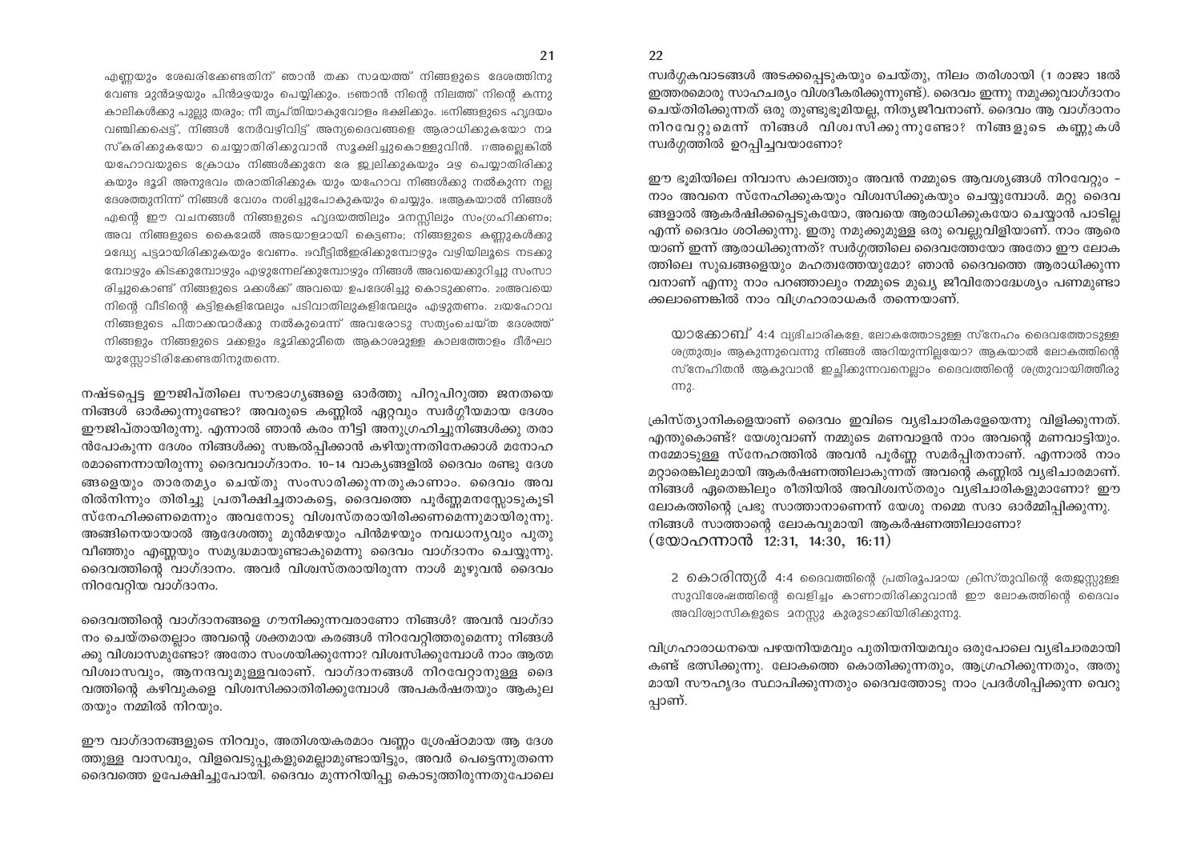എണ്ണയും ശേഖരിക്കേണ്ടതിന് ഞാൻ തക്ക സമയത്ത് നിങ്ങളുടെ ദേശത്തിനു വേണ്ട മുൻമഴയും പിൻമഴയും പെയ്യിക്കും. 15ഞാൻ നിന്റെ നിലത്ത് നിന്റെ കന്നു കാലികൾക്കു പുല്ലു തരും; നീ തൃപ്തിയാകുവോളം ഭക്ഷിക്കും. 16നിങ്ങളുടെ ഹൃദയം വഞ്ചിക്കപ്പെട്ട്, നിങ്ങൾ നേർവഴിവിട്ട് അന്യദൈവങ്ങളെ ആരാധിക്കുകയോ നമസ്കരിക്കുകയോ ചെയ്യാതിരിക്കുവാൻ സൂക്ഷിച്ചുകൊള്ളുവിൻ. 17അല്ലെങ്കിൽ യഹോവയുടെ ക്രോധം നിങ്ങൾക്കുനേരേ ജ്വലിക്കുകയും മഴ പെയ്യാതിരിക്കുകയും ഭൂമി അനുഭവം തരാതിരിക്കുക യും യഹോവ നിങ്ങൾക്കു നൽകുന്ന നല്ല ദേശത്തുനിന്ന് നിങ്ങൾ വേഗം നശിച്ചുപോകുകയും ചെയ്യും. 18ആകയാൽ നിങ്ങൾ എന്റെ ഈ വചനങ്ങൾ നിങ്ങളുടെ ഹൃദയത്തിലും മനസ്സിലും സംഗ്രഹിക്കണം; അവ നിങ്ങളുടെ കൈമേൽ അടയാളമായി കെട്ടണം; നിങ്ങളുടെ കണ്ണുകൾക്കു മദ്ധ്യേ പട്ടമായിരിക്കുകയും വേണം. 19വീട്ടിൽഇരിക്കുമ്പോഴും വഴിയിലൂടെ നടക്കുമ്പോഴും കിടക്കുമ്പോഴും എഴുന്നേല്ക്കുമ്പോഴും നിങ്ങൾ അവയെക്കുറിച്ചു സംസാരിച്ചുകൊണ്ട് നിങ്ങളുടെ മക്കൾക്ക് അവയെ ഉപദേശിച്ചു കൊടുക്കണം. 20അവയെ നിന്റെ വീടിന്റെ കട്ടിളകളിന്മേലും പടിവാതിലുകളിന്മേലും എഴുതണം. 21യഹോവ നിങ്ങളുടെ പിതാക്കന്മാർക്കു നൽകുമെന്ന് അവരോടു സത്യംചെയ്ത ദേശത്ത് നിങ്ങളും നിങ്ങളുടെ മക്കളും ഭൂമിക്കുമീതെ ആകാശമുള്ള കാലത്തോളം ദീർഘായുസ്സോടിരിക്കേണ്ടതിനുതന്നെ.

നഷ്ടപ്പെട്ട ഈജിപ്തിലെ സൗഭാഗ്യങ്ങളെ ഓർത്തു പിറുപിറുത്ത ജനതയെ നിങ്ങൾ ഓർക്കുന്നുണ്ടോ? അവരുടെ കണ്ണിൽ ഏറ്റവും സ്വർഗ്ഗീയമായ ദേശം ഈജിപ്തായിരുന്നു. എന്നാൽ ഞാൻ കരം നീട്ടി അനുഗ്രഹിച്ചു നിങ്ങൾക്കു തരാൻപോകുന്ന ദേശം നിങ്ങൾക്കു സങ്കൽപ്പിക്കാൻ കഴിയുന്നതിനേക്കാൾ മനോഹരമാണെന്നായിരുന്നു ദൈവവാഗ്ദാനം. 10–14 വാക്യങ്ങളിൽ ദൈവം രണ്ടു ദേശങ്ങളെയും താരതമ്യം ചെയ്തു സംസാരിക്കുന്നതുകാണാം. ദൈവം അവരിൽനിന്നും തിരിച്ചു പ്രതീക്ഷിച്ചതാകട്ടെ, ദൈവത്തെ പൂർണ്ണമനസ്സോടുകൂടി സ്നേഹിക്കണമെന്നും അവനോടു വിശ്വസ്തരായിരിക്കണമെന്നുമായിരുന്നു. അങ്ങിനെയായാൽ ആദേശത്തു മുൻമഴയും പിൻമഴയും നവധാന്യവും പുതുവീഞ്ഞും എണ്ണയും സമൃദ്ധമായുണ്ടാകുമെന്നു ദൈവം വാഗ്ദാനം ചെയ്യുന്നു. ദൈവത്തിന്റെ വാഗ്ദാനം. അവർ വിശ്വസ്തരായിരുന്ന നാൾ മുഴുവൻ ദൈവം നിറവേറ്റിയ വാഗ്ദാനം.

ദൈവത്തിന്റെ വാഗ്ദാനങ്ങളെ ഗൗനിക്കുന്നവരാണോ നിങ്ങൾ? അവൻ വാഗ്ദാനം ചെയ്തതെല്ലാം അവന്റെ ശക്തമായ കരങ്ങൾ നിറവേറ്റിത്തരുമെന്നു നിങ്ങൾക്കു വിശ്വാസമുണ്ടോ? അതോ സംശയിക്കുന്നോ? വിശ്വസിക്കുമ്പോൾ നാം ആത്മവിശ്വാസവും, ആനന്ദവുമുള്ളവരാണ്. വാഗ്ദാനങ്ങൾ നിറവേറ്റാനുള്ള ദൈവത്തിന്റെ കഴിവുകളെ വിശ്വസിക്കാതിരിക്കുമ്പോൾ അപകർഷതയും ആകുലതയും നമ്മിൽ നിറയും.

ഈ വാഗ്ദാനങ്ങളുടെ നിറവും, അതിശയകരമാം വണ്ണം ശ്രേഷ്ഠമായ ആ ദേശത്തുള്ള വാസവും, വിളവെടുപ്പുകളുമെല്ലാമുണ്ടായിട്ടും, അവർ പെട്ടെന്നുതന്നെ ദൈവത്തെ ഉപേക്ഷിച്ചുപോയി. ദൈവം മുന്നറിയിപ്പു കൊടുത്തിരുന്നതുപോലെ സ്വർഗ്ഗകവാടങ്ങൾ അടക്കപ്പെടുകയും ചെയ്തു, നിലം തരിശായി (1 രാജാ 18ൽ ഇത്തരമൊരു സാഹചര്യം വിശദീകരിക്കുന്നുണ്ട്). ദൈവം ഇന്നു നമുക്കുവാഗ്ദാനം ചെയ്തിരിക്കുന്നത് ഒരു തുണ്ടുഭൂമിയല്ല, നിത്യജീവനാണ്. ദൈവം ആ വാഗ്ദാനം നിറവേറ്റുമെന്ന് നിങ്ങൾ വിശ്വസിക്കുന്നുണ്ടോ? നിങ്ങളുടെ കണ്ണുകൾ സ്വർഗ്ഗത്തിൽ ഉറപ്പിച്ചവയാണോ?

ഈ ഭൂമിയിലെ നിവാസ കാലത്തും അവൻ നമ്മുടെ ആവശ്യങ്ങൾ നിറവേറ്റും – നാം അവനെ സ്നേഹിക്കുകയും വിശ്വസിക്കുകയും ചെയ്യുമ്പോൾ. മറ്റു ദൈവങ്ങളാൽ ആകർഷിക്കപ്പെടുകയോ, അവയെ ആരാധിക്കുകയോ ചെയ്യാൻ പാടില്ല എന്ന് ദൈവം ശഠിക്കുന്നു. ഇതു നമുക്കുമുള്ള ഒരു വെല്ലുവിളിയാണ്. നാം ആരെയാണ് ഇന്ന് ആരാധിക്കുന്നത്? സ്വർഗ്ഗത്തിലെ ദൈവത്തേയോ അതോ ഈ ലോകത്തിലെ സുഖങ്ങളെയും മഹത്വത്തേയുമോ? ഞാൻ ദൈവത്തെ ആരാധിക്കുന്നവനാണ് എന്നു നാം പറഞ്ഞാലും നമ്മുടെ മുഖ്യ ജീവിതോദ്ദേശ്യം പണമുണ്ടാക്കലാണെങ്കിൽ നാം വിഗ്രഹാരാധകർ തന്നെയാണ്.

> യാക്കോബ് 4:4 വ്യഭിചാരികളേ, ലോകത്തോടുള്ള സ്നേഹം ദൈവത്തോടുള്ള ശത്രുത്വം ആകുന്നുവെന്നു നിങ്ങൾ അറിയുന്നില്ലയോ? ആകയാൽ ലോകത്തിന്റെ സ്നേഹിതൻ ആകുവാൻ ഇച്ഛിക്കുന്നവനെല്ലാം ദൈവത്തിന്റെ ശത്രുവായിത്തീരുന്നു.

ക്രിസ്ത്യാനികളെയാണ് ദൈവം ഇവിടെ വ്യഭിചാരികളേയെന്നു വിളിക്കുന്നത്. എന്തുകൊണ്ട്? യേശുവാണ് നമ്മുടെ മണവാളൻ നാം അവന്റെ മണവാട്ടിയും. നമ്മോടുള്ള സ്നേഹത്തിൽ അവൻ പൂർണ്ണ സമർപ്പിതനാണ്. എന്നാൽ നാം മറ്റാരെങ്കിലുമായി ആകർഷണത്തിലാകുന്നത് അവന്റെ കണ്ണിൽ വ്യഭിചാരമാണ്. നിങ്ങൾ ഏതെങ്കിലും രീതിയിൽ അവിശ്വസ്തരും വ്യഭിചാരികളുമാണോ? ഈ ലോകത്തിന്റെ പ്രഭു സാത്താനാണെന്ന് യേശു നമ്മെ സദാ ഓർമ്മിപ്പിക്കുന്നു. നിങ്ങൾ സാത്താന്റെ ലോകവുമായി ആകർഷണത്തിലാണോ? (യോഹന്നാൻ 12:31, 14:30, 16:11)

> 2 കൊരിന്ത്യർ 4:4 ദൈവത്തിന്റെ പ്രതിരൂപമായ ക്രിസ്തുവിന്റെ തേജസ്സുള്ള സുവിശേഷത്തിന്റെ വെളിച്ചം കാണാതിരിക്കുവാൻ ഈ ലോകത്തിന്റെ ദൈവം അവിശ്വാസികളുടെ മനസ്സു കുരുടാക്കിയിരിക്കുന്നു.

വിഗ്രഹാരാധനയെ പഴയനിയമവും പുതിയനിയമവും ഒരുപോലെ വ്യഭിചാരമായി കണ്ട് ഭത്സിക്കുന്നു. ലോകത്തെ കൊതിക്കുന്നതും, ആഗ്രഹിക്കുന്നതും, അതുമായി സൗഹൃദം സ്ഥാപിക്കുന്നതും ദൈവത്തോടു നാം പ്രദർശിപ്പിക്കുന്ന വെറുപ്പാണ്.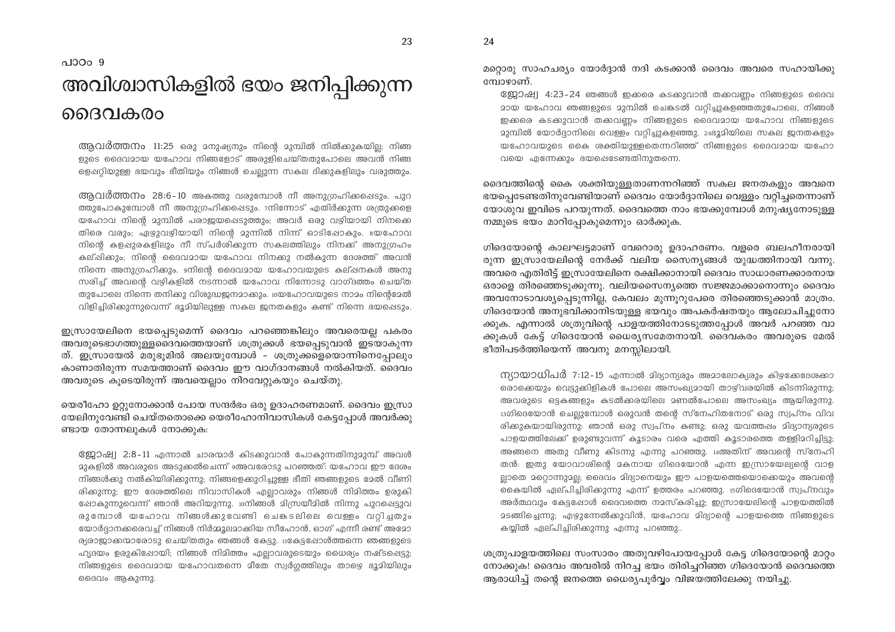പാഠം 9

# അവിശ്വാസികളിൽ ഭയം ജനിപ്പിക്കുന്ന ദൈവകരം

ആവർത്തനം 11:25 ഒരു മനുഷ്യനും നിന്റെ മുമ്പിൽ നിൽക്കുകയില്ല; നിങ്ങളുടെ ദൈവമായ യഹോവ നിങ്ങളോട് അരുളിച്ചെയ്തതുപോലെ അവൻ നിങ്ങളെപ്പറ്റിയുള്ള ഭയവും ഭീതിയും നിങ്ങൾ ചെല്ലുന്ന സകല ദിക്കുകളിലും വരുത്തും.

ആവർത്തനം 28:6-10 അകത്തു വരുമ്പോൾ നീ അനുഗ്രഹിക്കപ്പെടും. പുറത്തുപോകുമ്പോൾ നീ അനുഗ്രഹിക്കപ്പെടും. 7നിന്നോട് എതിർക്കുന്ന ശത്രുക്കളെ യഹോവ നിന്റെ മുമ്പിൽ പരാജയപ്പെടുത്തും; അവർ ഒരു വഴിയായി നിന്നെ തിരെ വരും; ഏഴുവഴിയായി നിന്റെ മുന്നിൽ നിന്ന് ഓടിപ്പോകും. 8യഹോവ നിന്റെ കളപ്പുരകളിലും നീ സ്പർശിക്കുന്ന സകലത്തിലും നിനക്ക് അനുഗ്രഹം കല്പിക്കും; നിന്റെ ദൈവമായ യഹോവ നിനക്കു നൽകുന്ന ദേശത്ത് അവൻ നിന്നെ അനുഗ്രഹിക്കും. 9നിന്റെ ദൈവമായ യഹോവയുടെ കല്പനകൾ അനുസരിച്ച് അവന്റെ വഴികളിൽ നടന്നാൽ യഹോവ നിന്നോടു വാഗ്ദത്തം ചെയ്തതുപോലെ നിന്നെ തനിക്കു വിശുദ്ധജനമാക്കും. 10യഹോവയുടെ നാമം നിന്റെമേൽ വിളിച്ചിരിക്കുന്നുവെന്ന് ഭൂമിയിലുള്ള സകല ജനതകളും കണ്ട് നിന്നെ ഭയപ്പെടും.

ഇസ്രായേലിനെ ഭയപ്പെടുമെന്ന് ദൈവം പറഞ്ഞെങ്കിലും അവരെയല്ല പകരം അവരുടെഭാഗത്തുള്ളദൈവത്തെയാണ് ശത്രുക്കൾ ഭയപ്പെടുവാൻ ഇടയാകുന്നത്. ഇസ്രായേൽ മരുഭൂമിൽ അലയുമ്പോൾ - ശത്രുക്കളെയൊന്നിനെപ്പോലും കാണാതിരുന്ന സമയത്താണ് ദൈവം ഈ വാഗ്ദാനങ്ങൾ നൽകിയത്. ദൈവം അവരുടെ കൂടെയിരുന്ന് അവയെല്ലാം നിറവേറ്റുകയും ചെയ്തു.

യെരീഹോ ഒറ്റുനോക്കാൻ പോയ സന്ദർഭം ഒരു ഉദാഹരണമാണ്. ദൈവം ഇസ്രായേലിനുവേണ്ടി ചെയ്തതൊക്കെ യെരീഹോനിവാസികൾ കേട്ടപ്പോൾ അവർക്കുണ്ടായ തോന്നലുകൾ നോക്കുക:

ജോഷ്വ 2:8-11 എന്നാൽ ചാരന്മാർ കിടക്കുവാൻ പോകുന്നതിനുമുമ്പ് അവൾ മുകളിൽ അവരുടെ അടുക്കൽചെന്ന് 9അവരോടു പറഞ്ഞത്: യഹോവ ഈ ദേശം നിങ്ങൾക്കു നൽകിയിരിക്കുന്നു; നിങ്ങളെക്കുറിച്ചുള്ള ഭീതി ഞങ്ങളുടെ മേൽ വീണിരിക്കുന്നു; ഈ ദേശത്തിലെ നിവാസികൾ എല്ലാവരും നിങ്ങൾ നിമിത്തം ഉരുകിപ്പോകുന്നുവെന്ന് ഞാൻ അറിയുന്നു. 10നിങ്ങൾ മിസ്രയീമിൽ നിന്നു പുറപ്പെട്ടുവരുമ്പോൾ യഹോവ നിങ്ങൾക്കുവേണ്ടി ചെങ്കടലിലെ വെള്ളം വറ്റിച്ചതും യോർദ്ദാനക്കരെവച്ച് നിങ്ങൾ നിർമ്മൂലമാക്കിയ സീഹോൻ, ഓഗ് എന്നീ രണ്ട് അമോര്യരാജാക്കന്മാരോടു ചെയ്തതും ഞങ്ങൾ കേട്ടു. 11കേട്ടപ്പോൾത്തന്നെ ഞങ്ങളുടെ ഹൃദയം ഉരുകിപ്പോയി; നിങ്ങൾ നിമിത്തം എല്ലാവരുടെയും ധൈര്യം നഷ്ടപ്പെട്ടു; നിങ്ങളുടെ ദൈവമായ യഹോവതന്നെ മീതേ സ്വർഗ്ഗത്തിലും താഴെ ഭൂമിയിലും ദൈവം ആകുന്നു.

മറ്റൊരു സാഹചര്യം യോർദ്ദാൻ നദി കടക്കാൻ ദൈവം അവരെ സഹായിക്കുമ്പോഴാണ്.

ജോഷ്വ 4:23-24 ഞങ്ങൾ ഇക്കരെ കടക്കുവാൻ തക്കവണ്ണം നിങ്ങളുടെ ദൈവമായ യഹോവ ഞങ്ങളുടെ മുമ്പിൽ ചെങ്കടൽ വറ്റിച്ചുകളഞ്ഞതുപോലെ, നിങ്ങൾ ഇക്കരെ കടക്കുവാൻ തക്കവണ്ണം നിങ്ങളുടെ ദൈവമായ യഹോവ നിങ്ങളുടെ മുമ്പിൽ യോർദ്ദാനിലെ വെള്ളം വറ്റിച്ചുകളഞ്ഞു. 24ഭൂമിയിലെ സകല ജനതകളും യഹോവയുടെ കൈ ശക്തിയുള്ളതെന്നറിഞ്ഞ് നിങ്ങളുടെ ദൈവമായ യഹോവയെ എന്നേക്കും ഭയപ്പെടേണ്ടതിനുതന്നെ.

ദൈവത്തിന്റെ കൈ ശക്തിയുള്ളതാണന്നറിഞ്ഞ് സകല ജനതകളും അവനെ ഭയപ്പെടേണ്ടതിനുവേണ്ടിയാണ് ദൈവം യോർദ്ദാനിലെ വെള്ളം വറ്റിച്ചതെന്നാണ് യോശുവ ഇവിടെ പറയുന്നത്. ദൈവത്തെ നാം ഭയക്കുമ്പോൾ മനുഷ്യനോടുള്ള നമ്മുടെ ഭയം മാറിപ്പോകുമെന്നും ഓർക്കുക.

ഗിദെയോന്റെ കാലഘട്ടമാണ് വേറൊരു ഉദാഹരണം. വളരെ ബലഹീനരായിരുന്ന ഇസ്രായേലിന്റെ നേർക്ക് വലിയ സൈന്യങ്ങൾ യുദ്ധത്തിനായി വന്നു. അവരെ എതിരിട്ട് ഇസ്രായേലിനെ രക്ഷിക്കാനായി ദൈവം സാധാരണക്കാരനായ ഒരാളെ തിരഞ്ഞെടുക്കുന്നു. വലിയസൈന്യത്തെ സജ്ജമാക്കാനൊന്നും ദൈവം അവനോടാവശ്യപ്പെടുന്നില്ല, കേവലം മുന്നൂറുപേരെ തിരഞ്ഞെടുക്കാൻ മാത്രം. ഗിദെയോൻ അനുഭവിക്കാനിടയുള്ള ഭയവും അപകർഷതയും ആലോചിച്ചുനോക്കുക. എന്നാൽ ശത്രുവിന്റെ പാളയത്തിനോടടുത്തപ്പോൾ അവർ പറഞ്ഞ വാക്കുകൾ കേട്ട് ഗിദെയോൻ ധൈര്യസമേതനായി. ദൈവകരം അവരുടെ മേൽ ഭീതിപടർത്തിയെന്ന് അവനു മനസ്സിലായി.

ന്യായാധിപർ 7:12-15 എന്നാൽ മിദ്യാന്യരും അമാലേക്യരും കിഴക്കേദേശക്കാരൊക്കെയും വെട്ടുക്കിളികൾ പോലെ അസംഖ്യമായി താഴ്‌വരയിൽ കിടന്നിരുന്നു; അവരുടെ ഒട്ടകങ്ങളും കടൽക്കരയിലെ മണൽപോലെ അസംഖ്യം ആയിരുന്നു. 13ഗിദെയോൻ ചെല്ലുമ്പോൾ ഒരുവൻ തന്റെ സ്നേഹിതനോട് ഒരു സ്വപ്നം വിവരിക്കുകയായിരുന്നു: ഞാൻ ഒരു സ്വപ്നം കണ്ടു; ഒരു യവത്തപ്പം മിദ്യാന്യരുടെ പാളയത്തിലേക്ക് ഉരുണ്ടുവന്ന് കൂടാരം വരെ എത്തി കൂടാരത്തെ തള്ളിമറിച്ചിട്ടു; അങ്ങനെ അതു വീണു കിടന്നു എന്നു പറഞ്ഞു. 14അതിന് അവന്റെ സ്നേഹിതൻ: ഇതു യോവാശിന്റെ മകനായ ഗിദെയോൻ എന്ന ഇസ്രായേല്യന്റെ വാളല്ലാതെ മറ്റൊന്നുമല്ല; ദൈവം മിദ്യാനെയും ഈ പാളയത്തെയൊക്കെയും അവന്റെ കൈയിൽ ഏല്പിച്ചിരിക്കുന്നു എന്ന് ഉത്തരം പറഞ്ഞു. 15ഗിദെയോൻ സ്വപ്നവും അർത്ഥവും കേട്ടപ്പോൾ ദൈവത്തെ നമസ്കരിച്ചു; ഇസ്രായേലിന്റെ പാളയത്തിൽ മടങ്ങിച്ചെന്നു; എഴുന്നേൽക്കുവിൻ, യഹോവ മിദ്യാന്റെ പാളയത്തെ നിങ്ങളുടെ കയ്യിൽ ഏല്പിച്ചിരിക്കുന്നു എന്നു പറഞ്ഞു..

ശത്രുപാളയത്തിലെ സംസാരം അതുവഴിപോയപ്പോൾ കേട്ട ഗിദെയോന്റെ മാറ്റം നോക്കുക! ദൈവം അവരിൽ നിറച്ച ഭയം തിരിച്ചറിഞ്ഞ ഗിദെയോൻ ദൈവത്തെ ആരാധിച്ച് തന്റെ ജനത്തെ ധൈര്യപൂർവ്വം വിജയത്തിലേക്കു നയിച്ചു.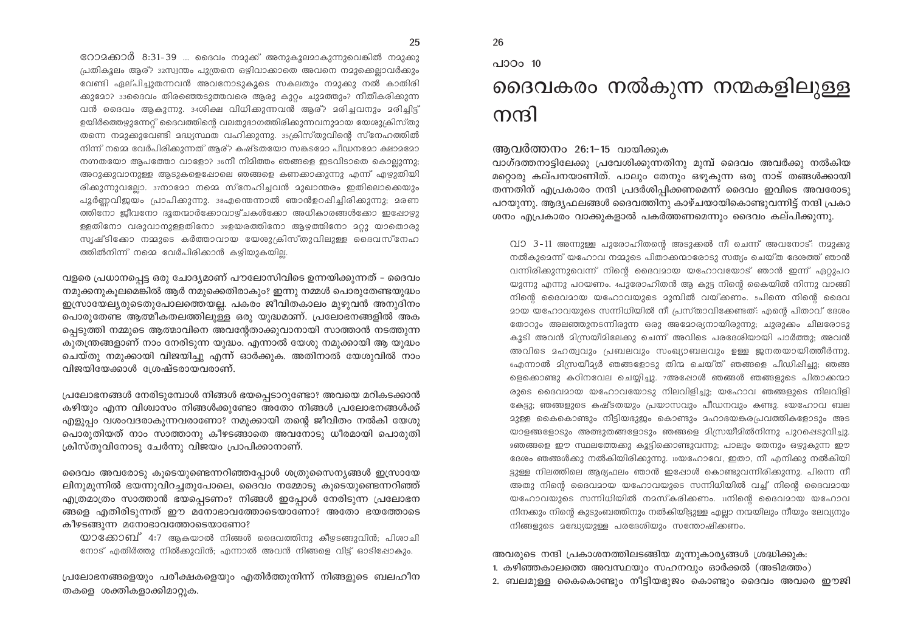റോമക്കാർ 8:31-39 ... ദൈവം നമുക്ക് അനുകൂലമാകുന്നുവെങ്കിൽ നമുക്കു പ്രതികൂലം ആര്? 32സ്വന്തം പുത്രനെ ഒഴിവാക്കാതെ അവനെ നമുക്കെല്ലാവർക്കും വേണ്ടി ഏല്പിച്ചുതന്നവൻ അവനോടുകൂടെ സകലതും നമുക്കു നൽ കാതിരിക്കുമോ? 33ദൈവം തിരഞ്ഞെടുത്തവരെ ആരു കുറ്റം ചുമത്തും? നീതീകരിക്കുന്ന വൻ ദൈവം ആകുന്നു. 34ശിക്ഷ വിധിക്കുന്നവൻ ആര്? മരിച്ചവനും മരിച്ചിട്ട് ഉയിർത്തെഴുന്നേറ്റ് ദൈവത്തിന്റെ വലതുഭാഗത്തിരിക്കുന്നവനുമായ യേശുക്രിസ്തു തന്നെ നമുക്കുവേണ്ടി മദ്ധ്യസ്ഥത വഹിക്കുന്നു. 35ക്രിസ്തുവിന്റെ സ്നേഹത്തിൽ നിന്ന് നമ്മെ വേർപിരിക്കുന്നത് ആര്? കഷ്ടതയോ സങ്കടമോ പീഡനമോ ക്ഷാമമോ നഗ്നതയോ ആപത്തോ വാളോ? 36നീ നിമിത്തം ഞങ്ങളെ ഇടവിടാതെ കൊല്ലുന്നു; അറുക്കുവാനുള്ള ആടുകളെപ്പോലെ ഞങ്ങളെ കണക്കാക്കുന്നു എന്ന് എഴുതിയിരിക്കുന്നുവല്ലോ. 37നാമോ നമ്മെ സ്നേഹിച്ചവൻ മുഖാന്തരം ഇതിലൊക്കെയും പൂർണ്ണവിജയം പ്രാപിക്കുന്നു. 38എന്തെന്നാൽ ഞാൻഉറപ്പിച്ചിരിക്കുന്നു; മരണത്തിനോ ജീവനോ ദൂതന്മാർക്കോവാഴ്ചകൾക്കോ അധികാരങ്ങൾക്കോ ഇപ്പോഴുള്ളതിനോ വരുവാനുള്ളതിനോ 39ഉയരത്തിനോ ആഴത്തിനോ മറ്റു യാതൊരു സൃഷ്ടിക്കോ നമ്മുടെ കർത്താവായ യേശുക്രിസ്തുവിലുള്ള ദൈവസ്നേഹത്തിൽനിന്ന് നമ്മെ വേർപിരിക്കാൻ കഴിയുകയില്ല.

വളരെ പ്രധാനപ്പെട്ട ഒരു ചോദ്യമാണ് പൗലോസിവിടെ ഉന്നയിക്കുന്നത് – ദൈവം നമുക്കനുകൂലമെങ്കിൽ ആർ നമുക്കെതിരാകും? ഇന്നു നമ്മൾ പൊരുതേണ്ടയുദ്ധം ഇസ്രായേല്യരുടെതുപോലത്തെയല്ല. പകരം ജീവിതകാലം മുഴുവൻ അനുദിനം പൊരുതേണ്ട ആത്മീകതലത്തിലുള്ള ഒരു യുദ്ധമാണ്. പ്രലോഭനങ്ങളിൽ അകപ്പെടുത്തി നമ്മുടെ ആത്മാവിനെ അവന്റേതാക്കുവാനായി സാത്താൻ നടത്തുന്ന കുതന്ത്രങ്ങളാണ് നാം നേരിടുന്ന യുദ്ധം. എന്നാൽ യേശു നമുക്കായി ആ യുദ്ധം ചെയ്തു നമുക്കായി വിജയിച്ചു എന്ന് ഓർക്കുക. അതിനാൽ യേശുവിൽ നാം വിജയിയേക്കാൾ ശ്രേഷ്ടരായവരാണ്.

പ്രലോഭനങ്ങൾ നേരിടുമ്പോൾ നിങ്ങൾ ഭയപ്പെടാറുണ്ടോ? അവയെ മറികടക്കാൻ കഴിയും എന്ന വിശ്വാസം നിങ്ങൾക്കുണ്ടോ അതോ നിങ്ങൾ പ്രലോഭനങ്ങൾക്ക് എളുപ്പം വശംവദരാകുന്നവരാണോ? നമുക്കായി തന്റെ ജീവിതം നൽകി യേശു പൊരുതിയത് നാം സാത്താനു കീഴടങ്ങാതെ അവനോടു ധീരമായി പൊരുതി ക്രിസ്തുവിനോടു ചേർന്നു വിജയം പ്രാപിക്കാനാണ്.

ദൈവം അവരോടു കൂടെയുണ്ടെന്നറിഞ്ഞപ്പോൾ ശത്രുസൈന്യങ്ങൾ ഇസ്രായേലിനുമുന്നിൽ ഭയന്നുവിറച്ചതുപോലെ, ദൈവം നമ്മോടു കൂടെയുണ്ടെന്നറിഞ്ഞ് എത്രമാത്രം സാത്താൻ ഭയപ്പെടണം? നിങ്ങൾ ഇപ്പോൾ നേരിടുന്ന പ്രലോഭനങ്ങളെ എതിരിടുന്നത് ഈ മനോഭാവത്തോടെയാണോ? അതോ ഭയത്തോടെ കീഴടങ്ങുന്ന മനോഭാവത്തോടെയാണോ?

യാക്കോബ് 4:7 ആകയാൽ നിങ്ങൾ ദൈവത്തിനു കീഴടങ്ങുവിൻ; പിശാചിനോട് എതിർത്തു നിൽക്കുവിൻ; എന്നാൽ അവൻ നിങ്ങളെ വിട്ട് ഓടിപ്പോകും.

പ്രലോഭനങ്ങളെയും പരീക്ഷകളെയും എതിർത്തുനിന്ന് നിങ്ങളുടെ ബലഹീനതകളെ ശക്തികളാക്കിമാറ്റുക.

പാഠം 10

# ദൈവകരം നൽകുന്ന നന്മകളിലുള്ള നന്ദി

## ആവർത്തനം 26:1–15 വായിക്കുക

വാഗ്ദത്തനാട്ടിലേക്കു പ്രവേശിക്കുന്നതിനു മുമ്പ് ദൈവം അവർക്കു നൽകിയ മറ്റൊരു കല്പനയാണിത്. പാലും തേനും ഒഴുകുന്ന ഒരു നാട് തങ്ങൾക്കായി തന്നതിന് എപ്രകാരം നന്ദി പ്രദർശിപ്പിക്കണമെന്ന് ദൈവം ഇവിടെ അവരോടു പറയുന്നു. ആദ്യഫലങ്ങൾ ദൈവത്തിനു കാഴ്ചയായികൊണ്ടുവന്നിട്ട് നന്ദി പ്രകാശനം എപ്രകാരം വാക്കുകളാൽ പകർത്തണമെന്നും ദൈവം കല്പിക്കുന്നു.

വാ 3-11 അന്നുള്ള പുരോഹിതന്റെ അടുക്കൽ നീ ചെന്ന് അവനോട്: നമുക്കു നൽകുമെന്ന് യഹോവ നമ്മുടെ പിതാക്കന്മാരോടു സത്യം ചെയ്ത ദേശത്ത് ഞാൻ വന്നിരിക്കുന്നുവെന്ന് നിന്റെ ദൈവമായ യഹോവയോട് ഞാൻ ഇന്ന് ഏറ്റുപറയുന്നു എന്നു പറയണം. 4പുരോഹിതൻ ആ കൂട്ട നിന്റെ കൈയിൽ നിന്നു വാങ്ങി നിന്റെ ദൈവമായ യഹോവയുടെ മുമ്പിൽ വയ്ക്കണം. 5പിന്നെ നിന്റെ ദൈവമായ യഹോവയുടെ സന്നിധിയിൽ നീ പ്രസ്താവിക്കേണ്ടത്: എന്റെ പിതാവ് ദേശംതോറും അലഞ്ഞുനടന്നിരുന്ന ഒരു അരാമ്യനായിരുന്നു; ചുരുക്കം ചിലരോടു കൂടി അവൻ മിസ്രയീമിലേക്കു ചെന്ന് അവിടെ പരദേശിയായി പാർത്തു; അവൻ അവിടെ മഹത്വവും പ്രബലവും സംഖ്യാബലവും ഉള്ള ജനതയായിത്തീർന്നു. 6എന്നാൽ മിസ്രയീമ്യർ ഞങ്ങളോടു തിന്മ ചെയ്ത് ഞങ്ങളെ പീഡിപ്പിച്ചു; ഞങ്ങളെക്കൊണ്ടു കഠിനവേല ചെയ്യിച്ചു. 7അപ്പോൾ ഞങ്ങൾ ഞങ്ങളുടെ പിതാക്കന്മാരുടെ ദൈവമായ യഹോവയോടു നിലവിളിച്ചു; യഹോവ ഞങ്ങളുടെ നിലവിളി കേട്ടു; ഞങ്ങളുടെ കഷ്ടതയും പ്രയാസവും പീഡനവും കണ്ടു. 8യഹോവ ബലമുള്ള കൈകൊണ്ടും നീട്ടിയഭുജം കൊണ്ടും മഹാഭയങ്കരപ്രവൃത്തികളോടും അടയാളങ്ങളോടും അത്ഭുതങ്ങളോടും ഞങ്ങളെ മിസ്രയീമിൽനിന്നു പുറപ്പെടുവിച്ചു. 9ഞങ്ങളെ ഈ സ്ഥലത്തേക്കു കൂട്ടിക്കൊണ്ടുവന്നു; പാലും തേനും ഒഴുകുന്ന ഈ ദേശം ഞങ്ങൾക്കു നൽകിയിരിക്കുന്നു. 10യഹോവേ, ഇതാ, നീ എനിക്കു നൽകിയിട്ടുള്ള നിലത്തിലെ ആദ്യഫലം ഞാൻ ഇപ്പോൾ കൊണ്ടുവന്നിരിക്കുന്നു. പിന്നെ നീ അതു നിന്റെ ദൈവമായ യഹോവയുടെ സന്നിധിയിൽ വച്ച് നിന്റെ ദൈവമായ യഹോവയുടെ സന്നിധിയിൽ നമസ്കരിക്കണം. 11നിന്റെ ദൈവമായ യഹോവ നിനക്കും നിന്റെ കുടുംബത്തിനും നൽകിയിട്ടുള്ള എല്ലാ നന്മയിലും നീയും ലേവ്യനും നിങ്ങളുടെ മദ്ധ്യേയുള്ള പരദേശിയും സന്തോഷിക്കണം.

അവരുടെ നന്ദി പ്രകാശനത്തിലടങ്ങിയ മൂന്നുകാര്യങ്ങൾ ശ്രദ്ധിക്കുക:

1. കഴിഞ്ഞകാലത്തെ അവസ്ഥയും സഹനവും ഓർക്കൽ (അടിമത്തം)
2. ബലമുള്ള കൈകൊണ്ടും നീട്ടിയഭുജം കൊണ്ടും ദൈവം അവരെ ഈജി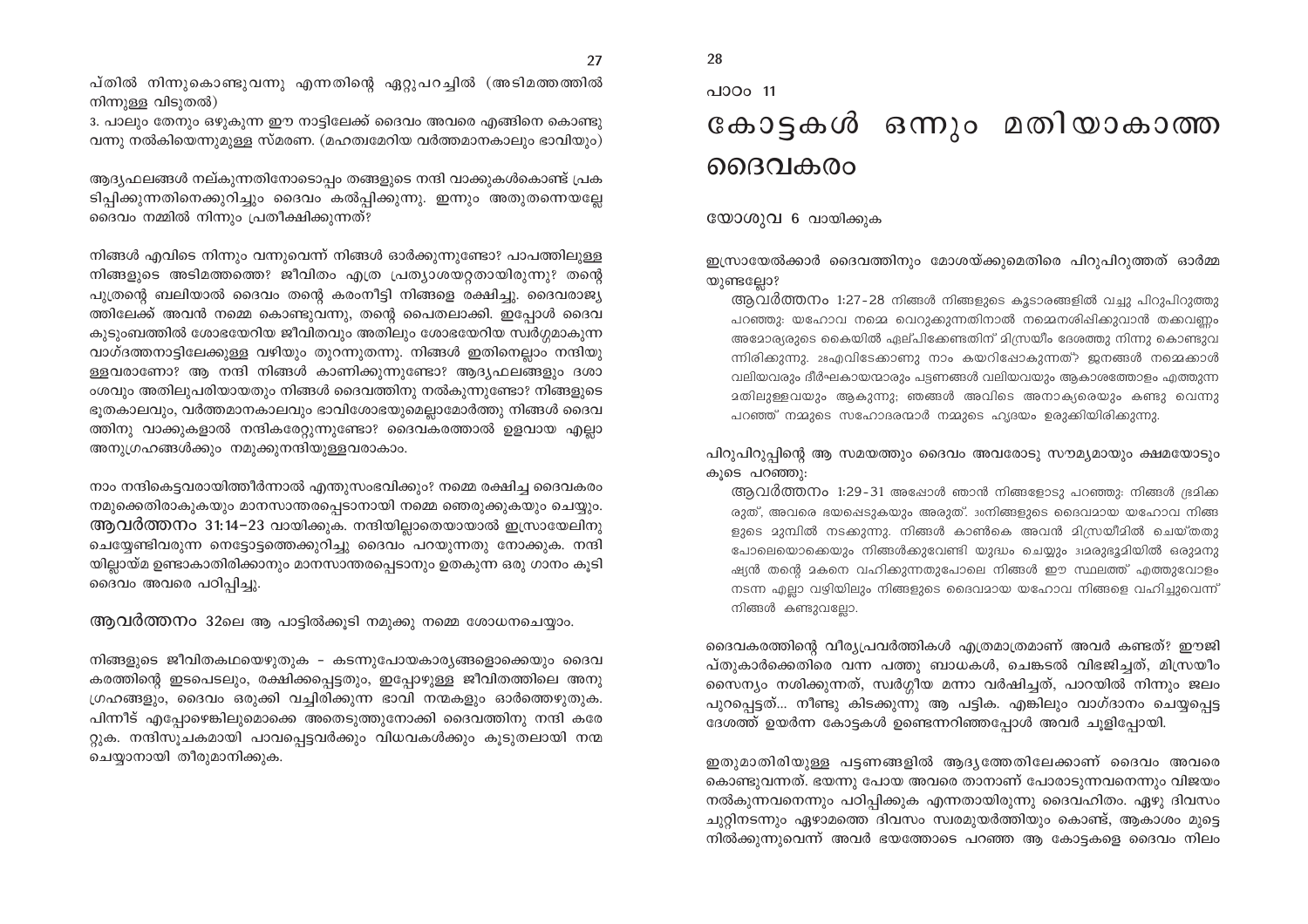പ്തിൽ നിന്നുകൊണ്ടുവന്നു എന്നതിന്റെ ഏറ്റുപറച്ചിൽ (അടിമത്തത്തിൽ നിന്നുള്ള വിടുതൽ)

3. പാലും തേനും ഒഴുകുന്ന ഈ നാട്ടിലേക്ക് ദൈവം അവരെ എങ്ങിനെ കൊണ്ടുവന്നു നൽകിയെന്നുമുള്ള സ്മരണ. (മഹത്വമേറിയ വർത്തമാനകാലും ഭാവിയും)

ആദ്യഫലങ്ങൾ നല്കുന്നതിനോടൊപ്പം തങ്ങളുടെ നന്ദി വാക്കുകൾകൊണ്ട് പ്രകടിപ്പിക്കുന്നതിനെക്കുറിച്ചും ദൈവം കൽപ്പിക്കുന്നു. ഇന്നും അതുതന്നെയല്ലേ ദൈവം നമ്മിൽ നിന്നും പ്രതീക്ഷിക്കുന്നത്?

നിങ്ങൾ എവിടെ നിന്നും വന്നുവെന്ന് നിങ്ങൾ ഓർക്കുന്നുണ്ടോ? പാപത്തിലുള്ള നിങ്ങളുടെ അടിമത്തത്തെ? ജീവിതം എത്ര പ്രത്യാശയറ്റതായിരുന്നു? തന്റെ പുത്രന്റെ ബലിയാൽ ദൈവം തന്റെ കരംനീട്ടി നിങ്ങളെ രക്ഷിച്ചു. ദൈവരാജ്യത്തിലേക്ക് അവൻ നമ്മെ കൊണ്ടുവന്നു, തന്റെ പൈതലാക്കി. ഇപ്പോൾ ദൈവകുടുംബത്തിൽ ശോഭയേറിയ ജീവിതവും അതിലും ശോഭയേറിയ സ്വർഗ്ഗമാകുന്ന വാഗ്ദത്തനാട്ടിലേക്കുള്ള വഴിയും തുറന്നുതന്നു. നിങ്ങൾ ഇതിനെല്ലാം നന്ദിയുള്ളവരാണോ? ആ നന്ദി നിങ്ങൾ കാണിക്കുന്നുണ്ടോ? ആദ്യഫലങ്ങളും ദശാംശവും അതിലുപരിയായതും നിങ്ങൾ ദൈവത്തിനു നൽകുന്നുണ്ടോ? നിങ്ങളുടെ ഭൂതകാലവും, വർത്തമാനകാലവും ഭാവിശോഭയുമെല്ലാമോർത്തു നിങ്ങൾ ദൈവത്തിനു വാക്കുകളാൽ നന്ദികരേറ്റുന്നുണ്ടോ? ദൈവകരത്താൽ ഉളവായ എല്ലാ അനുഗ്രഹങ്ങൾക്കും നമുക്കുനന്ദിയുള്ളവരാകാം.

നാം നന്ദികെട്ടവരായിത്തീർന്നാൽ എന്തുസംഭവിക്കും? നമ്മെ രക്ഷിച്ച ദൈവകരം നമുക്കെതിരാകുകയും മാനസാന്തരപ്പെടാനായി നമ്മെ ഞെരുക്കുകയും ചെയ്യും. **ആവർത്തനം 31:14–23** വായിക്കുക. നന്ദിയില്ലാതെയായാൽ ഇസ്രായേലിനു ചെയ്യേണ്ടിവരുന്ന നെട്ടോട്ടത്തെക്കുറിച്ചു ദൈവം പറയുന്നതു നോക്കുക. നന്ദിയില്ലായ്മ ഉണ്ടാകാതിരിക്കാനും മാനസാന്തരപ്പെടാനും ഉതകുന്ന ഒരു ഗാനം കൂടി ദൈവം അവരെ പഠിപ്പിച്ചു.

**ആവർത്തനം** 32ലെ ആ പാട്ടിൽക്കൂടി നമുക്കു നമ്മെ ശോധനചെയ്യാം.

നിങ്ങളുടെ ജീവിതകഥയെഴുതുക – കടന്നുപോയകാര്യങ്ങളൊക്കെയും ദൈവകരത്തിന്റെ ഇടപെടലും, രക്ഷിക്കപ്പെട്ടതും, ഇപ്പോഴുള്ള ജീവിതത്തിലെ അനുഗ്രഹങ്ങളും, ദൈവം ഒരുക്കി വച്ചിരിക്കുന്ന ഭാവി നന്മകളും ഓർത്തെഴുതുക. പിന്നീട് എപ്പോഴെങ്കിലുമൊക്കെ അതെടുത്തുനോക്കി ദൈവത്തിനു നന്ദി കരേറ്റുക. നന്ദിസൂചകമായി പാവപ്പെട്ടവർക്കും വിധവകൾക്കും കൂടുതലായി നന്മ ചെയ്യാനായി തീരുമാനിക്കുക.

പാഠം 11

# കോട്ടകൾ ഒന്നും മതിയാകാത്ത ദൈവകരം

യോശുവ 6 വായിക്കുക

ഇസ്രായേൽക്കാർ ദൈവത്തിനും മോശയ്ക്കുമെതിരെ പിറുപിറുത്തത് ഓർമ്മയുണ്ടല്ലോ?

> **ആവർത്തനം** 1:27–28 നിങ്ങൾ നിങ്ങളുടെ കൂടാരങ്ങളിൽ വച്ചു പിറുപിറുത്തു പറഞ്ഞു: യഹോവ നമ്മെ വെറുക്കുന്നതിനാൽ നമ്മെനശിപ്പിക്കുവാൻ തക്കവണ്ണം അമോര്യരുടെ കൈയിൽ ഏല്പിക്കേണ്ടതിന് മിസ്രയീം ദേശത്തു നിന്നു കൊണ്ടുവന്നിരിക്കുന്നു. 28എവിടേക്കാണു നാം കയറിപ്പോകുന്നത്? ജനങ്ങൾ നമ്മെക്കാൾ വലിയവരും ദീർഘകായന്മാരും പട്ടണങ്ങൾ വലിയവയും ആകാശത്തോളം എത്തുന്ന മതിലുള്ളവയും ആകുന്നു; ഞങ്ങൾ അവിടെ അനാക്യരെയും കണ്ടു വെന്നു പറഞ്ഞ് നമ്മുടെ സഹോദരന്മാർ നമ്മുടെ ഹൃദയം ഉരുക്കിയിരിക്കുന്നു.

പിറുപിറുപ്പിന്റെ ആ സമയത്തും ദൈവം അവരോടു സൗമ്യമായും ക്ഷമയോടും കൂടെ പറഞ്ഞു:

> **ആവർത്തനം** 1:29–31 അപ്പോൾ ഞാൻ നിങ്ങളോടു പറഞ്ഞു: നിങ്ങൾ ഭ്രമിക്കരുത്, അവരെ ഭയപ്പെടുകയും അരുത്. 30നിങ്ങളുടെ ദൈവമായ യഹോവ നിങ്ങളുടെ മുമ്പിൽ നടക്കുന്നു. നിങ്ങൾ കാൺകെ അവൻ മിസ്രയീമിൽ ചെയ്തതു പോലെയൊക്കെയും നിങ്ങൾക്കുവേണ്ടി യുദ്ധം ചെയ്യും 31മരുഭൂമിയിൽ ഒരുമനുഷ്യൻ തന്റെ മകനെ വഹിക്കുന്നതുപോലെ നിങ്ങൾ ഈ സ്ഥലത്ത് എത്തുവോളം നടന്ന എല്ലാ വഴിയിലും നിങ്ങളുടെ ദൈവമായ യഹോവ നിങ്ങളെ വഹിച്ചുവെന്ന് നിങ്ങൾ കണ്ടുവല്ലോ.

ദൈവകരത്തിന്റെ വീര്യപ്രവർത്തികൾ എത്രമാത്രമാണ് അവർ കണ്ടത്? ഈജിപ്തുകാർക്കെതിരെ വന്ന പത്തു ബാധകൾ, ചെങ്കടൽ വിഭജിച്ചത്, മിസ്രയീം സൈന്യം നശിക്കുന്നത്, സ്വർഗ്ഗീയ മന്നാ വർഷിച്ചത്, പാറയിൽ നിന്നും ജലം പുറപ്പെട്ടത്... നീണ്ടു കിടക്കുന്നു ആ പട്ടിക. എങ്കിലും വാഗ്ദാനം ചെയ്യപ്പെട്ട ദേശത്ത് ഉയർന്ന കോട്ടകൾ ഉണ്ടെന്നറിഞ്ഞപ്പോൾ അവർ ചൂളിപ്പോയി.

ഇതുമാതിരിയുള്ള പട്ടണങ്ങളിൽ ആദ്യത്തേതിലേക്കാണ് ദൈവം അവരെ കൊണ്ടുവന്നത്. ഭയന്നു പോയ അവരെ താനാണ് പോരാടുന്നവനെന്നും വിജയം നൽകുന്നവനെന്നും പഠിപ്പിക്കുക എന്നതായിരുന്നു ദൈവഹിതം. ഏഴു ദിവസം ചുറ്റിനടന്നും ഏഴാമത്തെ ദിവസം സ്വരമുയർത്തിയും കൊണ്ട്, ആകാശം മുട്ടെ നിൽക്കുന്നുവെന്ന് അവർ ഭയത്തോടെ പറഞ്ഞ ആ കോട്ടകളെ ദൈവം നിലം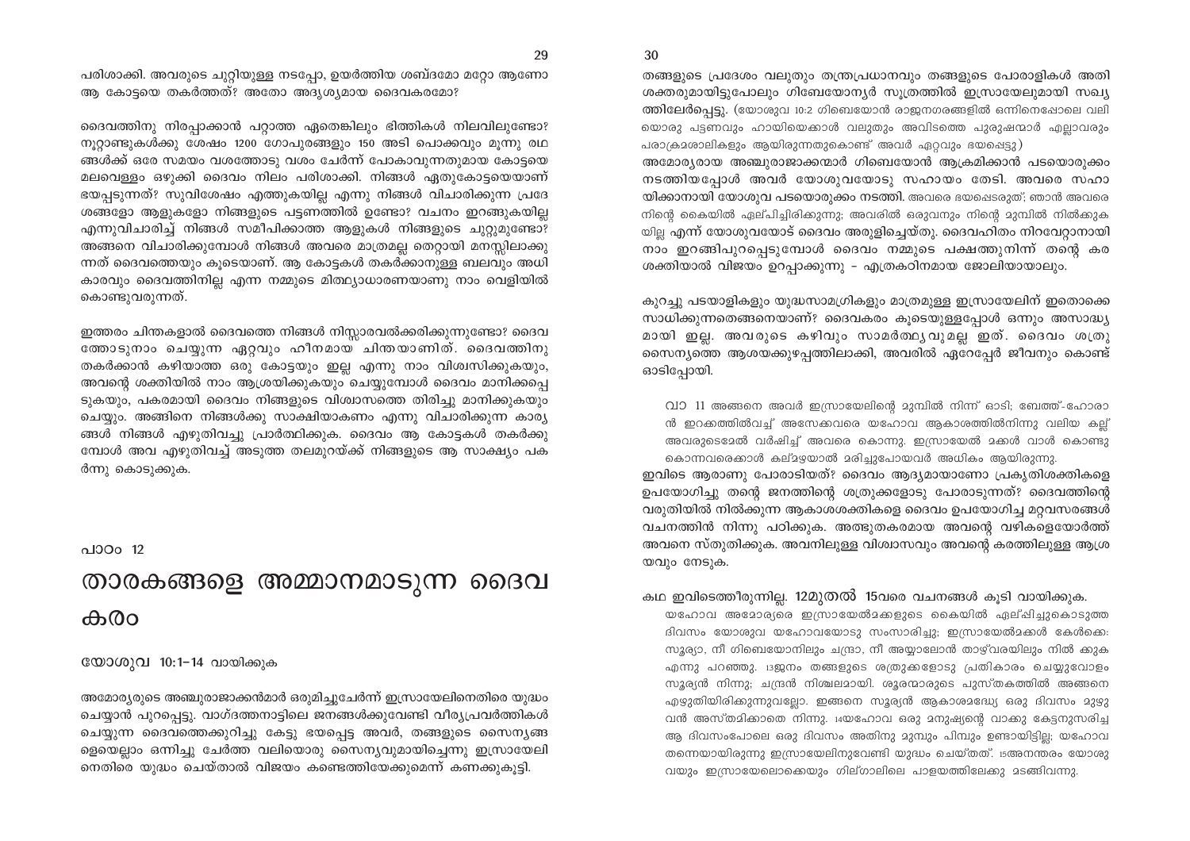പരിശാക്കി. അവരുടെ ചുറ്റിയുള്ള നടപ്പോ, ഉയർത്തിയ ശബ്ദമോ മറ്റോ ആണോ ആ കോട്ടയെ തകർത്തത്? അതോ അദൃശ്യമായ ദൈവകരമോ?

ദൈവത്തിനു നിരപ്പാക്കാൻ പറ്റാത്ത ഏതെങ്കിലും ഭിത്തികൾ നിലവിലുണ്ടോ? നൂറ്റാണ്ടുകൾക്കു ശേഷം 1200 ഗോപുരങ്ങളും 150 അടി പൊക്കവും മൂന്നു രഥങ്ങൾക്ക് ഒരേ സമയം വശത്തോടു വശം ചേർന്ന് പോകാവുന്നതുമായ കോട്ടയെ മലവെള്ളം ഒഴുക്കി ദൈവം നിലം പരിശാക്കി. നിങ്ങൾ ഏതുകോട്ടയെയാണ് ഭയപ്പെടുന്നത്? സുവിശേഷം എത്തുകയില്ല എന്നു നിങ്ങൾ വിചാരിക്കുന്ന പ്രദേശങ്ങളോ ആളുകളോ നിങ്ങളുടെ പട്ടണത്തിൽ ഉണ്ടോ? വചനം ഇറങ്ങുകയില്ല എന്നുവിചാരിച്ച് നിങ്ങൾ സമീപിക്കാത്ത ആളുകൾ നിങ്ങളുടെ ചുറ്റുമുണ്ടോ? അങ്ങനെ വിചാരിക്കുമ്പോൾ നിങ്ങൾ അവരെ മാത്രമല്ല തെറ്റായി മനസ്സിലാക്കുന്നത് ദൈവത്തെയും കൂടെയാണ്. ആ കോട്ടകൾ തകർക്കാനുള്ള ബലവും അധികാരവും ദൈവത്തിനില്ല എന്ന നമ്മുടെ മിത്ഥ്യാധാരണയാണു നാം വെളിയിൽ കൊണ്ടുവരുന്നത്.

ഇത്തരം ചിന്തകളാൽ ദൈവത്തെ നിങ്ങൾ നിസ്സാരവൽക്കരിക്കുന്നുണ്ടോ? ദൈവത്തോടുനാം ചെയ്യുന്ന ഏറ്റവും ഹീനമായ ചിന്തയാണിത്. ദൈവത്തിനു തകർക്കാൻ കഴിയാത്ത ഒരു കോട്ടയും ഇല്ല എന്നു നാം വിശ്വസിക്കുകയും, അവന്റെ ശക്തിയിൽ നാം ആശ്രയിക്കുകയും ചെയ്യുമ്പോൾ ദൈവം മാനിക്കപ്പെടുകയും, പകരമായി ദൈവം നിങ്ങളുടെ വിശ്വാസത്തെ തിരിച്ചു മാനിക്കുകയും ചെയ്യും. അങ്ങിനെ നിങ്ങൾക്കു സാക്ഷിയാകണം എന്നു വിചാരിക്കുന്ന കാര്യങ്ങൾ നിങ്ങൾ എഴുതിവച്ചു പ്രാർത്ഥിക്കുക. ദൈവം ആ കോട്ടകൾ തകർക്കുമ്പോൾ അവ എഴുതിവച്ച് അടുത്ത തലമുറയ്ക്ക് നിങ്ങളുടെ ആ സാക്ഷ്യം പകർന്നു കൊടുക്കുക.

പാഠം 12

# താരകങ്ങളെ അമ്മാനമാടുന്ന ദൈവകരം

യോശുവ 10:1–14 വായിക്കുക

അമോര്യരുടെ അഞ്ചുരാജാക്കൻമാർ ഒരുമിച്ചുചേർന്ന് ഇസ്രായേലിനെതിരെ യുദ്ധം ചെയ്യാൻ പുറപ്പെട്ടു. വാഗ്ദത്തനാട്ടിലെ ജനങ്ങൾക്കുവേണ്ടി വീര്യപ്രവർത്തികൾ ചെയ്യുന്ന ദൈവത്തെക്കുറിച്ചു കേട്ടു ഭയപ്പെട്ട അവർ, തങ്ങളുടെ സൈന്യങ്ങളെയെല്ലാം ഒന്നിച്ചു ചേർത്ത വലിയൊരു സൈന്യവുമായിച്ചെന്നു ഇസ്രായേലിനെതിരെ യുദ്ധം ചെയ്താൽ വിജയം കണ്ടെത്തിയേക്കുമെന്ന് കണക്കുകൂട്ടി.

തങ്ങളുടെ പ്രദേശം വലുതും തന്ത്രപ്രധാനവും തങ്ങളുടെ പോരാളികൾ അതിശക്തരുമായിട്ടുപോലും ഗിബെയോന്യർ സൂത്രത്തിൽ ഇസ്രായേലുമായി സഖ്യത്തിലേർപ്പെട്ടു. (യോശുവ 10:2 ഗിബെയോൻ രാജനഗരങ്ങളിൽ ഒന്നിനെപ്പോലെ വലിയൊരു പട്ടണവും ഹായിയെക്കാൾ വലുതും അവിടത്തെ പുരുഷന്മാർ എല്ലാവരും പരാക്രമശാലികളും ആയിരുന്നതുകൊണ്ട് അവർ ഏറ്റവും ഭയപ്പെട്ടു) അമോര്യരായ അഞ്ചുരാജാക്കന്മാർ ഗിബെയോൻ ആക്രമിക്കാൻ പടയൊരുക്കം നടത്തിയപ്പോൾ അവർ യോശുവയോടു സഹായം തേടി. അവരെ സഹായിക്കാനായി യോശുവ പടയൊരുക്കം നടത്തി. അവരെ ഭയപ്പെടരുത്; ഞാൻ അവരെ നിന്റെ കൈയിൽ ഏല്പിച്ചിരിക്കുന്നു; അവരിൽ ഒരുവനും നിന്റെ മുമ്പിൽ നിൽക്കുകയില്ല എന്ന് യോശുവയോട് ദൈവം അരുളിച്ചെയ്തു. ദൈവഹിതം നിറവേറ്റാനായി നാം ഇറങ്ങിപുറപ്പെടുമ്പോൾ ദൈവം നമ്മുടെ പക്ഷത്തുനിന്ന് തന്റെ കരശക്തിയാൽ വിജയം ഉറപ്പാക്കുന്നു – എത്രകഠിനമായ ജോലിയായാലും.

കുറച്ചു പടയാളികളും യുദ്ധസാമഗ്രികളും മാത്രമുള്ള ഇസ്രായേലിന് ഇതൊക്കെ സാധിക്കുന്നതെങ്ങനെയാണ്? ദൈവകരം കൂടെയുള്ളപ്പോൾ ഒന്നും അസാദ്ധ്യമായി ഇല്ല. അവരുടെ കഴിവും സാമർത്ഥ്യവുമല്ല ഇത്. ദൈവം ശത്രുസൈന്യത്തെ ആശയക്കുഴപ്പത്തിലാക്കി, അവരിൽ ഏറേപ്പേർ ജീവനും കൊണ്ട് ഓടിപ്പോയി.

> വാ 11 അങ്ങനെ അവർ ഇസ്രായേലിന്റെ മുമ്പിൽ നിന്ന് ഓടി; ബേത്ത്-ഹോരാൻ ഇറക്കത്തിൽവച്ച് അസേക്കവരെ യഹോവ ആകാശത്തിൽനിന്നു വലിയ കല്ല് അവരുടെമേൽ വർഷിച്ച് അവരെ കൊന്നു. ഇസ്രായേൽ മക്കൾ വാൾ കൊണ്ടു കൊന്നവരെക്കാൾ കല്മഴയാൽ മരിച്ചുപോയവർ അധികം ആയിരുന്നു.

ഇവിടെ ആരാണു പോരാടിയത്? ദൈവം ആദ്യമായാണോ പ്രകൃതിശക്തികളെ ഉപയോഗിച്ചു തന്റെ ജനത്തിന്റെ ശത്രുക്കളോടു പോരാടുന്നത്? ദൈവത്തിന്റെ വരുതിയിൽ നിൽക്കുന്ന ആകാശശക്തികളെ ദൈവം ഉപയോഗിച്ച മറ്റവസരങ്ങൾ വചനത്തിൽ നിന്നു പഠിക്കുക. അത്ഭുതകരമായ അവന്റെ വഴികളെയോർത്ത് അവനെ സ്തുതിക്കുക. അവനിലുള്ള വിശ്വാസവും അവന്റെ കരത്തിലുള്ള ആശ്രയവും നേടുക.

കഥ ഇവിടെത്തീരുന്നില്ല. 12മുതൽ 15വരെ വചനങ്ങൾ കൂടി വായിക്കുക.

> യഹോവ അമോര്യരെ ഇസ്രായേൽമക്കളുടെ കൈയിൽ ഏല്പിച്ചുകൊടുത്ത ദിവസം യോശുവ യഹോവയോടു സംസാരിച്ചു; ഇസ്രായേൽമക്കൾ കേൾക്കെ: സൂര്യാ, നീ ഗിബെയോനിലും ചന്ദ്രാ, നീ അയ്യാലോൻ താഴ്‌വരയിലും നിൽ ക്കുക എന്നു പറഞ്ഞു. 13ജനം തങ്ങളുടെ ശത്രുക്കളോടു പ്രതികാരം ചെയ്യുവോളം സൂര്യൻ നിന്നു; ചന്ദ്രൻ നിശ്ചലമായി. ശൂരന്മാരുടെ പുസ്തകത്തിൽ അങ്ങനെ എഴുതിയിരിക്കുന്നുവല്ലോ. ഇങ്ങനെ സൂര്യൻ ആകാശമദ്ധ്യേ ഒരു ദിവസം മുഴുവൻ അസ്തമിക്കാതെ നിന്നു. 14യഹോവ ഒരു മനുഷ്യന്റെ വാക്കു കേട്ടനുസരിച്ച ആ ദിവസംപോലെ ഒരു ദിവസം അതിനു മുമ്പും പിമ്പും ഉണ്ടായിട്ടില്ല; യഹോവ തന്നെയായിരുന്നു ഇസ്രായേലിനുവേണ്ടി യുദ്ധം ചെയ്തത്. 15അനന്തരം യോശുവയും ഇസ്രായേലൊക്കെയും ഗില്ഗാലിലെ പാളയത്തിലേക്കു മടങ്ങിവന്നു.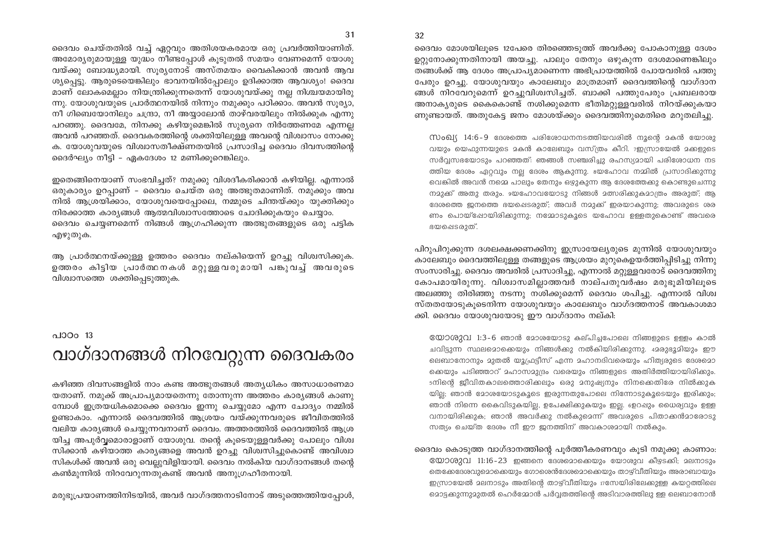ദൈവം ചെയ്തതിൽ വച്ച് ഏറ്റവും അതിശയകരമായ ഒരു പ്രവർത്തിയാണിത്. അമോര്യരുമായുള്ള യുദ്ധം നീണ്ടപ്പോൾ കൂടുതൽ സമയം വേണമെന്ന് യോശുവയ്ക്കു ബോദ്ധ്യമായി. സൂര്യനോട് അസ്തമയം വൈകിക്കാൻ അവൻ ആവശ്യപ്പെട്ടു. ആരുടെയെങ്കിലും ഭാവനയിൽപ്പോലും ഉദിക്കാത്ത ആവശ്യം! ദൈവമാണ് ലോകമെല്ലാം നിയന്ത്രിക്കുന്നതെന്ന് യോശുവയ്ക്കു നല്ല നിശ്ചയമായിരുന്നു. യോശുവയുടെ പ്രാർത്ഥനയിൽ നിന്നും നമുക്കും പഠിക്കാം. അവൻ സൂര്യാ, നീ ഗിബെയോനിലും ചന്ദ്രാ, നീ അയ്യാലോൻ താഴ്വരയിലും നിൽക്കുക എന്നു പറഞ്ഞു. ദൈവമേ, നിനക്കു കഴിയുമെങ്കിൽ സൂര്യനെ നിർത്തേണമേ എന്നല്ല അവൻ പറഞ്ഞത്. ദൈവകരത്തിന്റെ ശക്തിയിലുള്ള അവന്റെ വിശ്വാസം നോക്കുക. യോശുവയുടെ വിശ്വാസതീക്ഷ്ണതയിൽ പ്രസാദിച്ച ദൈവം ദിവസത്തിന്റെ ദൈർഘ്യം നീട്ടി – ഏകദേശം 12 മണിക്കൂറെങ്കിലും.

ഇതെങ്ങിനെയാണ് സംഭവിച്ചത്? നമുക്കു വിശദീകരിക്കാൻ കഴിയില്ല. എന്നാൽ ഒരുകാര്യം ഉറപ്പാണ് – ദൈവം ചെയ്ത ഒരു അത്ഭുതമാണിത്. നമുക്കും അവനിൽ ആശ്രയിക്കാം, യോശുവയെപ്പോലെ, നമ്മുടെ ചിന്തയ്ക്കും യുക്തിക്കും നിരക്കാത്ത കാര്യങ്ങൾ ആത്മവിശ്വാസത്തോടെ ചോദിക്കുകയും ചെയ്യാം.
ദൈവം ചെയ്യണമെന്ന് നിങ്ങൾ ആഗ്രഹിക്കുന്ന അത്ഭുതങ്ങളുടെ ഒരു പട്ടിക എഴുതുക.

ആ പ്രാർത്ഥനയ്ക്കുള്ള ഉത്തരം ദൈവം നല്കിയെന്ന് ഉറച്ചു വിശ്വസിക്കുക. ഉത്തരം കിട്ടിയ പ്രാർത്ഥനകൾ മറ്റുള്ളവരുമായി പങ്കുവച്ച് അവരുടെ വിശ്വാസത്തെ ശക്തിപ്പെടുത്തുക.

പാഠം 13

# വാഗ്ദാനങ്ങൾ നിറവേറ്റുന്ന ദൈവകരം

കഴിഞ്ഞ ദിവസങ്ങളിൽ നാം കണ്ട അത്ഭുതങ്ങൾ അത്യധികം അസാധാരണമായതാണ്. നമുക്ക് അപ്രാപ്യമായതെന്നു തോന്നുന്ന അത്തരം കാര്യങ്ങൾ കാണുമ്പോൾ ഇത്രയധികമൊക്കെ ദൈവം ഇന്നു ചെയ്യുമോ എന്ന ചോദ്യം നമ്മിൽ ഉണ്ടാകാം. എന്നാൽ ദൈവത്തിൽ ആശ്രയം വയ്ക്കുന്നവരുടെ ജീവിതത്തിൽ വലിയ കാര്യങ്ങൾ ചെയ്യുന്നവനാണ് ദൈവം. അത്തരത്തിൽ ദൈവത്തിൽ ആശ്രയിച്ച അപൂർവ്വമൊരാളാണ് യോശുവ. തന്റെ കൂടെയുള്ളവർക്കു പോലും വിശ്വസിക്കാൻ കഴിയാത്ത കാര്യങ്ങളെ അവൻ ഉറച്ചു വിശ്വസിച്ചുകൊണ്ട് അവിശ്വാസികൾക്ക് അവൻ ഒരു വെല്ലുവിളിയായി. ദൈവം നൽകിയ വാഗ്ദാനങ്ങൾ തന്റെ കൺമുന്നിൽ നിറവേറുന്നതുകണ്ട് അവൻ അനുഗ്രഹീതനായി.

മരുഭൂപ്രയാണത്തിനിടയിൽ, അവർ വാഗ്ദത്തനാടിനോട് അടുത്തെത്തിയപ്പോൾ, ദൈവം മോശയിലൂടെ 12പേരെ തിരഞ്ഞെടുത്ത് അവർക്കു പോകാനുള്ള ദേശം ഒറ്റുനോക്കുന്നതിനായി അയച്ചു. പാലും തേനും ഒഴുകുന്ന ദേശമാണെങ്കിലും തങ്ങൾക്ക് ആ ദേശം അപ്രാപ്യമാണെന്ന അഭിപ്രായത്തിൽ പോയവരിൽ പത്തു പേരും ഉറച്ചു. യോശുവയും കാലേബും മാത്രമാണ് ദൈവത്തിന്റെ വാഗ്ദാനങ്ങൾ നിറവേറുമെന്ന് ഉറച്ചുവിശ്വസിച്ചത്. ബാക്കി പത്തുപേരും പ്രബലരായ അനാകൃരുടെ കൈകൊണ്ട് നശിക്കുമെന്ന ഭീതിമറ്റുള്ളവരിൽ നിറയ്ക്കുകയാണുണ്ടായത്. അതുകേട്ട ജനം മോശയ്ക്കും ദൈവത്തിനുമെതിരെ മറുതലിച്ചു.

> സംഖ്യ 14:6-9 ദേശത്തെ പരിശോധനനടത്തിയവരിൽ നൂന്റെ മകൻ യോശുവയും യെഫുന്നയുടെ മകൻ കാലേബും വസ്ത്രം കീറി. 7ഇസ്രായേൽ മക്കളുടെ സർവ്വസഭയോടും പറഞ്ഞത്: ഞങ്ങൾ സഞ്ചരിച്ചു രഹസ്യമായി പരിശോധന നടത്തിയ ദേശം ഏറ്റവും നല്ല ദേശം ആകുന്നു. 8യഹോവ നമ്മിൽ പ്രസാദിക്കുന്നു വെങ്കിൽ അവൻ നമ്മെ പാലും തേനും ഒഴുകുന്ന ആ ദേശത്തേക്കു കൊണ്ടുചെന്നു നമുക്ക് അതു തരും. 9യഹോവയോടു നിങ്ങൾ മത്സരിക്കുകമാത്രം അരുത്; ആ ദേശത്തെ ജനത്തെ ഭയപ്പെടരുത്; അവർ നമുക്ക് ഇരയാകുന്നു; അവരുടെ ശരണം പൊയ്പ്പോയിരിക്കുന്നു; നമ്മോടുകൂടെ യഹോവ ഉള്ളതുകൊണ്ട് അവരെ ഭയപ്പെടരുത്.

പിറുപിറുക്കുന്ന ദശലക്ഷക്കണക്കിനു ഇസ്രായേല്യരുടെ മുന്നിൽ യോശുവയും കാലേബും ദൈവത്തിലുള്ള തങ്ങളുടെ ആശ്രയം മുറുകെഉയർത്തിപ്പിടിച്ചു നിന്നു സംസാരിച്ചു. ദൈവം അവരിൽ പ്രസാദിച്ചു, എന്നാൽ മറ്റുള്ളവരോട് ദൈവത്തിനു കോപമായിരുന്നു. വിശ്വാസമില്ലാത്തവർ നാല്പതുവർഷം മരുഭൂമിയിലൂടെ അലഞ്ഞു തിരിഞ്ഞു നടന്നു നശിക്കുമെന്ന് ദൈവം ശപിച്ചു. എന്നാൽ വിശ്വസ്തതയോടുകൂടെനിന്ന യോശുവയും കാലേബും വാഗ്ദത്തനാട് അവകാശമാക്കി. ദൈവം യോശുവയോടു ഈ വാഗ്ദാനം നല്കി:

> യോശുവ 1:3-6 ഞാൻ മോശയോടു കല്പിച്ചപോലെ നിങ്ങളുടെ ഉള്ളം കാൽ ചവിട്ടുന്ന സ്ഥലമൊക്കെയും നിങ്ങൾക്കു നൽകിയിരിക്കുന്നു. 4മരുഭൂമിയും ഈ ലെബാനോനും മുതൽ യൂഫ്രട്ടീസ് എന്ന മഹാനദിവരെയും ഹിത്യരുടെ ദേശമൊക്കെയും പടിഞ്ഞാറ് മഹാസമുദ്രം വരെയും നിങ്ങളുടെ അതിർത്തിയായിരിക്കും. 5നിന്റെ ജീവിതകാലത്തൊരിക്കലും ഒരു മനുഷ്യനും നിനക്കെതിരേ നിൽക്കുകയില്ല; ഞാൻ മോശയോടുകൂടെ ഇരുന്നതുപോലെ നിന്നോടുകൂടെയും ഇരിക്കും; ഞാൻ നിന്നെ കൈവിടുകയില്ല, ഉപേക്ഷിക്കുകയും ഇല്ല. 6ഉറപ്പും ധൈര്യവും ഉള്ളവനായിരിക്കുക; ഞാൻ അവർക്കു നൽകുമെന്ന് അവരുടെ പിതാക്കന്മാരോടു സത്യം ചെയ്ത ദേശം നീ ഈ ജനത്തിന് അവകാശമായി നൽകും.

ദൈവം കൊടുത്ത വാഗ്ദാനത്തിന്റെ പൂർത്തീകരണവും കൂടി നമുക്കു കാണാം:

> യോശുവ 11:16-23 ഇങ്ങനെ ദേശമൊക്കെയും യോശുവ കീഴടക്കി; മലനാടും തെക്കേദേശവുമൊക്കെയും ഗോശെൻദേശമൊക്കെയും താഴ്‌വീതിയും അരാബായും ഇസ്രായേൽ മലനാടും അതിന്റെ താഴ്‌വീതിയും 17സേയിരിലേക്കുള്ള കയറ്റത്തിലെ മൊട്ടക്കുന്നുമുതൽ ഹെർമ്മോൻ പർവ്വതത്തിന്റെ അടിവാരത്തിലു ള്ള ലെബാനോൻ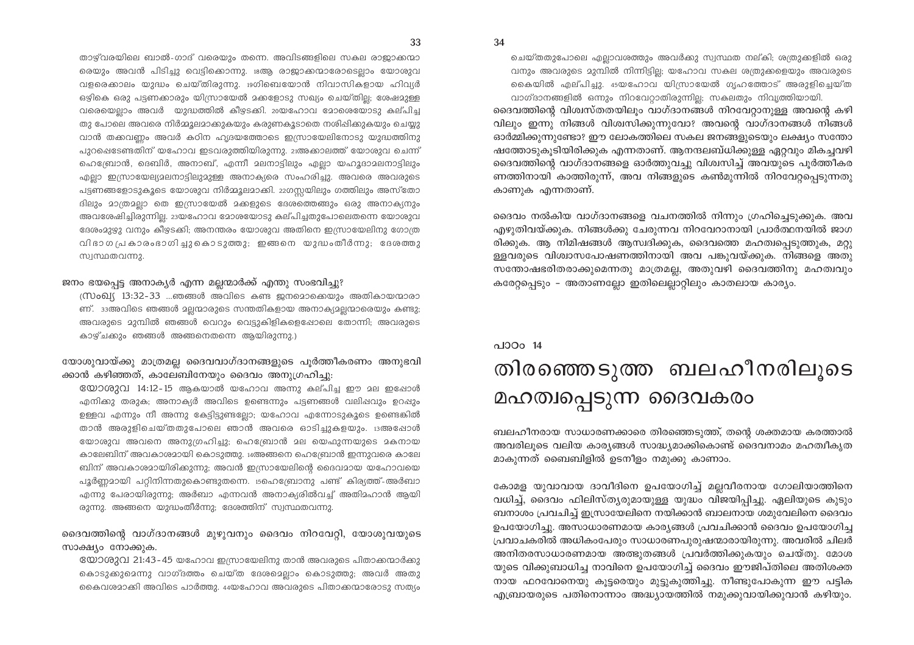താഴ്‌വരയിലെ ബാൽ-ഗാദ് വരെയും തന്നെ. അവിടങ്ങളിലെ സകല രാജാക്കന്മാരെയും അവൻ പിടിച്ചു വെട്ടിക്കൊന്നു. 18ആ രാജാക്കന്മാരോടെല്ലാം യോശുവ വളരെക്കാലം യുദ്ധം ചെയ്തിരുന്നു. 19ഗിബെയോൻ നിവാസികളായ ഹിവ്യർ ഒഴികെ ഒരു പട്ടണക്കാരും യിസ്രായേൽ മക്കളോടു സഖ്യം ചെയ്തില്ല; ശേഷമുള്ള വരെയെല്ലാം അവർ യുദ്ധത്തിൽ കീഴടക്കി. 20യഹോവ മോശെയോടു കല്പിച്ച തു പോലെ അവരെ നിർമ്മൂലമാക്കുകയും കരുണകൂടാതെ നശിപ്പിക്കുകയും ചെയ്യു വാൻ തക്കവണ്ണം അവർ കഠിന ഹൃദയത്തോടെ ഇസ്രായേലിനോടു യുദ്ധത്തിനു പുറപ്പെടേണ്ടതിന് യഹോവ ഇടവരുത്തിയിരുന്നു. 21അക്കാലത്ത് യോശുവ ചെന്ന് ഹെബ്രോൻ, ദെബിർ, അനാബ്, എന്നീ മലനാട്ടിലും എല്ലാ യഹൂദാമലനാട്ടിലും എല്ലാ ഇസ്രായേല്യമലനാട്ടിലുമുള്ള അനാക്യരെ സംഹരിച്ചു. അവരെ അവരുടെ പട്ടണങ്ങളോടുകൂടെ യോശുവ നിർമ്മൂലമാക്കി. 22ഗസ്സയിലും ഗത്തിലും അസ്തോദിലും മാത്രമല്ലാ തെ ഇസ്രായേൽ മക്കളുടെ ദേശത്തെങ്ങും ഒരു അനാക്യനും അവശേഷിച്ചിരുന്നില്ല. 23യഹോവ മോശയോടു കല്പിച്ചതുപോലെതന്നെ യോശുവ ദേശംമുഴു വനും കീഴടക്കി; അനന്തരം യോശുവ അതിനെ ഇസ്രായേലിനു ഗോത്ര വിഭാഗപ്രകാരംഭാഗിച്ചുകൊടുത്തു; ഇങ്ങനെ യുദ്ധംതീർന്നു; ദേശത്തു സ്വസ്ഥതവന്നു.

ജനം ഭയപ്പെട്ട അനാക്യർ എന്ന മല്ലന്മാർക്ക് എന്തു സംഭവിച്ചു?

(സംഖ്യ 13:32-33 ...ഞങ്ങൾ അവിടെ കണ്ട ജനമൊക്കെയും അതികായന്മാരാണ്. 33അവിടെ ഞങ്ങൾ മല്ലന്മാരുടെ സന്തതികളായ അനാക്യമല്ലന്മാരെയും കണ്ടു; അവരുടെ മുമ്പിൽ ഞങ്ങൾ വെറും വെട്ടുകിളികളെപ്പോലെ തോന്നി; അവരുടെ കാഴ്ചക്കും ഞങ്ങൾ അങ്ങനെതന്നെ ആയിരുന്നു.)

യോശുവായ്ക്കു മാത്രമല്ല ദൈവവാഗ്ദാനങ്ങളുടെ പൂർത്തീകരണം അനുഭവിക്കാൻ കഴിഞ്ഞത്, കാലേബിനേയും ദൈവം അനുഗ്രഹിച്ചു:

യോശുവ 14:12-15 ആകയാൽ യഹോവ അന്നു കല്പിച്ച ഈ മല ഇപ്പോൾ എനിക്കു തരുക; അനാക്യർ അവിടെ ഉണ്ടെന്നും പട്ടണങ്ങൾ വലിപ്പവും ഉറപ്പും ഉള്ളവ എന്നും നീ അന്നു കേട്ടിട്ടുണ്ടല്ലോ; യഹോവ എന്നോടുകൂടെ ഉണ്ടെങ്കിൽ താൻ അരുളിച്ചെയ്തതുപോലെ ഞാൻ അവരെ ഓടിച്ചുകളയും. 13അപ്പോൾ യോശുവ അവനെ അനുഗ്രഹിച്ചു; ഹെബ്രോൻ മല യെഫുന്നയുടെ മകനായ കാലേബിന് അവകാശമായി കൊടുത്തു. 14അങ്ങനെ ഹെബ്രോൻ ഇന്നുവരെ കാലേബിന് അവകാശമായിരിക്കുന്നു; അവൻ ഇസ്രായേലിന്റെ ദൈവമായ യഹോവയെ പൂർണ്ണമായി പറ്റിനിന്നതുകൊണ്ടുതന്നെ. 15ഹെബ്രോനു പണ്ട് കിര്യത്ത്-അർബാ എന്നു പേരായിരുന്നു; അർബാ എന്നവൻ അനാക്യരിൽവച്ച് അതിമഹാൻ ആയിരുന്നു. അങ്ങനെ യുദ്ധംതീർന്നു; ദേശത്തിന് സ്വസ്ഥതവന്നു.

ദൈവത്തിന്റെ വാഗ്ദാനങ്ങൾ മുഴുവനും ദൈവം നിറവേറ്റി, യോശുവയുടെ സാക്ഷ്യം നോക്കുക.

യോശുവ 21:43-45 യഹോവ ഇസ്രായേലിനു താൻ അവരുടെ പിതാക്കന്മാർക്കു കൊടുക്കുമെന്നു വാഗ്ദത്തം ചെയ്ത ദേശമെല്ലാം കൊടുത്തു; അവർ അതു കൈവശമാക്കി അവിടെ പാർത്തു. 44യഹോവ അവരുടെ പിതാക്കന്മാരോടു സത്യം ചെയ്തതുപോലെ എല്ലാവശത്തും അവർക്കു സ്വസ്ഥത നല്കി; ശത്രുക്കളിൽ ഒരുവനും അവരുടെ മുമ്പിൽ നിന്നിട്ടില്ല; യഹോവ സകല ശത്രുക്കളെയും അവരുടെ കൈയിൽ എല്പിച്ചു. 45യഹോവ യിസ്രായേൽ ഗൃഹത്തോട് അരുളിച്ചെയ്ത വാഗ്ദാനങ്ങളിൽ ഒന്നും നിറവേറ്റാതിരുന്നില്ല; സകലതും നിവൃത്തിയായി.

ദൈവത്തിന്റെ വിശ്വസ്തതയിലും വാഗ്ദാനങ്ങൾ നിറവേറ്റാനുള്ള അവന്റെ കഴിവിലും ഇന്നു നിങ്ങൾ വിശ്വസിക്കുന്നുവോ? അവന്റെ വാഗ്ദാനങ്ങൾ നിങ്ങൾ ഓർമ്മിക്കുന്നുണ്ടോ? ഈ ലോകത്തിലെ സകല ജനങ്ങളുടെയും ലക്ഷ്യം സന്തോഷത്തോടുകൂടിയിരിക്കുക എന്നതാണ്. ആനന്ദലബ്ധിക്കുള്ള ഏറ്റവും മികച്ചവഴി ദൈവത്തിന്റെ വാഗ്ദാനങ്ങളെ ഓർത്തുവച്ചു വിശ്വസിച്ച് അവയുടെ പൂർത്തീകരണത്തിനായി കാത്തിരുന്ന്, അവ നിങ്ങളുടെ കൺമുന്നിൽ നിറവേറ്റപ്പെടുന്നതു കാണുക എന്നതാണ്.

ദൈവം നൽകിയ വാഗ്ദാനങ്ങളെ വചനത്തിൽ നിന്നും ഗ്രഹിച്ചെടുക്കുക. അവ എഴുതിവയ്ക്കുക. നിങ്ങൾക്കു ചേരുന്നവ നിറവേറാനായി പ്രാർത്ഥനയിൽ ജാഗരിക്കുക. ആ നിമിഷങ്ങൾ ആസ്വദിക്കുക, ദൈവത്തെ മഹത്വപ്പെടുത്തുക, മറ്റുള്ളവരുടെ വിശ്വാസപോഷണത്തിനായി അവ പങ്കുവയ്ക്കുക. നിങ്ങളെ അതു സന്തോഷഭരിതരാക്കുമെന്നതു മാത്രമല്ല, അതുവഴി ദൈവത്തിനു മഹത്വവും കരേറ്റപ്പെടും - അതാണല്ലോ ഇതിലെല്ലാറ്റിലും കാതലായ കാര്യം.

പാഠം 14

# തിരഞ്ഞെടുത്ത ബലഹീനരിലൂടെ മഹത്വപ്പെടുന്ന ദൈവകരം

ബലഹീനരായ സാധാരണക്കാരെ തിരഞ്ഞെടുത്ത്, തന്റെ ശക്തമായ കരത്താൽ അവരിലൂടെ വലിയ കാര്യങ്ങൾ സാദ്ധ്യമാക്കികൊണ്ട് ദൈവനാമം മഹത്വീകൃതമാകുന്നത് ബൈബിളിൽ ഉടനീളം നമുക്കു കാണാം.

കോമള യുവാവായ ദാവീദിനെ ഉപയോഗിച്ച് മല്ലവീരനായ ഗോലിയാത്തിനെ വധിച്ച്, ദൈവം ഫിലിസ്ത്യരുമായുള്ള യുദ്ധം വിജയിപ്പിച്ചു. ഏലിയുടെ കുടുംബനാശം പ്രവചിച്ച് ഇസ്രായേലിനെ നയിക്കാൻ ബാലനായ ശമുവേലിനെ ദൈവം ഉപയോഗിച്ചു. അസാധാരണമായ കാര്യങ്ങൾ പ്രവചിക്കാൻ ദൈവം ഉപയോഗിച്ച പ്രവാചകരിൽ അധികംപേരും സാധാരണപുരുഷന്മാരായിരുന്നു. അവരിൽ ചിലർ അനിതരസാധാരണമായ അത്ഭുതങ്ങൾ പ്രവർത്തിക്കുകയും ചെയ്തു. മോശയുടെ വിക്കുബാധിച്ച നാവിനെ ഉപയോഗിച്ച് ദൈവം ഈജിപ്തിലെ അതിശക്തനായ ഫറവോനെയും കൂട്ടരെയും മുട്ടുകുത്തിച്ചു. നീണ്ടുപോകുന്ന ഈ പട്ടിക എബ്രായരുടെ പതിനൊന്നാം അദ്ധ്യായത്തിൽ നമുക്കുവായിക്കുവാൻ കഴിയും.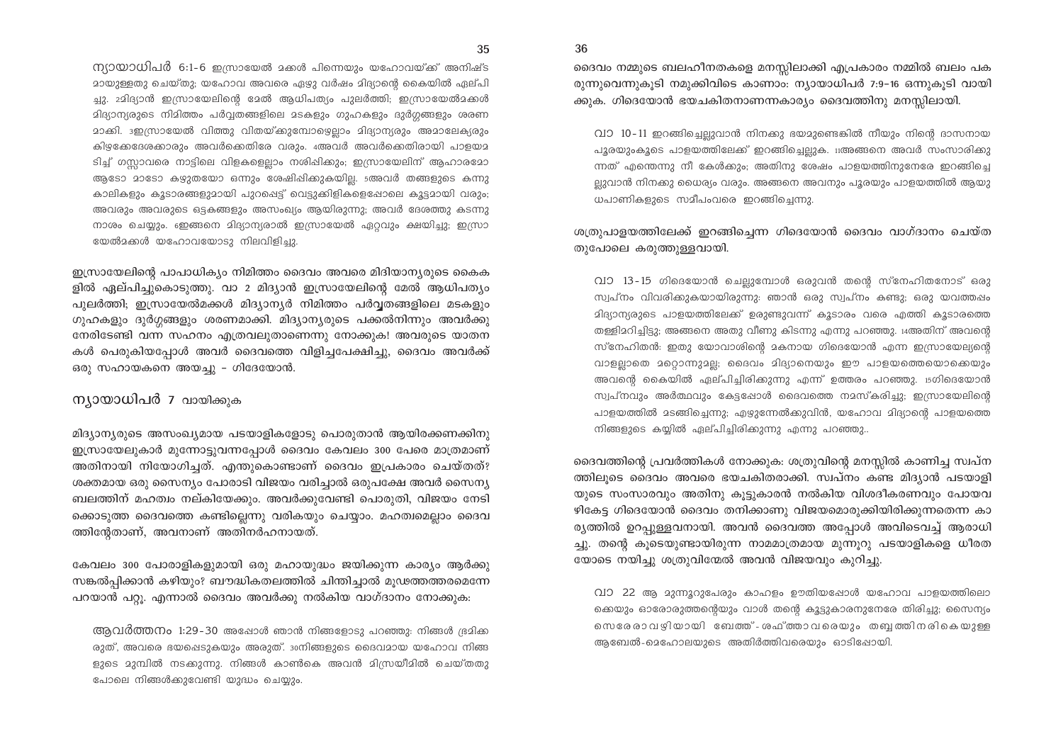ന്യായാധിപർ 6:1-6 ഇസ്രായേൽ മക്കൾ പിന്നെയും യഹോവയ്ക്ക് അനിഷ്ട മായുള്ളതു ചെയ്തു; യഹോവ അവരെ ഏഴു വർഷം മിദ്യാന്റെ കൈയിൽ ഏല്പി ച്ചു. 2മിദ്യാൻ ഇസ്രായേലിന്റെ മേൽ ആധിപത്യം പുലർത്തി; ഇസ്രായേൽമക്കൾ മിദ്യാന്യരുടെ നിമിത്തം പർവ്വതങ്ങളിലെ മടകളും ഗുഹകളും ദുർഗ്ഗങ്ങളും ശരണ മാക്കി. 3ഇസ്രായേൽ വിത്തു വിതയ്ക്കുമ്പോഴെല്ലാം മിദ്യാന്യരും അമാലേക്യരും കിഴക്കേദേശക്കാരും അവർക്കെതിരേ വരും. 4അവർ അവർക്കെതിരായി പാളയമ ടിച്ച് ഗസ്സാവരെ നാട്ടിലെ വിളകളെല്ലാം നശിപ്പിക്കും; ഇസ്രായേലിന് ആഹാരമോ ആടോ മാടോ കഴുതയോ ഒന്നും ശേഷിപ്പിക്കുകയില്ല. 5അവർ തങ്ങളുടെ കന്നു കാലികളും കൂടാരങ്ങളുമായി പുറപ്പെട്ട് വെട്ടുക്കിളികളെപ്പോലെ കൂട്ടമായി വരും; അവരും അവരുടെ ഒട്ടകങ്ങളും അസംഖ്യം ആയിരുന്നു; അവർ ദേശത്തു കടന്നു നാശം ചെയ്യും. 6ഇങ്ങനെ മിദ്യാന്യരാൽ ഇസ്രായേൽ ഏറ്റവും ക്ഷയിച്ചു; ഇസ്രാ യേൽമക്കൾ യഹോവയോടു നിലവിളിച്ചു.

ഇസ്രായേലിന്റെ പാപാധിക്യം നിമിത്തം ദൈവം അവരെ മിദിയാന്യരുടെ കൈക ളിൽ ഏല്പിച്ചുകൊടുത്തു. വാ 2 മിദ്യാൻ ഇസ്രായേലിന്റെ മേൽ ആധിപത്യം പുലർത്തി; ഇസ്രായേൽമക്കൾ മിദ്യാന്യർ നിമിത്തം പർവ്വതങ്ങളിലെ മടകളും ഗുഹകളും ദുർഗ്ഗങ്ങളും ശരണമാക്കി. മിദ്യാന്യരുടെ പക്കൽനിന്നും അവർക്കു നേരിടേണ്ടി വന്ന സഹനം എത്രവലുതാണെന്നു നോക്കുക! അവരുടെ യാതന കൾ പെരുകിയപ്പോൾ അവർ ദൈവത്തെ വിളിച്ചപേക്ഷിച്ചു, ദൈവം അവർക്ക് ഒരു സഹായകനെ അയച്ചു - ഗിദേയോൻ.

## ന്യായാധിപർ 7 വായിക്കുക

മിദ്യാന്യരുടെ അസംഖ്യമായ പടയാളികളോടു പൊരുതാൻ ആയിരക്കണക്കിനു ഇസ്രായേലുകാർ മുന്നോട്ടുവന്നപ്പോൾ ദൈവം കേവലം 300 പേരെ മാത്രമാണ് അതിനായി നിയോഗിച്ചത്. എന്തുകൊണ്ടാണ് ദൈവം ഇപ്രകാരം ചെയ്തത്? ശക്തമായ ഒരു സൈന്യം പോരാടി വിജയം വരിച്ചാൽ ഒരുപക്ഷേ അവർ സൈന്യ ബലത്തിന് മഹത്വം നല്കിയേക്കും. അവർക്കുവേണ്ടി പൊരുതി, വിജയം നേടി ക്കൊടുത്ത ദൈവത്തെ കണ്ടില്ലെന്നു വരികയും ചെയ്യാം. മഹത്വമെല്ലാം ദൈവ ത്തിന്റേതാണ്, അവനാണ് അതിനർഹനായത്.

കേവലം 300 പോരാളികളുമായി ഒരു മഹായുദ്ധം ജയിക്കുന്ന കാര്യം ആർക്കു സങ്കല്പിക്കാൻ കഴിയും? ബൗദ്ധികതലത്തിൽ ചിന്തിച്ചാൽ മൂഢത്തത്തരമെന്നേ പറയാൻ പറ്റൂ. എന്നാൽ ദൈവം അവർക്കു നൽകിയ വാഗ്ദാനം നോക്കുക:

ആവർത്തനം 1:29-30 അപ്പോൾ ഞാൻ നിങ്ങളോടു പറഞ്ഞു: നിങ്ങൾ ഭ്രമിക്ക രുത്, അവരെ ഭയപ്പെടുകയും അരുത്. 30നിങ്ങളുടെ ദൈവമായ യഹോവ നിങ്ങ ളുടെ മുമ്പിൽ നടക്കുന്നു. നിങ്ങൾ കാൺകെ അവൻ മിസ്രയീമിൽ ചെയ്തതു പോലെ നിങ്ങൾക്കുവേണ്ടി യുദ്ധം ചെയ്യും.

ദൈവം നമ്മുടെ ബലഹീനതകളെ മനസ്സിലാക്കി എപ്രകാരം നമ്മിൽ ബലം പക രുന്നുവെന്നുകൂടി നമുക്കിവിടെ കാണാം: ന്യായാധിപർ 7:9-16 ഒന്നുകൂടി വായി ക്കുക. ഗിദെയോൻ ഭയചകിതനാണന്നകാര്യം ദൈവത്തിനു മനസ്സിലായി.

വാ 10-11 ഇറങ്ങിച്ചെല്ലുവാൻ നിനക്കു ഭയമുണ്ടെങ്കിൽ നീയും നിന്റെ ദാസനായ പൂരയുംകൂടെ പാളയത്തിലേക്ക് ഇറങ്ങിച്ചെല്ലുക. 11അങ്ങനെ അവർ സംസാരിക്കു ന്നത് എന്തെന്നു നീ കേൾക്കും; അതിനു ശേഷം പാളയത്തിനുനേരേ ഇറങ്ങിച്ചെ ല്ലുവാൻ നിനക്കു ധൈര്യം വരും. അങ്ങനെ അവനും പൂരയും പാളയത്തിൽ ആയു ധപാണികളുടെ സമീപംവരെ ഇറങ്ങിച്ചെന്നു.

ശത്രുപാളയത്തിലേക്ക് ഇറങ്ങിച്ചെന്ന ഗിദെയോൻ ദൈവം വാഗ്ദാനം ചെയ്ത തുപോലെ കരുത്തുള്ളവനായി.

വാ 13-15 ഗിദെയോൻ ചെല്ലുമ്പോൾ ഒരുവൻ തന്റെ സ്നേഹിതനോട് ഒരു സ്വപ്നം വിവരിക്കുകയായിരുന്നു: ഞാൻ ഒരു സ്വപ്നം കണ്ടു; ഒരു യവത്തപ്പം മിദ്യാന്യരുടെ പാളയത്തിലേക്ക് ഉരുണ്ടുവന്ന് കൂടാരം വരെ എത്തി കൂടാരത്തെ തള്ളിമറിച്ചിട്ടു; അങ്ങനെ അതു വീണു കിടന്നു എന്നു പറഞ്ഞു. 14അതിന് അവന്റെ സ്നേഹിതൻ: ഇതു യോവാശിന്റെ മകനായ ഗിദെയോൻ എന്ന ഇസ്രായേല്യന്റെ വാളല്ലാതെ മറ്റൊന്നുമല്ല; ദൈവം മിദ്യാനെയും ഈ പാളയത്തെയൊക്കെയും അവന്റെ കൈയിൽ ഏല്പിച്ചിരിക്കുന്നു എന്ന് ഉത്തരം പറഞ്ഞു. 15ഗിദെയോൻ സ്വപ്നവും അർത്ഥവും കേട്ടപ്പോൾ ദൈവത്തെ നമസ്കരിച്ചു; ഇസ്രായേലിന്റെ പാളയത്തിൽ മടങ്ങിച്ചെന്നു; എഴുന്നേൽക്കുവിൻ, യഹോവ മിദ്യാന്റെ പാളയത്തെ നിങ്ങളുടെ കയ്യിൽ ഏല്പിച്ചിരിക്കുന്നു എന്നു പറഞ്ഞു..

ദൈവത്തിന്റെ പ്രവർത്തികൾ നോക്കുക: ശത്രുവിന്റെ മനസ്സിൽ കാണിച്ച സ്വപ്ന ത്തിലൂടെ ദൈവം അവരെ ഭയചകിതരാക്കി. സ്വപ്നം കണ്ട മിദ്യാൻ പടയാളി യുടെ സംസാരവും അതിനു കൂട്ടുകാരൻ നൽകിയ വിശദീകരണവും പോയവ ഴികേട്ട ഗിദെയോൻ ദൈവം തനിക്കാണു വിജയമൊരുക്കിയിരിക്കുന്നതെന്ന കാ ര്യത്തിൽ ഉറപ്പുള്ളവനായി. അവൻ ദൈവത്തെ അപ്പോൾ അവിടെവച്ച് ആരാധി ച്ചു. തന്റെ കൂടെയുണ്ടായിരുന്ന നാമമാത്രമായ മുന്നൂറു പടയാളികളെ ധീരത യോടെ നയിച്ചു ശത്രുവിന്മേൽ അവൻ വിജയവും കുറിച്ചു.

വാ 22 ആ മുന്നൂറുപേരും കാഹളം ഊതിയപ്പോൾ യഹോവ പാളയത്തിലൊ ക്കെയും ഓരോരുത്തന്റെയും വാൾ തന്റെ കൂട്ടുകാരനുനേരേ തിരിച്ചു; സൈന്യം സെരേരാവഴിയായി ബേത്ത്-ശഫ്ത്താവരെയും തബ്ബത്തിനരികെയുള്ള ആബേൽ-മെഹോലയുടെ അതിർത്തിവരെയും ഓടിപ്പോയി.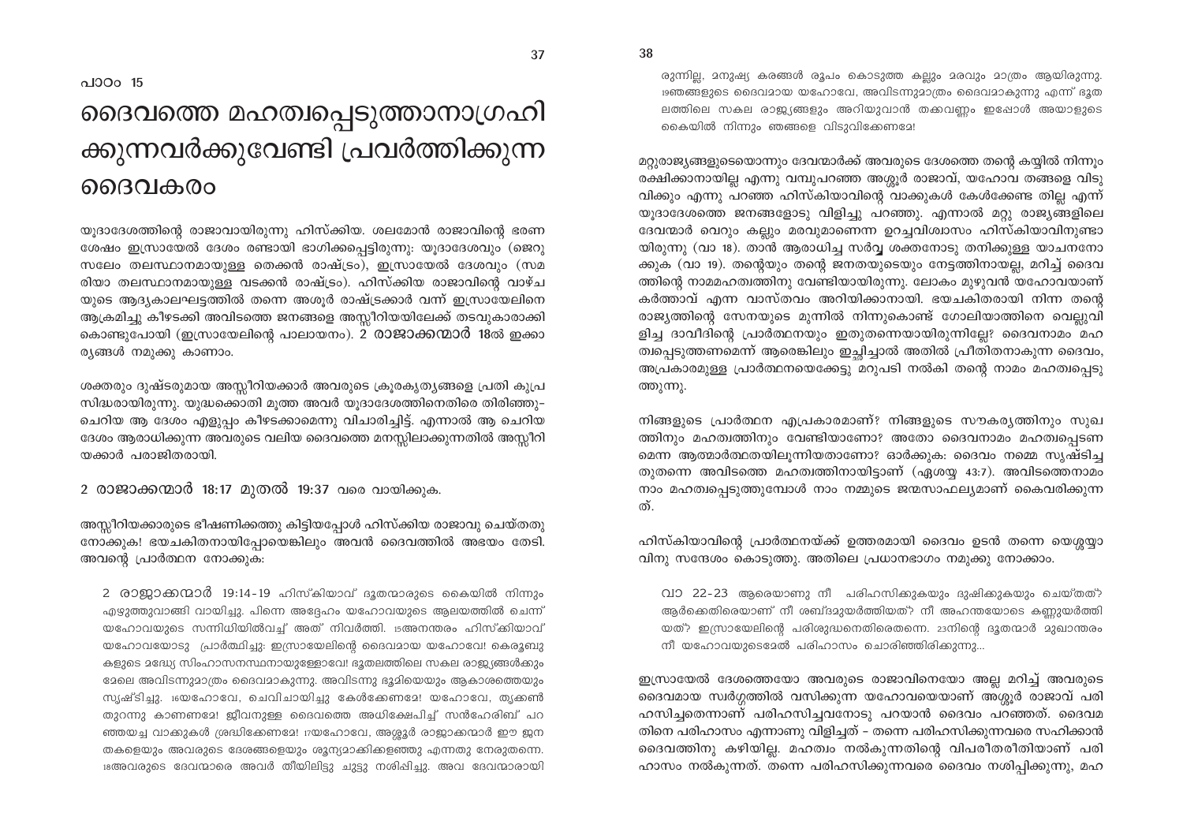പാഠം 15

# ദൈവത്തെ മഹത്വപ്പെടുത്താനാഗ്രഹിക്കുന്നവർക്കുവേണ്ടി പ്രവർത്തിക്കുന്ന ദൈവകരം

യൂദാദേശത്തിന്റെ രാജാവായിരുന്നു ഹിസ്ക്കിയ. ശലമോൻ രാജാവിന്റെ ഭരണ ശേഷം ഇസ്രായേൽ ദേശം രണ്ടായി ഭാഗിക്കപ്പെട്ടിരുന്നു: യൂദാദേശവും (ജെറുസലേം തലസ്ഥാനമായുള്ള തെക്കൻ രാഷ്ട്രം), ഇസ്രായേൽ ദേശവും (സമരിയാ തലസ്ഥാനമായുള്ള വടക്കൻ രാഷ്ട്രം). ഹിസ്ക്കിയ രാജാവിന്റെ വാഴ്ചയുടെ ആദ്യകാലഘട്ടത്തിൽ തന്നെ അശൂർ രാഷ്ട്രക്കാർ വന്ന് ഇസ്രായേലിനെ ആക്രമിച്ചു കീഴടക്കി അവിടത്തെ ജനങ്ങളെ അസ്സീറിയയിലേക്ക് തടവുകാരാക്കി കൊണ്ടുപോയി (ഇസ്രായേലിന്റെ പാലായനം). 2 രാജാക്കന്മാർ 18ൽ ഇക്കാര്യങ്ങൾ നമുക്കു കാണാം.

ശക്തരും ദുഷ്ടരുമായ അസ്സീറിയക്കാർ അവരുടെ ക്രൂരകൃത്യങ്ങളെ പ്രതി കുപ്രസിദ്ധരായിരുന്നു. യുദ്ധക്കൊതി മൂത്ത അവർ യൂദാദേശത്തിനെതിരെ തിരിഞ്ഞു– ചെറിയ ആ ദേശം എളുപ്പം കീഴടക്കാമെന്നു വിചാരിച്ചിട്ട്. എന്നാൽ ആ ചെറിയ ദേശം ആരാധിക്കുന്ന അവരുടെ വലിയ ദൈവത്തെ മനസ്സിലാക്കുന്നതിൽ അസ്സീറിയക്കാർ പരാജിതരായി.

2 രാജാക്കന്മാർ 18:17 മുതൽ 19:37 വരെ വായിക്കുക.

അസ്സീറിയക്കാരുടെ ഭീഷണിക്കത്തു കിട്ടിയപ്പോൾ ഹിസ്ക്കിയ രാജാവു ചെയ്തതു നോക്കുക! ഭയചകിതനായിപ്പോയെങ്കിലും അവൻ ദൈവത്തിൽ അഭയം തേടി. അവന്റെ പ്രാർത്ഥന നോക്കുക:

> 2 രാജാക്കന്മാർ 19:14-19 ഹിസ്കിയാവ് ദൂതന്മാരുടെ കൈയിൽ നിന്നും എഴുത്തുവാങ്ങി വായിച്ചു. പിന്നെ അദ്ദേഹം യഹോവയുടെ ആലയത്തിൽ ചെന്ന് യഹോവയുടെ സന്നിധിയിൽവച്ച് അത് നിവർത്തി. 15അനന്തരം ഹിസ്കിയാവ് യഹോവയോടു പ്രാർത്ഥിച്ചു: ഇസ്രായേലിന്റെ ദൈവമായ യഹോവേ! കെരൂബുകളുടെ മദ്ധ്യേ സിംഹാസനസ്ഥനായുള്ളോവേ! ഭൂതലത്തിലെ സകല രാജ്യങ്ങൾക്കും മേലെ അവിടന്നുമാത്രം ദൈവമാകുന്നു. അവിടന്നു ഭൂമിയെയും ആകാശത്തെയും സൃഷ്ടിച്ചു. 16യഹോവേ, ചെവിചായിച്ചു കേൾക്കേണമേ! യഹോവേ, തൃക്കൺ തുറന്നു കാണണമേ! ജീവനുള്ള ദൈവത്തെ അധിക്ഷേപിച്ച് സൻഹേരിബ് പറഞ്ഞയച്ച വാക്കുകൾ ശ്രദ്ധിക്കേണമേ! 17യഹോവേ, അശ്ശൂർ രാജാക്കന്മാർ ഈ ജനതകളെയും അവരുടെ ദേശങ്ങളെയും ശൂന്യമാക്കിക്കളഞ്ഞു എന്നതു നേരുതന്നെ. 18അവരുടെ ദേവന്മാരെ അവർ തീയിലിട്ടു ചുട്ടു നശിപ്പിച്ചു. അവ ദേവന്മാരായിരുന്നില്ല, മനുഷ്യ കരങ്ങൾ രൂപം കൊടുത്ത കല്ലും മരവും മാത്രം ആയിരുന്നു. 19ഞങ്ങളുടെ ദൈവമായ യഹോവേ, അവിടന്നുമാത്രം ദൈവമാകുന്നു എന്ന് ഭൂതലത്തിലെ സകല രാജ്യങ്ങളും അറിയുവാൻ തക്കവണ്ണം ഇപ്പോൾ അയാളുടെ കൈയിൽ നിന്നും ഞങ്ങളെ വിടുവിക്കേണമേ!

മറ്റുരാജ്യങ്ങളുടെയൊന്നും ദേവന്മാർക്ക് അവരുടെ ദേശത്തെ തന്റെ കയ്യിൽ നിന്നും രക്ഷിക്കാനായില്ല എന്നു വമ്പുപറഞ്ഞ അശ്ശൂർ രാജാവ്, യഹോവ തങ്ങളെ വിടുവിക്കും എന്നു പറഞ്ഞ ഹിസ്കിയാവിന്റെ വാക്കുകൾ കേൾക്കേണ്ട തില്ല എന്ന് യൂദാദേശത്തെ ജനങ്ങളോടു വിളിച്ചു പറഞ്ഞു. എന്നാൽ മറ്റു രാജ്യങ്ങളിലെ ദേവന്മാർ വെറും കല്ലും മരവുമാണെന്ന ഉറച്ചവിശ്വാസം ഹിസ്കിയാവിനുണ്ടായിരുന്നു (വാ 18). താൻ ആരാധിച്ച സർവ്വ ശക്തനോടു തനിക്കുള്ള യാചനനോക്കുക (വാ 19). തന്റെയും തന്റെ ജനതയുടെയും നേട്ടത്തിനായല്ല, മറിച്ച് ദൈവത്തിന്റെ നാമമഹത്വത്തിനു വേണ്ടിയായിരുന്നു. ലോകം മുഴുവൻ യഹോവയാണ് കർത്താവ് എന്ന വാസ്തവം അറിയിക്കാനായി. ഭയചകിതരായി നിന്ന തന്റെ രാജ്യത്തിന്റെ സേനയുടെ മുന്നിൽ നിന്നുകൊണ്ട് ഗോലിയാത്തിനെ വെല്ലുവിളിച്ച ദാവീദിന്റെ പ്രാർത്ഥനയും ഇതുതന്നെയായിരുന്നില്ലേ? ദൈവനാമം മഹത്വപ്പെടുത്തണമെന്ന് ആരെങ്കിലും ഇച്ഛിച്ചാൽ അതിൽ പ്രീതിതനാകുന്ന ദൈവം, അപ്രകാരമുള്ള പ്രാർത്ഥനയെക്കേട്ടു മറുപടി നൽകി തന്റെ നാമം മഹത്വപ്പെടുത്തുന്നു.

നിങ്ങളുടെ പ്രാർത്ഥന എപ്രകാരമാണ്? നിങ്ങളുടെ സൗകര്യത്തിനും സുഖത്തിനും മഹത്വത്തിനും വേണ്ടിയാണോ? അതോ ദൈവനാമം മഹത്വപ്പെടണമെന്ന ആത്മാർത്ഥതയിലൂന്നിയതാണോ? ഓർക്കുക: ദൈവം നമ്മെ സൃഷ്ടിച്ചതുതന്നെ അവിടത്തെ മഹത്വത്തിനായിട്ടാണ് (ഏശയ്യ 43:7). അവിടത്തെനാമം നാം മഹത്വപ്പെടുത്തുമ്പോൾ നാം നമ്മുടെ ജന്മസാഫല്യമാണ് കൈവരിക്കുന്നത്.

ഹിസ്കിയാവിന്റെ പ്രാർത്ഥനയ്ക്ക് ഉത്തരമായി ദൈവം ഉടൻ തന്നെ യെശ്ശയ്യാവിനു സന്ദേശം കൊടുത്തു. അതിലെ പ്രധാനഭാഗം നമുക്കു നോക്കാം.

> വാ 22-23 ആരെയാണു നീ പരിഹസിക്കുകയും ദുഷിക്കുകയും ചെയ്തത്? ആർക്കെതിരെയാണ് നീ ശബ്ദമുയർത്തിയത്? നീ അഹന്തയോടെ കണ്ണുയർത്തിയത്? ഇസ്രായേലിന്റെ പരിശുദ്ധനെതിരെതന്നെ. 23നിന്റെ ദൂതന്മാർ മുഖാന്തരം നീ യഹോവയുടെമേൽ പരിഹാസം ചൊരിഞ്ഞിരിക്കുന്നു...

ഇസ്രായേൽ ദേശത്തെയോ അവരുടെ രാജാവിനെയോ അല്ല മറിച്ച് അവരുടെ ദൈവമായ സ്വർഗ്ഗത്തിൽ വസിക്കുന്ന യഹോവയെയാണ് അശ്ശൂർ രാജാവ് പരിഹസിച്ചതെന്നാണ് പരിഹസിച്ചവനോടു പറയാൻ ദൈവം പറഞ്ഞത്. ദൈവമതിനെ പരിഹാസം എന്നാണു വിളിച്ചത് – തന്നെ പരിഹസിക്കുന്നവരെ സഹിക്കാൻ ദൈവത്തിനു കഴിയില്ല. മഹത്വം നൽകുന്നതിന്റെ വിപരീതരീതിയാണ് പരിഹാസം നൽകുന്നത്. തന്നെ പരിഹസിക്കുന്നവരെ ദൈവം നശിപ്പിക്കുന്നു, മഹ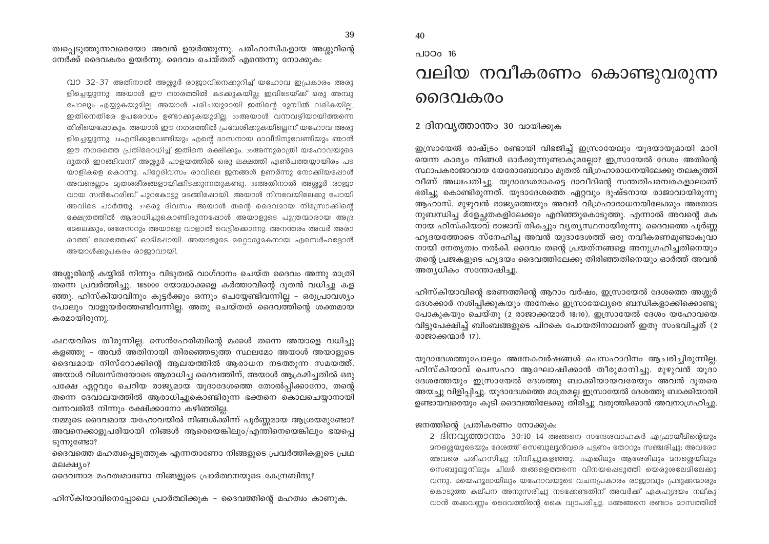ത്വപ്പെടുത്തുന്നവരെയോ അവൻ ഉയർത്തുന്നു. പരിഹാസികളായ അശ്ശൂറിന്റെ നേർക്ക് ദൈവകരം ഉയർന്നു. ദൈവം ചെയ്തത് എന്തെന്നു നോക്കുക:

> വാ 32-37 അതിനാൽ അശ്ശൂർ രാജാവിനെക്കുറിച്ച് യഹോവ ഇപ്രകാരം അരുളിച്ചെയ്യുന്നു: അയാൾ ഈ നഗരത്തിൽ കടക്കുകയില്ല; ഇവിടേയ്ക്ക് ഒരു അമ്പു പോലും എയ്യുകയുമില്ല. അയാൾ പരിചയുമായി ഇതിന്റെ മുമ്പിൽ വരികയില്ല, ഇതിനെതിരേ ഉപരോധം ഉണ്ടാക്കുകയുമില്ല. 33അയാൾ വന്നവഴിയായിത്തന്നെ തിരിയെപ്പോകും. അയാൾ ഈ നഗരത്തിൽ പ്രവേശിക്കുകയില്ലെന്ന് യഹോവ അരുളിച്ചെയ്യുന്നു. 34എനിക്കുവേണ്ടിയും എന്റെ ദാസനായ ദാവീദിനുവേണ്ടിയും ഞാൻ ഈ നഗരത്തെ പ്രതിരോധിച്ച് ഇതിനെ രക്ഷിക്കും. 35അന്നുരാത്രി യഹോവയുടെ ദൂതൻ ഇറങ്ങിവന്ന് അശ്ശൂർ പാളയത്തിൽ ഒരു ലക്ഷത്തി എൺപത്തയ്യായിരം പടയാളികളെ കൊന്നു. പിറ്റേദിവസം രാവിലെ ജനങ്ങൾ ഉണർന്നു നോക്കിയപ്പോൾ അവരെല്ലാം മൃതശരീരങ്ങളായിക്കിടക്കുന്നതുകണ്ടു. 36അതിനാൽ അശ്ശൂർ രാജാവായ സൻഹേരിബ് പുറകോട്ടു മടങ്ങിപ്പോയി. അയാൾ നിനവേയിലേക്കു പോയി അവിടെ പാർത്തു. 37ഒരു ദിവസം അയാൾ തന്റെ ദൈവമായ നിസ്രോക്കിന്റെ ക്ഷേത്രത്തിൽ ആരാധിച്ചുകൊണ്ടിരുന്നപ്പോൾ അയാളുടെ പുത്രന്മാരായ അദ്രമേലെക്കും, ശരേസറും അയാളെ വാളാൽ വെട്ടിക്കൊന്നു. അനന്തരം അവർ അരാരാത്ത് ദേശത്തേക്ക് ഓടിപ്പോയി. അയാളുടെ മറ്റൊരുമകനായ ഏസെർഹദ്ദോൻ അയാൾക്കുപകരം രാജാവായി.

അശ്ശൂരിന്റെ കയ്യിൽ നിന്നും വിടുതൽ വാഗ്ദാനം ചെയ്ത ദൈവം അന്നു രാത്രി തന്നെ പ്രവർത്തിച്ചു. 185000 യോദ്ധാക്കളെ കർത്താവിന്റെ ദൂതൻ വധിച്ചു കളഞ്ഞു. ഹിസ്കിയാവിനും കൂട്ടർക്കും ഒന്നും ചെയ്യേണ്ടിവന്നില്ല – ഒരുപ്രാവശ്യം പോലും വാളുയർത്തേണ്ടിവന്നില്ല. അതു ചെയ്തത് ദൈവത്തിന്റെ ശക്തമായ കരമായിരുന്നു.

കഥയവിടെ തീരുന്നില്ല. സെൻഹേരിബിന്റെ മക്കൾ തന്നെ അയാളെ വധിച്ചു കളഞ്ഞു – അവർ അതിനായി തിരഞ്ഞെടുത്ത സ്ഥലമോ അയാൾ അയാളുടെ ദൈവമായ നിസ്റോക്കിന്റെ ആലയത്തിൽ ആരാധന നടത്തുന്ന സമയത്ത്. അയാൾ വിശ്വസ്തയോടെ ആരാധിച്ച ദൈവത്തിന്, അയാൾ ആക്രമിച്ചതിൽ ഒരു പക്ഷേ ഏറ്റവും ചെറിയ രാജ്യമായ യൂദാദേശത്തെ തോൽപ്പിക്കാനോ, തന്റെ തന്നെ ദേവാലയത്തിൽ ആരാധിച്ചുകൊണ്ടിരുന്ന ഭക്തനെ കൊലചെയ്യാനായി വന്നവരിൽ നിന്നും രക്ഷിക്കാനോ കഴിഞ്ഞില്ല.

നമ്മുടെ ദൈവമായ യഹോവയിൽ നിങ്ങൾക്കിന്ന് പൂർണ്ണമായ ആശ്രയമുണ്ടോ? അവനെക്കാളുപരിയായി നിങ്ങൾ ആരെയെങ്കിലും/എന്തിനെയെങ്കിലും ഭയപ്പെടുന്നുണ്ടോ?

ദൈവത്തെ മഹത്വപ്പെടുത്തുക എന്നതാണോ നിങ്ങളുടെ പ്രവർത്തികളുടെ പ്രഥമലക്ഷ്യം?

ദൈവനാമ മഹത്വമാണോ നിങ്ങളുടെ പ്രാർത്ഥനയുടെ കേന്ദ്രബിന്ദു?

ഹിസ്കിയാവിനെപ്പോലെ പ്രാർത്ഥിക്കുക – ദൈവത്തിന്റെ മഹത്വം കാണുക.

പാഠം 16

# വലിയ നവീകരണം കൊണ്ടുവരുന്ന ദൈവകരം

## 2 ദിനവൃത്താന്തം 30 വായിക്കുക

ഇസ്രായേൽ രാഷ്ട്രം രണ്ടായി വിഭജിച്ച് ഇസ്രായേലും യൂദയായുമായി മാറിയെന്ന കാര്യം നിങ്ങൾ ഓർക്കുന്നുണ്ടാകുമല്ലോ? ഇസ്രായേൽ ദേശം അതിന്റെ സ്ഥാപകരാജാവായ യെരോബോവാം മുതൽ വിഗ്രഹാരാധനയിലേക്കു തലകുത്തി വീണ് അധഃപതിച്ചു. യൂദാദേശമാകട്ടെ ദാവീദിന്റെ സന്തതിപരമ്പരകളാലാണ് ഭരിച്ചു കൊണ്ടിരുന്നത്. യൂദാദേശത്തെ ഏറ്റവും ദുഷ്ടനായ രാജാവായിരുന്നു ആഹാസ്. മുഴുവൻ രാജ്യത്തെയും അവൻ വിഗ്രഹാരാധനയിലേക്കും അതോടനുബന്ധിച്ച മ്ലേച്ഛതകളിലേക്കും എറിഞ്ഞുകൊടുത്തു. എന്നാൽ അവന്റെ മകനായ ഹിസ്കിയാവ് രാജാവ് തികച്ചും വ്യത്യസ്ഥനായിരുന്നു. ദൈവത്തെ പൂർണ്ണഹൃദയത്തോടെ സ്നേഹിച്ച അവൻ യൂദാദേശത്ത് ഒരു നവീകരണമുണ്ടാകുവാനായി നേതൃത്വം നൽകി. ദൈവം തന്റെ പ്രയത്നങ്ങളെ അനുഗ്രഹിച്ചതിനെയും തന്റെ പ്രജകളുടെ ഹൃദയം ദൈവത്തിലേക്കു തിരിഞ്ഞതിനെയും ഓർത്ത് അവൻ അത്യധികം സന്തോഷിച്ചു.

ഹിസ്കിയാവിന്റെ ഭരണത്തിന്റെ ആറാം വർഷം, ഇസ്രായേൽ ദേശത്തെ അശ്ശൂർ ദേശക്കാർ നശിപ്പിക്കുകയും അനേകം ഇസ്രായേല്യരെ ബന്ധികളാക്കിക്കൊണ്ടു പോകുകയും ചെയ്തു (2 രാജാക്കന്മാർ 18:10). ഇസ്രായേൽ ദേശം യഹോവയെ വിട്ടുപേക്ഷിച്ച് ബിംബങ്ങളുടെ പിറകെ പോയതിനാലാണ് ഇതു സംഭവിച്ചത് (2 രാജാക്കന്മാർ 17).

യൂദാദേശത്തുപോലും അനേകവർഷങ്ങൾ പെസഹാദിനം ആചരിച്ചിരുന്നില്ല. ഹിസ്കിയാവ് പെസഹാ ആഘോഷിക്കാൻ തീരുമാനിച്ചു. മുഴുവൻ യൂദാദേശത്തേയും ഇസ്രായേൽ ദേശത്തു ബാക്കിയായവരേയും അവൻ ദൂതരെ അയച്ചു വിളിപ്പിച്ചു. യൂദാദേശത്തെ മാത്രമല്ല ഇസ്രായേൽ ദേശത്തു ബാക്കിയായി ഉണ്ടായവരെയും കൂടി ദൈവത്തിലേക്കു തിരിച്ചു വരുത്തിക്കാൻ അവനാഗ്രഹിച്ചു.

ജനത്തിന്റെ പ്രതികരണം നോക്കുക:

> 2 ദിനവൃത്താന്തം 30:10-14 അങ്ങനെ സന്ദേശവാഹകർ എഫ്രായീമിന്റെയും മനശ്ശെയുടെയും ദേശത്ത് സെബുലൂൻവരെ പട്ടണം തോറും സഞ്ചരിച്ചു; അവരോ അവരെ പരിഹസിച്ചു നിന്ദിച്ചുകളഞ്ഞു. 11എങ്കിലും ആശേരിലും മനശ്ശെയിലും സെബുലൂനിലും ചിലർ തങ്ങളെത്തന്നെ വിനയപ്പെടുത്തി യെരുശലേമിലേക്കു വന്നു. 12യെഹൂദായിലും യഹോവയുടെ വചനപ്രകാരം രാജാവും പ്രഭുക്കന്മാരും കൊടുത്ത കല്പന അനുസരിച്ചു നടക്കേണ്ടതിന് അവർക്ക് ഏകഹൃദയം നല്കുവാൻ തക്കവണ്ണം ദൈവത്തിന്റെ കൈ വ്യാപരിച്ചു. 13അങ്ങനെ രണ്ടാം മാസത്തിൽ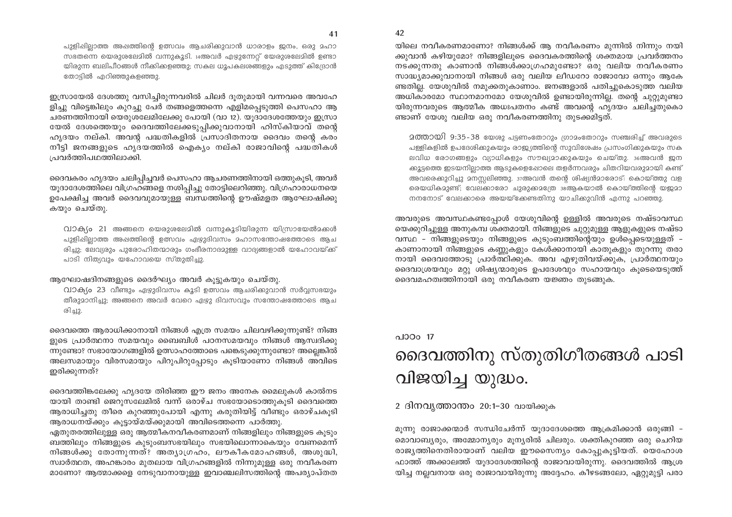പുളിപ്പില്ലാത്ത അപ്പത്തിന്റെ ഉത്സവം ആചരിക്കുവാൻ ധാരാളം ജനം, ഒരു മഹാ സഭതന്നെ യെരുശലേമിൽ വന്നുകൂടി. 14അവർ എഴുന്നേറ്റ് യേരുശലേമിൽ ഉണ്ടായിരുന്ന ബലിപീഠങ്ങൾ നീക്കിക്കളഞ്ഞു; സകല ധൂപകലശങ്ങളും എടുത്ത് കിദ്രോൻ തോട്ടിൽ എറിഞ്ഞുകളഞ്ഞു.

ഇസ്രായേൽ ദേശത്തു വസിച്ചിരുന്നവരിൽ ചിലർ ദൂതുമായി വന്നവരെ അവഹേളിച്ചു വിട്ടെങ്കിലും കുറച്ചു പേർ തങ്ങളെത്തന്നെ എളിമപ്പെടുത്തി പെസഹാ ആചരണത്തിനായി യെരുശലേമിലേക്കു പോയി (വാ 12). യൂദാദേശത്തേയും ഇസ്രായേൽ ദേശത്തെയും ദൈവത്തിലേക്കടുപ്പിക്കുവാനായി ഹിസ്കിയാവ് തന്റെ ഹൃദയം നല്കി. അവന്റ പദ്ധതികളിൽ പ്രസാദിതനായ ദൈവം തന്റെ കരം നീട്ടി ജനങ്ങളുടെ ഹൃദയത്തിൽ ഐക്യം നല്കി രാജാവിന്റെ പദ്ധതികൾ പ്രവർത്തിപഥത്തിലാക്കി.

ദൈവകരം ഹൃദയം ചലിപ്പിച്ചവർ പെസഹാ ആചരണത്തിനായി ഒത്തുകൂടി, അവർ യൂദാദേശത്തിലെ വിഗ്രഹങ്ങളെ നശിപ്പിച്ചു തോട്ടിലെറിഞ്ഞു. വിഗ്രഹാരാധനയെ ഉപേക്ഷിച്ച അവർ ദൈവവുമായുള്ള ബന്ധത്തിന്റെ ഊഷ്മളത ആഘോഷിക്കുകയും ചെയ്തു.

> വാക്യം 21 അങ്ങനെ യെരുശലേമിൽ വന്നുകൂടിയിരുന്ന യിസ്രായേൽമക്കൾ പുളിപ്പില്ലാത്ത അപ്പത്തിന്റെ ഉത്സവം ഏഴുദിവസം മഹാസന്തോഷത്തോടെ ആചരിച്ചു; ലേവ്യരും പുരോഹിതന്മാരും ഗംഭീരനാദമുള്ള വാദ്യങ്ങളാൽ യഹോവയ്ക്ക് പാടി നിത്യവും യഹോവയെ സ്തുതിച്ചു.

ആഘോഷദിനങ്ങളുടെ ദൈർഘ്യം അവർ കൂട്ടുകയും ചെയ്തു.

> വാക്യം 23 വീണ്ടും ഏഴുദിവസം കൂടി ഉത്സവം ആചരിക്കുവാൻ സർവ്വസഭയും തീരുമാനിച്ചു; അങ്ങനെ അവർ വേറെ ഏഴു ദിവസവും സന്തോഷത്തോടെ ആചരിച്ചു.

ദൈവത്തെ ആരാധിക്കാനായി നിങ്ങൾ എത്ര സമയം ചിലവഴിക്കുന്നുണ്ട്? നിങ്ങളുടെ പ്രാർത്ഥനാ സമയവും ബൈബിൾ പഠനസമയവും നിങ്ങൾ ആസ്വദിക്കുന്നുണ്ടോ? സഭായോഗങ്ങളിൽ ഉത്സാഹത്തോടെ പങ്കെടുക്കുന്നുണ്ടോ? അല്ലെങ്കിൽ അലസമായും വിരസമായും പിറുപിറുപ്പോടും കൂടിയാണോ നിങ്ങൾ അവിടെ ഇരിക്കുന്നത്?

ദൈവത്തിങ്കലേക്കു ഹൃദയേ തിരിഞ്ഞ ഈ ജനം അനേക മൈലുകൾ കാൽനടയായി താണ്ടി ജെറുസലേമിൽ വന്ന് ഒരാഴ്ച സഭയോടൊത്തുകൂടി ദൈവത്തെ ആരാധിച്ചതു തീരെ കുറഞ്ഞുപോയി എന്നു കരുതിയിട്ട് വീണ്ടും ഒരാഴ്ചകൂടി ആരാധനയ്ക്കും കൂട്ടായ്മയ്ക്കുമായി അവിടെത്തന്നെ പാർത്തു.

ഏതുതരത്തിലുള്ള ഒരു ആത്മീകനവീകരണമാണ് നിങ്ങളിലും നിങ്ങളുടെ കുടുംബത്തിലും നിങ്ങളുടെ കുടുംബസഭയിലും സഭയിലൊന്നാകെയും വേണമെന്ന് നിങ്ങൾക്കു തോന്നുന്നത്? അത്യാഗ്രഹം, ലൗകീകമോഹങ്ങൾ, അശുദ്ധി, സ്വാർത്ഥത, അഹങ്കാരം മുതലായ വിഗ്രഹങ്ങളിൽ നിന്നുമുള്ള ഒരു നവീകരണമാണോ? ആത്മാക്കളെ നേടുവാനായുള്ള ഇവാഞ്ചലിസത്തിന്റെ അപര്യാപ്തതയിലെ നവീകരണമാണോ? നിങ്ങൾക്ക് ആ നവീകരണം മുന്നിൽ നിന്നും നയിക്കുവാൻ കഴിയുമോ? നിങ്ങളിലൂടെ ദൈവകരത്തിന്റെ ശക്തമായ പ്രവർത്തനം നടക്കുന്നതു കാണാൻ നിങ്ങൾക്കാഗ്രഹമുണ്ടോ? ഒരു വലിയ നവീകരണം സാദ്ധ്യമാക്കുവാനായി നിങ്ങൾ ഒരു വലിയ ലീഡറോ രാജാവോ ഒന്നും ആകേണ്ടതില്ല. യേശുവിൽ നമുക്കതുകാണാം. ജനങ്ങളാൽ പതിച്ചുകൊടുത്ത വലിയ അധികാരമോ സ്ഥാനമാനമോ യേശുവിൽ ഉണ്ടായിരുന്നില്ല. തന്റെ ചുറ്റുമുണ്ടായിരുന്നവരുടെ ആത്മീക അധഃപതനം കണ്ട് അവന്റെ ഹൃദയം ചലിച്ചതുകൊണ്ടാണ് യേശു വലിയ ഒരു നവീകരണത്തിനു തുടക്കമിട്ടത്.

> മത്തായി 9:35-38 യേശു പട്ടണംതോറും ഗ്രാമംതോറും സഞ്ചരിച്ച് അവരുടെ പള്ളികളിൽ ഉപദേശിക്കുകയും രാജ്യത്തിന്റെ സുവിശേഷം പ്രസംഗിക്കുകയും സകലവിധ രോഗങ്ങളും വ്യാധികളും സൗഖ്യമാക്കുകയും ചെയ്തു. 36അവൻ ജനക്കൂട്ടത്തെ ഇടയനില്ലാത്ത ആടുകളെപ്പോലെ തളർന്നവരും ചിതറിയവരുമായി കണ്ട് അവരെക്കുറിച്ചു മനസ്സലിഞ്ഞു. 37അവൻ തന്റെ ശിഷ്യൻമാരോട്: കൊയ്ത്തു വളരെയധികമുണ്ട്; വേലക്കാരോ ചുരുക്കമത്രേ 38ആകയാൽ കൊയ്ത്തിന്റെ യജമാനനനോട് വേലക്കാരെ അയയ്ക്കേണ്ടതിനു യാചിക്കുവിൻ എന്നു പറഞ്ഞു.

അവരുടെ അവസ്ഥകണ്ടപ്പോൾ യേശുവിന്റെ ഉള്ളിൽ അവരുടെ നഷ്ടാവസ്ഥയെക്കുറിച്ചുള്ള അനുകമ്പ ശക്തമായി. നിങ്ങളുടെ ചുറ്റുമുള്ള ആളുകളുടെ നഷ്ടാവസ്ഥ – നിങ്ങളുടെയും നിങ്ങളുടെ കുടുംബത്തിന്റെയും ഉൾപ്പെടെയുള്ളത് – കാണാനായി നിങ്ങളുടെ കണ്ണുകളും കേൾക്കാനായി കാതുകളും തുറന്നു തരാനായി ദൈവത്തോടു പ്രാർത്ഥിക്കുക. അവ എഴുതിവയ്ക്കുക, പ്രാർത്ഥനയും ദൈവാശ്രയവും മറ്റു ശിഷ്യന്മാരുടെ ഉപദേശവും സഹായവും കൂടെയെടുത്ത് ദൈവമഹത്വത്തിനായി ഒരു നവീകരണ യജ്ഞം തുടങ്ങുക.

പാഠം 17

# ദൈവത്തിനു സ്തുതിഗീതങ്ങൾ പാടി വിജയിച്ച യുദ്ധം.

2 ദിനവൃത്താന്തം 20:1–30 വായിക്കുക

മൂന്നു രാജാക്കന്മാർ സന്ധിചേർന്ന് യൂദാദേശത്തെ ആക്രമിക്കാൻ ഒരുങ്ങി – മൊവാബ്യരും, അമ്മോന്യരും മൂന്യരിൽ ചിലരും. ശക്തികുറഞ്ഞ ഒരു ചെറിയ രാജ്യത്തിനെതിരായാണ് വലിയ ഈസൈന്യം കോപ്പുകൂട്ടിയത്. യെഹോശഫാത്ത് അക്കാലത്ത് യൂദാദേശത്തിന്റെ രാജാവായിരുന്നു. ദൈവത്തിൽ ആശ്രയിച്ച നല്ലവനായ ഒരു രാജാവായിരുന്നു അദ്ദേഹം. കീഴടങ്ങലോ, ഏറ്റുമുട്ടി പരാ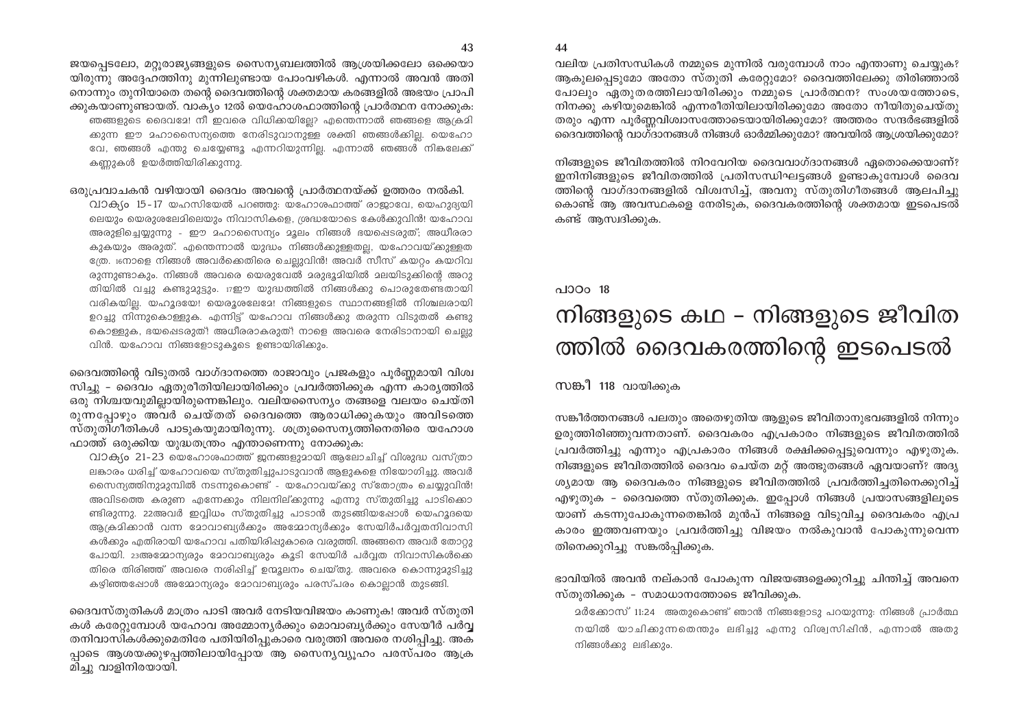ജയപ്പെടലോ, മറ്റുരാജ്യങ്ങളുടെ സൈന്യബലത്തിൽ ആശ്രയിക്കലോ ഒക്കെയായിരുന്നു അദ്ദേഹത്തിനു മുന്നിലുണ്ടായ പോംവഴികൾ. എന്നാൽ അവൻ അതിനൊന്നും തുനിയാതെ തന്റെ ദൈവത്തിന്റെ ശക്തമായ കരങ്ങളിൽ അഭയം പ്രാപിക്കുകയാണുണ്ടായത്. വാക്യം 12ൽ യെഹോശഫാത്തിന്റെ പ്രാർത്ഥന നോക്കുക:

> ഞങ്ങളുടെ ദൈവമേ! നീ ഇവരെ വിധിക്കയില്ലേ? എന്തെന്നാൽ ഞങ്ങളെ ആക്രമിക്കുന്ന ഈ മഹാസൈന്യത്തെ നേരിടുവാനുള്ള ശക്തി ഞങ്ങൾക്കില്ല. യഹോവേ, ഞങ്ങൾ എന്തു ചെയ്യേണ്ടൂ എന്നറിയുന്നില്ല. എന്നാൽ ഞങ്ങൾ നിങ്കലേക്ക് കണ്ണുകൾ ഉയർത്തിയിരിക്കുന്നു.

ഒരുപ്രവാചകൻ വഴിയായി ദൈവം അവന്റെ പ്രാർത്ഥനയ്ക്ക് ഉത്തരം നൽകി.

> വാക്യം 15-17 യഹസിയേൽ പറഞ്ഞു: യഹോശഫാത്ത് രാജാവേ, യെഹൂദ്യയിലെയും യെരുശലേമിലെയും നിവാസികളേ, ശ്രദ്ധയോടെ കേൾക്കുവിൻ! യഹോവ അരുളിച്ചെയ്യുന്നു - ഈ മഹാസൈന്യം മൂലം നിങ്ങൾ ഭയപ്പെടരുത്; അധീരരാകുകയും അരുത്. എന്തെന്നാൽ യുദ്ധം നിങ്ങൾക്കുള്ളതല്ല, യഹോവയ്ക്കുള്ളത്രേ. 16നാളെ നിങ്ങൾ അവർക്കെതിരെ ചെല്ലുവിൻ! അവർ സീസ് കയറ്റം കയറിവരുന്നുണ്ടാകും. നിങ്ങൾ അവരെ യെരുവേൽ മരുഭൂമിയിൽ മലയിടുക്കിന്റെ അറുതിയിൽ വച്ചു കണ്ടുമുട്ടും. 17ഈ യുദ്ധത്തിൽ നിങ്ങൾക്കു പൊരുതേണ്ടതായി വരികയില്ല. യഹൂദയേ! യെരൂശലേമേ! നിങ്ങളുടെ സ്ഥാനങ്ങളിൽ നിശ്ചലരായി ഉറച്ചു നിന്നുകൊള്ളുക. എന്നിട്ട് യഹോവ നിങ്ങൾക്കു തരുന്ന വിടുതൽ കണ്ടുകൊള്ളുക, ഭയപ്പെടരുത്! അധീരരാകരുത്! നാളെ അവരെ നേരിടാനായി ചെല്ലുവിൻ. യഹോവ നിങ്ങളോടുകൂടെ ഉണ്ടായിരിക്കും.

ദൈവത്തിന്റെ വിടുതൽ വാഗ്ദാനത്തെ രാജാവും പ്രജകളും പൂർണ്ണമായി വിശ്വസിച്ചു - ദൈവം ഏതുരീതിയിലായിരിക്കും പ്രവർത്തിക്കുക എന്ന കാര്യത്തിൽ ഒരു നിശ്ചയവുമില്ലായിരുന്നെങ്കിലും. വലിയസൈന്യം തങ്ങളെ വലയം ചെയ്തിരുന്നപ്പോഴും അവർ ചെയ്തത് ദൈവത്തെ ആരാധിക്കുകയും അവിടത്തെ സ്തുതിഗീതികൾ പാടുകയുമായിരുന്നു. ശത്രുസൈന്യത്തിനെതിരെ യഹോശഫാത്ത് ഒരുക്കിയ യുദ്ധതന്ത്രം എന്തായിരുന്നെന്നു നോക്കുക:

> വാക്യം 21-23 യെഹോശഫാത്ത് ജനങ്ങളുമായി ആലോചിച്ച് വിശുദ്ധ വസ്ത്രാലങ്കാരം ധരിച്ച് യഹോവയെ സ്തുതിച്ചുപാടുവാൻ ആളുകളെ നിയോഗിച്ചു. അവർ സൈന്യത്തിനുമുമ്പിൽ നടന്നുകൊണ്ട് - യഹോവയ്ക്കു സ്തോത്രം ചെയ്യുവിൻ! അവിടത്തെ കരുണ എന്നേക്കും നിലനില്ക്കുന്നു എന്നു സ്തുതിച്ചു പാടിക്കൊണ്ടിരുന്നു. 22അവർ ഇവ്വിധം സ്തുതിച്ചു പാടാൻ തുടങ്ങിയപ്പോൾ യെഹൂദയെ ആക്രമിക്കാൻ വന്ന മോവാബ്യർക്കും അമ്മോന്യർക്കും സേയിർപർവ്വതനിവാസികൾക്കും എതിരായി യഹോവ പതിയിരിപ്പുകാരെ വരുത്തി. അങ്ങനെ അവർ തോറ്റുപോയി. 23അമ്മോന്യരും മോവാബ്യരും കൂടി സേയിർ പർവ്വത നിവാസികൾക്കെതിരെ തിരിഞ്ഞ് അവരെ നശിപ്പിച്ച് ഉന്മൂലനം ചെയ്തു. അവരെ കൊന്നുമുടിച്ചു കഴിഞ്ഞപ്പോൾ അമ്മോന്യരും മോവാബ്യരും പരസ്പരം കൊല്ലാൻ തുടങ്ങി.

ദൈവസ്തുതികൾ മാത്രം പാടി അവർ നേടിയവിജയം കാണുക! അവർ സ്തുതികൾ കരേറ്റുമ്പോൾ യഹോവ അമ്മോന്യർക്കും മൊവാബ്യർക്കും സേയീർ പർവ്വതനിവാസികൾക്കുമെതിരേ പതിയിരിപ്പുകാരെ വരുത്തി അവരെ നശിപ്പിച്ചു. അകപ്പാടെ ആശയക്കുഴപ്പത്തിലായിപ്പോയ ആ സൈന്യവ്യൂഹം പരസ്പരം ആക്രമിച്ചു വാളിനിരയായി.

വലിയ പ്രതിസന്ധികൾ നമ്മുടെ മുന്നിൽ വരുമ്പോൾ നാം എന്താണു ചെയ്യുക? ആകുലപ്പെടുമോ അതോ സ്തുതി കരേറ്റുമോ? ദൈവത്തിലേക്കു തിരിഞ്ഞാൽ പോലും ഏതുതരത്തിലായിരിക്കും നമ്മുടെ പ്രാർത്ഥന? സംശയത്തോടെ, നിനക്കു കഴിയുമെങ്കിൽ എന്നരീതിയിലായിരിക്കുമോ അതോ നീയിതുചെയ്തു തരും എന്ന പൂർണ്ണവിശ്വാസത്തോടെയായിരിക്കുമോ? അത്തരം സന്ദർഭങ്ങളിൽ ദൈവത്തിന്റെ വാഗ്ദാനങ്ങൾ നിങ്ങൾ ഓർമ്മിക്കുമോ? അവയിൽ ആശ്രയിക്കുമോ?

നിങ്ങളുടെ ജീവിതത്തിൽ നിറവേറിയ ദൈവവാഗ്ദാനങ്ങൾ ഏതൊക്കെയാണ്? ഇനിനിങ്ങളുടെ ജീവിതത്തിൽ പ്രതിസന്ധിഘട്ടങ്ങൾ ഉണ്ടാകുമ്പോൾ ദൈവത്തിന്റെ വാഗ്ദാനങ്ങളിൽ വിശ്വസിച്ച്, അവനു സ്തുതിഗീതങ്ങൾ ആലപിച്ചുകൊണ്ട് ആ അവസ്ഥകളെ നേരിടുക, ദൈവകരത്തിന്റെ ശക്തമായ ഇടപെടൽ കണ്ട് ആസ്വദിക്കുക.

പാഠം 18

# നിങ്ങളുടെ കഥ - നിങ്ങളുടെ ജീവിതത്തിൽ ദൈവകരത്തിന്റെ ഇടപെടൽ

സങ്കീ 118 വായിക്കുക

സങ്കീർത്തനങ്ങൾ പലതും അതെഴുതിയ ആളുടെ ജീവിതാനുഭവങ്ങളിൽ നിന്നും ഉരുത്തിരിഞ്ഞുവന്നതാണ്. ദൈവകരം എപ്രകാരം നിങ്ങളുടെ ജീവിതത്തിൽ പ്രവർത്തിച്ചു എന്നും എപ്രകാരം നിങ്ങൾ രക്ഷിക്കപ്പെട്ടുവെന്നും എഴുതുക. നിങ്ങളുടെ ജീവിതത്തിൽ ദൈവം ചെയ്ത മറ്റ് അത്ഭുതങ്ങൾ ഏവയാണ്? അദൃശ്യമായ ആ ദൈവകരം നിങ്ങളുടെ ജീവിതത്തിൽ പ്രവർത്തിച്ചതിനെക്കുറിച്ച് എഴുതുക - ദൈവത്തെ സ്തുതിക്കുക. ഇപ്പോൾ നിങ്ങൾ പ്രയാസങ്ങളിലൂടെയാണ് കടന്നുപോകുന്നതെങ്കിൽ മുൻപ് നിങ്ങളെ വിടുവിച്ച ദൈവകരം എപ്രകാരം ഇത്തവണയും പ്രവർത്തിച്ചു വിജയം നൽകുവാൻ പോകുന്നുവെന്നതിനെക്കുറിച്ചു സങ്കൽപ്പിക്കുക.

ഭാവിയിൽ അവൻ നല്കാൻ പോകുന്ന വിജയങ്ങളെക്കുറിച്ചു ചിന്തിച്ച് അവനെ സ്തുതിക്കുക - സമാധാനത്തോടെ ജീവിക്കുക.

> മർക്കോസ് 11:24 അതുകൊണ്ട് ഞാൻ നിങ്ങളോടു പറയുന്നു: നിങ്ങൾ പ്രാർത്ഥനയിൽ യാചിക്കുന്നതെന്തും ലഭിച്ചു എന്നു വിശ്വസിഷിൻ, എന്നാൽ അതു നിങ്ങൾക്കു ലഭിക്കും.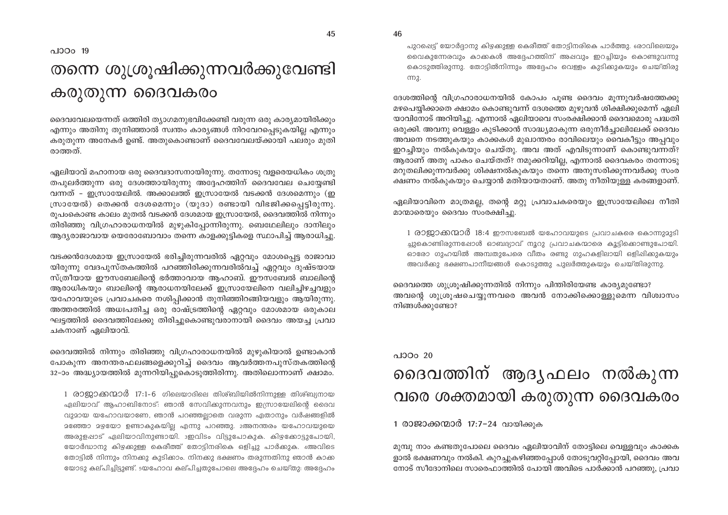പാഠം 19

# തന്നെ ശുശ്രൂഷിക്കുന്നവർക്കുവേണ്ടി കരുതുന്ന ദൈവകരം

ദൈവവേലയെന്നത് ഒത്തിരി ത്യാഗമനുഭവിക്കേണ്ടി വരുന്ന ഒരു കാര്യമായിരിക്കും എന്നും അതിനു തുനിഞ്ഞാൽ സ്വന്തം കാര്യങ്ങൾ നിറവേറപ്പെടുകയില്ല എന്നും കരുതുന്ന അനേകർ ഉണ്ട്. അതുകൊണ്ടാണ് ദൈവവേലയ്ക്കായി പലരും മുതിരാത്തത്.

ഏലിയാവ് മഹാനായ ഒരു ദൈവദാസനായിരുന്നു. തന്നോടു വളരെയധികം ശത്രുതപുലർത്തുന്ന ഒരു ദേശത്തായിരുന്നു അദ്ദേഹത്തിന് ദൈവവേല ചെയ്യേണ്ടി വന്നത് - ഇസ്രായേലിൽ. അക്കാലത്ത് ഇസ്രായേൽ വടക്കൻ ദേശമെന്നും (ഇസ്രായേൽ) തെക്കൻ ദേശമെന്നും (യുദാ) രണ്ടായി വിഭജിക്കപ്പെട്ടിരുന്നു. രൂപകൊണ്ട കാലം മുതൽ വടക്കൻ ദേശമായ ഇസ്രായേൽ, ദൈവത്തിൽ നിന്നും തിരിഞ്ഞു വിഗ്രഹാരാധനയിൽ മുഴുകിപ്പോന്നിരുന്നു. ബെഥേലിലും ദാനിലും ആദ്യരാജാവായ യെരോബോവാം തന്നെ കാളക്കുട്ടികളെ സ്ഥാപിച്ച് ആരാധിച്ചു.

വടക്കൻദേശമായ ഇസ്രായേൽ ഭരിച്ചിരുന്നവരിൽ ഏറ്റവും മോശപ്പെട്ട രാജാവായിരുന്നു വേദപുസ്തകത്തിൽ പറഞ്ഞിരിക്കുന്നവരിൽവച്ച് ഏറ്റവും ദുഷ്ടയായ സ്ത്രീയായ ഈസബേലിന്റെ ഭർത്താവായ ആഹാബ്. ഈസബേൽ ബാലിന്റെ ആരാധികയും ബാലിന്റെ ആരാധനയിലേക്ക് ഇസ്രായേലിനെ വലിച്ചിഴച്ചവളും യഹോവയുടെ പ്രവാചകരെ നശിപ്പിക്കാൻ തുനിഞ്ഞിറങ്ങിയവളും ആയിരുന്നു. അത്തരത്തിൽ അധഃപതിച്ച ഒരു രാഷ്ട്രത്തിന്റെ ഏറ്റവും മോശമായ ഒരുകാലഘട്ടത്തിൽ ദൈവത്തിലേക്കു തിരിച്ചുകൊണ്ടുവരാനായി ദൈവം അയച്ച പ്രവാചകനാണ് ഏലിയാവ്.

ദൈവത്തിൽ നിന്നും തിരിഞ്ഞു വിഗ്രഹാരാധനയിൽ മുഴുകിയാൽ ഉണ്ടാകാൻ പോകുന്ന അനന്തരഫലങ്ങളെക്കുറിച്ച് ദൈവം ആവർത്തനപുസ്തകത്തിന്റെ 32-ാം അദ്ധ്യായത്തിൽ മുന്നറിയിപ്പുകൊടുത്തിരിന്നു. അതിലൊന്നാണ് ക്ഷാമം.

> 1 രാജാക്കന്മാർ 17:1-6 ഗിലെയാദിലെ തിശ്ബിയിൽനിന്നുള്ള തിശ്ബ്യനായ ഏലിയാവ് ആഹാബിനോട്: ഞാൻ സേവിക്കുന്നവനും ഇസ്രായേലിന്റെ ദൈവവുമായ യഹോവയാണേ, ഞാൻ പറഞ്ഞല്ലാതെ വരുന്ന ഏതാനും വർഷങ്ങളിൽ മഞ്ഞോ മഴയോ ഉണ്ടാകുകയില്ല എന്നു പറഞ്ഞു. 2അനന്തരം യഹോവയുടെ അരുളപ്പാട് ഏലിയാവിനുണ്ടായി. 3ഇവിടം വിട്ടുപോകുക. കിഴക്കോട്ടുപോയി, യോർദ്ധാനു കിഴക്കുള്ള കെരീത്ത് തോട്ടിനരികെ ഒളിച്ചു പാർക്കുക. 4അവിടെ തോട്ടിൽ നിന്നും നിനക്കു കുടിക്കാം. നിനക്കു ഭക്ഷണം തരുന്നതിനു ഞാൻ കാക്കയോടു കല്പിച്ചിട്ടുണ്ട്. 5യഹോവ കല്പിച്ചതുപോലെ അദ്ദേഹം ചെയ്തു: അദ്ദേഹം പുറപ്പെട്ട് യോർദ്ദാനു കിഴക്കുള്ള കെരീത്ത് തോട്ടിനരികെ പാർത്തു. 6രാവിലെയും വൈകുന്നേരവും കാക്കകൾ അദ്ദേഹത്തിന് അപ്പവും ഇറച്ചിയും കൊണ്ടുവന്നു കൊടുത്തിരുന്നു. തോട്ടിൽനിന്നും അദ്ദേഹം വെള്ളം കുടിക്കുകയും ചെയ്തിരുന്നു.

ദേശത്തിന്റെ വിഗ്രഹാരാധനയിൽ കോപം പൂണ്ട ദൈവം മൂന്നുവർഷത്തേക്കു മഴപെയ്യിക്കാതെ ക്ഷാമം കൊണ്ടുവന്ന് ദേശത്തെ മുഴുവൻ ശിക്ഷിക്കുമെന്ന് ഏലിയാവിനോട് അറിയിച്ചു. എന്നാൽ ഏലിയാവെ സംരക്ഷിക്കാൻ ദൈവമൊരു പദ്ധതി ഒരുക്കി. അവനു വെള്ളം കുടിക്കാൻ സാദ്ധ്യമാകുന്ന ഒരുനീർച്ചാലിലേക്ക് ദൈവം അവനെ നടത്തുകയും കാക്കകൾ മുഖാന്തരം രാവിലെയും വൈകീട്ടും അപ്പവും ഇറച്ചിയും നൽകുകയും ചെയ്തു. അവ അത് എവിടുന്നാണ് കൊണ്ടുവന്നത്? ആരാണ് അതു പാകം ചെയ്തത്? നമുക്കറിയില്ല, എന്നാൽ ദൈവകരം തന്നോടു മറുതലിക്കുന്നവർക്കു ശിക്ഷനൽകുകയും തന്നെ അനുസരിക്കുന്നവർക്കു സംരക്ഷണം നൽകുകയും ചെയ്യാൻ മതിയായതാണ്. അതു നീതിയുള്ള കരങ്ങളാണ്.

ഏലിയാവിനെ മാത്രമല്ല, തന്റെ മറ്റു പ്രവാചകരെയും ഇസ്രായേലിലെ നീതിമാന്മാരെയും ദൈവം സംരക്ഷിച്ചു.

> 1 രാജാക്കന്മാർ 18:4 ഈസബേൽ യഹോവയുടെ പ്രവാചകരെ കൊന്നുമുടിച്ചുകൊണ്ടിരുന്നപ്പോൾ ഓബദ്യാവ് നൂറു പ്രവാചകന്മാരെ കൂട്ടിക്കൊണ്ടുപോയി. ഓരോ ഗുഹയിൽ അമ്പതുപേരെ വീതം രണ്ടു ഗുഹകളിലായി ഒളിപ്പിക്കുകയും അവർക്കു ഭക്ഷണപാനീയങ്ങൾ കൊടുത്തു പുലർത്തുകയും ചെയ്തിരുന്നു.

ദൈവത്തെ ശുശ്രൂഷിക്കുന്നതിൽ നിന്നും പിന്തിരിയേണ്ട കാര്യമുണ്ടോ? അവന്റെ ശുശ്രൂഷചെയ്യുന്നവരെ അവൻ നോക്കിക്കൊള്ളുമെന്ന വിശ്വാസം നിങ്ങൾക്കുണ്ടോ?

പാഠം 20

# ദൈവത്തിന് ആദ്യഫലം നൽകുന്നവരെ ശക്തമായി കരുതുന്ന ദൈവകരം

1 രാജാക്കന്മാർ 17:7-24 വായിക്കുക

മുമ്പു നാം കണ്ടതുപോലെ ദൈവം ഏലിയാവിന് തോട്ടിലെ വെള്ളവും കാക്കകളാൽ ഭക്ഷണവും നൽകി. കുറച്ചുകഴിഞ്ഞപ്പോൾ തോടുവറ്റിപ്പോയി, ദൈവം അവനോട് സീദോനിലെ സാരെഫാത്തിൽ പോയി അവിടെ പാർക്കാൻ പറഞ്ഞു, പ്രവാ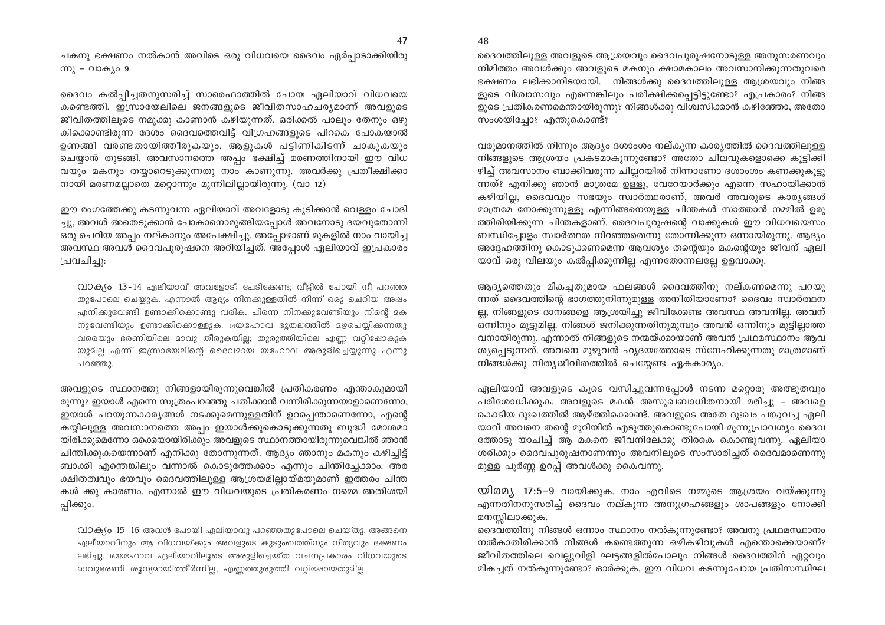ചകനു ഭക്ഷണം നൽകാൻ അവിടെ ഒരു വിധവയെ ദൈവം ഏർപ്പാടാക്കിയിരുന്നു – വാക്യം 9.

ദൈവം കൽപ്പിച്ചതനുസരിച്ച് സാരെഫാത്തിൽ പോയ ഏലിയാവ് വിധവയെ കണ്ടെത്തി. ഇസ്രായേലിലെ ജനങ്ങളുടെ ജീവിതസാഹചര്യമാണ് അവളുടെ ജീവിതത്തിലൂടെ നമുക്കു കാണാൻ കഴിയുന്നത്. ഒരിക്കൽ പാലും തേനും ഒഴുകിക്കൊണ്ടിരുന്ന ദേശം ദൈവത്തെവിട്ട് വിഗ്രഹങ്ങളുടെ പിറകെ പോകയാൽ ഉണങ്ങി വരണ്ടതായിത്തീരുകയും, ആളുകൾ പട്ടിണികിടന്ന് ചാകുകയും ചെയ്യാൻ തുടങ്ങി. അവസാനത്തെ അപ്പം ഭക്ഷിച്ച് മരണത്തിനായി ഈ വിധവയും മകനും തയ്യാറെടുക്കുന്നതു നാം കാണുന്നു. അവർക്കു പ്രതീക്ഷിക്കാനായി മരണമല്ലാതെ മറ്റൊന്നും മുന്നിലില്ലായിരുന്നു. (വാ 12)

ഈ രംഗത്തേക്കു കടന്നുവന്ന ഏലിയാവ് അവളോടു കുടിക്കാൻ വെള്ളം ചോദിച്ചു, അവൾ അതെടുക്കാൻ പോകാനൊരുങ്ങിയപ്പോൾ അവനോടു ദയവുതോന്നി ഒരു ചെറിയ അപ്പം നല്കാനും അപേക്ഷിച്ചു. അപ്പോഴാണ് മുകളിൽ നാം വായിച്ച അവസ്ഥ അവൾ ദൈവപുരുഷനെ അറിയിച്ചത്. അപ്പോൾ ഏലിയാവ് ഇപ്രകാരം പ്രവചിച്ചു:

> വാക്യം 13-14 ഏലിയാവ് അവളോട്: പേടിക്കേണ്ട; വീട്ടിൽ പോയി നീ പറഞ്ഞതുപോലെ ചെയ്യുക. എന്നാൽ ആദ്യം നിനക്കുള്ളതിൽ നിന്ന് ഒരു ചെറിയ അപ്പം എനിക്കുവേണ്ടി ഉണ്ടാക്കിക്കൊണ്ടു വരിക. പിന്നെ നിനക്കുവേണ്ടിയും നിന്റെ മകനുവേണ്ടിയും ഉണ്ടാക്കിക്കൊള്ളുക. 14യഹോവ ഭൂതലത്തിൽ മഴപെയ്യിക്കുന്നതുവരെയും ഭരണിയിലെ മാവു തീരുകയില്ല; തുരുത്തിയിലെ എണ്ണ വറ്റിപ്പോകുകയുമില്ല എന്ന് ഇസ്രായേലിന്റെ ദൈവമായ യഹോവ അരുളിച്ചെയ്യുന്നു എന്നു പറഞ്ഞു.

അവളുടെ സ്ഥാനത്തു നിങ്ങളായിരുന്നുവെങ്കിൽ പ്രതികരണം എന്താകുമായിരുന്നു? ഇയാൾ എന്നെ സൂത്രംപറഞ്ഞു ചതിക്കാൻ വന്നിരിക്കുന്നയാളാണെന്നോ, ഇയാൾ പറയുന്നകാര്യങ്ങൾ നടക്കുമെന്നുള്ളതിന് ഉറപ്പെന്താണെന്നോ, എന്റെ കയ്യിലുള്ള അവസാനത്തെ അപ്പം ഇയാൾക്കുകൊടുക്കുന്നതു ബുദ്ധി മോശമായിരിക്കുമെന്നോ ഒക്കെയായിരിക്കും അവളുടെ സ്ഥാനത്തായിരുന്നുവെങ്കിൽ ഞാൻ ചിന്തിക്കുകയെന്നാണ് എനിക്കു തോന്നുന്നത്. ആദ്യം ഞാനും മകനും കഴിച്ചിട്ട് ബാക്കി എന്തെങ്കിലും വന്നാൽ കൊടുത്തേക്കാം എന്നും ചിന്തിച്ചേക്കാം. അരക്ഷിതത്വവും ഭയവും ദൈവത്തിലുള്ള ആശ്രയമില്ലായ്മയുമാണ് ഇത്തരം ചിന്തകൾ ക്കു കാരണം. എന്നാൽ ഈ വിധവയുടെ പ്രതികരണം നമ്മെ അതിശയിപ്പിക്കും.

> വാക്യം 15-16 അവൾ പോയി ഏലിയാവു പറഞ്ഞതുപോലെ ചെയ്തു. അങ്ങനെ ഏലീയാവിനും ആ വിധവയ്ക്കും അവളുടെ കുടുംബത്തിനും നിത്യവും ഭക്ഷണം ലഭിച്ചു. 16യഹോവ ഏലീയാവിലൂടെ അരുളിച്ചെയ്ത വചനപ്രകാരം വിധവയുടെ മാവുഭരണി ശൂന്യമായിത്തീർന്നില്ല, എണ്ണത്തുരുത്തി വറ്റിപ്പോയതുമില്ല.

ദൈവത്തിലുള്ള അവളുടെ ആശ്രയവും ദൈവപുരുഷനോടുള്ള അനുസരണവും നിമിത്തം അവൾക്കും അവളുടെ മകനും ക്ഷാമകാലം അവസാനിക്കുന്നതുവരെ ഭക്ഷണം ലഭിക്കാനിടയായി. നിങ്ങൾക്കു ദൈവത്തിലുള്ള ആശ്രയവും നിങ്ങളുടെ വിശ്വാസവും എന്നെങ്കിലും പരീക്ഷിക്കപ്പെട്ടിട്ടുണ്ടോ? എപ്രകാരം? നിങ്ങളുടെ പ്രതികരണമെന്തായിരുന്നു? നിങ്ങൾക്കു വിശ്വസിക്കാൻ കഴിഞ്ഞോ, അതോ സംശയിച്ചോ? എന്തുകൊണ്ട്?

വരുമാനത്തിൽ നിന്നും ആദ്യം ദശാംശം നല്കുന്ന കാര്യത്തിൽ ദൈവത്തിലുള്ള നിങ്ങളുടെ ആശ്രയം പ്രകടമാകുന്നുണ്ടോ? അതോ ചിലവുകളൊക്കെ കൂട്ടിക്കിഴിച്ച് അവസാനം ബാക്കിവരുന്ന ചില്ലറയിൽ നിന്നാണോ ദശാംശം കണക്കുകൂട്ടുന്നത്? എനിക്കു ഞാൻ മാത്രമേ ഉള്ളൂ, വേറയോർക്കും എന്നെ സഹായിക്കാൻ കഴിയില്ല, ദൈവവും സഭയും സ്വാർത്ഥരാണ്, അവർ അവരുടെ കാര്യങ്ങൾ മാത്രമേ നോക്കുന്നുള്ളൂ എന്നിങ്ങനെയുള്ള ചിന്തകൾ സാത്താൻ നമ്മിൽ ഉരുത്തിരിയിക്കുന്ന ചിന്തകളാണ്. ദൈവപുരുഷന്റെ വാക്കുകൾ ഈ വിധവയെസംബന്ധിച്ചോളം സ്വാർത്ഥത നിറഞ്ഞതെന്നു തോന്നിക്കുന്ന ഒന്നായിരുന്നു. ആദ്യം അദ്ദേഹത്തിനു കൊടുക്കണമെന്ന ആവശ്യം തന്റെയും മകന്റെയും ജീവന് ഏലിയാവ് ഒരു വിലയും കൽപ്പിക്കുന്നില്ല എന്നതോന്നലല്ലേ ഉളവാക്കൂ.

ആദ്യത്തെതും മികച്ചതുമായ ഫലങ്ങൾ ദൈവത്തിനു നല്കണമെന്നു പറയുന്നത് ദൈവത്തിന്റെ ഭാഗത്തുനിന്നുമുള്ള അനീതിയാണോ? ദൈവം സ്വാർത്ഥനല്ല, നിങ്ങളുടെ ദാനങ്ങളെ ആശ്രയിച്ചു ജീവിക്കേണ്ട അവസ്ഥ അവനില്ല. അവന് ഒന്നിനും മുട്ടുമില്ല. നിങ്ങൾ ജനിക്കുന്നതിനുമുമ്പും അവൻ ഒന്നിനും മുട്ടില്ലാത്തവനായിരുന്നു. എന്നാൽ നിങ്ങളുടെ നന്മയ്ക്കായാണ് അവൻ പ്രഥമസ്ഥാനം ആവശ്യപ്പെടുന്നത്. അവനെ മുഴുവൻ ഹൃദയത്തോടെ സ്നേഹിക്കുന്നതു മാത്രമാണ് നിങ്ങൾക്കു നിത്യജീവിതത്തിൽ ചെയ്യേണ്ട ഏകകാര്യം.

ഏലിയാവ് അവളുടെ കൂടെ വസിച്ചുവന്നപ്പോൾ നടന്ന മറ്റൊരു അത്ഭുതവും പരിശോധിക്കുക. അവളുടെ മകൻ അസുഖബാധിതനായി മരിച്ചു – അവളെ കൊടിയ ദുഃഖത്തിൽ ആഴ്ത്തിക്കൊണ്ട്. അവളുടെ അതേ ദുഃഖം പങ്കുവച്ച ഏലിയാവ് അവനെ തന്റെ മുറിയിൽ എടുത്തുകൊണ്ടുപോയി മൂന്നുപ്രാവശ്യം ദൈവത്തോടു യാചിച്ച് ആ മകനെ ജീവനിലേക്കു തിരികെ കൊണ്ടുവന്നു. ഏലിയാശരിക്കും ദൈവപുരുഷനാണെന്നും അവനിലൂടെ സംസാരിച്ചത് ദൈവമാണെന്നുമുള്ള പൂർണ്ണ ഉറപ്പ് അവൾക്കു കൈവന്നു.

**യിരമ്യ 17:5-9** വായിക്കുക. നാം എവിടെ നമ്മുടെ ആശ്രയം വയ്ക്കുന്നു എന്നതിനനുസരിച്ച് ദൈവം നല്കുന്ന അനുഗ്രഹങ്ങളും ശാപങ്ങളും നോക്കി മനസ്സിലാക്കുക.

ദൈവത്തിനു നിങ്ങൾ ഒന്നാം സ്ഥാനം നൽകുന്നുണ്ടോ? അവനു പ്രഥമസ്ഥാനം നൽകാതിരിക്കാൻ നിങ്ങൾ കണ്ടെത്തുന്ന ഒഴികഴിവുകൾ എന്തൊക്കെയാണ്? ജീവിതത്തിലെ വെല്ലുവിളി ഘട്ടങ്ങളിൽപോലും നിങ്ങൾ ദൈവത്തിന് ഏറ്റവും മികച്ചത് നൽകുന്നുണ്ടോ? ഓർക്കുക, ഈ വിധവ കടന്നുപോയ പ്രതിസന്ധിഘ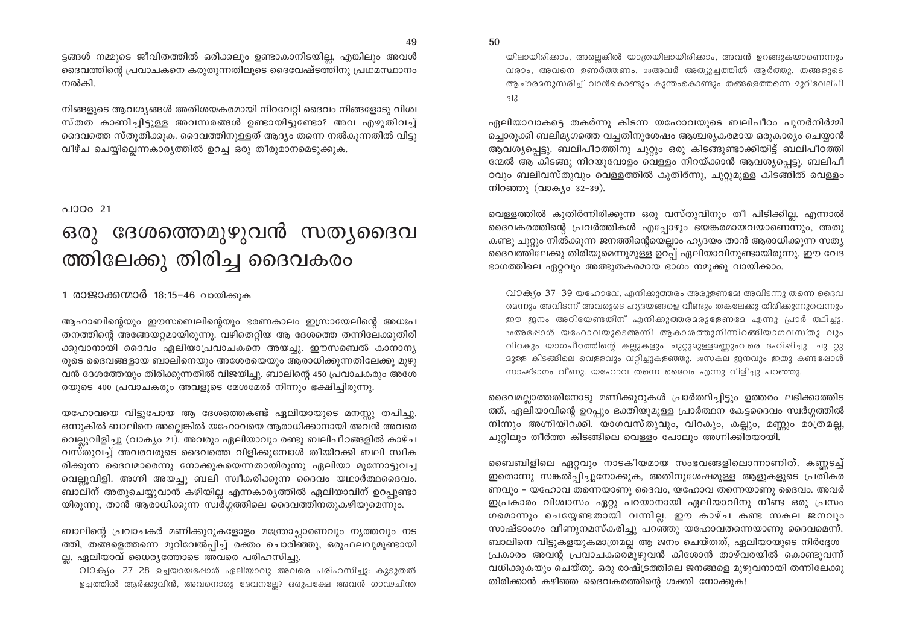ട്ടങ്ങൾ നമ്മുടെ ജീവിതത്തിൽ ഒരിക്കലും ഉണ്ടാകാനിടയില്ല, എങ്കിലും അവൾ ദൈവത്തിന്റെ പ്രവാചകനെ കരുതുന്നതിലൂടെ ദൈവേഷ്ടത്തിനു പ്രഥമസ്ഥാനം നൽകി.

നിങ്ങളുടെ ആവശ്യങ്ങൾ അതിശയകരമായി നിറവേറ്റി ദൈവം നിങ്ങളോടു വിശ്വസ്തത കാണിച്ചിട്ടുള്ള അവസരങ്ങൾ ഉണ്ടായിട്ടുണ്ടോ? അവ എഴുതിവച്ച് ദൈവത്തെ സ്തുതിക്കുക. ദൈവത്തിനുള്ളത് ആദ്യം തന്നെ നൽകുന്നതിൽ വിട്ടുവീഴ്ച ചെയ്യില്ലെന്നകാര്യത്തിൽ ഉറച്ച ഒരു തീരുമാനമെടുക്കുക.

പാഠം 21

# ഒരു ദേശത്തെമുഴുവൻ സത്യദൈവത്തിലേക്കു തിരിച്ച ദൈവകരം

1 രാജാക്കന്മാർ 18:15-46 വായിക്കുക

ആഹാബിന്റെയും ഈസബെലിന്റെയും ഭരണകാലം ഇസ്രായേലിന്റെ അധഃപതനത്തിന്റെ അങ്ങേയറ്റമായിരുന്നു. വഴിതെറ്റിയ ആ ദേശത്തെ തന്നിലേക്കുതിരിക്കുവാനായി ദൈവം ഏലിയാപ്രവാചകനെ അയച്ചു. ഈസബെൽ കാനാന്യരുടെ ദൈവങ്ങളായ ബാലിനെയും അശേരയെയും ആരാധിക്കുന്നതിലേക്കു മുഴുവൻ ദേശത്തേയും തിരിക്കുന്നതിൽ വിജയിച്ചു. ബാലിന്റെ 450 പ്രവാചകരും അശേരയുടെ 400 പ്രവാചകരും അവളുടെ മേശമേൽ നിന്നും ഭക്ഷിച്ചിരുന്നു.

യഹോവയെ വിട്ടുപോയ ആ ദേശത്തെകണ്ട് ഏലിയായുടെ മനസ്സു തപിച്ചു. ഒന്നുകിൽ ബാലിനെ അല്ലെങ്കിൽ യഹോവയെ ആരാധിക്കാനായി അവൻ അവരെ വെല്ലുവിളിച്ചു (വാക്യം 21). അവരും ഏലിയാവും രണ്ടു ബലിപീഠങ്ങളിൽ കാഴ്ച വസ്തുവച്ച് അവരവരുടെ ദൈവത്തെ വിളിക്കുമ്പോൾ തീയിറക്കി ബലി സ്വീകരിക്കുന്ന ദൈവമാരെന്നു നോക്കുകയെന്നതായിരുന്നു ഏലിയാ മുന്നോട്ടുവച്ച വെല്ലുവിളി. അഗ്നി അയച്ചു ബലി സ്വീകരിക്കുന്ന ദൈവം യഥാർത്ഥദൈവം. ബാലിന് അതുചെയ്യുവാൻ കഴിയില്ല എന്നകാര്യത്തിൽ ഏലിയാവിന് ഉറപ്പുണ്ടായിരുന്നു, താൻ ആരാധിക്കുന്ന സ്വർഗ്ഗത്തിലെ ദൈവത്തിനതുകഴിയുമെന്നും.

ബാലിന്റെ പ്രവാചകർ മണിക്കൂറുകളോളം മന്ത്രോച്ചാരണവും നൃത്തവും നടത്തി, തങ്ങളെത്തന്നെ മുറിവേൽപ്പിച്ച് രക്തം ചൊരിഞ്ഞു, ഒരുഫലവുമുണ്ടായില്ല. ഏലിയാവ് ധൈര്യത്തോടെ അവരെ പരിഹസിച്ചു.

> വാക്യം 27-28 ഉച്ചയായപ്പോൾ ഏലിയാവു അവരെ പരിഹസിച്ചു: കൂടുതൽ ഉച്ചത്തിൽ ആർക്കുവിൻ, അവനൊരു ദേവനല്ലോ? ഒരുപക്ഷേ അവൻ ഗാഢചിന്തയിലായിരിക്കാം, അല്ലെങ്കിൽ യാത്രയിലായിരിക്കാം, അവൻ ഉറങ്ങുകയാണെന്നും വരാം, അവനെ ഉണർത്തണം. 28അവർ അത്യുച്ചത്തിൽ ആർത്തു. തങ്ങളുടെ ആചാരമനുസരിച്ച് വാൾകൊണ്ടും കുന്തംകൊണ്ടും തങ്ങളെത്തന്നെ മുറിവേല്പിച്ചു.

ഏലിയാവാകട്ടെ തകർന്നു കിടന്ന യഹോവയുടെ ബലിപീഠം പുനർനിർമ്മിച്ചൊരുക്കി ബലിമൃഗത്തെ വച്ചതിനുശേഷം ആശ്ചര്യകരമായ ഒരുകാര്യം ചെയ്യാൻ ആവശ്യപ്പെട്ടു. ബലിപീഠത്തിനു ചുറ്റും ഒരു കിടങ്ങുണ്ടാക്കിയിട്ട് ബലിപീഠത്തിന്മേൽ ആ കിടങ്ങു നിറയുവോളം വെള്ളം നിറയ്ക്കാൻ ആവശ്യപ്പെട്ടു. ബലിപീഠവും ബലിവസ്തുവും വെള്ളത്തിൽ കുതിർന്നു, ചുറ്റുമുള്ള കിടങ്ങിൽ വെള്ളം നിറഞ്ഞു (വാക്യം 32-39).

വെള്ളത്തിൽ കുതിർന്നിരിക്കുന്ന ഒരു വസ്തുവിനും തീ പിടിക്കില്ല. എന്നാൽ ദൈവകരത്തിന്റെ പ്രവർത്തികൾ എപ്പോഴും ഭയങ്കരമായവയാണെന്നും, അതു കണ്ടു ചുറ്റും നിൽക്കുന്ന ജനത്തിന്റെയെല്ലാം ഹൃദയം താൻ ആരാധിക്കുന്ന സത്യദൈവത്തിലേക്കു തിരിയുമെന്നുമുള്ള ഉറപ്പ് ഏലിയാവിനുണ്ടായിരുന്നു. ഈ വേദഭാഗത്തിലെ ഏറ്റവും അത്ഭുതകരമായ ഭാഗം നമുക്കു വായിക്കാം.

> വാക്യം 37-39 യഹോവേ, എനിക്കുത്തരം അരുളണമേ! അവിടന്നു തന്നെ ദൈവമെന്നും അവിടന്ന് അവരുടെ ഹൃദയങ്ങളെ വീണ്ടും തങ്കലേക്കു തിരിക്കുന്നുവെന്നും ഈ ജനം അറിയേണ്ടതിന് എനിക്കുത്തരമരുളേണമേ എന്നു പ്രാർത്ഥിച്ചു. 38അപ്പോൾ യഹോവയുടെഅഗ്നി ആകാശത്തുനിന്നിറങ്ങിയാഗവസ്തു വും വിറകും യാഗപീഠത്തിന്റെ കല്ലുകളും ചുറ്റുമുള്ളമണ്ണുംവരെ ദഹിപ്പിച്ചു. ചുറ്റുമുള്ള കിടങ്ങിലെ വെള്ളവും വറ്റിച്ചുകളഞ്ഞു. 39സകല ജനവും ഇതു കണ്ടപ്പോൾ സാഷ്ടാംഗം വീണു. യഹോവ തന്നെ ദൈവം എന്നു വിളിച്ചു പറഞ്ഞു.

ദൈവമല്ലാത്തതിനോടു മണിക്കൂറുകൾ പ്രാർത്ഥിച്ചിട്ടും ഉത്തരം ലഭിക്കാത്തിടത്ത്, ഏലിയാവിന്റെ ഉറപ്പും ഭക്തിയുമുള്ള പ്രാർത്ഥന കേട്ടദൈവം സ്വർഗ്ഗത്തിൽ നിന്നും അഗ്നിയിറക്കി. യാഗവസ്തുവും, വിറകും, കല്ലും, മണ്ണും മാത്രമല്ല, ചുറ്റിലും തീർത്ത കിടങ്ങിലെ വെള്ളം പോലും അഗ്നിക്കിരയായി.

ബൈബിളിലെ ഏറ്റവും നാടകീയമായ സംഭവങ്ങളിലൊന്നാണിത്. കണ്ണടച്ച് ഇതൊന്നു സങ്കൽപ്പിച്ചുനോക്കുക, അതിനുശേഷമുള്ള ആളുകളുടെ പ്രതികരണവും – യഹോവ തന്നെയാണു ദൈവം, യഹോവ തന്നെയാണു ദൈവം. അവർ ഇപ്രകാരം വിശ്വാസം ഏറ്റു പറയാനായി ഏലിയാവിനു നീണ്ട ഒരു പ്രസംഗമൊന്നും ചെയ്യേണ്ടതായി വന്നില്ല. ഈ കാഴ്ച കണ്ട സകല ജനവും സാഷ്ടാംഗം വീണുനമസ്കരിച്ചു പറഞ്ഞു യഹോവതന്നെയാണു ദൈവമെന്ന്. ബാലിനെ വിട്ടുകളയുകമാത്രമല്ല ആ ജനം ചെയ്തത്, ഏലിയായുടെ നിർദ്ദേശപ്രകാരം അവന്റ പ്രവാചകരെമുഴുവൻ കിശോൻ താഴ്വരയിൽ കൊണ്ടുവന്ന് വധിക്കുകയും ചെയ്തു. ഒരു രാഷ്ട്രത്തിലെ ജനങ്ങളെ മുഴുവനായി തന്നിലേക്കു തിരിക്കാൻ കഴിഞ്ഞ ദൈവകരത്തിന്റെ ശക്തി നോക്കുക!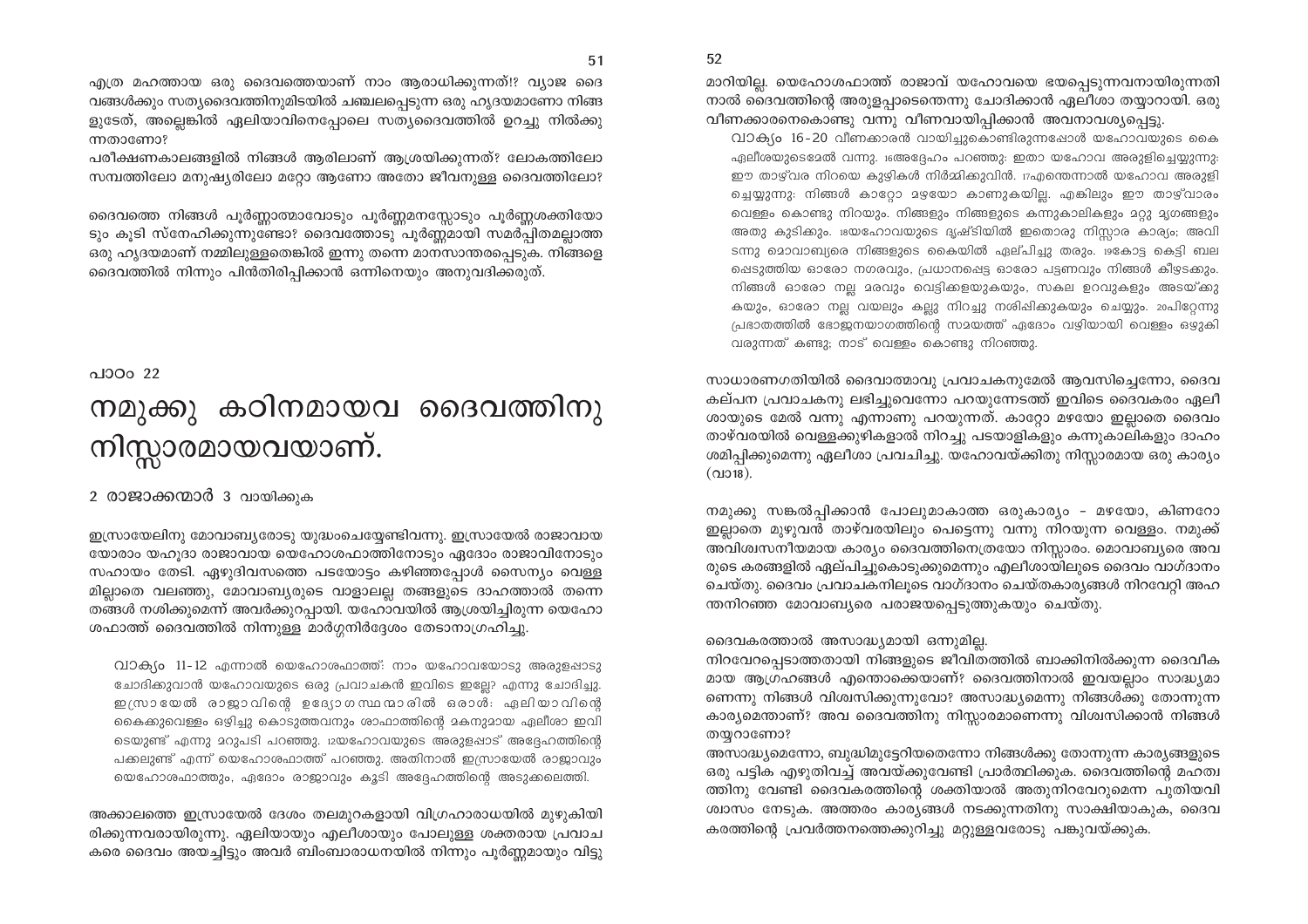എത്ര മഹത്തായ ഒരു ദൈവത്തെയാണ് നാം ആരാധിക്കുന്നത്!? വ്യാജ ദൈവങ്ങൾക്കും സത്യദൈവത്തിനുമിടയിൽ ചഞ്ചലപ്പെടുന്ന ഒരു ഹൃദയമാണോ നിങ്ങളുടേത്, അല്ലെങ്കിൽ ഏലിയാവിനെപ്പോലെ സത്യദൈവത്തിൽ ഉറച്ചു നിൽക്കുന്നതാണോ?

പരീക്ഷണകാലങ്ങളിൽ നിങ്ങൾ ആരിലാണ് ആശ്രയിക്കുന്നത്? ലോകത്തിലോ സമ്പത്തിലോ മനുഷ്യരിലോ മറ്റോ ആണോ അതോ ജീവനുള്ള ദൈവത്തിലോ?

ദൈവത്തെ നിങ്ങൾ പൂർണ്ണാത്മാവോടും പൂർണ്ണമനസ്സോടും പൂർണ്ണശക്തിയോടും കൂടി സ്നേഹിക്കുന്നുണ്ടോ? ദൈവത്തോടു പൂർണ്ണമായി സമർപ്പിതമല്ലാത്ത ഒരു ഹൃദയമാണ് നമ്മിലുള്ളതെങ്കിൽ ഇന്നു തന്നെ മാനസാന്തരപ്പെടുക. നിങ്ങളെ ദൈവത്തിൽ നിന്നും പിൻതിരിപ്പിക്കാൻ ഒന്നിനെയും അനുവദിക്കരുത്.

പാഠം 22

# നമുക്കു കഠിനമായവ ദൈവത്തിനു നിസ്സാരമായവയാണ്.

2 രാജാക്കന്മാർ 3 വായിക്കുക

ഇസ്രായേലിനു മോവാബ്യരോടു യുദ്ധംചെയ്യേണ്ടിവന്നു. ഇസ്രായേൽ രാജാവായ യോരാം യഹൂദാ രാജാവായ യെഹോശഫാത്തിനോടും ഏദോം രാജാവിനോടും സഹായം തേടി. ഏഴുദിവസത്തെ പടയോട്ടം കഴിഞ്ഞപ്പോൾ സൈന്യം വെള്ളമില്ലാതെ വലഞ്ഞു, മോവാബ്യരുടെ വാളാലല്ല തങ്ങളുടെ ദാഹത്താൽ തന്നെ തങ്ങൾ നശിക്കുമെന്ന് അവർക്കുറപ്പായി. യഹോവയിൽ ആശ്രയിച്ചിരുന്ന യെഹോശഫാത്ത് ദൈവത്തിൽ നിന്നുള്ള മാർഗ്ഗനിർദ്ദേശം തേടാനാഗ്രഹിച്ചു.

> വാക്യം 11-12 എന്നാൽ യെഹോശഫാത്ത്: നാം യഹോവയോടു അരുളപ്പാടു ചോദിക്കുവാൻ യഹോവയുടെ ഒരു പ്രവാചകൻ ഇവിടെ ഇല്ലേ? എന്നു ചോദിച്ചു. ഇസ്രായേൽ രാജാവിന്റെ ഉദ്യോഗസ്ഥന്മാരിൽ ഒരാൾ: ഏലിയാവിന്റെ കൈക്കുവെള്ളം ഒഴിച്ചു കൊടുത്തവനും ശാഫാത്തിന്റെ മകനുമായ ഏലീശാ ഇവിടെയുണ്ട് എന്നു മറുപടി പറഞ്ഞു. 12യഹോവയുടെ അരുളപ്പാട് അദ്ദേഹത്തിന്റെ പക്കലുണ്ട് എന്ന് യെഹോശഫാത്ത് പറഞ്ഞു. അതിനാൽ ഇസ്രായേൽ രാജാവും യെഹോശഫാത്തും, ഏദോം രാജാവും കൂടി അദ്ദേഹത്തിന്റെ അടുക്കലെത്തി.

അക്കാലത്തെ ഇസ്രായേൽ ദേശം തലമുറകളായി വിഗ്രഹാരാധയിൽ മുഴുകിയിരിക്കുന്നവരായിരുന്നു. ഏലിയായും എലീശായും പോലുള്ള ശക്തരായ പ്രവാചകരെ ദൈവം അയച്ചിട്ടും അവർ ബിംബാരാധനയിൽ നിന്നും പൂർണ്ണമായും വിട്ടുമാറിയില്ല. യെഹോശഫാത്ത് രാജാവ് യഹോവയെ ഭയപ്പെടുന്നവനായിരുന്നതിനാൽ ദൈവത്തിന്റെ അരുളപ്പാടെന്തെന്നു ചോദിക്കാൻ ഏലീശാ തയ്യാറായി. ഒരു വീണക്കാരനെകൊണ്ടു വന്നു വീണവായിപ്പിക്കാൻ അവനാവശ്യപ്പെട്ടു.

> വാക്യം 16-20 വീണക്കാരൻ വായിച്ചുകൊണ്ടിരുന്നപ്പോൾ യഹോവയുടെ കൈ ഏലീശയുടെമേൽ വന്നു. 16അദ്ദേഹം പറഞ്ഞു: ഇതാ യഹോവ അരുളിച്ചെയ്യുന്നു: ഈ താഴ്വര നിറയെ കുഴികൾ നിർമ്മിക്കുവിൻ. 17എന്തെന്നാൽ യഹോവ അരുളിച്ചെയ്യുന്നു: നിങ്ങൾ കാറ്റോ മഴയോ കാണുകയില്ല. എങ്കിലും ഈ താഴ്വാരം വെള്ളം കൊണ്ടു നിറയും. നിങ്ങളും നിങ്ങളുടെ കന്നുകാലികളും മറ്റു മൃഗങ്ങളും അതു കുടിക്കും. 18യഹോവയുടെ ദൃഷ്ടിയിൽ ഇതൊരു നിസ്സാര കാര്യം; അവിടന്നു മൊവാബ്യരെ നിങ്ങളുടെ കൈയിൽ ഏല്പിച്ചു തരും. 19കോട്ട കെട്ടി ബലപ്പെടുത്തിയ ഓരോ നഗരവും, പ്രധാനപ്പെട്ട ഓരോ പട്ടണവും നിങ്ങൾ കീഴടക്കും. നിങ്ങൾ ഓരോ നല്ല മരവും വെട്ടിക്കളയുകയും, സകല ഉറവുകളും അടയ്ക്കുകയും, ഓരോ നല്ല വയലും കല്ലു നിറച്ചു നശിപ്പിക്കുകയും ചെയ്യും. 20പിറ്റേന്നു പ്രഭാതത്തിൽ ഭോജനയാഗത്തിന്റെ സമയത്ത് ഏദോം വഴിയായി വെള്ളം ഒഴുകി വരുന്നത് കണ്ടു; നാട് വെള്ളം കൊണ്ടു നിറഞ്ഞു.

സാധാരണഗതിയിൽ ദൈവാത്മാവു പ്രവാചകനുമേൽ ആവസിച്ചെന്നോ, ദൈവകല്പന പ്രവാചകനു ലഭിച്ചുവെന്നോ പറയുന്നേടത്ത് ഇവിടെ ദൈവകരം ഏലീശായുടെ മേൽ വന്നു എന്നാണു പറയുന്നത്. കാറ്റോ മഴയോ ഇല്ലാതെ ദൈവം താഴ്വരയിൽ വെള്ളക്കുഴികളാൽ നിറച്ചു പടയാളികളും കന്നുകാലികളും ദാഹം ശമിപ്പിക്കുമെന്നു ഏലീശാ പ്രവചിച്ചു. യഹോവയ്ക്കിതു നിസ്സാരമായ ഒരു കാര്യം (വാ18).

നമുക്കു സങ്കൽപ്പിക്കാൻ പോലുമാകാത്ത ഒരുകാര്യം - മഴയോ, കിണറോ ഇല്ലാതെ മുഴുവൻ താഴ്വരയിലും പെട്ടെന്നു വന്നു നിറയുന്ന വെള്ളം. നമുക്ക് അവിശ്വസനീയമായ കാര്യം ദൈവത്തിനെത്രയോ നിസ്സാരം. മൊവാബ്യരെ അവരുടെ കരങ്ങളിൽ ഏല്പിച്ചുകൊടുക്കുമെന്നു എലീശായിലൂടെ ദൈവം വാഗ്ദാനം ചെയ്തു. ദൈവം പ്രവാചകനിലൂടെ വാഗ്ദാനം ചെയ്തകാര്യങ്ങൾ നിറവേറ്റി അഹന്തനിറഞ്ഞ മോവാബ്യരെ പരാജയപ്പെടുത്തുകയും ചെയ്തു.

ദൈവകരത്താൽ അസാദ്ധ്യമായി ഒന്നുമില്ല.

നിറവേറപ്പെടാത്തതായി നിങ്ങളുടെ ജീവിതത്തിൽ ബാക്കിനിൽക്കുന്ന ദൈവീകമായ ആഗ്രഹങ്ങൾ എന്തൊക്കെയാണ്? ദൈവത്തിനാൽ ഇവയല്ലാം സാദ്ധ്യമാണെന്നു നിങ്ങൾ വിശ്വസിക്കുന്നുവോ? അസാദ്ധ്യമെന്നു നിങ്ങൾക്കു തോന്നുന്ന കാര്യമെന്താണ്? അവ ദൈവത്തിനു നിസ്സാരമാണെന്നു വിശ്വസിക്കാൻ നിങ്ങൾ തയ്യാറാണോ?

അസാദ്ധ്യമെന്നോ, ബുദ്ധിമുട്ടേറിയതെന്നോ നിങ്ങൾക്കു തോന്നുന്ന കാര്യങ്ങളുടെ ഒരു പട്ടിക എഴുതിവച്ച് അവയ്ക്കുവേണ്ടി പ്രാർത്ഥിക്കുക. ദൈവത്തിന്റെ മഹത്വത്തിനു വേണ്ടി ദൈവകരത്തിന്റെ ശക്തിയാൽ അതുനിറവേറുമെന്ന പുതിയവിശ്വാസം നേടുക. അത്തരം കാര്യങ്ങൾ നടക്കുന്നതിനു സാക്ഷിയാകുക, ദൈവകരത്തിന്റെ പ്രവർത്തനത്തെക്കുറിച്ചു മറ്റുള്ളവരോടു പങ്കുവയ്ക്കുക.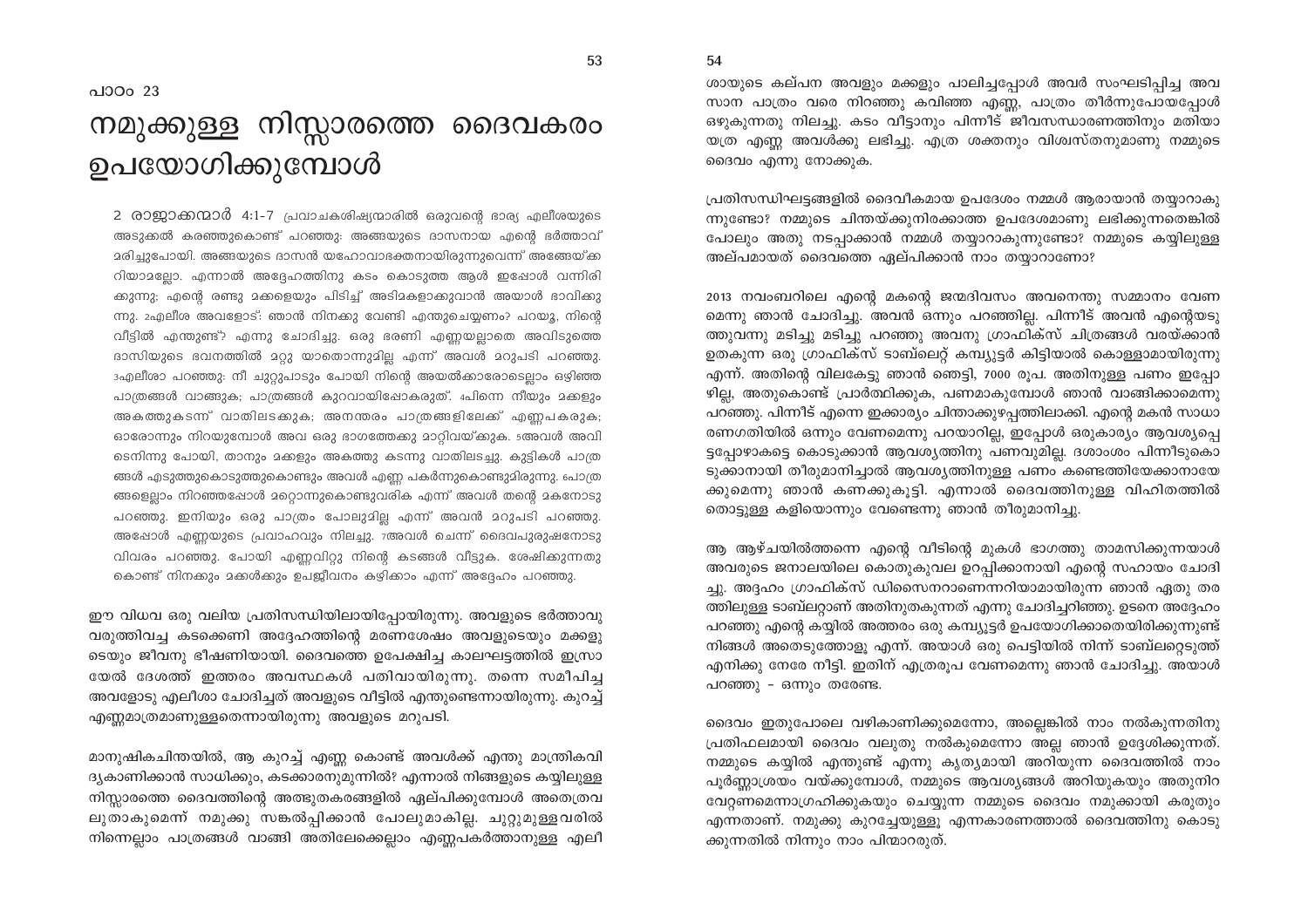പാഠം 23

# നമുക്കുള്ള നിസ്സാരത്തെ ദൈവകരം ഉപയോഗിക്കുമ്പോൾ

2 രാജാക്കന്മാർ 4:1-7 പ്രവാചകശിഷ്യന്മാരിൽ ഒരുവന്റെ ഭാര്യ എലീശയുടെ അടുക്കൽ കരഞ്ഞുകൊണ്ട് പറഞ്ഞു: അങ്ങയുടെ ദാസനായ എന്റെ ഭർത്താവ് മരിച്ചുപോയി. അങ്ങയുടെ ദാസൻ യഹോവാഭക്തനായിരുന്നുവെന്ന് അങ്ങേയ്ക്ക റിയാമല്ലോ. എന്നാൽ അദ്ദേഹത്തിനു കടം കൊടുത്ത ആൾ ഇപ്പോൾ വന്നിരി ക്കുന്നു; എന്റെ രണ്ടു മക്കളെയും പിടിച്ച് അടിമകളാക്കുവാൻ അയാൾ ഭാവിക്കു ന്നു. 2എലീശ അവളോട്: ഞാൻ നിനക്കു വേണ്ടി എന്തുചെയ്യണം? പറയൂ, നിന്റെ വീട്ടിൽ എന്തുണ്ട്? എന്നു ചോദിച്ചു. ഒരു ഭരണി എണ്ണയല്ലാതെ അവിടുത്തെ ദാസിയുടെ ഭവനത്തിൽ മറ്റു യാതൊന്നുമില്ല എന്ന് അവൾ മറുപടി പറഞ്ഞു. 3എലീശാ പറഞ്ഞു: നീ ചുറ്റുപാടും പോയി നിന്റെ അയൽക്കാരോടെല്ലാം ഒഴിഞ്ഞ പാത്രങ്ങൾ വാങ്ങുക; പാത്രങ്ങൾ കുറവായിപ്പോകരുത്. 4പിന്നെ നീയും മക്കളും അകത്തുകടന്ന് വാതിലടക്കുക; അനന്തരം പാത്രങ്ങളിലേക്ക് എണ്ണപകരുക; ഓരോന്നും നിറയുമ്പോൾ അവ ഒരു ഭാഗത്തേക്കു മാറ്റിവയ്ക്കുക. 5അവൾ അവി ടെനിന്നു പോയി, താനും മക്കളും അകത്തു കടന്നു വാതിലടച്ചു. കുട്ടികൾ പാത്ര ങ്ങൾ എടുത്തുകൊടുത്തുകൊണ്ടും അവൾ എണ്ണ പകർന്നുകൊണ്ടുമിരുന്നു. 6പാത്ര ങ്ങളെല്ലാം നിറഞ്ഞപ്പോൾ മറ്റൊന്നുകൊണ്ടുവരിക എന്ന് അവൾ തന്റെ മകനോടു പറഞ്ഞു. ഇനിയും ഒരു പാത്രം പോലുമില്ല എന്ന് അവൻ മറുപടി പറഞ്ഞു. അപ്പോൾ എണ്ണയുടെ പ്രവാഹവും നിലച്ചു. 7അവൾ ചെന്ന് ദൈവപുരുഷനോടു വിവരം പറഞ്ഞു. പോയി എണ്ണവിറ്റു നിന്റെ കടങ്ങൾ വീട്ടുക. ശേഷിക്കുന്നതു കൊണ്ട് നിനക്കും മക്കൾക്കും ഉപജീവനം കഴിക്കാം എന്ന് അദ്ദേഹം പറഞ്ഞു.

ഈ വിധവ ഒരു വലിയ പ്രതിസന്ധിയിലായിപ്പോയിരുന്നു. അവളുടെ ഭർത്താവു വരുത്തിവച്ച കടക്കെണി അദ്ദേഹത്തിന്റെ മരണശേഷം അവളുടെയും മക്കളു ടെയും ജീവനു ഭീഷണിയായി. ദൈവത്തെ ഉപേക്ഷിച്ച കാലഘട്ടത്തിൽ ഇസ്രാ യേൽ ദേശത്ത് ഇത്തരം അവസ്ഥകൾ പതിവായിരുന്നു. തന്നെ സമീപിച്ച അവളോടു എലീശാ ചോദിച്ചത് അവളുടെ വീട്ടിൽ എന്തുണ്ടെന്നായിരുന്നു. കുറച്ച് എണ്ണമാത്രമാണുള്ളതെന്നായിരുന്നു അവളുടെ മറുപടി.

മാനുഷികചിന്തയിൽ, ആ കുറച്ച് എണ്ണ കൊണ്ട് അവൾക്ക് എന്തു മാന്ത്രികവി ദ്യകാണിക്കാൻ സാധിക്കും, കടക്കാരനുമുന്നിൽ? എന്നാൽ നിങ്ങളുടെ കയ്യിലുള്ള നിസ്സാരത്തെ ദൈവത്തിന്റെ അത്ഭുതകരങ്ങളിൽ ഏല്പിക്കുമ്പോൾ അതെത്ര വലുതാകുമെന്ന് നമുക്കു സങ്കല്പിക്കാൻ പോലുമാകില്ല. ചുറ്റുമുള്ളവരിൽ നിന്നെല്ലാം പാത്രങ്ങൾ വാങ്ങി അതിലേക്കെല്ലാം എണ്ണപകർത്താനുള്ള എലീശായുടെ കല്പന അവളും മക്കളും പാലിച്ചപ്പോൾ അവർ സംഘടിപ്പിച്ച അവ സാന പാത്രം വരെ നിറഞ്ഞു കവിഞ്ഞ എണ്ണ, പാത്രം തീർന്നുപോയപ്പോൾ ഒഴുകുന്നതു നിലച്ചു. കടം വീട്ടാനും പിന്നീട് ജീവസന്ധാരണത്തിനും മതിയാ യത്ര എണ്ണ അവൾക്കു ലഭിച്ചു. എത്ര ശക്തനും വിശ്വസ്തനുമാണു നമ്മുടെ ദൈവം എന്നു നോക്കുക.

പ്രതിസന്ധിഘട്ടങ്ങളിൽ ദൈവീകമായ ഉപദേശം നമ്മൾ ആരായാൻ തയ്യാറാകു ന്നുണ്ടോ? നമ്മുടെ ചിന്തയ്ക്കുനിരക്കാത്ത ഉപദേശമാണു ലഭിക്കുന്നതെങ്കിൽ പോലും അതു നടപ്പാക്കാൻ നമ്മൾ തയ്യാറാകുന്നുണ്ടോ? നമ്മുടെ കയ്യിലുള്ള അല്പമായത് ദൈവത്തെ ഏല്പിക്കാൻ നാം തയ്യാറാണോ?

2013 നവംബറിലെ എന്റെ മകന്റെ ജന്മദിവസം അവനെന്തു സമ്മാനം വേണ മെന്നു ഞാൻ ചോദിച്ചു. അവൻ ഒന്നും പറഞ്ഞില്ല. പിന്നീട് അവൻ എന്റെയടു ത്തുവന്നു മടിച്ചു മടിച്ചു പറഞ്ഞു അവനു ഗ്രാഫിക്സ് ചിത്രങ്ങൾ വരയ്ക്കാൻ ഉതകുന്ന ഒരു ഗ്രാഫിക്സ് ടാബ്ലെറ്റ് കമ്പ്യൂട്ടർ കിട്ടിയാൽ കൊള്ളാമായിരുന്നു എന്ന്. അതിന്റെ വിലകേട്ടു ഞാൻ ഞെട്ടി, 7000 രൂപ. അതിനുള്ള പണം ഇപ്പോ ഴില്ല, അതുകൊണ്ട് പ്രാർത്ഥിക്കുക, പണമാകുമ്പോൾ ഞാൻ വാങ്ങിക്കാമെന്നു പറഞ്ഞു. പിന്നീട് എന്നെ ഇക്കാര്യം ചിന്താക്കുഴപ്പത്തിലാക്കി. എന്റെ മകൻ സാധാ രണഗതിയിൽ ഒന്നും വേണമെന്നു പറയാറില്ല, ഇപ്പോൾ ഒരുകാര്യം ആവശ്യപ്പെ ട്ടപ്പോഴാകട്ടെ കൊടുക്കാൻ ആവശ്യത്തിനു പണവുമില്ല. ദശാംശം പിന്നീടുകൊ ടുക്കാനായി തീരുമാനിച്ചാൽ ആവശ്യത്തിനുള്ള പണം കണ്ടെത്തിയേക്കാനായേ ക്കുമെന്നു ഞാൻ കണക്കുകൂട്ടി. എന്നാൽ ദൈവത്തിനുള്ള വിഹിതത്തിൽ തൊട്ടുള്ള കളിയൊന്നും വേണ്ടെന്നു ഞാൻ തീരുമാനിച്ചു.

ആ ആഴ്ചയിൽത്തന്നെ എന്റെ വീടിന്റെ മുകൾ ഭാഗത്തു താമസിക്കുന്നയാൾ അവരുടെ ജനാലയിലെ കൊതുകുവല ഉറപ്പിക്കാനായി എന്റെ സഹായം ചോദി ച്ചു. അദ്ദേഹം ഗ്രാഫിക്സ് ഡിസൈനറാണെന്നറിയാമായിരുന്ന ഞാൻ ഏതു തര ത്തിലുള്ള ടാബ്ലറ്റാണ് അതിനുതകുന്നത് എന്നു ചോദിച്ചറിഞ്ഞു. ഉടനെ അദ്ദേഹം പറഞ്ഞു എന്റെ കയ്യിൽ അത്തരം ഒരു കമ്പ്യൂട്ടർ ഉപയോഗിക്കാതെയിരിക്കുന്നുണ്ട് നിങ്ങൾ അതെടുത്തോളൂ എന്ന്. അയാൾ ഒരു പെട്ടിയിൽ നിന്ന് ടാബ്ലറ്റെടുത്ത് എനിക്കു നേരേ നീട്ടി. ഇതിന് എത്രരൂപ വേണമെന്നു ഞാൻ ചോദിച്ചു. അയാൾ പറഞ്ഞു – ഒന്നും തരേണ്ട.

ദൈവം ഇതുപോലെ വഴികാണിക്കുമെന്നോ, അല്ലെങ്കിൽ നാം നൽകുന്നതിനു പ്രതിഫലമായി ദൈവം വലുതു നൽകുമെന്നോ അല്ല ഞാൻ ഉദ്ദേശിക്കുന്നത്. നമ്മുടെ കയ്യിൽ എന്തുണ്ട് എന്നു കൃത്യമായി അറിയുന്ന ദൈവത്തിൽ നാം പൂർണ്ണാശ്രയം വയ്ക്കുമ്പോൾ, നമ്മുടെ ആവശ്യങ്ങൾ അറിയുകയും അതുനിറ വേറ്റണമെന്നാഗ്രഹിക്കുകയും ചെയ്യുന്ന നമ്മുടെ ദൈവം നമുക്കായി കരുതും എന്നതാണ്. നമുക്കു കുറച്ചേയുള്ളൂ എന്നകാരണത്താൽ ദൈവത്തിനു കൊടു ക്കുന്നതിൽ നിന്നും നാം പിന്മാറരുത്.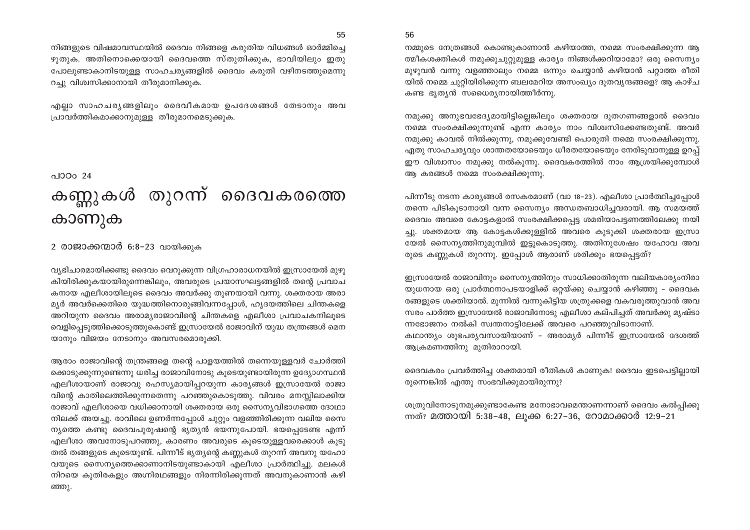നിങ്ങളുടെ വിഷമാവസ്ഥയിൽ ദൈവം നിങ്ങളെ കരുതിയ വിധങ്ങൾ ഓർമ്മിച്ചെഴുതുക. അതിനൊക്കെയായി ദൈവത്തെ സ്തുതിക്കുക, ഭാവിയിലും ഇതുപോലുണ്ടാകാനിടയുള്ള സാഹചര്യങ്ങളിൽ ദൈവം കരുതി വഴിനടത്തുമെന്നുറച്ചു വിശ്വസിക്കാനായി തീരുമാനിക്കുക.

എല്ലാ സാഹചര്യങ്ങളിലും ദൈവീകമായ ഉപദേശങ്ങൾ തേടാനും അവ പ്രാവർത്തികമാക്കാനുമുള്ള തീരുമാനമെടുക്കുക.

പാഠം 24

# കണ്ണുകൾ തുറന്ന് ദൈവകരത്തെ കാണുക

2 രാജാക്കന്മാർ 6:8-23 വായിക്കുക

വ്യഭിചാരമായിക്കണ്ടു ദൈവം വെറുക്കുന്ന വിഗ്രഹാരാധനയിൽ ഇസ്രായേൽ മുഴുകിയിരിക്കുകയായിരുന്നെങ്കിലും, അവരുടെ പ്രയാസഘട്ടങ്ങളിൽ തന്റെ പ്രവാചകനായ എലീശായിലൂടെ ദൈവം അവർക്കു തുണയായി വന്നു. ശക്തരായ അരാമ്യർ അവർക്കെതിരെ യുദ്ധത്തിനൊരുങ്ങിവന്നപ്പോൾ, ഹൃദയത്തിലെ ചിന്തകളെ അറിയുന്ന ദൈവം അരാമ്യരാജാവിന്റെ ചിന്തകളെ എലീശാ പ്രവാചകനിലൂടെ വെളിപ്പെടുത്തിക്കൊടുത്തുകൊണ്ട് ഇസ്രായേൽ രാജാവിന് യുദ്ധ തന്ത്രങ്ങൾ മെനയാനും വിജയം നേടാനും അവസരമൊരുക്കി.

ആരാം രാജാവിന്റെ തന്ത്രങ്ങളെ തന്റെ പാളയത്തിൽ തന്നെയുള്ളവർ ചോർത്തിക്കൊടുക്കുന്നുണ്ടെന്നു ധരിച്ച രാജാവിനോടു കൂടെയുണ്ടായിരുന്ന ഉദ്യോഗസ്ഥൻ എലീശായാണ് രാജാവു രഹസ്യമായിപ്പറയുന്ന കാര്യങ്ങൾ ഇസ്രായേൽ രാജാവിന്റെ കാതിലെത്തിക്കുന്നതെന്നു പറഞ്ഞുകൊടുത്തു. വിവരം മനസ്സിലാക്കിയ രാജാവ് എലീശായെ വധിക്കാനായി ശക്തരായ ഒരു സൈന്യവിഭാഗത്തെ ദോഥാനിലക്ക് അയച്ചു. രാവിലെ ഉണർന്നപ്പോൾ ചുറ്റും വളഞ്ഞിരിക്കുന്ന വലിയ സൈന്യത്തെ കണ്ടു ദൈവപുരുഷന്റെ ഭൃത്യൻ ഭയന്നുപോയി. ഭയപ്പെടേണ്ട എന്ന് എലീശാ അവനോടുപറഞ്ഞു, കാരണം അവരുടെ കൂടെയുള്ളവരെക്കാൾ കൂടുതൽ തങ്ങളുടെ കൂടെയുണ്ട്. പിന്നീട് ഭൃത്യന്റെ കണ്ണുകൾ തുറന്ന് അവനു യഹോവയുടെ സൈന്യത്തെക്കാണാനിടയുണ്ടാകായി എലീശാ പ്രാർത്ഥിച്ചു. മലകൾ നിറയെ കുതിരകളും അഗ്നിരഥങ്ങളും നിരന്നിരിക്കുന്നത് അവനുകാണാൻ കഴിഞ്ഞു.

നമ്മുടെ നേത്രങ്ങൾ കൊണ്ടുകാണാൻ കഴിയാത്ത, നമ്മെ സംരക്ഷിക്കുന്ന ആത്മീകശക്തികൾ നമുക്കുചുറ്റുമുള്ള കാര്യം നിങ്ങൾക്കറിയാമോ? ഒരു സൈന്യം മുഴുവൻ വന്നു വളഞ്ഞാലും നമ്മെ ഒന്നും ചെയ്യാൻ കഴിയാൻ പറ്റാത്ത രീതിയിൽ നമ്മെ ചുറ്റിയിരിക്കുന്ന ബലമേറിയ അസംഖ്യം ദൂതവൃന്ദങ്ങളെ? ആ കാഴ്ച കണ്ട ഭൃത്യൻ സധൈര്യനായിത്തീർന്നു.

നമുക്കു അനുഭവഭേദ്യമായിട്ടില്ലെങ്കിലും ശക്തരായ ദൂതഗണങ്ങളാൽ ദൈവം നമ്മെ സംരക്ഷിക്കുന്നുണ്ട് എന്ന കാര്യം നാം വിശ്വസിക്കേണ്ടതുണ്ട്. അവർ നമുക്കു കാവൽ നിൽക്കുന്നു, നമുക്കുവേണ്ടി പൊരുതി നമ്മെ സംരക്ഷിക്കുന്നു. ഏതു സാഹചര്യവും ശാന്തതയോടെയും ധീരതയോടെയും നേരിടുവാനുള്ള ഉറപ്പ് ഈ വിശ്വാസം നമുക്കു നൽകുന്നു. ദൈവകരത്തിൽ നാം ആശ്രയിക്കുമ്പോൾ ആ കരങ്ങൾ നമ്മെ സംരക്ഷിക്കുന്നു.

പിന്നീടു നടന്ന കാര്യങ്ങൾ രസകരമാണ് (വാ 18-23). എലീശാ പ്രാർത്ഥിച്ചപ്പോൾ തന്നെ പിടികൂടാനായി വന്ന സൈന്യം അന്ധതബാധിച്ചവരായി. ആ സമയത്ത് ദൈവം അവരെ കോട്ടകളാൽ സംരക്ഷിക്കപ്പെട്ട ശമരിയാപട്ടണത്തിലേക്കു നയിച്ചു. ശക്തമായ ആ കോട്ടകൾക്കുള്ളിൽ അവരെ കുടുക്കി ശക്തരായ ഇസ്രായേൽ സൈന്യത്തിനുമുമ്പിൽ ഇട്ടുകൊടുത്തു. അതിനുശേഷം യഹോവ അവരുടെ കണ്ണുകൾ തുറന്നു. ഇപ്പോൾ ആരാണ് ശരിക്കും ഭയപ്പെട്ടത്?

ഇസ്രായേൽ രാജാവിനും സൈന്യത്തിനും സാധിക്കാതിരുന്ന വലിയകാര്യംനിരായുധനായ ഒരു പ്രാർത്ഥനാപടയാളിക്ക് ഒറ്റയ്ക്കു ചെയ്യാൻ കഴിഞ്ഞു - ദൈവകരങ്ങളുടെ ശക്തിയാൽ. മുന്നിൽ വന്നുകിട്ടിയ ശത്രുക്കളെ വകവരുത്തുവാൻ അവസരം പാർത്ത ഇസ്രായേൽ രാജാവിനോടു എലീശാ കല്പിച്ചത് അവർക്കു മൃഷ്ടാന്നഭോജനം നൽകി സ്വന്തനാട്ടിലേക്ക് അവരെ പറഞ്ഞുവിടാനാണ്.
കഥാന്ത്യം ശുഭപര്യവസായിയാണ് - അരാമ്യർ പിന്നീട് ഇസ്രായേൽ ദേശത്ത് ആക്രമണത്തിനു മുതിരാറായി.

ദൈവകരം പ്രവർത്തിച്ച ശക്തമായി രീതികൾ കാണുക! ദൈവം ഇടപെട്ടില്ലായിരുന്നെങ്കിൽ എന്തു സംഭവിക്കുമായിരുന്നു?

ശത്രുവിനോടുനമുക്കുണ്ടാകേണ്ട മനോഭാവമെന്താണെന്നാണ് ദൈവം കൽപ്പിക്കുന്നത്? മത്തായി 5:38-48, ലൂക്ക 6:27-36, റോമാക്കാർ 12:9-21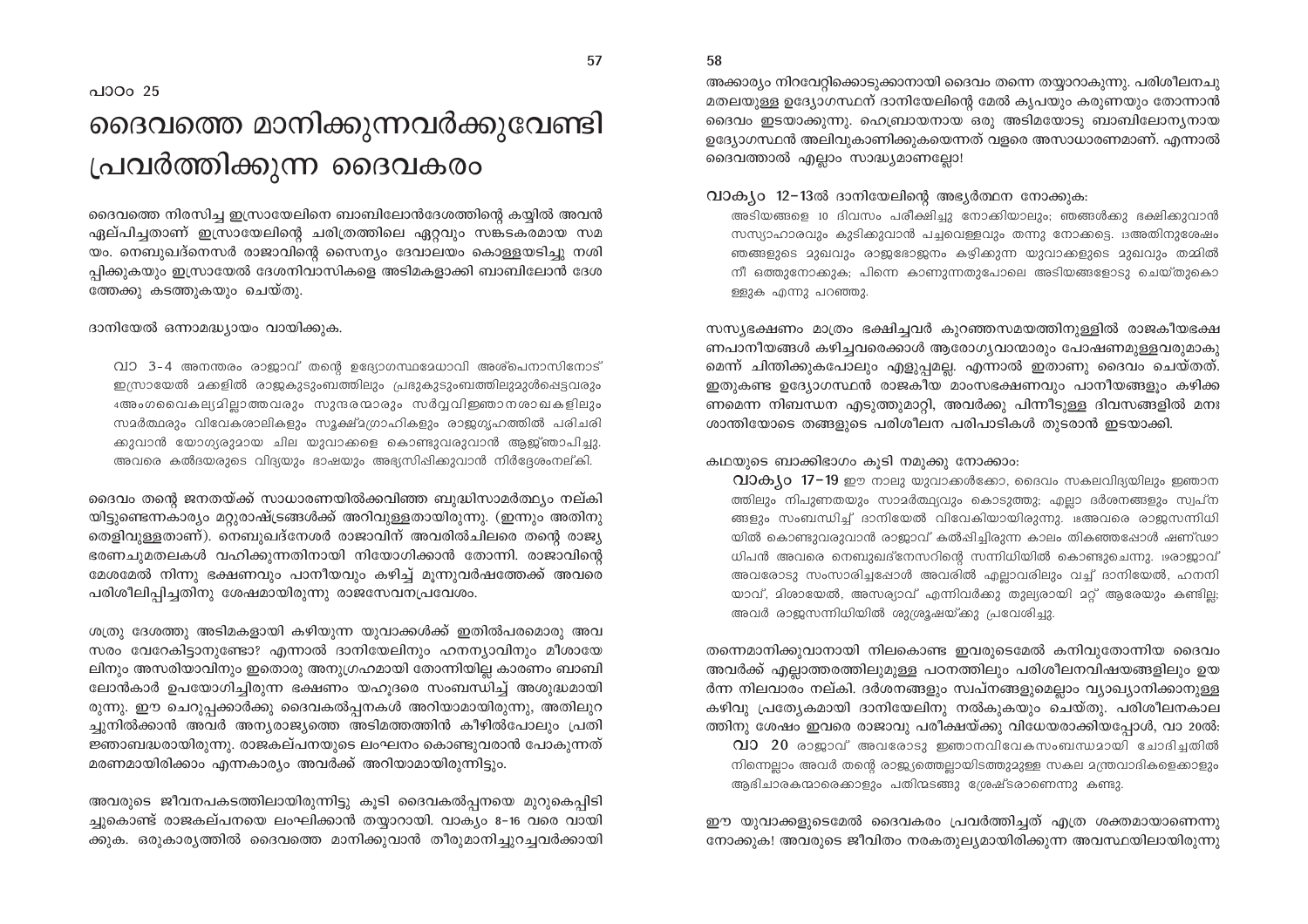പാഠം 25

# ദൈവത്തെ മാനിക്കുന്നവർക്കുവേണ്ടി പ്രവർത്തിക്കുന്ന ദൈവകരം

ദൈവത്തെ നിരസിച്ച ഇസ്രായേലിനെ ബാബിലോൻദേശത്തിന്റെ കയ്യിൽ അവൻ ഏല്പിച്ചതാണ് ഇസ്രായേലിന്റെ ചരിത്രത്തിലെ ഏറ്റവും സങ്കടകരമായ സമയം. നെബുഖദ്നെസർ രാജാവിന്റെ സൈന്യം ദേവാലയം കൊള്ളയടിച്ചു നശിപ്പിക്കുകയും ഇസ്രായേൽ ദേശനിവാസികളെ അടിമകളാക്കി ബാബിലോൻ ദേശത്തേക്കു കടത്തുകയും ചെയ്തു.

ദാനിയേൽ ഒന്നാമദ്ധ്യായം വായിക്കുക.

> വാ 3-4 അനന്തരം രാജാവ് തന്റെ ഉദ്യോഗസ്ഥമേധാവി അശ്പെനാസിനോട് ഇസ്രായേൽ മക്കളിൽ രാജകുടുംബത്തിലും പ്രഭുകുടുംബത്തിലുമുൾപ്പെട്ടവരും 4അംഗവൈകല്യമില്ലാത്തവരും സുന്ദരന്മാരും സർവ്വവിജ്ഞാനശാഖകളിലും സമർത്ഥരും വിവേകശാലികളും സൂക്ഷ്മഗ്രാഹികളും രാജഗൃഹത്തിൽ പരിചരിക്കുവാൻ യോഗ്യരുമായ ചില യുവാക്കളെ കൊണ്ടുവരുവാൻ ആജ്ഞാപിച്ചു. അവരെ കൽദയരുടെ വിദ്യയും ഭാഷയും അഭ്യസിപ്പിക്കുവാൻ നിർദ്ദേശംനല്കി.

ദൈവം തന്റെ ജനതയ്ക്ക് സാധാരണയിൽക്കവിഞ്ഞ ബുദ്ധിസാമർത്ഥ്യം നല്കിയിട്ടുണ്ടെന്നകാര്യം മറ്റുരാഷ്ട്രങ്ങൾക്ക് അറിവുള്ളതായിരുന്നു. (ഇന്നും അതിനു തെളിവുള്ളതാണ്). നെബുഖദ്നേസർ രാജാവിന് അവരിൽചിലരെ തന്റെ രാജ്യഭരണചുമതലകൾ വഹിക്കുന്നതിനായി നിയോഗിക്കാൻ തോന്നി. രാജാവിന്റെ മേശമേൽ നിന്നു ഭക്ഷണവും പാനീയവും കഴിച്ച് മൂന്നുവർഷത്തേക്ക് അവരെ പരിശീലിപ്പിച്ചതിനു ശേഷമായിരുന്നു രാജസേവനപ്രവേശം.

ശത്രു ദേശത്തു അടിമകളായി കഴിയുന്ന യുവാക്കൾക്ക് ഇതിൽപരമൊരു അവസരം വേറേകിട്ടാനുണ്ടോ? എന്നാൽ ദാനിയേലിനും ഹനന്യാവിനും മീശായേലിനും അസരിയാവിനും ഇതൊരു അനുഗ്രഹമായി തോന്നിയില്ല കാരണം ബാബിലോൻകാർ ഉപയോഗിച്ചിരുന്ന ഭക്ഷണം യഹൂദരെ സംബന്ധിച്ച് അശുദ്ധമായിരുന്നു. ഈ ചെറുപ്പക്കാർക്കു ദൈവകൽപ്പനകൾ അറിയാമായിരുന്നു, അതിലുറച്ചുനിൽക്കാൻ അവർ അന്യരാജ്യത്തെ അടിമത്തത്തിൻ കീഴിൽപോലും പ്രതിജ്ഞാബദ്ധരായിരുന്നു. രാജകല്പനയുടെ ലംഘനം കൊണ്ടുവരാൻ പോകുന്നത് മരണമായിരിക്കാം എന്നകാര്യം അവർക്ക് അറിയാമായിരുന്നിട്ടും.

അവരുടെ ജീവനപകടത്തിലായിരുന്നിട്ടു കൂടി ദൈവകൽപ്പനയെ മുറുകെപ്പിടിച്ചുകൊണ്ട് രാജകല്പനയെ ലംഘിക്കാൻ തയ്യാറായി. വാക്യം 8-16 വരെ വായിക്കുക. ഒരുകാര്യത്തിൽ ദൈവത്തെ മാനിക്കുവാൻ തീരുമാനിച്ചുറച്ചവർക്കായി അക്കാര്യം നിറവേറ്റിക്കൊടുക്കാനായി ദൈവം തന്നെ തയ്യാറാകുന്നു. പരിശീലനചുമതലയുള്ള ഉദ്യോഗസ്ഥന് ദാനിയേലിന്റെ മേൽ കൃപയും കരുണയും തോന്നാൻ ദൈവം ഇടയാക്കുന്നു. ഹെബ്രായനായ ഒരു അടിമയോടു ബാബിലോന്യനായ ഉദ്യോഗസ്ഥൻ അലിവുകാണിക്കുകയെന്നത് വളരെ അസാധാരണമാണ്. എന്നാൽ ദൈവത്താൽ എല്ലാം സാദ്ധ്യമാണല്ലോ!

വാക്യം 12-13ൽ ദാനിയേലിന്റെ അഭ്യർത്ഥന നോക്കുക:

> അടിയങ്ങളെ 10 ദിവസം പരീക്ഷിച്ചു നോക്കിയാലും; ഞങ്ങൾക്കു ഭക്ഷിക്കുവാൻ സസ്യാഹാരവും കുടിക്കുവാൻ പച്ചവെള്ളവും തന്നു നോക്കട്ടെ. 13അതിനുശേഷം ഞങ്ങളുടെ മുഖവും രാജഭോജനം കഴിക്കുന്ന യുവാക്കളുടെ മുഖവും തമ്മിൽ നീ ഒത്തുനോക്കുക; പിന്നെ കാണുന്നതുപോലെ അടിയങ്ങളോടു ചെയ്തുകൊള്ളുക എന്നു പറഞ്ഞു.

സസ്യഭക്ഷണം മാത്രം ഭക്ഷിച്ചവർ കുറഞ്ഞസമയത്തിനുള്ളിൽ രാജകീയഭക്ഷണപാനീയങ്ങൾ കഴിച്ചവരെക്കാൾ ആരോഗ്യവാന്മാരും പോഷണമുള്ളവരുമാകുമെന്ന് ചിന്തിക്കുകപോലും എളുപ്പമല്ല. എന്നാൽ ഇതാണു ദൈവം ചെയ്തത്. ഇതുകണ്ട ഉദ്യോഗസ്ഥൻ രാജകീയ മാംസഭക്ഷണവും പാനീയങ്ങളും കഴിക്കണമെന്ന നിബന്ധന എടുത്തുമാറ്റി, അവർക്കു പിന്നീടുള്ള ദിവസങ്ങളിൽ മനഃശാന്തിയോടെ തങ്ങളുടെ പരിശീലന പരിപാടികൾ തുടരാൻ ഇടയാക്കി.

കഥയുടെ ബാക്കിഭാഗം കൂടി നമുക്കു നോക്കാം:

> **വാക്യം 17-19** ഈ നാലു യുവാക്കൾക്കോ, ദൈവം സകലവിദ്യയിലും ജ്ഞാനത്തിലും നിപുണതയും സാമർത്ഥ്യവും കൊടുത്തു; എല്ലാ ദർശനങ്ങളും സ്വപ്നങ്ങളും സംബന്ധിച്ച് ദാനിയേൽ വിവേകിയായിരുന്നു. 18അവരെ രാജസന്നിധിയിൽ കൊണ്ടുവരുവാൻ രാജാവ് കൽപ്പിച്ചിരുന്ന കാലം തികഞ്ഞപ്പോൾ ഷണ്ഢാധിപൻ അവരെ നെബുഖദ്നേസറിന്റെ സന്നിധിയിൽ കൊണ്ടുചെന്നു. 19രാജാവ് അവരോടു സംസാരിച്ചപ്പോൾ അവരിൽ എല്ലാവരിലും വച്ച് ദാനിയേൽ, ഹനനിയാവ്, മിശായേൽ, അസര്യാവ് എന്നിവർക്കു തുല്യരായി മറ്റ് ആരെയും കണ്ടില്ല; അവർ രാജസന്നിധിയിൽ ശുശ്രൂഷയ്ക്കു പ്രവേശിച്ചു.

തന്നെമാനിക്കുവാനായി നിലകൊണ്ട ഇവരുടെമേൽ കനിവുതോന്നിയ ദൈവം അവർക്ക് എല്ലാത്തരത്തിലുമുള്ള പഠനത്തിലും പരിശീലനവിഷയങ്ങളിലും ഉയർന്ന നിലവാരം നല്കി. ദർശനങ്ങളും സ്വപ്നങ്ങളുമെല്ലാം വ്യാഖ്യാനിക്കാനുള്ള കഴിവു പ്രത്യേകമായി ദാനിയേലിനു നൽകുകയും ചെയ്തു. പരിശീലനകാലത്തിനു ശേഷം ഇവരെ രാജാവു പരീക്ഷയ്ക്കു വിധേയരാക്കിയപ്പോൾ, വാ 20ൽ:

> **വാ 20** രാജാവ് അവരോടു ജ്ഞാനവിവേകസംബന്ധമായി ചോദിച്ചതിൽ നിന്നെല്ലാം അവർ തന്റെ രാജ്യത്തെല്ലായിടത്തുമുള്ള സകല മന്ത്രവാദികളെക്കാളും ആഭിചാരകന്മാരെക്കാളും പതിന്മടങ്ങു ശ്രേഷ്ടരാണെന്നു കണ്ടു.

ഈ യുവാക്കളുടെമേൽ ദൈവകരം പ്രവർത്തിച്ചത് എത്ര ശക്തമായാണെന്നു നോക്കുക! അവരുടെ ജീവിതം നരകതുല്യമായിരിക്കുന്ന അവസ്ഥയിലായിരുന്നു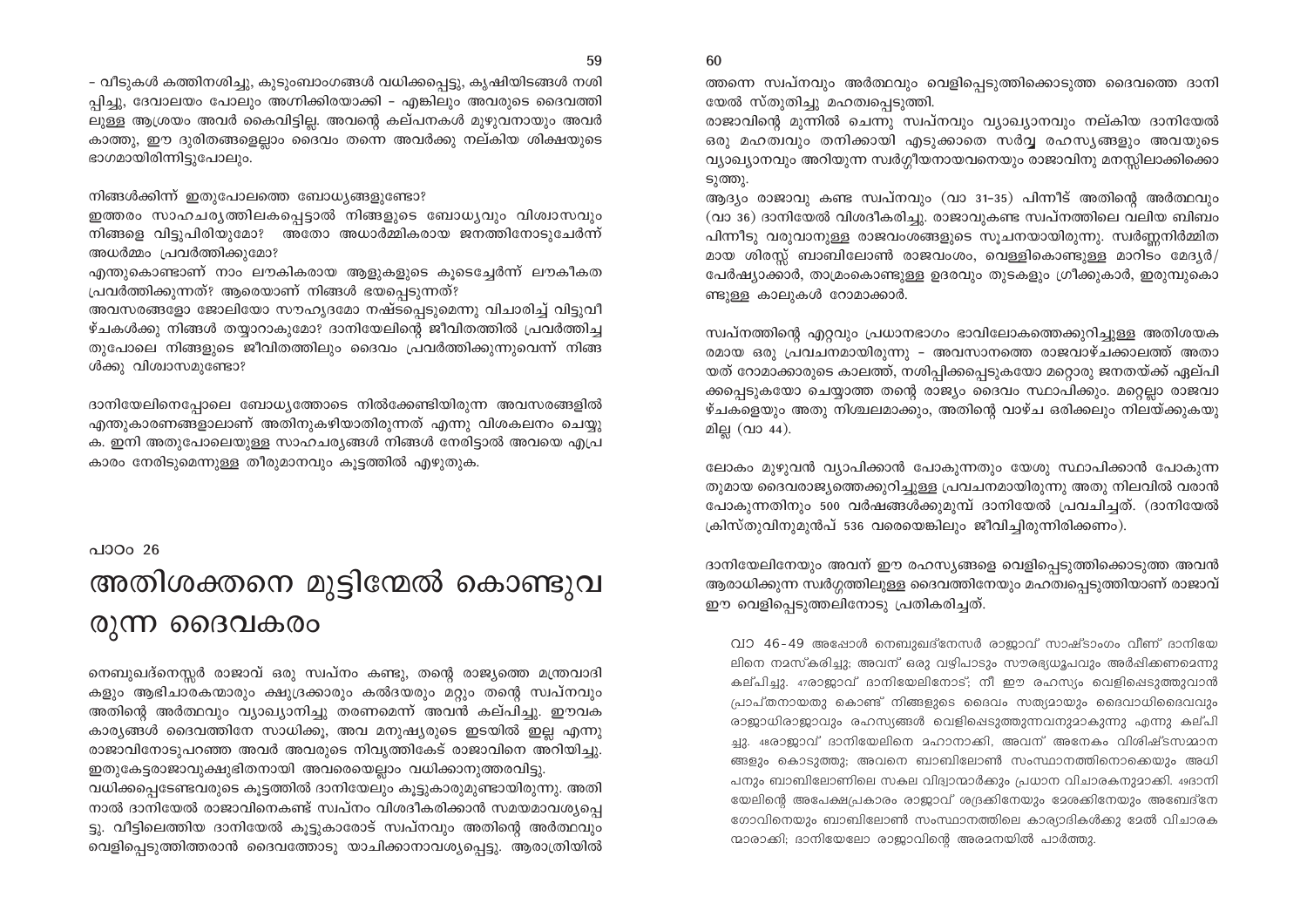– വീടുകൾ കത്തിനശിച്ചു, കുടുംബാംഗങ്ങൾ വധിക്കപ്പെട്ടു, കൃഷിയിടങ്ങൾ നശിപ്പിച്ചു, ദേവാലയം പോലും അഗ്നിക്കിരയാക്കി – എങ്കിലും അവരുടെ ദൈവത്തിലുള്ള ആശ്രയം അവർ കൈവിട്ടില്ല. അവന്റെ കല്പനകൾ മുഴുവനായും അവർ കാത്തു, ഈ ദുരിതങ്ങളെല്ലാം ദൈവം തന്നെ അവർക്കു നല്കിയ ശിക്ഷയുടെ ഭാഗമായിരിന്നിട്ടുപോലും.

നിങ്ങൾക്കിന്ന് ഇതുപോലത്തെ ബോധ്യങ്ങളുണ്ടോ?

ഇത്തരം സാഹചര്യത്തിലകപ്പെട്ടാൽ നിങ്ങളുടെ ബോധ്യവും വിശ്വാസവും നിങ്ങളെ വിട്ടുപിരിയുമോ? അതോ അധാർമ്മികരായ ജനത്തിനോടുചേർന്ന് അധർമ്മം പ്രവർത്തിക്കുമോ?

എന്തുകൊണ്ടാണ് നാം ലൗകികരായ ആളുകളുടെ കൂടെച്ചേർന്ന് ലൗകീകത പ്രവർത്തിക്കുന്നത്? ആരെയാണ് നിങ്ങൾ ഭയപ്പെടുന്നത്?

അവസരങ്ങളോ ജോലിയോ സൗഹൃദമോ നഷ്ടപ്പെടുമെന്നു വിചാരിച്ച് വിട്ടുവീഴ്ചകൾക്കു നിങ്ങൾ തയ്യാറാകുമോ? ദാനിയേലിന്റെ ജീവിതത്തിൽ പ്രവർത്തിച്ചതുപോലെ നിങ്ങളുടെ ജീവിതത്തിലും ദൈവം പ്രവർത്തിക്കുന്നുവെന്ന് നിങ്ങൾക്കു വിശ്വാസമുണ്ടോ?

ദാനിയേലിനെപ്പോലെ ബോധ്യത്തോടെ നിൽക്കേണ്ടിയിരുന്ന അവസരങ്ങളിൽ എന്തുകാരണങ്ങളാലാണ് അതിനുകഴിയാതിരുന്നത് എന്നു വിശകലനം ചെയ്യുക. ഇനി അതുപോലെയുള്ള സാഹചര്യങ്ങൾ നിങ്ങൾ നേരിട്ടാൽ അവയെ എപ്രകാരം നേരിടുമെന്നുള്ള തീരുമാനവും കൂട്ടത്തിൽ എഴുതുക.

പാഠം 26

# അതിശക്തനെ മുട്ടിന്മേൽ കൊണ്ടുവരുന്ന ദൈവകരം

നെബുഖദ്നെസ്സർ രാജാവ് ഒരു സ്വപ്നം കണ്ടു, തന്റെ രാജ്യത്തെ മന്ത്രവാദികളും ആഭിചാരകന്മാരും ക്ഷുദ്രക്കാരും കൽദയരും മറ്റും തന്റെ സ്വപ്നവും അതിന്റെ അർത്ഥവും വ്യാഖ്യാനിച്ചു തരണമെന്ന് അവൻ കല്പിച്ചു. ഈവക കാര്യങ്ങൾ ദൈവത്തിനേ സാധിക്കൂ, അവ മനുഷ്യരുടെ ഇടയിൽ ഇല്ല എന്നു രാജാവിനോടുപറഞ്ഞ അവർ അവരുടെ നിവൃത്തികേട് രാജാവിനെ അറിയിച്ചു. ഇതുകേട്ടരാജാവുക്ഷുഭിതനായി അവരെയെല്ലാം വധിക്കാനുത്തരവിട്ടു.

വധിക്കപ്പെടേണ്ടവരുടെ കൂട്ടത്തിൽ ദാനിയേലും കൂട്ടുകാരുമുണ്ടായിരുന്നു. അതിനാൽ ദാനിയേൽ രാജാവിനെകണ്ട് സ്വപ്നം വിശദീകരിക്കാൻ സമയമാവശ്യപ്പെട്ടു. വീട്ടിലെത്തിയ ദാനിയേൽ കൂട്ടുകാരോട് സ്വപ്നവും അതിന്റെ അർത്ഥവും വെളിപ്പെടുത്തിത്തരാൻ ദൈവത്തോടു യാചിക്കാനാവശ്യപ്പെട്ടു. ആരാത്രിയിൽ ത്തന്നെ സ്വപ്നവും അർത്ഥവും വെളിപ്പെടുത്തിക്കൊടുത്ത ദൈവത്തെ ദാനിയേൽ സ്തുതിച്ചു മഹത്വപ്പെടുത്തി.

രാജാവിന്റെ മുന്നിൽ ചെന്നു സ്വപ്നവും വ്യാഖ്യാനവും നല്കിയ ദാനിയേൽ ഒരു മഹത്വവും തനിക്കായി എടുക്കാതെ സർവ്വ രഹസ്യങ്ങളും അവയുടെ വ്യാഖ്യാനവും അറിയുന്ന സ്വർഗ്ഗീയനായവനെയും രാജാവിനു മനസ്സിലാക്കിക്കൊടുത്തു.

ആദ്യം രാജാവു കണ്ട സ്വപ്നവും (വാ 31–35) പിന്നീട് അതിന്റെ അർത്ഥവും (വാ 36) ദാനിയേൽ വിശദീകരിച്ചു. രാജാവുകണ്ട സ്വപ്നത്തിലെ വലിയ ബിംബം പിന്നീടു വരുവാനുള്ള രാജവംശങ്ങളുടെ സൂചനയായിരുന്നു. സ്വർണ്ണനിർമ്മിതമായ ശിരസ്സ് ബാബിലോൺ രാജവംശം, വെള്ളികൊണ്ടുള്ള മാറിടം മേദ്യർ/പേർഷ്യാക്കാർ, താമ്രംകൊണ്ടുള്ള ഉദരവും തുടകളും ഗ്രീക്കുകാർ, ഇരുമ്പുകൊണ്ടുള്ള കാലുകൾ റോമാക്കാർ.

സ്വപ്നത്തിന്റെ ഏറ്റവും പ്രധാനഭാഗം ഭാവിലോകത്തെക്കുറിച്ചുള്ള അതിശയകരമായ ഒരു പ്രവചനമായിരുന്നു – അവസാനത്തെ രാജവാഴ്ചക്കാലത്ത് അതായത് റോമാക്കാരുടെ കാലത്ത്, നശിപ്പിക്കപ്പെടുകയോ മറ്റൊരു ജനതയ്ക്ക് ഏല്പിക്കപ്പെടുകയോ ചെയ്യാത്ത തന്റെ രാജ്യം ദൈവം സ്ഥാപിക്കും. മറ്റെല്ലാ രാജവാഴ്ചകളെയും അതു നിശ്ചലമാക്കും, അതിന്റെ വാഴ്ച ഒരിക്കലും നിലയ്ക്കുകയുമില്ല (വാ 44).

ലോകം മുഴുവൻ വ്യാപിക്കാൻ പോകുന്നതും യേശു സ്ഥാപിക്കാൻ പോകുന്നതുമായ ദൈവരാജ്യത്തെക്കുറിച്ചുള്ള പ്രവചനമായിരുന്നു അതു നിലവിൽ വരാൻ പോകുന്നതിനും 500 വർഷങ്ങൾക്കുമുമ്പ് ദാനിയേൽ പ്രവചിച്ചത്. (ദാനിയേൽ ക്രിസ്തുവിനുമുൻപ് 536 വരെയെങ്കിലും ജീവിച്ചിരുന്നിരിക്കണം).

ദാനിയേലിനേയും അവന് ഈ രഹസ്യങ്ങളെ വെളിപ്പെടുത്തിക്കൊടുത്ത അവൻ ആരാധിക്കുന്ന സ്വർഗ്ഗത്തിലുള്ള ദൈവത്തിനേയും മഹത്വപ്പെടുത്തിയാണ് രാജാവ് ഈ വെളിപ്പെടുത്തലിനോടു പ്രതികരിച്ചത്.

> വാ 46-49 അപ്പോൾ നെബുഖദ്നേസർ രാജാവ് സാഷ്ടാംഗം വീണ് ദാനിയേലിനെ നമസ്കരിച്ചു; അവന് ഒരു വഴിപാടും സൗരഭ്യധൂപവും അർപ്പിക്കണമെന്നു കല്പിച്ചു. 47രാജാവ് ദാനിയേലിനോട്; നീ ഈ രഹസ്യം വെളിപ്പെടുത്തുവാൻ പ്രാപ്തനായതു കൊണ്ട് നിങ്ങളുടെ ദൈവം സത്യമായും ദൈവാധിദൈവവും രാജാധിരാജാവും രഹസ്യങ്ങൾ വെളിപ്പെടുത്തുന്നവനുമാകുന്നു എന്നു കല്പിച്ചു. 48രാജാവ് ദാനിയേലിനെ മഹാനാക്കി, അവന് അനേകം വിശിഷ്ടസമ്മാനങ്ങളും കൊടുത്തു; അവനെ ബാബിലോൺ സംസ്ഥാനത്തിനൊക്കെയും അധിപനും ബാബിലോണിലെ സകല വിദ്വാന്മാർക്കും പ്രധാന വിചാരകനുമാക്കി. 49ദാനിയേലിന്റെ അപേക്ഷപ്രകാരം രാജാവ് ശദ്രക്കിനേയും മേശക്കിനേയും അബേദ്നേഗോവിനെയും ബാബിലോൺ സംസ്ഥാനത്തിലെ കാര്യാദികൾക്കു മേൽ വിചാരകന്മാരാക്കി; ദാനിയേലോ രാജാവിന്റെ അരമനയിൽ പാർത്തു.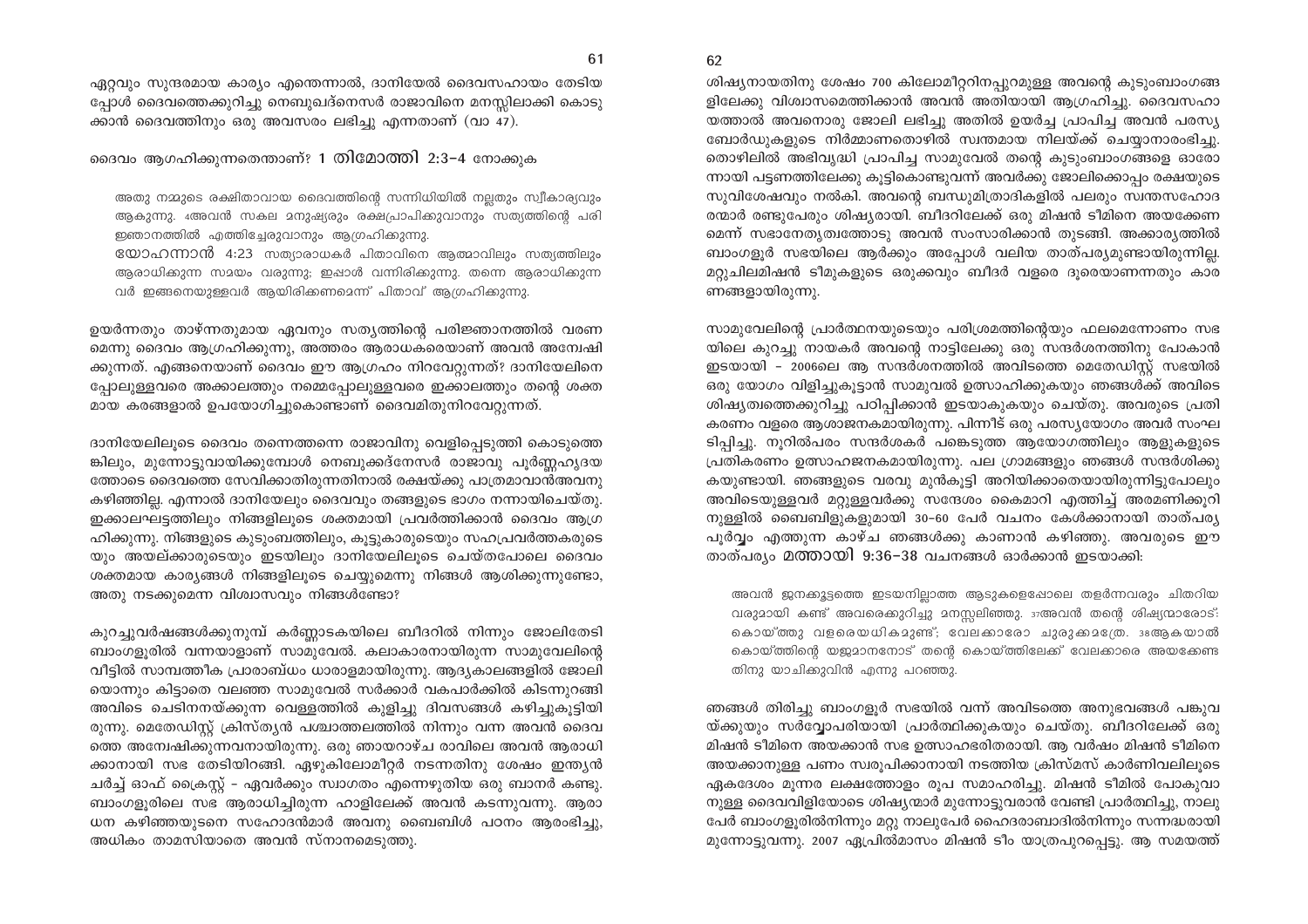ഏറ്റവും സുന്ദരമായ കാര്യം എന്തെന്നാൽ, ദാനിയേൽ ദൈവസഹായം തേടിയപ്പോൾ ദൈവത്തെക്കുറിച്ചു നെബുഖദ്നെസർ രാജാവിനെ മനസ്സിലാക്കി കൊടുക്കാൻ ദൈവത്തിനും ഒരു അവസരം ലഭിച്ചു എന്നതാണ് (വാ 47).

ദൈവം ആഗ്രഹിക്കുന്നതെന്താണ്? **1 തിമോത്തി 2:3–4** നോക്കുക

> അതു നമ്മുടെ രക്ഷിതാവായ ദൈവത്തിന്റെ സന്നിധിയിൽ നല്ലതും സ്വീകാര്യവും ആകുന്നു. 4അവൻ സകല മനുഷ്യരും രക്ഷപ്രാപിക്കുവാനും സത്യത്തിന്റെ പരിജ്ഞാനത്തിൽ എത്തിച്ചേരുവാനും ആഗ്രഹിക്കുന്നു.
>
> **യോഹന്നാൻ 4:23** സത്യാരാധകർ പിതാവിനെ ആത്മാവിലും സത്യത്തിലും ആരാധിക്കുന്ന സമയം വരുന്നു; ഇപ്പോൾ വന്നിരിക്കുന്നു. തന്നെ ആരാധിക്കുന്നവർ ഇങ്ങനെയുള്ളവർ ആയിരിക്കണമെന്ന് പിതാവ് ആഗ്രഹിക്കുന്നു.

ഉയർന്നതും താഴ്ന്നതുമായ ഏവനും സത്യത്തിന്റെ പരിജ്ഞാനത്തിൽ വരണമെന്നു ദൈവം ആഗ്രഹിക്കുന്നു, അത്തരം ആരാധകരെയാണ് അവൻ അന്വേഷിക്കുന്നത്. എങ്ങനെയാണ് ദൈവം ഈ ആഗ്രഹം നിറവേറ്റുന്നത്? ദാനിയേലിനെപ്പോലുള്ളവരെ അക്കാലത്തും നമ്മെപ്പോലുള്ളവരെ ഇക്കാലത്തും തന്റെ ശക്തമായ കരങ്ങളാൽ ഉപയോഗിച്ചുകൊണ്ടാണ് ദൈവമിതുനിറവേറ്റുന്നത്.

ദാനിയേലിലൂടെ ദൈവം തന്നെത്തന്നെ രാജാവിനു വെളിപ്പെടുത്തി കൊടുത്തെങ്കിലും, മുന്നോട്ടുവായിക്കുമ്പോൾ നെബുക്കദ്നേസർ രാജാവു പൂർണ്ണഹൃദയത്തോടെ ദൈവത്തെ സേവിക്കാതിരുന്നതിനാൽ രക്ഷയ്ക്കു പാത്രമാവാൻഅവനു കഴിഞ്ഞില്ല. എന്നാൽ ദാനിയേലും ദൈവവും തങ്ങളുടെ ഭാഗം നന്നായിചെയ്തു. ഇക്കാലഘട്ടത്തിലും നിങ്ങളിലൂടെ ശക്തമായി പ്രവർത്തിക്കാൻ ദൈവം ആഗ്രഹിക്കുന്നു. നിങ്ങളുടെ കുടുംബത്തിലും, കൂട്ടുകാരുടെയും സഹപ്രവർത്തകരുടെയും അയല്ക്കാരുടെയും ഇടയിലും ദാനിയേലിലൂടെ ചെയ്തപോലെ ദൈവം ശക്തമായ കാര്യങ്ങൾ നിങ്ങളിലൂടെ ചെയ്യുമെന്നു നിങ്ങൾ ആശിക്കുന്നുണ്ടോ, അതു നടക്കുമെന്ന വിശ്വാസവും നിങ്ങൾക്കുണ്ടോ?

കുറച്ചുവർഷങ്ങൾക്കുനുമ്പ് കർണ്ണാടകയിലെ ബീദറിൽ നിന്നും ജോലിതേടി ബാംഗളൂരിൽ വന്നയാളാണ് സാമുവേൽ. കലാകാരനായിരുന്ന സാമുവേലിന്റെ വീട്ടിൽ സാമ്പത്തീക പ്രാരാബ്ധം ധാരാളമായിരുന്നു. ആദ്യകാലങ്ങളിൽ ജോലിയൊന്നും കിട്ടാതെ വലഞ്ഞ സാമുവേൽ സർക്കാർ വകപാർക്കിൽ കിടന്നുറങ്ങി അവിടെ ചെടിനനയ്ക്കുന്ന വെള്ളത്തിൽ കുളിച്ചു ദിവസങ്ങൾ കഴിച്ചുകൂട്ടിയിരുന്നു. മെതേഡിസ്റ്റ് ക്രിസ്ത്യൻ പശ്ചാത്തലത്തിൽ നിന്നും വന്ന അവൻ ദൈവത്തെ അന്വേഷിക്കുന്നവനായിരുന്നു. ഒരു ഞായറാഴ്ച രാവിലെ അവൻ ആരാധിക്കാനായി സഭ തേടിയിറങ്ങി. ഏഴുകിലോമീറ്റർ നടന്നതിനു ശേഷം ഇന്ത്യൻ ചർച്ച് ഓഫ് ക്രൈസ്റ്റ് – ഏവർക്കും സ്വാഗതം എന്നെഴുതിയ ഒരു ബാനർ കണ്ടു. ബാംഗളൂരിലെ സഭ ആരാധിച്ചിരുന്ന ഹാളിലേക്ക് അവൻ കടന്നുവന്നു. ആരാധന കഴിഞ്ഞയുടനെ സഹോദരൻമാർ അവനു ബൈബിൾ പഠനം ആരംഭിച്ചു, അധികം താമസിയാതെ അവൻ സ്നാനമെടുത്തു.

ശിഷ്യനായതിനു ശേഷം 700 കിലോമീറ്ററിനപ്പുറമുള്ള അവന്റെ കുടുംബാംഗങ്ങളിലേക്കു വിശ്വാസമെത്തിക്കാൻ അവൻ അതിയായി ആഗ്രഹിച്ചു. ദൈവസഹായത്താൽ അവനൊരു ജോലി ലഭിച്ചു അതിൽ ഉയർച്ച പ്രാപിച്ച അവൻ പരസ്യബോർഡുകളുടെ നിർമ്മാണതൊഴിൽ സ്വന്തമായ നിലയ്ക്ക് ചെയ്യാനാരംഭിച്ചു. തൊഴിലിൽ അഭിവൃദ്ധി പ്രാപിച്ച സാമുവേൽ തന്റെ കുടുംബാംഗങ്ങളെ ഓരോന്നായി പട്ടണത്തിലേക്കു കൂട്ടികൊണ്ടുവന്ന് അവർക്കു ജോലിക്കൊപ്പം രക്ഷയുടെ സുവിശേഷവും നൽകി. അവന്റെ ബന്ധുമിത്രാദികളിൽ പലരും സ്വന്തസഹോദരന്മാർ രണ്ടുപേരും ശിഷ്യരായി. ബീദറിലേക്ക് ഒരു മിഷൻ ടീമിനെ അയക്കേണമെന്ന് സഭാനേതൃത്വത്തോടു അവൻ സംസാരിക്കാൻ തുടങ്ങി. അക്കാര്യത്തിൽ ബാംഗളൂർ സഭയിലെ ആർക്കും അപ്പോൾ വലിയ താത്പര്യമുണ്ടായിരുന്നില്ല. മറ്റുചിലമിഷൻ ടീമുകളുടെ ഒരുക്കവും ബീദർ വളരെ ദൂരെയാണന്നതും കാരണങ്ങളായിരുന്നു.

സാമുവേലിന്റെ പ്രാർത്ഥനയുടെയും പരിശ്രമത്തിന്റെയും ഫലമെന്നോണം സഭയിലെ കുറച്ചു നായകർ അവന്റെ നാട്ടിലേക്കു ഒരു സന്ദർശനത്തിനു പോകാൻ ഇടയായി – 2006ലെ ആ സന്ദർശനത്തിൽ അവിടത്തെ മെതേഡിസ്റ്റ് സഭയിൽ ഒരു യോഗം വിളിച്ചുകൂട്ടാൻ സാമുവൽ ഉത്സാഹിക്കുകയും ഞങ്ങൾക്ക് അവിടെ ശിഷ്യത്വത്തെക്കുറിച്ചു പഠിപ്പിക്കാൻ ഇടയാകുകയും ചെയ്തു. അവരുടെ പ്രതികരണം വളരെ ആശാജനകമായിരുന്നു. പിന്നീട് ഒരു പരസ്യയോഗം അവർ സംഘടിപ്പിച്ചു. നൂറിൽപരം സന്ദർശകർ പങ്കെടുത്ത ആയോഗത്തിലും ആളുകളുടെ പ്രതികരണം ഉത്സാഹജനകമായിരുന്നു. പല ഗ്രാമങ്ങളും ഞങ്ങൾ സന്ദർശിക്കുകയുണ്ടായി. ഞങ്ങളുടെ വരവു മുൻകൂട്ടി അറിയിക്കാതെയായിരുന്നിട്ടുപോലും അവിടെയുള്ളവർ മറ്റുള്ളവർക്കു സന്ദേശം കൈമാറി എത്തിച്ച് അരമണിക്കൂറിനുള്ളിൽ ബൈബിളുകളുമായി 30–60 പേർ വചനം കേൾക്കാനായി താത്പര്യപൂർവ്വം എത്തുന്ന കാഴ്ച ഞങ്ങൾക്കു കാണാൻ കഴിഞ്ഞു. അവരുടെ ഈ താത്പര്യം **മത്തായി 9:36–38** വചനങ്ങൾ ഓർക്കാൻ ഇടയാക്കി:

> അവൻ ജനക്കൂട്ടത്തെ ഇടയനില്ലാത്ത ആടുകളെപ്പോലെ തളർന്നവരും ചിതറിയവരുമായി കണ്ട് അവരെക്കുറിച്ചു മനസ്സലിഞ്ഞു. 37അവൻ തന്റെ ശിഷ്യന്മാരോട്: കൊയ്ത്തു വളരെയധികമുണ്ട്; വേലക്കാരോ ചുരുക്കമത്രേ. 38ആകയാൽ കൊയ്ത്തിന്റെ യജമാനനോട് തന്റെ കൊയ്ത്തിലേക്ക് വേലക്കാരെ അയക്കേണ്ടതിനു യാചിക്കുവിൻ എന്നു പറഞ്ഞു.

ഞങ്ങൾ തിരിച്ചു ബാംഗളൂർ സഭയിൽ വന്ന് അവിടത്തെ അനുഭവങ്ങൾ പങ്കുവയ്ക്കുയും സർവ്വോപരിയായി പ്രാർത്ഥിക്കുകയും ചെയ്തു. ബീദറിലേക്ക് ഒരു മിഷൻ ടീമിനെ അയക്കാൻ സഭ ഉത്സാഹഭരിതരായി. ആ വർഷം മിഷൻ ടീമിനെ അയക്കാനുള്ള പണം സ്വരൂപിക്കാനായി നടത്തിയ ക്രിസ്മസ് കാർണിവലിലൂടെ ഏകദേശം മൂന്നര ലക്ഷത്തോളം രൂപ സമാഹരിച്ചു. മിഷൻ ടീമിൽ പോകുവാനുള്ള ദൈവവിളിയോടെ ശിഷ്യന്മാർ മുന്നോട്ടുവരാൻ വേണ്ടി പ്രാർത്ഥിച്ചു, നാലുപേർ ബാംഗളൂരിൽനിന്നും മറ്റു നാലുപേർ ഹൈദരാബാദിൽനിന്നും സന്നദ്ധരായി മുന്നോട്ടുവന്നു. 2007 ഏപ്രിൽമാസം മിഷൻ ടീം യാത്രപുറപ്പെട്ടു. ആ സമയത്ത്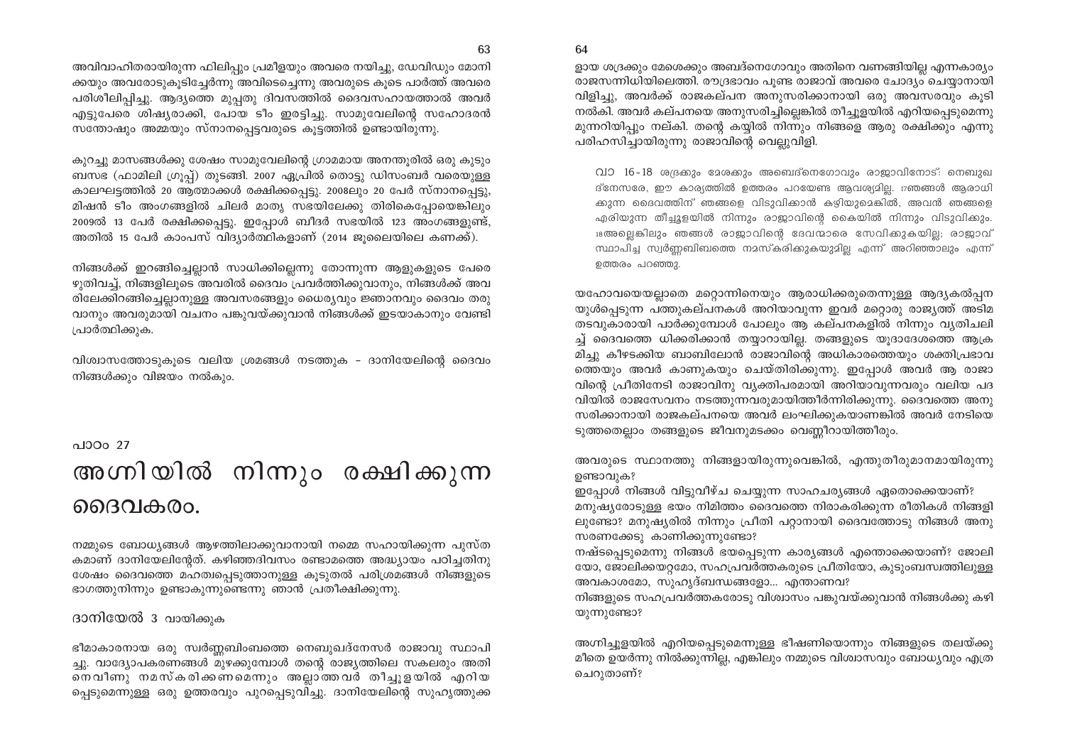അവിവാഹിതരായിരുന്ന ഫിലിപ്പും പ്രമീളയും അവരെ നയിച്ചു, ഡേവിഡും മോനിക്കയും അവരോടുകൂടിച്ചേർന്നു അവിടെച്ചെന്നു അവരുടെ കൂടെ പാർത്ത് അവരെ പരിശീലിപ്പിച്ചു. ആദ്യത്തെ മൂപ്പതു ദിവസത്തിൽ ദൈവസഹായത്താൽ അവർ എട്ടുപേരെ ശിഷ്യരാക്കി, പോയ ടീം ഇരട്ടിച്ചു. സാമുവേലിന്റെ സഹോദരൻ സന്തോഷും അമ്മയും സ്നാനപ്പെട്ടവരുടെ കൂട്ടത്തിൽ ഉണ്ടായിരുന്നു.

കുറച്ചു മാസങ്ങൾക്കു ശേഷം സാമുവേലിന്റെ ഗ്രാമമായ അനന്തൂരിൽ ഒരു കുടുംബസഭ (ഫാമിലി ഗ്രൂപ്പ്) തുടങ്ങി. 2007 ഏപ്രിൽ തൊട്ടു ഡിസംബർ വരെയുള്ള കാലഘട്ടത്തിൽ 20 ആത്മാക്കൾ രക്ഷിക്കപ്പെട്ടു. 2008ലും 20 പേർ സ്നാനപ്പെട്ടു, മിഷൻ ടീം അംഗങ്ങളിൽ ചിലർ മാതൃ സഭയിലേക്കു തിരികെപ്പോയെങ്കിലും 2009ൽ 13 പേർ രക്ഷിക്കപ്പെട്ടു. ഇപ്പോൾ ബീദർ സഭയിൽ 123 അംഗങ്ങളുണ്ട്, അതിൽ 15 പേർ കാംപസ് വിദ്യാർത്ഥികളാണ് (2014 ജൂലൈയിലെ കണക്ക്).

നിങ്ങൾക്ക് ഇറങ്ങിച്ചെല്ലാൻ സാധിക്കില്ലെന്നു തോന്നുന്ന ആളുകളുടെ പേരെഴുതിവച്ച്, നിങ്ങളിലൂടെ അവരിൽ ദൈവം പ്രവർത്തിക്കുവാനും, നിങ്ങൾക്ക് അവരിലേക്കിറങ്ങിച്ചെല്ലാനുള്ള അവസരങ്ങളും ധൈര്യവും ജ്ഞാനവും ദൈവം തരുവാനും അവരുമായി വചനം പങ്കുവയ്ക്കുവാൻ നിങ്ങൾക്ക് ഇടയാകാനും വേണ്ടി പ്രാർത്ഥിക്കുക.

വിശ്വാസത്തോടുകൂടെ വലിയ ശ്രമങ്ങൾ നടത്തുക – ദാനിയേലിന്റെ ദൈവം നിങ്ങൾക്കും വിജയം നൽകും.

പാഠം 27

# അഗ്നിയിൽ നിന്നും രക്ഷിക്കുന്ന ദൈവകരം.

നമ്മുടെ ബോധ്യങ്ങൾ ആഴത്തിലാക്കുവാനായി നമ്മെ സഹായിക്കുന്ന പുസ്തകമാണ് ദാനിയേലിന്റേത്. കഴിഞ്ഞദിവസം രണ്ടാമത്തെ അദ്ധ്യായം പഠിച്ചതിനു ശേഷം ദൈവത്തെ മഹത്വപ്പെടുത്താനുള്ള കൂടുതൽ പരിശ്രമങ്ങൾ നിങ്ങളുടെ ഭാഗത്തുനിന്നും ഉണ്ടാകുന്നുണ്ടെന്നു ഞാൻ പ്രതീക്ഷിക്കുന്നു.

ദാനിയേൽ 3 വായിക്കുക

ഭീമാകാരനായ ഒരു സ്വർണ്ണബിംബത്തെ നെബൂഖദ്നേസർ രാജാവു സ്ഥാപിച്ചു. വാദ്യോപകരണങ്ങൾ മുഴക്കുമ്പോൾ തന്റെ രാജ്യത്തിലെ സകലരും അതിനെവീണു നമസ്കരിക്കണമെന്നും അല്ലാത്തവർ തീച്ചൂളയിൽ എറിയപ്പെടുമെന്നുമുള്ള ഒരു ഉത്തരവും പുറപ്പെടുവിച്ചു. ദാനിയേലിന്റെ സുഹൃത്തുക്കളായ ശദ്രക്കും മേശെക്കും അബദ്നെഗോവും അതിനെ വണങ്ങിയില്ല എന്നകാര്യം രാജസന്നിധിയിലെത്തി. രൗദ്രഭാവം പൂണ്ട രാജാവ് അവരെ ചോദ്യം ചെയ്യാനായി വിളിച്ചു, അവർക്ക് രാജകല്പന അനുസരിക്കാനായി ഒരു അവസരവും കൂടി നൽകി. അവർ കല്പനയെ അനുസരിച്ചില്ലെങ്കിൽ തീച്ചൂളയിൽ എറിയപ്പെടുമെന്നു മുന്നറിയിപ്പും നല്കി. തന്റെ കയ്യിൽ നിന്നും നിങ്ങളെ ആരു രക്ഷിക്കും എന്നു പരിഹസിച്ചായിരുന്നു രാജാവിന്റെ വെല്ലുവിളി.

> വാ 16-18 ശദ്രക്കും മേശക്കും അബെദ്നെഗോവും രാജാവിനോട്: നെബൂഖദ്നേസരേ, ഈ കാര്യത്തിൽ ഉത്തരം പറയേണ്ട ആവശ്യമില്ല. 17ഞങ്ങൾ ആരാധിക്കുന്ന ദൈവത്തിന് ഞങ്ങളെ വിടുവിക്കാൻ കഴിയുമെങ്കിൽ, അവൻ ഞങ്ങളെ എരിയുന്ന തീച്ചൂളയിൽ നിന്നും രാജാവിന്റെ കൈയിൽ നിന്നും വിടുവിക്കും. 18അല്ലെങ്കിലും ഞങ്ങൾ രാജാവിന്റെ ദേവന്മാരെ സേവിക്കുകയില്ല; രാജാവ് സ്ഥാപിച്ച സ്വർണ്ണബിംബത്തെ നമസ്കരിക്കുകയുമില്ല എന്ന് അറിഞ്ഞാലും എന്ന് ഉത്തരം പറഞ്ഞു.

യഹോവയെയല്ലാതെ മറ്റൊന്നിനെയും ആരാധിക്കരുതെന്നുള്ള ആദ്യകൽപ്പനയുൾപ്പെടുന്ന പത്തുകല്പനകൾ അറിയാവുന്ന ഇവർ മറ്റൊരു രാജ്യത്ത് അടിമതടവുകാരായി പാർക്കുമ്പോൾ പോലും ആ കല്പനകളിൽ നിന്നും വ്യതിചലിച്ച് ദൈവത്തെ ധിക്കരിക്കാൻ തയ്യാറായില്ല. തങ്ങളുടെ യൂദാദേശത്തെ ആക്രമിച്ചു കീഴടക്കിയ ബാബിലോൻ രാജാവിന്റെ അധികാരത്തെയും ശക്തിപ്രഭാവത്തെയും അവർ കാണുകയും ചെയ്തിരിക്കുന്നു. ഇപ്പോൾ അവർ ആ രാജാവിന്റെ പ്രീതിനേടി രാജാവിനു വ്യക്തിപരമായി അറിയാവുന്നവരും വലിയ പദവിയിൽ രാജസേവനം നടത്തുന്നവരുമായിത്തീർന്നിരിക്കുന്നു. ദൈവത്തെ അനുസരിക്കാനായി രാജകല്പനയെ അവർ ലംഘിക്കുകയാണെങ്കിൽ അവർ നേടിയെടുത്തതെല്ലാം തങ്ങളുടെ ജീവനുമടക്കം വെണ്ണീറായിത്തീരും.

അവരുടെ സ്ഥാനത്തു നിങ്ങളായിരുന്നുവെങ്കിൽ, എന്തുതീരുമാനമായിരുന്നു ഉണ്ടാവുക?
ഇപ്പോൾ നിങ്ങൾ വിട്ടുവീഴ്ച ചെയ്യുന്ന സാഹചര്യങ്ങൾ ഏതൊക്കെയാണ്?
മനുഷ്യരോടുള്ള ഭയം നിമിത്തം ദൈവത്തെ നിരാകരിക്കുന്ന രീതികൾ നിങ്ങളിലുണ്ടോ? മനുഷ്യരിൽ നിന്നും പ്രീതി പറ്റാനായി ദൈവത്തോടു നിങ്ങൾ അനുസരണക്കേടു കാണിക്കുന്നുണ്ടോ?
നഷ്ടപ്പെടുമെന്നു നിങ്ങൾ ഭയപ്പെടുന്ന കാര്യങ്ങൾ എന്തൊക്കെയാണ്? ജോലിയോ, ജോലിക്കയറ്റമോ, സഹപ്രവർത്തകരുടെ പ്രീതിയോ, കുടുംബസ്വത്തിലുള്ള അവകാശമോ, സുഹൃദ്ബന്ധങ്ങളോ... എന്താണവ?
നിങ്ങളുടെ സഹപ്രവർത്തകരോടു വിശ്വാസം പങ്കുവയ്ക്കുവാൻ നിങ്ങൾക്കു കഴിയുന്നുണ്ടോ?

അഗ്നിച്ചൂളയിൽ എറിയപ്പെടുമെന്നുള്ള ഭീഷണിയൊന്നും നിങ്ങളുടെ തലയ്ക്കുമീതെ ഉയർന്നു നിൽക്കുന്നില്ല, എങ്കിലും നമ്മുടെ വിശ്വാസവും ബോധ്യവും എത്ര ചെറുതാണ്?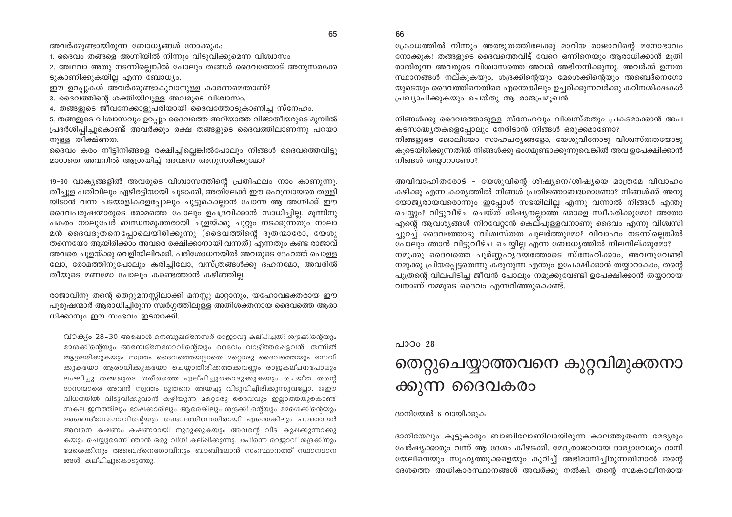അവർക്കുണ്ടായിരുന്ന ബോധ്യങ്ങൾ നോക്കുക:

1. ദൈവം തങ്ങളെ അഗ്നിയിൽ നിന്നും വിടുവിക്കുമെന്ന വിശ്വാസം
2. അഥവാ അതു നടന്നില്ലെങ്കിൽ പോലും തങ്ങൾ ദൈവത്തോട് അനുസരക്കേടുകാണിക്കുകയില്ല എന്ന ബോധ്യം.

ഈ ഉറപ്പുകൾ അവർക്കുണ്ടാകുവാനുള്ള കാരണമെന്താണ്?

3. ദൈവത്തിന്റെ ശക്തിയിലുള്ള അവരുടെ വിശ്വാസം.
4. തങ്ങളുടെ ജീവനേക്കാളുപരിയായി ദൈവത്തോടുകാണിച്ച സ്നേഹം.
5. തങ്ങളുടെ വിശ്വാസവും ഉറപ്പും ദൈവത്തെ അറിയാത്ത വിജാതീയരുടെ മുമ്പിൽ പ്രദർശിപ്പിച്ചുകൊണ്ട് അവർക്കും രക്ഷ തങ്ങളുടെ ദൈവത്തിലാണന്നു പറയാനുള്ള തീക്ഷ്ണത.

ദൈവം കരം നീട്ടിനിങ്ങളെ രക്ഷിച്ചില്ലെങ്കിൽപോലും നിങ്ങൾ ദൈവത്തെവിട്ടു മാറാതെ അവനിൽ ആശ്രയിച്ച് അവനെ അനുസരിക്കുമോ?

19–30 വാക്യങ്ങളിൽ അവരുടെ വിശ്വാസത്തിന്റെ പ്രതിഫലം നാം കാണുന്നു. തീച്ചൂള പതിവിലും ഏഴിരട്ടിയായി ചൂടാക്കി, അതിലേക്ക് ഈ ഹെബ്രായരെ തള്ളിയിടാൻ വന്ന പടയാളികളെപ്പോലും ചുട്ടുകൊല്ലാൻ പോന്ന ആ അഗ്നിക്ക് ഈ ദൈവപുരുഷന്മാരുടെ രോമത്തെ പോലും ഉപദ്രവിക്കാൻ സാധിച്ചില്ല. മൂന്നിനു പകരം നാലുപേർ ബന്ധനമുക്തരായി ചൂളയ്ക്കു ചുറ്റും നടക്കുന്നതും നാലാമൻ ദൈവദൂതനെപ്പോലെയിരിക്കുന്നു (ദൈവത്തിന്റെ ദൂതന്മാരോ, യേശു തന്നെയോ ആയിരിക്കാം അവരെ രക്ഷിക്കാനായി വന്നത്) എന്നതും കണ്ട രാജാവ് അവരെ ചൂളയ്ക്കു വെളിയിലിറക്കി. പരിശോധനയിൽ അവരുടെ ദേഹത്ത് പൊള്ളലോ, രോമത്തിനുപോലും കരിച്ചിലോ, വസ്ത്രങ്ങൾക്കു ദഹനമോ, അവരിൽ തീയുടെ മണമോ പോലും കണ്ടെത്താൻ കഴിഞ്ഞില്ല.

രാജാവിനു തന്റെ തെറ്റുമനസ്സിലാക്കി മനസ്സു മാറ്റാനും, യഹോവഭക്തരായ ഈ പുരുഷന്മാർ ആരാധിച്ചിരുന്ന സ്വർഗ്ഗത്തിലുള്ള അതിശക്തനായ ദൈവത്തെ ആരാധിക്കാനും ഈ സംഭവം ഇടയാക്കി.

> വാക്യം 28-30 അപ്പോൾ നെബൂഖദ്നേസർ രാജാവു കല്പിച്ചത്: ശദ്രക്കിന്റെയും മേശക്കിന്റെയും അബേദ്നേഗോവിന്റെയും ദൈവം വാഴ്ത്തപ്പെട്ടവൻ! തന്നിൽ ആശ്രയിക്കുകയും സ്വന്തം ദൈവത്തെയല്ലാതെ മറ്റൊരു ദൈവത്തെയും സേവിക്കുകയോ ആരാധിക്കുകയോ ചെയ്യാതിരിക്കത്തക്കവണ്ണം രാജകല്പനപോലും ലംഘിച്ചു തങ്ങളുടെ ശരീരത്തെ ഏല്പിച്ചുകൊടുക്കുകയും ചെയ്ത തന്റെ ദാസന്മാരെ അവൻ സ്വന്തം ദൂതനെ അയച്ചു വിടുവിച്ചിരിക്കുന്നുവല്ലോ. 29ഈ വിധത്തിൽ വിടുവിക്കുവാൻ കഴിയുന്ന മറ്റൊരു ദൈവവും ഇല്ലാത്തതുകൊണ്ട് സകല ജനത്തിലും ഭാഷക്കാരിലും ആരെങ്കിലും ശദ്രക്കി ന്റെയും മേശെക്കിന്റെയും അബെദ്നേഗോവിന്റെയും ദൈവത്തിനെതിരായി എന്തെങ്കിലും പറഞ്ഞാൽ അവനെ കഷണം കഷണമായി നുറുക്കുകയും അവന്റെ വീട് കുപ്പക്കുന്നാക്കുകയും ചെയ്യുമെന്ന് ഞാൻ ഒരു വിധി കല്പിക്കുന്നു. 30പിന്നെ രാജാവ് ശദ്രക്കിനും മേശെക്കിനും അബെദ്നെഗോവിനും ബാബിലോൻ സംസ്ഥാനത്ത് സ്ഥാനമാനങ്ങൾ കല്പിച്ചുകൊടുത്തു.

ക്രോധത്തിൽ നിന്നും അത്ഭുതത്തിലേക്കു മാറിയ രാജാവിന്റെ മനോഭാവം നോക്കുക! തങ്ങളുടെ ദൈവത്തെവിട്ട് വേറെ ഒന്നിനെയും ആരാധിക്കാൻ മുതിരാതിരുന്ന അവരുടെ വിശ്വാസത്തെ അവൻ അഭിനന്ദിക്കുന്നു. അവർക്ക് ഉന്നത സ്ഥാനങ്ങൾ നല്കുകയും, ശദ്രക്കിന്റെയും മേശെക്കിന്റെയും അബെദ്നെഗോയുടെയും ദൈവത്തിനെതിരെ എന്തെങ്കിലും ഉച്ചരിക്കുന്നവർക്കു കഠിനശിക്ഷകൾ പ്രഖ്യാപിക്കുകയും ചെയ്തു ആ രാജപ്രമുഖൻ.

നിങ്ങൾക്കു ദൈവത്തോടുള്ള സ്നേഹവും വിശ്വസ്തതും പ്രകടമാക്കാൻ അപകടസാദ്ധ്യതകളെപ്പോലും നേരിടാൻ നിങ്ങൾ ഒരുക്കമാണോ?
നിങ്ങളുടെ ജോലിയോ സാഹചര്യങ്ങളോ, യേശുവിനോടു വിശ്വസ്തതയോടു കൂടെയിരിക്കുന്നതിൽ നിങ്ങൾക്കു ഭംഗമുണ്ടാക്കുന്നുവെങ്കിൽ അവ ഉപേക്ഷിക്കാൻ നിങ്ങൾ തയ്യാറാണോ?

അവിവാഹിതരോട് – യേശുവിന്റെ ശിഷ്യനെ/ശിഷ്യയെ മാത്രമേ വിവാഹം കഴിക്കൂ എന്ന കാര്യത്തിൽ നിങ്ങൾ പ്രതിജ്ഞാബദ്ധരാണോ? നിങ്ങൾക്ക് അനുയോജ്യരായവരൊന്നും ഇപ്പോൾ സഭയിലില്ല എന്നു വന്നാൽ നിങ്ങൾ എന്തു ചെയ്യും? വിട്ടുവീഴ്ച ചെയ്ത് ശിഷ്യനല്ലാത്ത ഒരാളെ സ്വീകരിക്കുമോ? അതോ എന്റെ ആവശ്യങ്ങൾ നിറവേറ്റാൻ കെല്പുള്ളവനാണു ദൈവം എന്നു വിശ്വസിച്ചു ദൈവത്തോടു വിശ്വസ്തത പുലർത്തുമോ? വിവാഹം നടന്നില്ലെങ്കിൽ പോലും ഞാൻ വിട്ടുവീഴ്ച ചെയ്യില്ല എന്ന ബോധ്യത്തിൽ നിലനില്ക്കുമോ?
നമുക്കു ദൈവത്തെ പൂർണ്ണഹൃദയത്തോടെ സ്നേഹിക്കാം, അവനുവേണ്ടി നമുക്കു പ്രിയപ്പെട്ടതെന്നു കരുതുന്ന എന്തും ഉപേക്ഷിക്കാൻ തയ്യാറാകാം, തന്റെ പുത്രന്റെ വിലപിടിച്ച ജീവൻ പോലും നമുക്കുവേണ്ടി ഉപേക്ഷിക്കാൻ തയ്യാറായവനാണ് നമ്മുടെ ദൈവം എന്നറിഞ്ഞുകൊണ്ട്.

പാഠം 28

# തെറ്റുചെയ്യാത്തവനെ കുറ്റവിമുക്തനാക്കുന്ന ദൈവകരം

ദാനിയേൽ 6 വായിക്കുക

ദാനിയേലും കൂട്ടുകാരും ബാബിലോണിലായിരുന്ന കാലത്തുതന്നെ മേദ്യരും പേർഷ്യക്കാരും വന്ന് ആ ദേശം കീഴടക്കി. മേദ്യരാജാവായ ദാര്യാവേശും ദാനിയേലിനെയും സുഹൃത്തുക്കളെയും കുറിച്ച് അഭിമാനിച്ചിരുന്നതിനാൽ തന്റെ ദേശത്തെ അധികാരസ്ഥാനങ്ങൾ അവർക്കു നൽകി. തന്റെ സമകാലീനരായ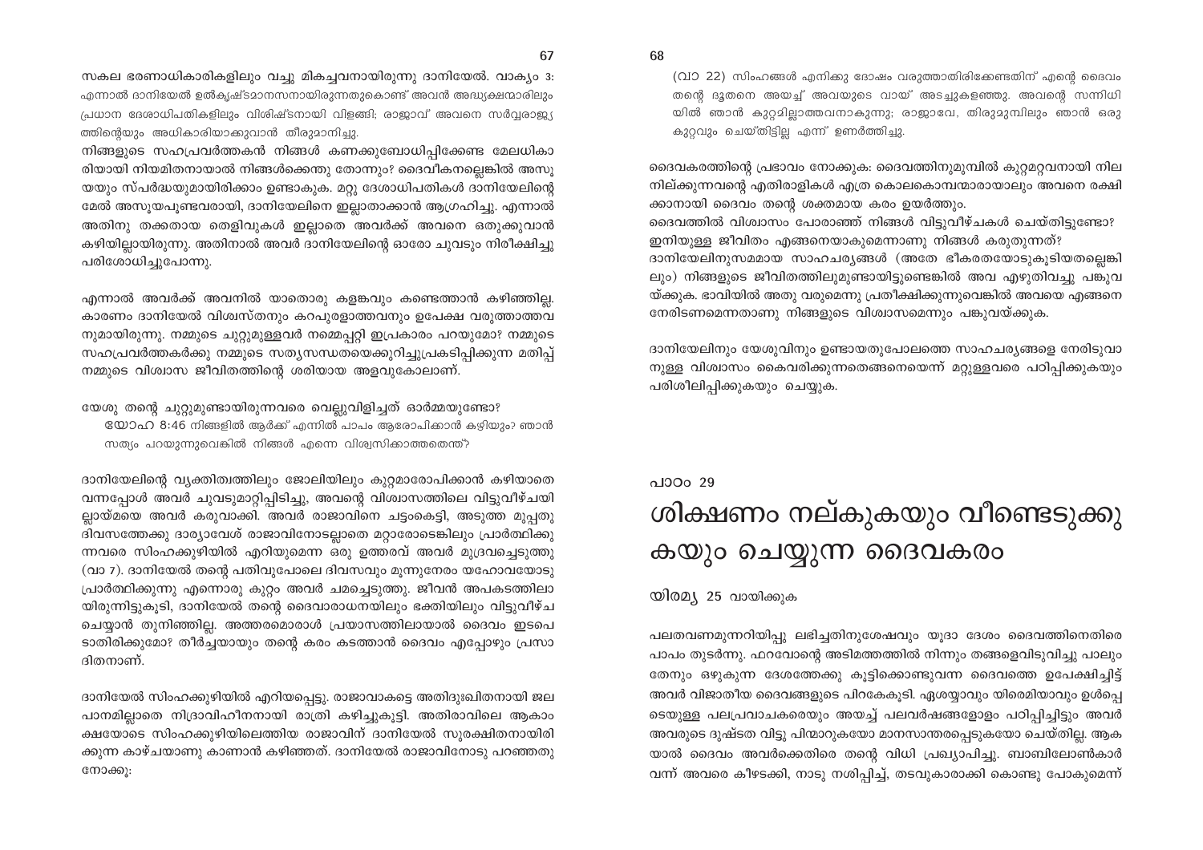സകല ഭരണാധികാരികളിലും വച്ചു മികച്ചവനായിരുന്നു ദാനിയേൽ. വാക്യം 3: എന്നാൽ ദാനിയേൽ ഉൽകൃഷ്ടമാനസനായിരുന്നതുകൊണ്ട് അവൻ അദ്ധ്യക്ഷന്മാരിലും പ്രധാന ദേശാധിപതികളിലും വിശിഷ്ടനായി വിളങ്ങി; രാജാവ് അവനെ സർവ്വരാജ്യത്തിന്റെയും അധികാരിയാക്കുവാൻ തീരുമാനിച്ചു.

നിങ്ങളുടെ സഹപ്രവർത്തകൻ നിങ്ങൾ കണക്കുബോധിപ്പിക്കേണ്ട മേലധികാരിയായി നിയമിതനായാൽ നിങ്ങൾക്കെന്തു തോന്നും? ദൈവീകനല്ലെങ്കിൽ അസൂയയും സ്പർദ്ധയുമായിരിക്കാം ഉണ്ടാകുക. മറ്റു ദേശാധിപതികൾ ദാനിയേലിന്റെ മേൽ അസൂയപൂണ്ടവരായി, ദാനിയേലിനെ ഇല്ലാതാക്കാൻ ആഗ്രഹിച്ചു. എന്നാൽ അതിനു തക്കതായ തെളിവുകൾ ഇല്ലാതെ അവർക്ക് അവനെ ഒതുക്കുവാൻ കഴിയില്ലായിരുന്നു. അതിനാൽ അവർ ദാനിയേലിന്റെ ഓരോ ചുവടും നിരീക്ഷിച്ചു പരിശോധിച്ചുപോന്നു.

എന്നാൽ അവർക്ക് അവനിൽ യാതൊരു കളങ്കവും കണ്ടെത്താൻ കഴിഞ്ഞില്ല. കാരണം ദാനിയേൽ വിശ്വസ്തനും കറപുരളാത്തവനും ഉപേക്ഷ വരുത്താത്തവനുമായിരുന്നു. നമ്മുടെ ചുറ്റുമുള്ളവർ നമ്മെപ്പറ്റി ഇപ്രകാരം പറയുമോ? നമ്മുടെ സഹപ്രവർത്തകർക്കു നമ്മുടെ സത്യസന്ധതയെക്കുറിച്ചുപ്രകടിപ്പിക്കുന്ന മതിപ്പ് നമ്മുടെ വിശ്വാസ ജീവിതത്തിന്റെ ശരിയായ അളവുകോലാണ്.

യേശു തന്റെ ചുറ്റുമുണ്ടായിരുന്നവരെ വെല്ലുവിളിച്ചത് ഓർമ്മയുണ്ടോ?

> യോഹ 8:46 നിങ്ങളിൽ ആർക്ക് എന്നിൽ പാപം ആരോപിക്കാൻ കഴിയും? ഞാൻ സത്യം പറയുന്നുവെങ്കിൽ നിങ്ങൾ എന്നെ വിശ്വസിക്കാത്തതെന്ത്?

ദാനിയേലിന്റെ വ്യക്തിത്വത്തിലും ജോലിയിലും കുറ്റമാരോപിക്കാൻ കഴിയാതെ വന്നപ്പോൾ അവർ ചുവടുമാറ്റിപ്പിടിച്ചു, അവന്റെ വിശ്വാസത്തിൽ വിട്ടുവീഴ്ചയില്ലായ്മയെ അവർ കരുവാക്കി. അവർ രാജാവിനെ ചട്ടംകെട്ടി, അടുത്ത മുപ്പതു ദിവസത്തേക്കു ദാര്യാവേശ് രാജാവിനോടല്ലാതെ മറ്റാരോടെങ്കിലും പ്രാർത്ഥിക്കുന്നവരെ സിംഹക്കുഴിയിൽ എറിയുമെന്ന ഒരു ഉത്തരവ് അവർ മുദ്രവച്ചെടുത്തു (വാ 7). ദാനിയേൽ തന്റെ പതിവുപോലെ ദിവസവും മൂന്നുനേരം യഹോവയോടു പ്രാർത്ഥിക്കുന്നു എന്നൊരു കുറ്റം അവർ ചമച്ചെടുത്തു. ജീവൻ അപകടത്തിലായിരുന്നിട്ടുകൂടി, ദാനിയേൽ തന്റെ ദൈവാരാധനയിലും ഭക്തിയിലും വിട്ടുവീഴ്ച ചെയ്യാൻ തുനിഞ്ഞില്ല. അത്തരമൊരാൾ പ്രയാസത്തിലായാൽ ദൈവം ഇടപെടാതിരിക്കുമോ? തീർച്ചയായും തന്റെ കരം കടത്താൻ ദൈവം എപ്പോഴും പ്രസാദിതനാണ്.

ദാനിയേൽ സിംഹക്കുഴിയിൽ എറിയപ്പെട്ടു. രാജാവാകട്ടെ അതിദുഃഖിതനായി ജലപാനമില്ലാതെ നിദ്രാവിഹീനനായി രാത്രി കഴിച്ചുകൂട്ടി. അതിരാവിലെ ആകാംക്ഷയോടെ സിംഹക്കുഴിയിലെത്തിയ രാജാവിന് ദാനിയേൽ സുരക്ഷിതനായിരിക്കുന്ന കാഴ്ചയാണു കാണാൻ കഴിഞ്ഞത്. ദാനിയേൽ രാജാവിനോടു പറഞ്ഞതു നോക്കൂ:

> (വാ 22) സിംഹങ്ങൾ എനിക്കു ദോഷം വരുത്താതിരിക്കേണ്ടതിന് എന്റെ ദൈവം തന്റെ ദൂതനെ അയച്ച് അവയുടെ വായ് അടച്ചുകളഞ്ഞു. അവന്റെ സന്നിധിയിൽ ഞാൻ കുറ്റമില്ലാത്തവനാകുന്നു; രാജാവേ, തിരുമുമ്പിലും ഞാൻ ഒരു കുറ്റവും ചെയ്തിട്ടില്ല എന്ന് ഉണർത്തിച്ചു.

ദൈവകരത്തിന്റെ പ്രഭാവം നോക്കുക: ദൈവത്തിനുമുമ്പിൽ കുറ്റമറ്റവനായി നിലനില്ക്കുന്നവന്റെ എതിരാളികൾ എത്ര കൊലകൊമ്പന്മാരായാലും അവനെ രക്ഷിക്കാനായി ദൈവം തന്റെ ശക്തമായ കരം ഉയർത്തും.

ദൈവത്തിൽ വിശ്വാസം പോരാഞ്ഞ് നിങ്ങൾ വിട്ടുവീഴ്ചകൾ ചെയ്തിട്ടുണ്ടോ? ഇനിയുള്ള ജീവിതം എങ്ങനെയാകുമെന്നാണു നിങ്ങൾ കരുതുന്നത്? ദാനിയേലിനുസമമായ സാഹചര്യങ്ങൾ (അതേ ഭീകരതയോടുകൂടിയതല്ലെങ്കിലും) നിങ്ങളുടെ ജീവിതത്തിലുമുണ്ടായിട്ടുണ്ടെങ്കിൽ അവ എഴുതിവച്ചു പങ്കുവയ്ക്കുക. ഭാവിയിൽ അതു വരുമെന്നു പ്രതീക്ഷിക്കുന്നുവെങ്കിൽ അവയെ എങ്ങനെ നേരിടണമെന്നതാണു നിങ്ങളുടെ വിശ്വാസമെന്നും പങ്കുവയ്ക്കുക.

ദാനിയേലിനും യേശുവിനും ഉണ്ടായതുപോലത്തെ സാഹചര്യങ്ങളെ നേരിടുവാനുള്ള വിശ്വാസം കൈവരിക്കുന്നതെങ്ങനെയെന്ന് മറ്റുള്ളവരെ പഠിപ്പിക്കുകയും പരിശീലിപ്പിക്കുകയും ചെയ്യുക.

പാഠം 29

# ശിക്ഷണം നല്കുകയും വീണ്ടെടുക്കുകയും ചെയ്യുന്ന ദൈവകരം

യിരമ്യ 25 വായിക്കുക

പലതവണമുന്നറിയിപ്പു ലഭിച്ചതിനുശേഷവും യൂദാ ദേശം ദൈവത്തിനെതിരെ പാപം തുടർന്നു. ഫറവോന്റെ അടിമത്തത്തിൽ നിന്നും തങ്ങളെവിടുവിച്ചു പാലും തേനും ഒഴുകുന്ന ദേശത്തേക്കു കൂട്ടിക്കൊണ്ടുവന്ന ദൈവത്തെ ഉപേക്ഷിച്ചിട്ട് അവർ വിജാതീയ ദൈവങ്ങളുടെ പിറകേകൂടി. ഏശയ്യാവും യിരെമിയാവും ഉൾപ്പെടെയുള്ള പലപ്രവാചകരെയും അയച്ച് പലവർഷങ്ങളോളം പഠിപ്പിച്ചിട്ടും അവർ അവരുടെ ദുഷ്ടത വിട്ടു പിന്മാറുകയോ മാനസാന്തരപ്പെടുകയോ ചെയ്തില്ല. ആകയാൽ ദൈവം അവർക്കെതിരെ തന്റെ വിധി പ്രഖ്യാപിച്ചു. ബാബിലോൺകാർ വന്ന് അവരെ കീഴടക്കി, നാടു നശിപ്പിച്ച്, തടവുകാരാക്കി കൊണ്ടു പോകുമെന്ന്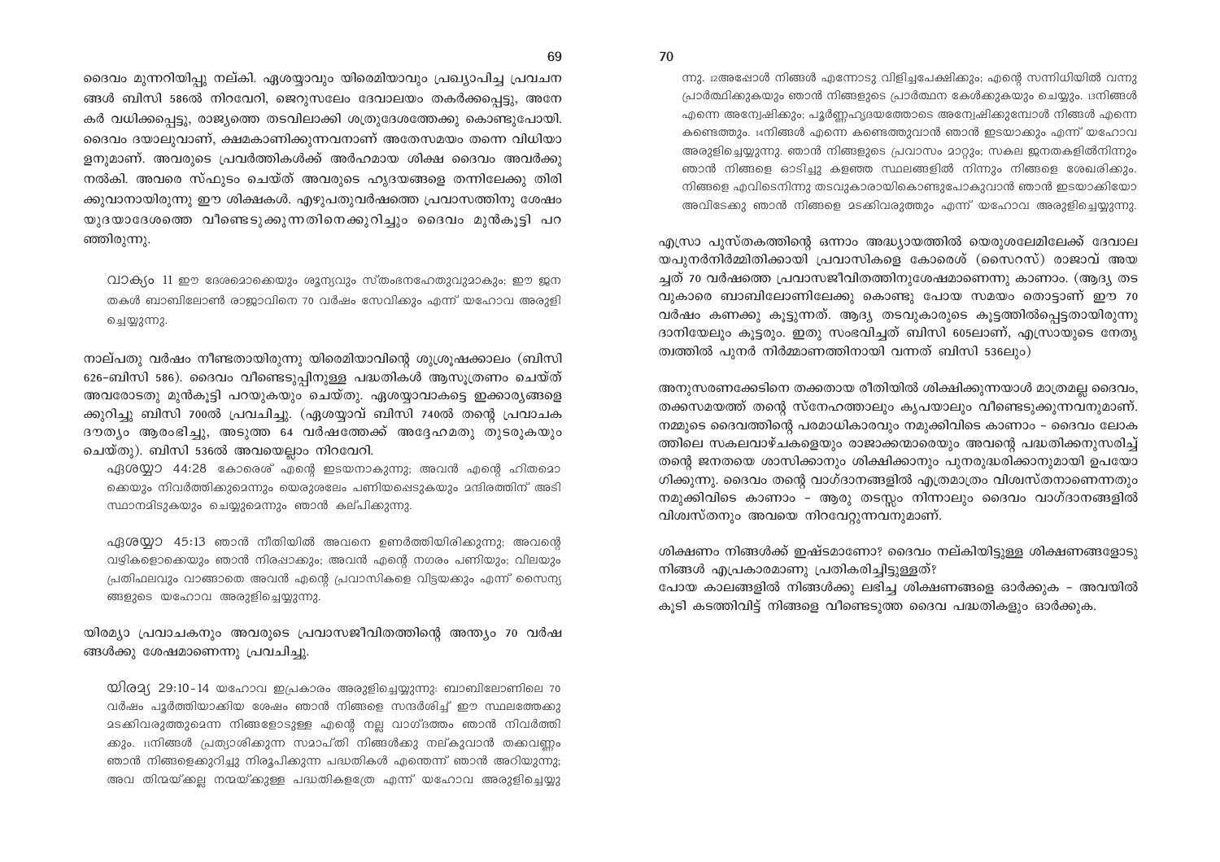ദൈവം മുന്നറിയിപ്പു നല്കി. ഏശയ്യാവും യിരെമിയാവും പ്രഖ്യാപിച്ച പ്രവചനങ്ങൾ ബിസി 586ൽ നിറവേറി, ജെറുസലേം ദേവാലയം തകർക്കപ്പെട്ടു, അനേകർ വധിക്കപ്പെട്ടു, രാജ്യത്തെ തടവിലാക്കി ശത്രുദേശത്തേക്കു കൊണ്ടുപോയി. ദൈവം ദയാലുവാണ്, ക്ഷമകാണിക്കുന്നവനാണ് അതേസമയം തന്നെ വിധിയാളനുമാണ്. അവരുടെ പ്രവർത്തികൾക്ക് അർഹമായ ശിക്ഷ ദൈവം അവർക്കു നൽകി. അവരെ സ്ഫുടം ചെയ്ത് അവരുടെ ഹൃദയങ്ങളെ തന്നിലേക്കു തിരിക്കുവാനായിരുന്നു ഈ ശിക്ഷകൾ. എഴുപതുവർഷത്തെ പ്രവാസത്തിനു ശേഷം യുദയാദേശത്തെ വീണ്ടെടുക്കുന്നതിനെക്കുറിച്ചും ദൈവം മുൻകൂട്ടി പറഞ്ഞിരുന്നു.

> വാക്യം 11 ഈ ദേശമൊക്കെയും ശൂന്യവും സ്തംഭനഹേതുവുമാകും; ഈ ജനതകൾ ബാബിലോൺ രാജാവിനെ 70 വർഷം സേവിക്കും എന്ന് യഹോവ അരുളിച്ചെയ്യുന്നു.

നാല്പതു വർഷം നീണ്ടതായിരുന്നു യിരെമിയാവിന്റെ ശുശ്രൂഷക്കാലം (ബിസി 626–ബിസി 586). ദൈവം വീണ്ടെടുപ്പിനുള്ള പദ്ധതികൾ ആസൂത്രണം ചെയ്ത് അവരോടതു മുൻകൂട്ടി പറയുകയും ചെയ്തു. ഏശയ്യാവാകട്ടെ ഇക്കാര്യങ്ങളെക്കുറിച്ചു ബിസി 700ൽ പ്രവചിച്ചു. (ഏശയ്യാവ് ബിസി 740ൽ തന്റെ പ്രവാചകദൗത്യം ആരംഭിച്ചു, അടുത്ത 64 വർഷത്തേക്ക് അദ്ദേഹമതു തുടരുകയും ചെയ്തു). ബിസി 536ൽ അവയെല്ലാം നിറവേറി.

> ഏശയ്യാ 44:28 കോരെശ് എന്റെ ഇടയനാകുന്നു; അവൻ എന്റെ ഹിതമൊക്കെയും നിവർത്തിക്കുമെന്നും യെരുശലേം പണിയപ്പെടുകയും മന്ദിരത്തിന് അടിസ്ഥാനമിടുകയും ചെയ്യുമെന്നും ഞാൻ കല്പിക്കുന്നു.

> ഏശയ്യാ 45:13 ഞാൻ നീതിയിൽ അവനെ ഉണർത്തിയിരിക്കുന്നു; അവന്റെ വഴികളൊക്കെയും ഞാൻ നിരപ്പാക്കും; അവൻ എന്റെ നഗരം പണിയും; വിലയും പ്രതിഫലവും വാങ്ങാതെ അവൻ എന്റെ പ്രവാസികളെ വിട്ടയക്കും എന്ന് സൈന്യങ്ങളുടെ യഹോവ അരുളിച്ചെയ്യുന്നു.

യിരമ്യാ പ്രവാചകനും അവരുടെ പ്രവാസജീവിതത്തിന്റെ അന്ത്യം 70 വർഷങ്ങൾക്കു ശേഷമാണെന്നു പ്രവചിച്ചു.

> യിരമ്യ 29:10-14 യഹോവ ഇപ്രകാരം അരുളിച്ചെയ്യുന്നു: ബാബിലോണിലെ 70 വർഷം പൂർത്തിയാക്കിയ ശേഷം ഞാൻ നിങ്ങളെ സന്ദർശിച്ച് ഈ സ്ഥലത്തേക്കു മടക്കിവരുത്തുമെന്ന നിങ്ങളോടുള്ള എന്റെ നല്ല വാഗ്ദത്തം ഞാൻ നിവർത്തിക്കും. 11നിങ്ങൾ പ്രത്യാശിക്കുന്ന സമാപ്തി നിങ്ങൾക്കു നല്കുവാൻ തക്കവണ്ണം ഞാൻ നിങ്ങളെക്കുറിച്ചു നിരൂപിക്കുന്ന പദ്ധതികൾ എന്തെന്ന് ഞാൻ അറിയുന്നു; അവ തിന്മയ്ക്കല്ല നന്മയ്ക്കുള്ള പദ്ധതികളത്രേ എന്ന് യഹോവ അരുളിച്ചെയ്യുന്നു. 12അപ്പോൾ നിങ്ങൾ എന്നോടു വിളിച്ചപേക്ഷിക്കും; എന്റെ സന്നിധിയിൽ വന്നു പ്രാർത്ഥിക്കുകയും ഞാൻ നിങ്ങളുടെ പ്രാർത്ഥന കേൾക്കുകയും ചെയ്യും. 13നിങ്ങൾ എന്നെ അന്വേഷിക്കും; പൂർണ്ണഹൃദയത്തോടെ അന്വേഷിക്കുമ്പോൾ നിങ്ങൾ എന്നെ കണ്ടെത്തും. 14നിങ്ങൾ എന്നെ കണ്ടെത്തുവാൻ ഞാൻ ഇടയാക്കും എന്ന് യഹോവ അരുളിച്ചെയ്യുന്നു. ഞാൻ നിങ്ങളുടെ പ്രവാസം മാറ്റും; സകല ജനതകളിൽനിന്നും ഞാൻ നിങ്ങളെ ഓടിച്ചു കളഞ്ഞ സ്ഥലങ്ങളിൽ നിന്നും നിങ്ങളെ ശേഖരിക്കും. നിങ്ങളെ എവിടെനിന്നു തടവുകാരായികൊണ്ടുപോകുവാൻ ഞാൻ ഇടയാക്കിയോ അവിടേക്കു ഞാൻ നിങ്ങളെ മടക്കിവരുത്തും എന്ന് യഹോവ അരുളിച്ചെയ്യുന്നു.

എസ്രാ പുസ്തകത്തിന്റെ ഒന്നാം അദ്ധ്യായത്തിൽ യെരുശലേമിലേക്ക് ദേവാലയപുനർനിർമ്മിതിക്കായി പ്രവാസികളെ കോരെശ് (സൈറസ്) രാജാവ് അയച്ചത് 70 വർഷത്തെ പ്രവാസജീവിതത്തിനുശേഷമാണെന്നു കാണാം. (ആദ്യ തടവുകാരെ ബാബിലോണിലേക്കു കൊണ്ടു പോയ സമയം തൊട്ടാണ് ഈ 70 വർഷം കണക്കു കൂട്ടുന്നത്. ആദ്യ തടവുകാരുടെ കൂട്ടത്തിൽപ്പെട്ടതായിരുന്നു ദാനിയേലും കൂട്ടരും. ഇതു സംഭവിച്ചത് ബിസി 605ലാണ്, എസ്രായുടെ നേതൃത്വത്തിൽ പുനർ നിർമ്മാണത്തിനായി വന്നത് ബിസി 536ലും)

അനുസരണക്കേടിനെ തക്കതായ രീതിയിൽ ശിക്ഷിക്കുന്നയാൾ മാത്രമല്ല ദൈവം, തക്കസമയത്ത് തന്റെ സ്നേഹത്താലും കൃപയാലും വീണ്ടെടുക്കുന്നവനുമാണ്. നമ്മുടെ ദൈവത്തിന്റെ പരമാധികാരവും നമുക്കിവിടെ കാണാം – ദൈവം ലോകത്തിലെ സകലവാഴ്ചകളെയും രാജാക്കന്മാരെയും അവന്റെ പദ്ധതിക്കനുസരിച്ച് തന്റെ ജനതയെ ശാസിക്കാനും ശിക്ഷിക്കാനും പുനരുദ്ധരിക്കാനുമായി ഉപയോഗിക്കുന്നു. ദൈവം തന്റെ വാഗ്ദാനങ്ങളിൽ എത്രമാത്രം വിശ്വസ്തനാണെന്നതും നമുക്കിവിടെ കാണാം – ആരു തടസ്സം നിന്നാലും ദൈവം വാഗ്ദാനങ്ങളിൽ വിശ്വസ്തനും അവയെ നിറവേറ്റുന്നവനുമാണ്.

ശിക്ഷണം നിങ്ങൾക്ക് ഇഷ്ടമാണോ? ദൈവം നല്കിയിട്ടുള്ള ശിക്ഷണങ്ങളോടു നിങ്ങൾ എപ്രകാരമാണു പ്രതികരിച്ചിട്ടുള്ളത്?
പോയ കാലങ്ങളിൽ നിങ്ങൾക്കു ലഭിച്ച ശിക്ഷണങ്ങളെ ഓർക്കുക – അവയിൽ കൂടി കടത്തിവിട്ട് നിങ്ങളെ വീണ്ടെടുത്ത ദൈവ പദ്ധതികളും ഓർക്കുക.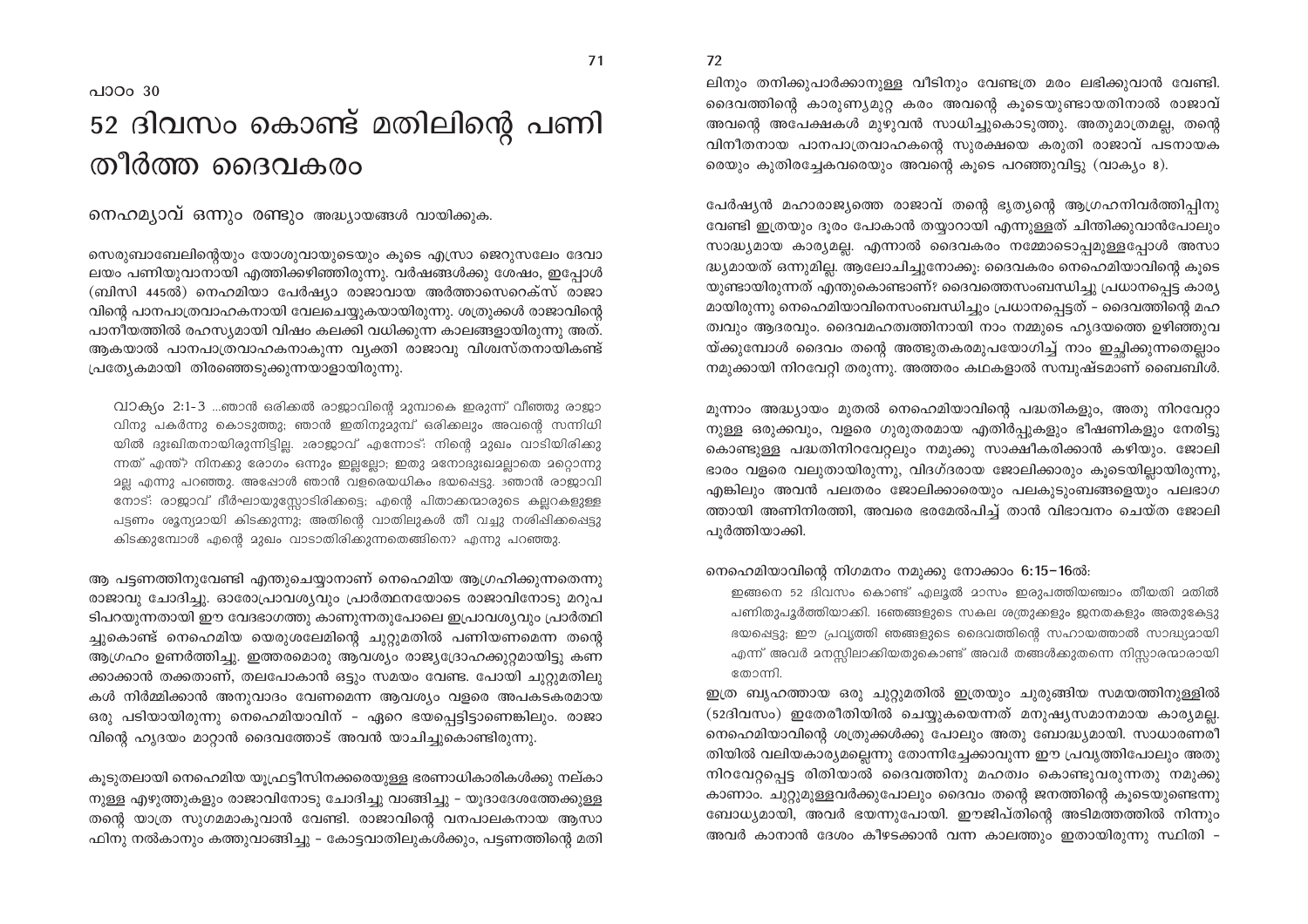പാഠം 30

# 52 ദിവസം കൊണ്ട് മതിലിന്റെ പണി തീർത്ത ദൈവകരം

**നെഹമ്യാവ് ഒന്നും രണ്ടും അദ്ധ്യായങ്ങൾ വായിക്കുക.**

സെരുബാബേലിന്റെയും യോശുവായുടെയും കൂടെ എസ്രാ ജെറുസലേം ദേവാലയം പണിയുവാനായി എത്തിക്കഴിഞ്ഞിരുന്നു. വർഷങ്ങൾക്കു ശേഷം, ഇപ്പോൾ (ബിസി 445ൽ) നെഹമിയാ പേർഷ്യാ രാജാവായ അർത്താസെറെക്സ് രാജാവിന്റെ പാനപാത്രവാഹകനായി വേലചെയ്യുകയായിരുന്നു. ശത്രുക്കൾ രാജാവിന്റെ പാനീയത്തിൽ രഹസ്യമായി വിഷം കലക്കി വധിക്കുന്ന കാലങ്ങളായിരുന്നു അത്. ആകയാൽ പാനപാത്രവാഹകനാകുന്ന വ്യക്തി രാജാവു വിശ്വസ്തനായികണ്ട് പ്രത്യേകമായി തിരഞ്ഞെടുക്കുന്നയാളായിരുന്നു.

> വാക്യം 2:1-3 ...ഞാൻ ഒരിക്കൽ രാജാവിന്റെ മുമ്പാകെ ഇരുന്ന് വീഞ്ഞു രാജാവിനു പകർന്നു കൊടുത്തു; ഞാൻ ഇതിനുമുമ്പ് ഒരിക്കലും അവന്റെ സന്നിധിയിൽ ദുഃഖിതനായിരുന്നിട്ടില്ല. 2രാജാവ് എന്നോട്: നിന്റെ മുഖം വാടിയിരിക്കുന്നത് എന്ത്? നിനക്കു രോഗം ഒന്നും ഇല്ലല്ലോ; ഇതു മനോദുഃഖമല്ലാതെ മറ്റൊന്നുമല്ല എന്നു പറഞ്ഞു. അപ്പോൾ ഞാൻ വളരെയധികം ഭയപ്പെട്ടു. 3ഞാൻ രാജാവിനോട്: രാജാവ് ദീർഘായുസ്സോടിരിക്കട്ടെ; എന്റെ പിതാക്കന്മാരുടെ കല്ലറകളുള്ള പട്ടണം ശൂന്യമായി കിടക്കുന്നു; അതിന്റെ വാതിലുകൾ തീ വച്ചു നശിപ്പിക്കപ്പെട്ടു കിടക്കുമ്പോൾ എന്റെ മുഖം വാടാതിരിക്കുന്നതെങ്ങിനെ? എന്നു പറഞ്ഞു.

ആ പട്ടണത്തിനുവേണ്ടി എന്തുചെയ്യാനാണ് നെഹെമിയ ആഗ്രഹിക്കുന്നതെന്നു രാജാവു ചോദിച്ചു. ഓരോരോപ്രാവശ്യവും പ്രാർത്ഥനയോടെ രാജാവിനോടു മറുപടിപറയുന്നതായി ഈ വേദഭാഗത്തു കാണുന്നതുപോലെ ഇപ്രാവശ്യവും പ്രാർത്ഥിച്ചുകൊണ്ട് നെഹെമിയ യെരുശലേമിന്റെ ചുറ്റുമതിൽ പണിയണമെന്ന തന്റെ ആഗ്രഹം ഉണർത്തിച്ചു. ഇത്തരമൊരു ആവശ്യം രാജ്യദ്രോഹക്കുറ്റമായിട്ടു കണക്കാക്കാൻ തക്കതാണ്, തലപോകാൻ ഒട്ടും സമയം വേണ്ട. പോയി ചുറ്റുമതിലുകൾ നിർമ്മിക്കാൻ അനുവാദം വേണമെന്ന ആവശ്യം വളരെ അപകടകരമായ ഒരു പടിയായിരുന്നു നെഹെമിയാവിന് – ഏറെ ഭയപ്പെട്ടിട്ടാണെങ്കിലും. രാജാവിന്റെ ഹൃദയം മാറ്റാൻ ദൈവത്തോട് അവൻ യാചിച്ചുകൊണ്ടിരുന്നു.

കൂടുതലായി നെഹെമിയ യൂഫ്രട്ടീസിനക്കരെയുള്ള ഭരണാധികാരികൾക്കു നല്കാനുള്ള എഴുത്തുകളും രാജാവിനോടു ചോദിച്ചു വാങ്ങിച്ചു – യൂദാദേശത്തേക്കുള്ള തന്റെ യാത്ര സുഗമമാകുവാൻ വേണ്ടി. രാജാവിന്റെ വനപാലകനായ ആസാഫിനു നൽകാനും കത്തുവാങ്ങിച്ചു – കോട്ടവാതിലുകൾക്കും, പട്ടണത്തിന്റെ മതിലിനും തനിക്കുപാർക്കാനുള്ള വീടിനും വേണ്ടത്ര മരം ലഭിക്കുവാൻ വേണ്ടി. ദൈവത്തിന്റെ കാരുണ്യമുറ്റ കരം അവന്റെ കൂടെയുണ്ടായതിനാൽ രാജാവ് അവന്റെ അപേക്ഷകൾ മുഴുവൻ സാധിച്ചുകൊടുത്തു. അതുമാത്രമല്ല, തന്റെ വിനീതനായ പാനപാത്രവാഹകന്റെ സുരക്ഷയെ കരുതി രാജാവ് പടനായകരെയും കുതിരച്ചേകവരെയും അവന്റെ കൂടെ പറഞ്ഞുവിട്ടു (വാക്യം 8).

പേർഷ്യൻ മഹാരാജ്യത്തെ രാജാവ് തന്റെ ഭൃത്യന്റെ ആഗ്രഹനിവർത്തിപ്പിനു വേണ്ടി ഇത്രയും ദൂരം പോകാൻ തയ്യാറായി എന്നുള്ളത് ചിന്തിക്കുവാൻപോലും സാദ്ധ്യമായ കാര്യമല്ല. എന്നാൽ ദൈവകരം നമ്മോടൊപ്പമുള്ളപ്പോൾ അസാദ്ധ്യമായത് ഒന്നുമില്ല. ആലോചിച്ചുനോക്കൂ: ദൈവകരം നെഹെമിയാവിന്റെ കൂടെയുണ്ടായിരുന്നത് എന്തുകൊണ്ടാണ്? ദൈവത്തെസംബന്ധിച്ചു പ്രധാനപ്പെട്ട കാര്യമായിരുന്നു നെഹെമിയാവിനെസംബന്ധിച്ചും പ്രധാനപ്പെട്ടത് – ദൈവത്തിന്റെ മഹത്വവും ആദരവും. ദൈവമഹത്വത്തിനായി നാം നമ്മുടെ ഹൃദയത്തെ ഉഴിഞ്ഞുവയ്ക്കുമ്പോൾ ദൈവം തന്റെ അത്ഭുതകരമുപയോഗിച്ച് നാം ഇച്ഛിക്കുന്നതെല്ലാം നമുക്കായി നിറവേറ്റി തരുന്നു. അത്തരം കഥകളാൽ സമ്പുഷ്ടമാണ് ബൈബിൾ.

മൂന്നാം അദ്ധ്യായം മുതൽ നെഹെമിയാവിന്റെ പദ്ധതികളും, അതു നിറവേറ്റാനുള്ള ഒരുക്കവും, വളരെ ഗുരുതരമായ എതിർപ്പുകളും ഭീഷണികളും നേരിട്ടുകൊണ്ടുള്ള പദ്ധതിനിറവേറ്റലും നമുക്കു സാക്ഷീകരിക്കാൻ കഴിയും. ജോലിഭാരം വളരെ വലുതായിരുന്നു, വിദഗ്ദരായ ജോലിക്കാരും കൂടെയില്ലായിരുന്നു, എങ്കിലും അവൻ പലതരം ജോലിക്കാരെയും പലകുടുംബങ്ങളെയും പലഭാഗത്തായി അണിനിരത്തി, അവരെ ഭരമേൽപിച്ച് താൻ വിഭാവനം ചെയ്ത ജോലി പൂർത്തിയാക്കി.

നെഹെമിയാവിന്റെ നിഗമനം നമുക്കു നോക്കാം **6:15–16ൽ:**

> ഇങ്ങനെ 52 ദിവസം കൊണ്ട് എലൂൽ മാസം ഇരുപത്തിയഞ്ചാം തീയതി മതിൽ പണിതുപൂർത്തിയാക്കി. 16ഞങ്ങളുടെ സകല ശത്രുക്കളും ജനതകളും അതുകേട്ടു ഭയപ്പെട്ടു; ഈ പ്രവൃത്തി ഞങ്ങളുടെ ദൈവത്തിന്റെ സഹായത്താൽ സാദ്ധ്യമായി എന്ന് അവർ മനസ്സിലാക്കിയതുകൊണ്ട് അവർ തങ്ങൾക്കുതന്നെ നിസ്സാരന്മാരായി തോന്നി.

ഇത്ര ബൃഹത്തായ ഒരു ചുറ്റുമതിൽ ഇത്രയും ചുരുങ്ങിയ സമയത്തിനുള്ളിൽ (52ദിവസം) ഇതേരീതിയിൽ ചെയ്യുകയെന്നത് മനുഷ്യസമാനമായ കാര്യമല്ല. നെഹെമിയാവിന്റെ ശത്രുക്കൾക്കു പോലും അതു ബോദ്ധ്യമായി. സാധാരണരീതിയിൽ വലിയകാര്യമല്ലെന്നു തോന്നിച്ചേക്കാവുന്ന ഈ പ്രവൃത്തിപോലും അതു നിറവേറ്റപ്പെട്ട രീതിയാൽ ദൈവത്തിനു മഹത്വം കൊണ്ടുവരുന്നതു നമുക്കു കാണാം. ചുറ്റുമുള്ളവർക്കുപോലും ദൈവം തന്റെ ജനത്തിന്റെ കൂടെയുണ്ടെന്നു ബോധ്യമായി, അവർ ഭയന്നുപോയി. ഈജിപ്തിന്റെ അടിമത്തത്തിൽ നിന്നും അവർ കാനാൻ ദേശം കീഴടക്കാൻ വന്ന കാലത്തും ഇതായിരുന്നു സ്ഥിതി –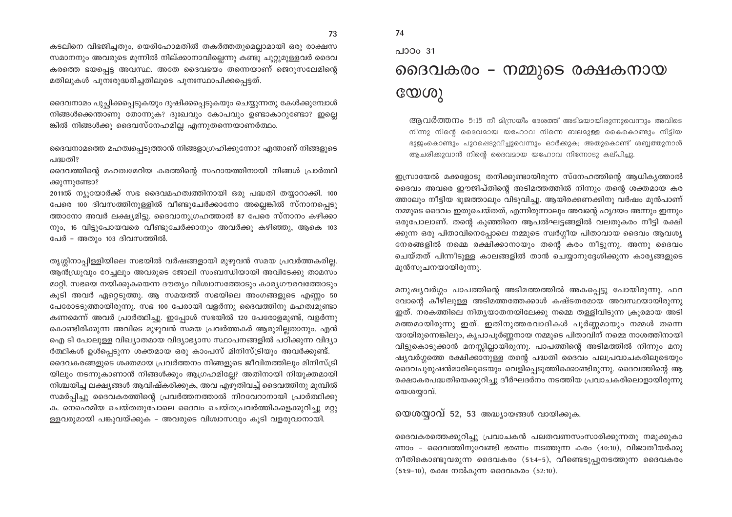കടലിനെ വിഭജിച്ചതും, യെരിഹോമതിൽ തകർത്തതുമെല്ലാമായി ഒരു രാക്ഷസ സമാനനും അവരുടെ മുന്നിൽ നില്ക്കാനാവില്ലെന്നു കണ്ടു ചുറ്റുമുള്ളവർ ദൈവ കരത്തെ ഭയപ്പെട്ട അവസ്ഥ. അതേ ദൈവഭയം തന്നെയാണ് ജെറുസലേമിന്റെ മതിലുകൾ പുനഃരുദ്ധരിച്ചതിലൂടെ പുനഃസ്ഥാപിക്കപ്പെട്ടത്.

ദൈവനാമം പുച്ഛിക്കപ്പെടുകയും ദുഷിക്കപ്പെടുകയും ചെയ്യുന്നതു കേൾക്കുമ്പോൾ നിങ്ങൾക്കെന്താണു തോന്നുക? ദുഃഖവും കോപവും ഉണ്ടാകാറുണ്ടോ? ഇല്ലെങ്കിൽ നിങ്ങൾക്കു ദൈവസ്നേഹമില്ല എന്നുതന്നെയാണർത്ഥം.

ദൈവനാമത്തെ മഹത്വപ്പെടുത്താൻ നിങ്ങളാഗ്രഹിക്കുന്നോ? എന്താണ് നിങ്ങളുടെ പദ്ധതി?

ദൈവത്തിന്റെ മഹത്വമേറിയ കരത്തിന്റെ സഹായത്തിനായി നിങ്ങൾ പ്രാർത്ഥിക്കുന്നുണ്ടോ?

2011ൽ ന്യൂയോർക്ക് സഭ ദൈവമഹത്വത്തിനായി ഒരു പദ്ധതി തയ്യാറാക്കി. 100 പേരെ 100 ദിവസത്തിനുള്ളിൽ വീണ്ടുചേർക്കാനോ അല്ലെങ്കിൽ സ്നാനപ്പെടുത്താനോ അവർ ലക്ഷ്യമിട്ടു. ദൈവാനുഗ്രഹത്താൽ 87 പേരെ സ്നാനം കഴിക്കാനും, 16 വിട്ടുപോയവരെ വീണ്ടുചേർക്കാനും അവർക്കു കഴിഞ്ഞു, ആകെ 103 പേർ – അതും 103 ദിവസത്തിൽ.

തൃശ്ശിനാപ്പിള്ളിയിലെ സഭയിൽ വർഷങ്ങളായി മുഴുവൻ സമയ പ്രവർത്തകരില്ല. ആൻഡ്രൂവും റേച്ചലും അവരുടെ ജോലി സംബന്ധിയായി അവിടേക്കു താമസം മാറ്റി. സഭയെ നയിക്കുകയെന്ന ദൗത്യം വിശ്വാസത്തോടും കാര്യഗൗരവത്തോടും കൂടി അവർ ഏറ്റെടുത്തു. ആ സമയത്ത് സഭയിലെ അംഗങ്ങളുടെ എണ്ണം 50 പേരോടടുത്തായിരുന്നു. സഭ 100 പേരായി വളർന്നു ദൈവത്തിനു മഹത്വമുണ്ടാകണമെന്ന് അവർ പ്രാർത്ഥിച്ചു. ഇപ്പോൾ സഭയിൽ 120 പേരോളമുണ്ട്, വളർന്നുകൊണ്ടിരിക്കുന്ന അവിടെ മുഴുവൻ സമയ പ്രവർത്തകർ ആരുമില്ലതാനും. എൻ ഐ ടി പോലുള്ള വിഖ്യാതമായ വിദ്യാഭ്യാസ സ്ഥാപനങ്ങളിൽ പഠിക്കുന്ന വിദ്യാർത്ഥികൾ ഉൾപ്പെടുന്ന ശക്തമായ ഒരു കാമ്പസ് മിനിസ്ട്രിയും അവർക്കുണ്ട്.

ദൈവകരങ്ങളുടെ ശക്തമായ പ്രവർത്തനം നിങ്ങളുടെ ജീവിതത്തിലും മിനിസ്ട്രിയിലും നടന്നുകാണാൻ നിങ്ങൾക്കും ആഗ്രഹമില്ലേ? അതിനായി നിയുക്തമായി നിശ്ചയിച്ച ലക്ഷ്യങ്ങൾ ആവിഷ്കരിക്കുക, അവ എഴുതിവച്ച് ദൈവത്തിനു മുമ്പിൽ സമർപ്പിച്ചു ദൈവകരത്തിന്റെ പ്രവർത്തനത്താൽ നിറവേറാനായി പ്രാർത്ഥിക്കുക. നെഹെമിയ ചെയ്തതുപോലെ ദൈവം ചെയ്തപ്രവർത്തികളെക്കുറിച്ചു മറ്റുള്ളവരുമായി പങ്കുവയ്ക്കുക – അവരുടെ വിശ്വാസവും കൂടി വളരുവാനായി.

പാഠം 31

# ദൈവകരം – നമ്മുടെ രക്ഷകനായ യേശു

ആവർത്തനം 5:15 നീ മിസ്രയീം ദേശത്ത് അടിമയായിരുന്നുവെന്നും അവിടെ നിന്നു നിന്റെ ദൈവമായ യഹോവ നിന്നെ ബലമുള്ള കൈകൊണ്ടും നീട്ടിയ ഭുജംകൊണ്ടും പുറപ്പെടുവിച്ചുവെന്നും ഓർക്കുക; അതുകൊണ്ട് ശബ്ബത്തുനാൾ ആചരിക്കുവാൻ നിന്റെ ദൈവമായ യഹോവ നിന്നോടു കല്പിച്ചു.

ഇസ്രായേൽ മക്കളോടു തനിക്കുണ്ടായിരുന്ന സ്നേഹത്തിന്റെ ആധിക്യത്താൽ ദൈവം അവരെ ഈജിപ്തിന്റെ അടിമത്തത്തിൽ നിന്നും തന്റെ ശക്തമായ കരത്താലും നീട്ടിയ ഭുജത്താലും വിടുവിച്ചു. ആയിരക്കണക്കിനു വർഷം മുൻപാണ് നമ്മുടെ ദൈവം ഇതുചെയ്തത്, എന്നിരുന്നാലും അവന്റെ ഹൃദയം അന്നും ഇന്നും ഒരുപോലാണ്. തന്റെ കുഞ്ഞിനെ ആപൽഘട്ടങ്ങളിൽ വലതുകരം നീട്ടി രക്ഷിക്കുന്ന ഒരു പിതാവിനെപ്പോലെ നമ്മുടെ സ്വർഗ്ഗീയ പിതാവായ ദൈവം ആവശ്യനേരങ്ങളിൽ നമ്മെ രക്ഷിക്കാനായും തന്റെ കരം നീട്ടുന്നു. അന്നു ദൈവം ചെയ്തത് പിന്നീടുള്ള കാലങ്ങളിൽ താൻ ചെയ്യാനുദ്ദേശിക്കുന്ന കാര്യങ്ങളുടെ മുൻസൂചനയായിരുന്നു.

മനുഷ്യവർഗ്ഗം പാപത്തിന്റെ അടിമത്തത്തിൽ അകപ്പെട്ടു പോയിരുന്നു. ഫറവോന്റെ കീഴിലുള്ള അടിമത്തത്തേക്കാൾ കഷ്ടതരമായ അവസ്ഥയായിരുന്നു ഇത്. നരകത്തിലെ നിത്യയാതനയിലേക്കു നമ്മെ തള്ളിവിടുന്ന ക്രൂരമായ അടിമത്തമായിരുന്നു ഇത്. ഇതിനുത്തരവാദികൾ പൂർണ്ണമായും നമ്മൾ തന്നെയായിരുന്നെങ്കിലും, കൃപാപൂർണ്ണനായ നമ്മുടെ പിതാവിന് നമ്മെ നാശത്തിനായി വിട്ടുകൊടുക്കാൻ മനസ്സില്ലായിരുന്നു. പാപത്തിന്റെ അടിമത്തിൽ നിന്നും മനുഷ്യവർഗ്ഗത്തെ രക്ഷിക്കാനുള്ള തന്റെ പദ്ധതി ദൈവം പലപ്രവാചകരിലൂടെയും ദൈവപുരുഷൻമാരിലൂടെയും വെളിപ്പെടുത്തിക്കൊണ്ടിരുന്നു. ദൈവത്തിന്റെ ആ രക്ഷാകരപദ്ധതിയെക്കുറിച്ചു ദീർഘദർശനം നടത്തിയ പ്രവാചകരിലൊരാളായിരുന്നു യെശയ്യാവ്.

**യെശയ്യാവ് 52, 53 അദ്ധ്യായങ്ങൾ വായിക്കുക.**

ദൈവകരത്തെക്കുറിച്ചു പ്രവാചകൻ പലതവണസംസാരിക്കുന്നതു നമുക്കുകാണാം – ദൈവത്തിനുവേണ്ടി ഭരണം നടത്തുന്ന കരം (40:10), വിജാതീയർക്കു നീതികൊണ്ടുവരുന്ന ദൈവകരം (51:4-5), വീണ്ടെടുപ്പുനടത്തുന്ന ദൈവകരം (51:9-10), രക്ഷ നൽകുന്ന ദൈവകരം (52:10).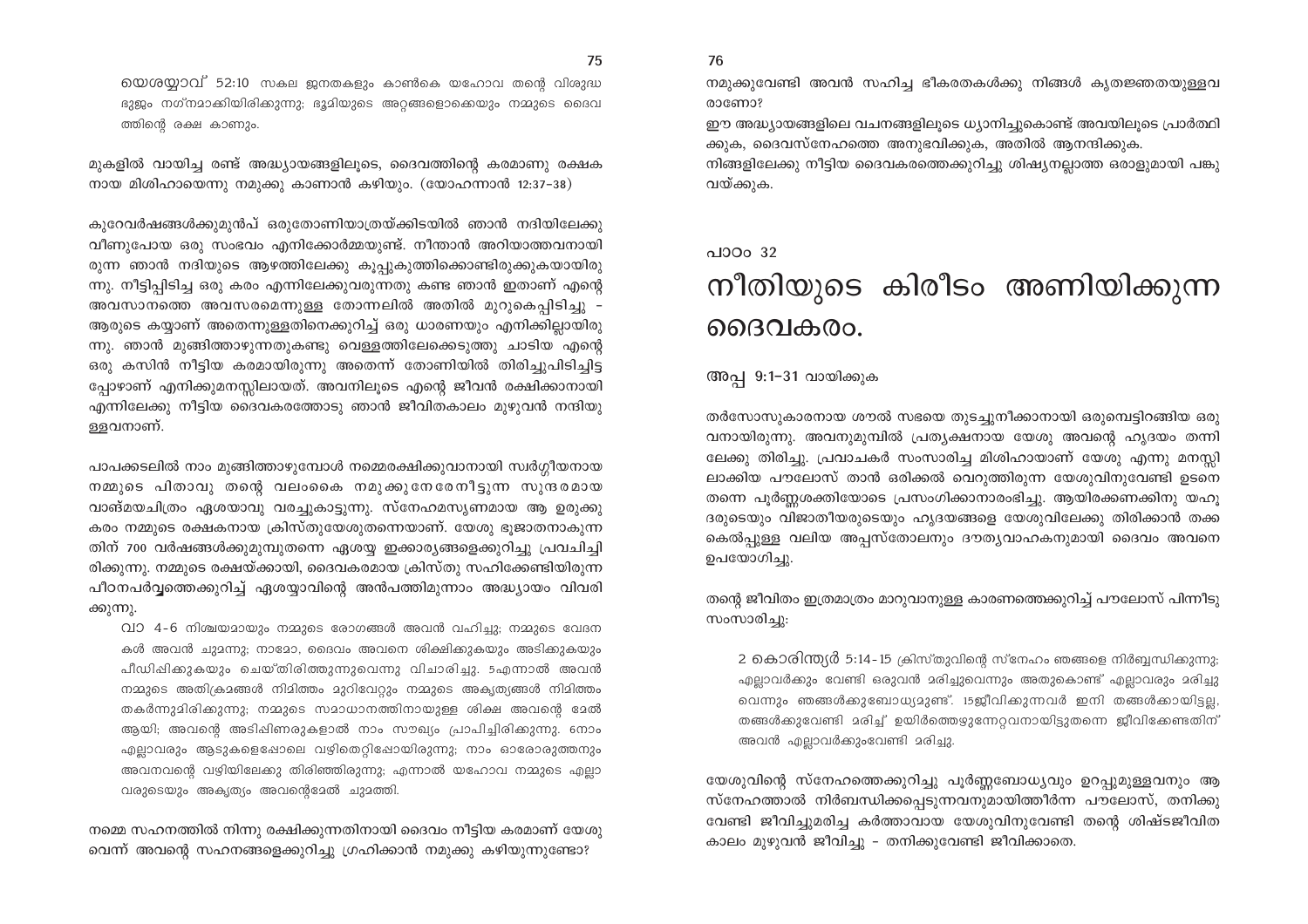യെശയ്യാവ് 52:10 സകല ജനതകളും കാൺകെ യഹോവ തന്റെ വിശുദ്ധ ഭുജം നഗ്നമാക്കിയിരിക്കുന്നു; ഭൂമിയുടെ അറ്റങ്ങളൊക്കെയും നമ്മുടെ ദൈവത്തിന്റെ രക്ഷ കാണും.

മുകളിൽ വായിച്ച രണ്ട് അദ്ധ്യായങ്ങളിലൂടെ, ദൈവത്തിന്റെ കരമാണു രക്ഷകനായ മിശിഹായെന്നു നമുക്കു കാണാൻ കഴിയും. (യോഹന്നാൻ 12:37–38)

കുറേവർഷങ്ങൾക്കുമുൻപ് ഒരുതോണിയാത്രയ്ക്കിടയിൽ ഞാൻ നദിയിലേക്കു വീണുപോയ ഒരു സംഭവം എനിക്കോർമ്മയുണ്ട്. നീന്താൻ അറിയാത്തവനായിരുന്ന ഞാൻ നദിയുടെ ആഴത്തിലേക്കു കൂപ്പുകുത്തിക്കൊണ്ടിരുക്കുകയായിരുന്നു. നീട്ടിപ്പിടിച്ച ഒരു കരം എന്നിലേക്കുവരുന്നതു കണ്ട ഞാൻ ഇതാണ് എന്റെ അവസാനത്തെ അവസരമെന്നുള്ള തോന്നലിൽ അതിൽ മുറുകെപ്പിടിച്ചു – ആരുടെ കയ്യാണ് അതെന്നുള്ളതിനെക്കുറിച്ച് ഒരു ധാരണയും എനിക്കില്ലായിരുന്നു. ഞാൻ മുങ്ങിത്താഴുന്നതുകണ്ടു വെള്ളത്തിലേക്കെടുത്തു ചാടിയ എന്റെ ഒരു കസിൻ നീട്ടിയ കരമായിരുന്നു അതെന്ന് തോണിയിൽ തിരിച്ചുപിടിച്ചിട്ടപ്പോഴാണ് എനിക്കുമനസ്സിലായത്. അവനിലൂടെ എന്റെ ജീവൻ രക്ഷിക്കാനായി എന്നിലേക്കു നീട്ടിയ ദൈവകരത്തോടു ഞാൻ ജീവിതകാലം മുഴുവൻ നന്ദിയുള്ളവനാണ്.

പാപക്കടലിൽ നാം മുങ്ങിത്താഴുമ്പോൾ നമ്മെരക്ഷിക്കുവാനായി സ്വർഗ്ഗീയനായ നമ്മുടെ പിതാവു തന്റെ വലംകൈ നമുക്കുനേരെനീട്ടുന്ന സുന്ദരമായ വാങ്മയചിത്രം ഏശയാവു വരച്ചുകാട്ടുന്നു. സ്നേഹമസൃണമായ ആ ഉരുക്കു കരം നമ്മുടെ രക്ഷകനായ ക്രിസ്തുയേശുതന്നെയാണ്. യേശു ഭൂജാതനാകുന്നതിന് 700 വർഷങ്ങൾക്കുമുമ്പുതന്നെ ഏശയ്യ ഇക്കാര്യങ്ങളെക്കുറിച്ചു പ്രവചിച്ചിരിക്കുന്നു. നമ്മുടെ രക്ഷയ്ക്കായി, ദൈവകരമായ ക്രിസ്തു സഹിക്കേണ്ടിയിരുന്ന പീഠനപർവ്വത്തെക്കുറിച്ച് ഏശയ്യാവിന്റെ അൻപത്തിമൂന്നാം അദ്ധ്യായം വിവരിക്കുന്നു.

> വാ 4-6 നിശ്ചയമായും നമ്മുടെ രോഗങ്ങൾ അവൻ വഹിച്ചു; നമ്മുടെ വേദനകൾ അവൻ ചുമന്നു; നാമോ, ദൈവം അവനെ ശിക്ഷിക്കുകയും അടിക്കുകയും പീഡിപ്പിക്കുകയും ചെയ്തിരിത്തുന്നുവെന്നു വിചാരിച്ചു. 5എന്നാൽ അവൻ നമ്മുടെ അതിക്രമങ്ങൾ നിമിത്തം മുറിവേറ്റും നമ്മുടെ അകൃത്യങ്ങൾ നിമിത്തം തകർന്നുമിരിക്കുന്നു; നമ്മുടെ സമാധാനത്തിനായുള്ള ശിക്ഷ അവന്റെ മേൽ ആയി; അവന്റെ അടിപ്പിണരുകളാൽ നാം സൗഖ്യം പ്രാപിച്ചിരിക്കുന്നു. 6നാം എല്ലാവരും ആടുകളെപ്പോലെ വഴിതെറ്റിപ്പോയിരുന്നു; നാം ഓരോരുത്തനും അവനവന്റെ വഴിയിലേക്കു തിരിഞ്ഞിരുന്നു; എന്നാൽ യഹോവ നമ്മുടെ എല്ലാവരുടെയും അകൃത്യം അവന്റെമേൽ ചുമത്തി.

നമ്മെ സഹനത്തിൽ നിന്നു രക്ഷിക്കുന്നതിനായി ദൈവം നീട്ടിയ കരമാണ് യേശുവെന്ന് അവന്റെ സഹനങ്ങളെക്കുറിച്ചു ഗ്രഹിക്കാൻ നമുക്കു കഴിയുന്നുണ്ടോ?

നമുക്കുവേണ്ടി അവൻ സഹിച്ച ഭീകരതകൾക്കു നിങ്ങൾ കൃതജ്ഞതയുള്ളവരാണോ?

ഈ അദ്ധ്യായങ്ങളിലെ വചനങ്ങളിലൂടെ ധ്യാനിച്ചുകൊണ്ട് അവയിലൂടെ പ്രാർത്ഥിക്കുക, ദൈവസ്നേഹത്തെ അനുഭവിക്കുക, അതിൽ ആനന്ദിക്കുക.

നിങ്ങളിലേക്കു നീട്ടിയ ദൈവകരത്തെക്കുറിച്ചു ശിഷ്യനല്ലാത്ത ഒരാളുമായി പങ്കുവയ്ക്കുക.

പാഠം 32

# നീതിയുടെ കിരീടം അണിയിക്കുന്ന ദൈവകരം.

അപ്പ 9:1–31 വായിക്കുക

തർസോസുകാരനായ ശൗൽ സഭയെ തുടച്ചുനീക്കാനായി ഒരുമ്പെട്ടിറങ്ങിയ ഒരുവനായിരുന്നു. അവനുമുമ്പിൽ പ്രത്യക്ഷനായ യേശു അവന്റെ ഹൃദയം തന്നിലേക്കു തിരിച്ചു. പ്രവാചകർ സംസാരിച്ച മിശിഹായാണ് യേശു എന്നു മനസ്സിലാക്കിയ പൗലോസ് താൻ ഒരിക്കൽ വെറുത്തിരുന്ന യേശുവിനുവേണ്ടി ഉടനെതന്നെ പൂർണ്ണശക്തിയോടെ പ്രസംഗിക്കാനാരംഭിച്ചു. ആയിരക്കണക്കിനു യഹൂദരുടെയും വിജാതീയരുടെയും ഹൃദയങ്ങളെ യേശുവിലേക്കു തിരിക്കാൻ തക്ക കെൽപ്പുള്ള വലിയ അപ്പസ്തോലനും ദൗത്യവാഹകനുമായി ദൈവം അവനെ ഉപയോഗിച്ചു.

തന്റെ ജീവിതം ഇത്രമാത്രം മാറുവാനുള്ള കാരണത്തെക്കുറിച്ച് പൗലോസ് പിന്നീടു സംസാരിച്ചു:

> 2 കൊരിന്ത്യർ 5:14-15 ക്രിസ്തുവിന്റെ സ്നേഹം ഞങ്ങളെ നിർബ്ബന്ധിക്കുന്നു; എല്ലാവർക്കും വേണ്ടി ഒരുവൻ മരിച്ചുവെന്നും അതുകൊണ്ട് എല്ലാവരും മരിച്ചുവെന്നും ഞങ്ങൾക്കുബോധ്യമുണ്ട്. 15ജീവിക്കുന്നവർ ഇനി തങ്ങൾക്കായിട്ടല്ല, തങ്ങൾക്കുവേണ്ടി മരിച്ച് ഉയിർത്തെഴുന്നേറ്റവനായിട്ടുതന്നെ ജീവിക്കേണ്ടതിന് അവൻ എല്ലാവർക്കുംവേണ്ടി മരിച്ചു.

യേശുവിന്റെ സ്നേഹത്തെക്കുറിച്ചു പൂർണ്ണബോധ്യവും ഉറപ്പുമുള്ളവനും ആ സ്നേഹത്താൽ നിർബന്ധിക്കപ്പെടുന്നവനുമായിത്തീർന്ന പൗലോസ്, തനിക്കുവേണ്ടി ജീവിച്ചുമരിച്ച കർത്താവായ യേശുവിനുവേണ്ടി തന്റെ ശിഷ്ടജീവിതകാലം മുഴുവൻ ജീവിച്ചു – തനിക്കുവേണ്ടി ജീവിക്കാതെ.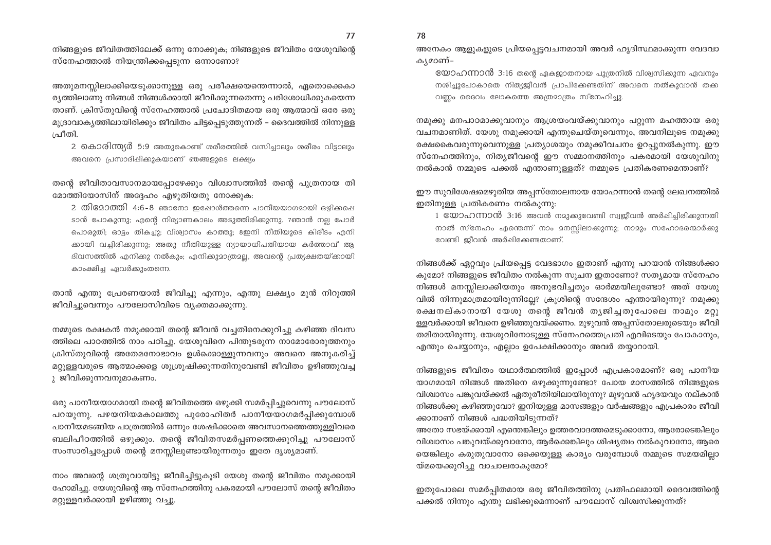നിങ്ങളുടെ ജീവിതത്തിലേക്ക് ഒന്നു നോക്കുക; നിങ്ങളുടെ ജീവിതം യേശുവിന്റെ സ്നേഹത്താൽ നിയന്ത്രിക്കപ്പെടുന്ന ഒന്നാണോ?

അതുമനസ്സിലാക്കിയെടുക്കാനുള്ള ഒരു പരീക്ഷയെന്തെന്നാൽ, ഏതൊക്കെകാര്യത്തിലാണു നിങ്ങൾ നിങ്ങൾക്കായി ജീവിക്കുന്നതെന്നു പരിശോധിക്കുകയെന്നതാണ്. ക്രിസ്തുവിന്റെ സ്നേഹത്താൽ പ്രചോദിതമായ ഒരു ആത്മാവ് ഒരേ ഒരു മുദ്രാവാക്യത്തിലായിരിക്കും ജീവിതം ചിട്ടപ്പെടുത്തുന്നത് – ദൈവത്തിൽ നിന്നുള്ള പ്രീതി.

> 2 കൊരിന്ത്യർ 5:9 അതുകൊണ്ട് ശരീരത്തിൽ വസിച്ചാലും ശരീരം വിട്ടാലും അവനെ പ്രസാദിപ്പിക്കുകയാണ് ഞങ്ങളുടെ ലക്ഷ്യം

തന്റെ ജീവിതാവസാനമായപ്പോഴേക്കും വിശ്വാസത്തിൽ തന്റെ പുത്രനായ തിമോത്തിയോസിന് അദ്ദേഹം എഴുതിയതു നോക്കുക:

> 2 തിമോത്തി 4:6-8 ഞാനോ ഇപ്പോൾത്തന്നെ പാനീയയാഗമായി ഒഴിക്കപ്പെടാൻ പോകുന്നു; എന്റെ നിര്യാണകാലം അടുത്തിരിക്കുന്നു. 7ഞാൻ നല്ല പോർ പൊരുതി; ഓട്ടം തികച്ചു; വിശ്വാസം കാത്തു; 8ഇനി നീതിയുടെ കിരീടം എനിക്കായി വച്ചിരിക്കുന്നു; അതു നീതിയുള്ള ന്യായാധിപതിയായ കർത്താവ് ആ ദിവസത്തിൽ എനിക്കു നൽകും; എനിക്കുമാത്രമല്ല, അവന്റെ പ്രത്യക്ഷതയ്ക്കായി കാംക്ഷിച്ച ഏവർക്കുംതന്നെ.

താൻ എന്തു പ്രേരണയാൽ ജീവിച്ചു എന്നും, എന്തു ലക്ഷ്യം മുൻ നിറുത്തി ജീവിച്ചുവെന്നും പൗലോസിവിടെ വ്യക്തമാക്കുന്നു.

നമ്മുടെ രക്ഷകൻ നമുക്കായി തന്റെ ജീവൻ വച്ചതിനെക്കുറിച്ചു കഴിഞ്ഞ ദിവസത്തിലെ പാഠത്തിൽ നാം പഠിച്ചു. യേശുവിനെ പിന്തുടരുന്ന നാമോരോരുത്തനും ക്രിസ്തുവിന്റെ അതേമനോഭാവം ഉൾക്കൊള്ളുന്നവനും അവനെ അനുകരിച്ച് മറ്റുള്ളവരുടെ ആത്മാക്കളെ ശുശ്രൂഷിക്കുന്നതിനുവേണ്ടി ജീവിതം ഉഴിഞ്ഞുവച്ചു ജീവിക്കുന്നവനുമാകണം.

ഒരു പാനീയയാഗമായി തന്റെ ജീവിതത്തെ ഒഴുക്കി സമർപ്പിച്ചുവെന്നു പൗലോസ് പറയുന്നു. പഴയനിയമകാലത്തു പുരോഹിതർ പാനീയയാഗമർപ്പിക്കുമ്പോൾ പാനീയമടങ്ങിയ പാത്രത്തിൽ ഒന്നും ശേഷിക്കാതെ അവസാനത്തെത്തുള്ളിവരെ ബലിപീഠത്തിൽ ഒഴുക്കും. തന്റെ ജീവിതസമർപ്പണത്തെക്കുറിച്ചു പൗലോസ് സംസാരിച്ചപ്പോൾ തന്റെ മനസ്സിലുണ്ടായിരുന്നതും ഇതേ ദൃശ്യമാണ്.

നാം അവന്റെ ശത്രുവായിട്ടു ജീവിച്ചിട്ടുകൂടി യേശു തന്റെ ജീവിതം നമുക്കായി ഹോമിച്ചു. യേശുവിന്റെ ആ സ്നേഹത്തിനു പകരമായി പൗലോസ് തന്റെ ജീവിതം മറ്റുള്ളവർക്കായി ഉഴിഞ്ഞു വച്ചു.

അനേകം ആളുകളുടെ പ്രിയപ്പെട്ടവചനമായി അവർ ഹൃദിസ്ഥമാക്കുന്ന വേദവാക്യമാണ്–

> യോഹന്നാൻ 3:16 തന്റെ ഏകജാതനായ പുത്രനിൽ വിശ്വസിക്കുന്ന ഏവനും നശിച്ചുപോകാതെ നിത്യജീവൻ പ്രാപിക്കേണ്ടതിന് അവനെ നൽകുവാൻ തക്കവണ്ണം ദൈവം ലോകത്തെ അത്രമാത്രം സ്നേഹിച്ചു.

നമുക്കു മനപാഠമാക്കുവാനും ആശ്രയംവയ്ക്കുവാനും പറ്റുന്ന മഹത്തായ ഒരു വചനമാണിത്. യേശു നമുക്കായി എന്തുചെയ്തുവെന്നും, അവനിലൂടെ നമുക്കു രക്ഷകൈവരുന്നുവെന്നുള്ള പ്രത്യാശയും നമുക്കീവചനം ഉറപ്പുനൽകുന്നു. ഈ സ്നേഹത്തിനും, നിത്യജീവന്റെ ഈ സമ്മാനത്തിനും പകരമായി യേശുവിനു നൽകാൻ നമ്മുടെ പക്കൽ എന്താണുള്ളത്? നമ്മുടെ പ്രതികരണമെന്താണ്?

ഈ സുവിശേഷമെഴുതിയ അപ്പസ്തോലനായ യോഹന്നാൻ തന്റെ ലേഖനത്തിൽ ഇതിനുള്ള പ്രതികരണം നൽകുന്നു:

> 1 യോഹന്നാൻ 3:16 അവൻ നമുക്കുവേണ്ടി സ്വജീവൻ അർപ്പിച്ചിരിക്കുന്നതിനാൽ സ്നേഹം എന്തെന്ന് നാം മനസ്സിലാക്കുന്നു; നാമും സഹോദരന്മാർക്കുവേണ്ടി ജീവൻ അർപ്പിക്കേണ്ടതാണ്.

നിങ്ങൾക്ക് ഏറ്റവും പ്രിയപ്പെട്ട വേദഭാഗം ഇതാണ് എന്നു പറയാൻ നിങ്ങൾക്കാകുമോ? നിങ്ങളുടെ ജീവിതം നൽകുന്ന സൂചന ഇതാണോ? സത്യമായ സ്നേഹം നിങ്ങൾ മനസ്സിലാക്കിയതും അനുഭവിച്ചതും ഓർമ്മയിലുണ്ടോ? അത് യേശുവിൽ നിന്നുമാത്രമായിരുന്നില്ലേ? ക്രൂശിന്റെ സന്ദേശം എന്തായിരുന്നു? നമുക്കു രക്ഷനല്കാനായി യേശു തന്റെ ജീവൻ ത്യജിച്ചതുപോലെ നാമും മറ്റുള്ളവർക്കായി ജീവനെ ഉഴിഞ്ഞുവയ്ക്കണം. മുഴുവൻ അപ്പസ്തോലരുടെയും ജീവിതമിതായിരുന്നു. യേശുവിനോടുള്ള സ്നേഹത്തെപ്രതി എവിടെയും പോകാനും, എന്തും ചെയ്യാനും, എല്ലാം ഉപേക്ഷിക്കാനും അവർ തയ്യാറായി.

നിങ്ങളുടെ ജീവിതം യഥാർത്ഥത്തിൽ ഇപ്പോൾ എപ്രകാരമാണ്? ഒരു പാനീയയാഗമായി നിങ്ങൾ അതിനെ ഒഴുക്കുന്നുണ്ടോ? പോയ മാസത്തിൽ നിങ്ങളുടെ വിശ്വാസം പങ്കുവയ്ക്കൽ ഏതുരീതിയിലായിരുന്നു? മുഴുവൻ ഹൃദയവും നല്കാൻ നിങ്ങൾക്കു കഴിഞ്ഞുവോ? ഇനിയുള്ള മാസങ്ങളും വർഷങ്ങളും എപ്രകാരം ജീവിക്കാനാണ് നിങ്ങൾ പദ്ധതിയിടുന്നത്?
അതോ സഭയ്ക്കായി എന്തെങ്കിലും ഉത്തരവാദത്തമെടുക്കാനോ, ആരോടെങ്കിലും വിശ്വാസം പങ്കുവയ്ക്കുവാനോ, ആർക്കെങ്കിലും ശിഷ്യത്വം നൽകുവാനോ, ആരെയെങ്കിലും കരുതുവാനോ ഒക്കെയുള്ള കാര്യം വരുമ്പോൾ നമ്മുടെ സമയമില്ലായ്മയെക്കുറിച്ചു വാചാലരാകുമോ?

ഇതുപോലെ സമർപ്പിതമായ ഒരു ജീവിതത്തിനു പ്രതിഫലമായി ദൈവത്തിന്റെ പക്കൽ നിന്നും എന്തു ലഭിക്കുമെന്നാണ് പൗലോസ് വിശ്വസിക്കുന്നത്?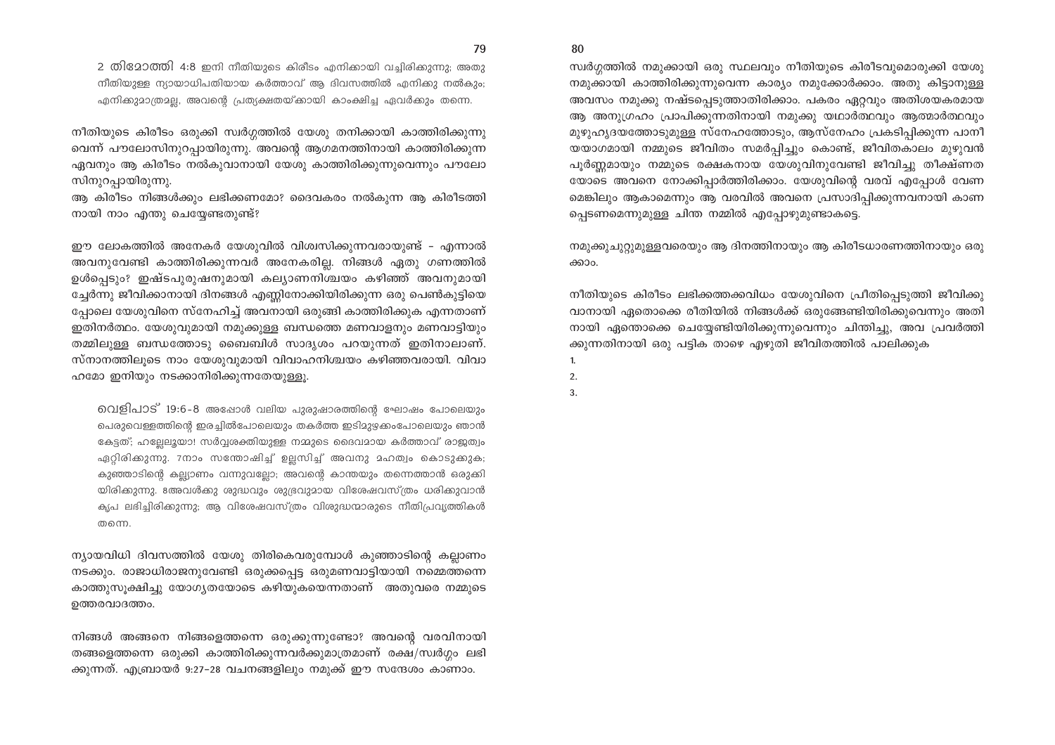2 തിമോത്തി 4:8 ഇനി നീതിയുടെ കിരീടം എനിക്കായി വച്ചിരിക്കുന്നു; അതു നീതിയുള്ള ന്യായാധിപതിയായ കർത്താവ് ആ ദിവസത്തിൽ എനിക്കു നൽകും; എനിക്കുമാത്രമല്ല, അവന്റെ പ്രത്യക്ഷതയ്ക്കായി കാംക്ഷിച്ച ഏവർക്കും തന്നെ.

നീതിയുടെ കിരീടം ഒരുക്കി സ്വർഗ്ഗത്തിൽ യേശു തനിക്കായി കാത്തിരിക്കുന്നു വെന്ന് പൗലോസിനുറപ്പായിരുന്നു. അവന്റെ ആഗമനത്തിനായി കാത്തിരിക്കുന്ന ഏവനും ആ കിരീടം നൽകുവാനായി യേശു കാത്തിരിക്കുന്നുവെന്നും പൗലോസിനുറപ്പായിരുന്നു.

ആ കിരീടം നിങ്ങൾക്കും ലഭിക്കണമോ? ദൈവകരം നൽകുന്ന ആ കിരീടത്തിനായി നാം എന്തു ചെയ്യേണ്ടതുണ്ട്?

ഈ ലോകത്തിൽ അനേകർ യേശുവിൽ വിശ്വസിക്കുന്നവരായുണ്ട് – എന്നാൽ അവനുവേണ്ടി കാത്തിരിക്കുന്നവർ അനേകരില്ല. നിങ്ങൾ ഏതു ഗണത്തിൽ ഉൾപ്പെടും? ഇഷ്ടപുരുഷനുമായി കല്യാണനിശ്ചയം കഴിഞ്ഞ് അവനുമായി ചേർന്നു ജീവിക്കാനായി ദിനങ്ങൾ എണ്ണിനോക്കിയിരിക്കുന്ന ഒരു പെൺകുട്ടിയെപ്പോലെ യേശുവിനെ സ്നേഹിച്ച് അവനായി ഒരുങ്ങി കാത്തിരിക്കുക എന്നതാണ് ഇതിനർത്ഥം. യേശുവുമായി നമുക്കുള്ള ബന്ധത്തെ മണവാളനും മണവാട്ടിയും തമ്മിലുള്ള ബന്ധത്തോടു ബൈബിൾ സാദൃശം പറയുന്നത് ഇതിനാലാണ്. സ്നാനത്തിലൂടെ നാം യേശുവുമായി വിവാഹനിശ്ചയം കഴിഞ്ഞവരായി. വിവാഹമോ ഇനിയും നടക്കാനിരിക്കുന്നതേയുള്ളു.

വെളിപാട് 19:6-8 അപ്പോൾ വലിയ പുരുഷാരത്തിന്റെ ഘോഷം പോലെയും പെരുവെള്ളത്തിന്റെ ഇരച്ചിൽപോലെയും തകർത്ത ഇടിമുഴക്കംപോലെയും ഞാൻ കേട്ടത്; ഹല്ലേലൂയാ! സർവ്വശക്തിയുള്ള നമ്മുടെ ദൈവമായ കർത്താവ് രാജത്വം ഏറ്റിരിക്കുന്നു. 7നാം സന്തോഷിച്ച് ഉല്ലസിച്ച് അവനു മഹത്വം കൊടുക്കുക; കുഞ്ഞാടിന്റെ കല്യാണം വന്നുവല്ലോ; അവന്റെ കാന്തയും തന്നെത്താൻ ഒരുക്കിയിരിക്കുന്നു. 8അവൾക്കു ശുദ്ധവും ശുഭ്രവുമായ വിശേഷവസ്ത്രം ധരിക്കുവാൻ കൃപ ലഭിച്ചിരിക്കുന്നു; ആ വിശേഷവസ്ത്രം വിശുദ്ധന്മാരുടെ നീതിപ്രവൃത്തികൾ തന്നെ.

ന്യായവിധി ദിവസത്തിൽ യേശു തിരികെവരുമ്പോൾ കുഞ്ഞാടിന്റെ കല്ലാണം നടക്കും. രാജാധിരാജനുവേണ്ടി ഒരുക്കപ്പെട്ട ഒരുമണവാട്ടിയായി നമ്മെത്തന്നെ കാത്തുസൂക്ഷിച്ചു യോഗ്യതയോടെ കഴിയുകയെന്നതാണ് അതുവരെ നമ്മുടെ ഉത്തരവാദത്തം.

നിങ്ങൾ അങ്ങനെ നിങ്ങളെത്തന്നെ ഒരുക്കുന്നുണ്ടോ? അവന്റെ വരവിനായി തങ്ങളെത്തന്നെ ഒരുക്കി കാത്തിരിക്കുന്നവർക്കുമാത്രമാണ് രക്ഷ/സ്വർഗ്ഗം ലഭിക്കുന്നത്. എബ്രായർ 9:27–28 വചനങ്ങളിലും നമുക്ക് ഈ സന്ദേശം കാണാം.

സ്വർഗ്ഗത്തിൽ നമുക്കായി ഒരു സ്ഥലവും നീതിയുടെ കിരീടവുമൊരുക്കി യേശു നമുക്കായി കാത്തിരിക്കുന്നുവെന്ന കാര്യം നമുക്കോർക്കാം. അതു കിട്ടാനുള്ള അവസം നമുക്കു നഷ്ടപ്പെടുത്താതിരിക്കാം. പകരം ഏറ്റവും അതിശയകരമായ ആ അനുഗ്രഹം പ്രാപിക്കുന്നതിനായി നമുക്കു യഥാർത്ഥവും ആത്മാർത്ഥവും മുഴുഹൃദയത്തോടുമുള്ള സ്നേഹത്തോടും, ആസ്നേഹം പ്രകടിപ്പിക്കുന്ന പാനീയയാഗമായി നമ്മുടെ ജീവിതം സമർപ്പിച്ചും കൊണ്ട്, ജീവിതകാലം മുഴുവൻ പൂർണ്ണമായും നമ്മുടെ രക്ഷകനായ യേശുവിനുവേണ്ടി ജീവിച്ചു, തീക്ഷ്ണതയോടെ അവനെ നോക്കിപ്പാർത്തിരിക്കാം. യേശുവിന്റെ വരവ് എപ്പോൾ വേണമെങ്കിലും ആകാമെന്നും ആ വരവിൽ അവനെ പ്രസാദിപ്പിക്കുന്നവനായി കാണപ്പെടണമെന്നുമുള്ള ചിന്ത നമ്മിൽ എപ്പോഴുമുണ്ടാകട്ടെ.

നമുക്കുചുറ്റുമുള്ളവരെയും ആ ദിനത്തിനായും ആ കിരീടധാരണത്തിനായും ഒരുക്കാം.

നീതിയുടെ കിരീടം ലഭിക്കത്തക്കവിധം യേശുവിനെ പ്രീതിപ്പെടുത്തി ജീവിക്കുവാനായി ഏതൊക്കെ രീതിയിൽ നിങ്ങൾക്ക് ഒരുങ്ങേണ്ടിയിരിക്കുവെന്നും അതിനായി ഏതൊക്കെ ചെയ്യേണ്ടിയിരിക്കുന്നുവെന്നും ചിന്തിച്ചു, അവ പ്രവർത്തിക്കുന്നതിനായി ഒരു പട്ടിക താഴെ എഴുതി ജീവിതത്തിൽ പാലിക്കുക

1.

2.

3.